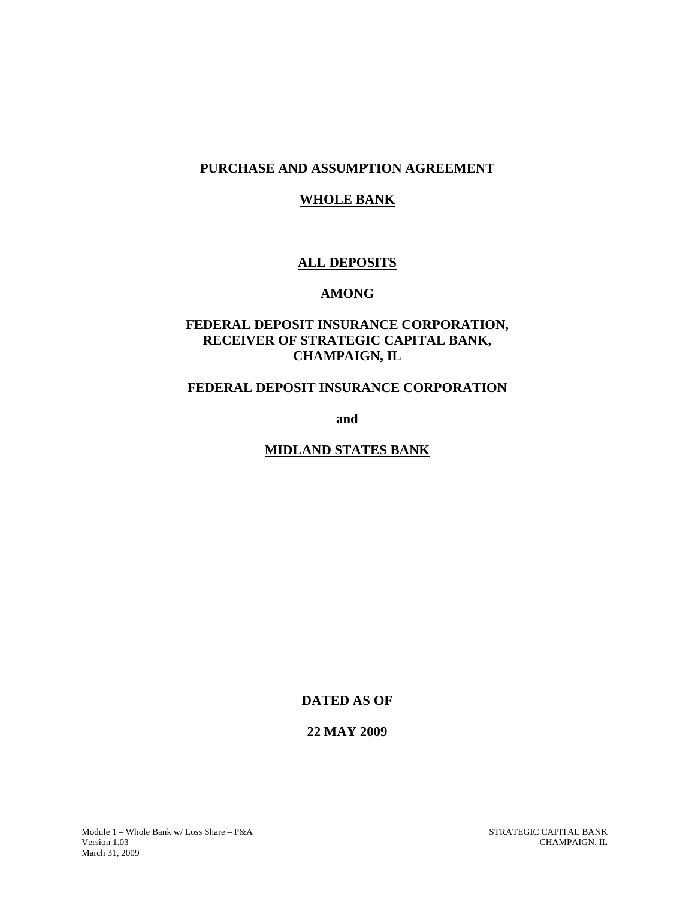# PURCHASE AND ASSUMPTION AGREEMENT

## WHOLE BANK

## ALL DEPOSITS

## AMONG

## FEDERAL DEPOSIT INSURANCE CORPORATION, RECEIVER OF STRATEGIC CAPITAL BANK, CHAMPAIGN, IL

## FEDERAL DEPOSIT INSURANCE CORPORATION

**and**

## MIDLAND STATES BANK

**DATED AS OF**

**22 MAY 2009**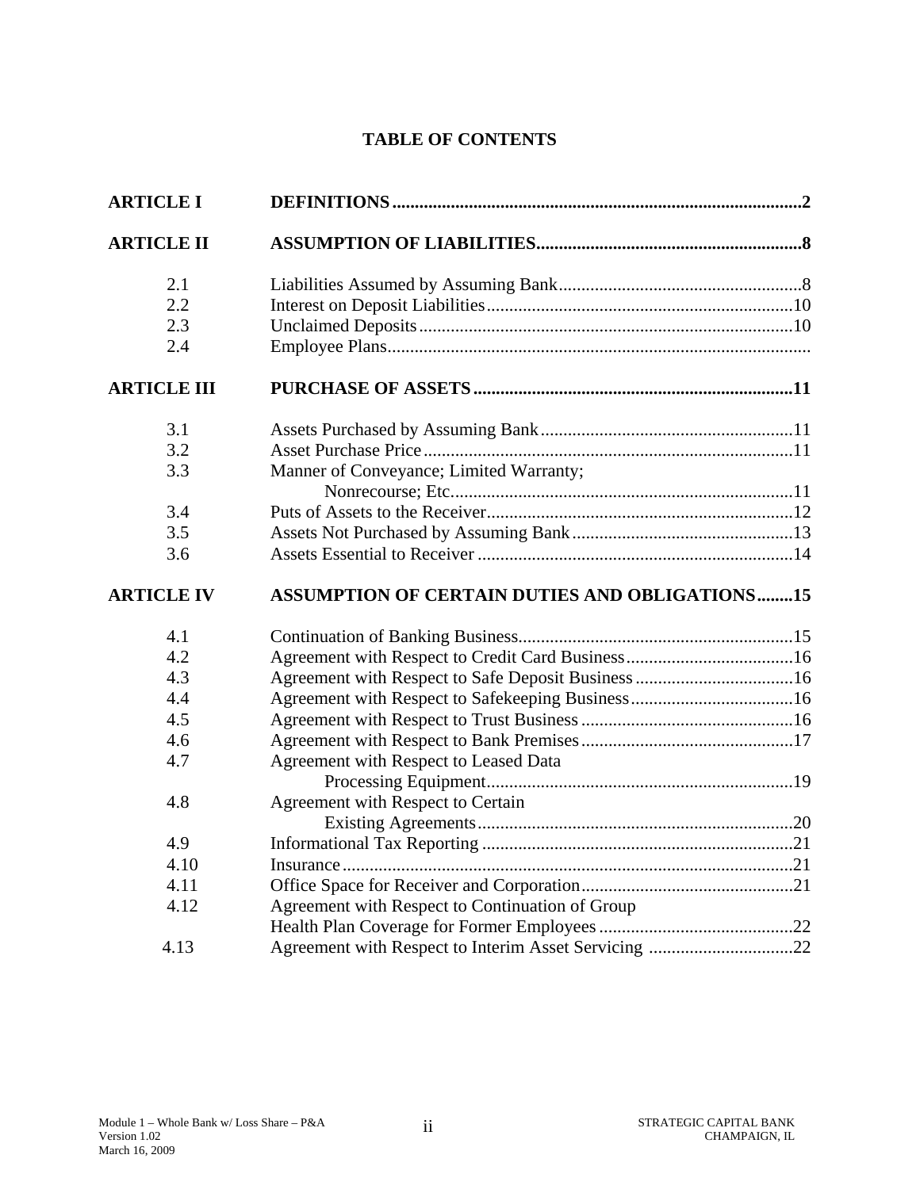# TABLE OF CONTENTS

| | | |
|---|---|---|
| **ARTICLE I** | **DEFINITIONS** | **2** |
| **ARTICLE II** | **ASSUMPTION OF LIABILITIES** | **8** |
| 2.1 | Liabilities Assumed by Assuming Bank | 8 |
| 2.2 | Interest on Deposit Liabilities | 10 |
| 2.3 | Unclaimed Deposits | 10 |
| 2.4 | Employee Plans | |
| **ARTICLE III** | **PURCHASE OF ASSETS** | **11** |
| 3.1 | Assets Purchased by Assuming Bank | 11 |
| 3.2 | Asset Purchase Price | 11 |
| 3.3 | Manner of Conveyance; Limited Warranty; Nonrecourse; Etc. | 11 |
| 3.4 | Puts of Assets to the Receiver | 12 |
| 3.5 | Assets Not Purchased by Assuming Bank | 13 |
| 3.6 | Assets Essential to Receiver | 14 |
| **ARTICLE IV** | **ASSUMPTION OF CERTAIN DUTIES AND OBLIGATIONS** | **15** |
| 4.1 | Continuation of Banking Business | 15 |
| 4.2 | Agreement with Respect to Credit Card Business | 16 |
| 4.3 | Agreement with Respect to Safe Deposit Business | 16 |
| 4.4 | Agreement with Respect to Safekeeping Business | 16 |
| 4.5 | Agreement with Respect to Trust Business | 16 |
| 4.6 | Agreement with Respect to Bank Premises | 17 |
| 4.7 | Agreement with Respect to Leased Data Processing Equipment | 19 |
| 4.8 | Agreement with Respect to Certain Existing Agreements | 20 |
| 4.9 | Informational Tax Reporting | 21 |
| 4.10 | Insurance | 21 |
| 4.11 | Office Space for Receiver and Corporation | 21 |
| 4.12 | Agreement with Respect to Continuation of Group Health Plan Coverage for Former Employees | 22 |
| 4.13 | Agreement with Respect to Interim Asset Servicing | 22 |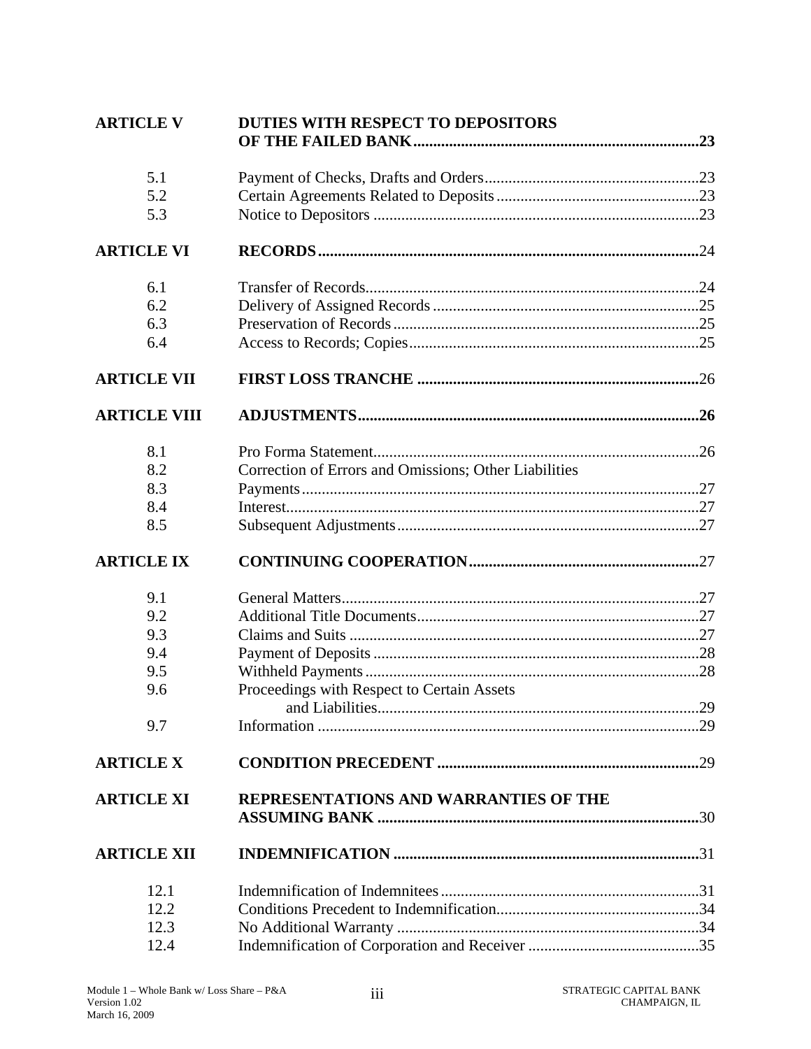| | | |
|---|---|---|
| **ARTICLE V** | **DUTIES WITH RESPECT TO DEPOSITORS OF THE FAILED BANK** | **23** |
| 5.1 | Payment of Checks, Drafts and Orders | 23 |
| 5.2 | Certain Agreements Related to Deposits | 23 |
| 5.3 | Notice to Depositors | 23 |
| **ARTICLE VI** | **RECORDS** | 24 |
| 6.1 | Transfer of Records | 24 |
| 6.2 | Delivery of Assigned Records | 25 |
| 6.3 | Preservation of Records | 25 |
| 6.4 | Access to Records; Copies | 25 |
| **ARTICLE VII** | **FIRST LOSS TRANCHE** | 26 |
| **ARTICLE VIII** | **ADJUSTMENTS** | **26** |
| 8.1 | Pro Forma Statement | 26 |
| 8.2 | Correction of Errors and Omissions; Other Liabilities | |
| 8.3 | Payments | 27 |
| 8.4 | Interest | 27 |
| 8.5 | Subsequent Adjustments | 27 |
| **ARTICLE IX** | **CONTINUING COOPERATION** | 27 |
| 9.1 | General Matters | 27 |
| 9.2 | Additional Title Documents | 27 |
| 9.3 | Claims and Suits | 27 |
| 9.4 | Payment of Deposits | 28 |
| 9.5 | Withheld Payments | 28 |
| 9.6 | Proceedings with Respect to Certain Assets and Liabilities | 29 |
| 9.7 | Information | 29 |
| **ARTICLE X** | **CONDITION PRECEDENT** | 29 |
| **ARTICLE XI** | **REPRESENTATIONS AND WARRANTIES OF THE ASSUMING BANK** | 30 |
| **ARTICLE XII** | **INDEMNIFICATION** | 31 |
| 12.1 | Indemnification of Indemnitees | 31 |
| 12.2 | Conditions Precedent to Indemnification | 34 |
| 12.3 | No Additional Warranty | 34 |
| 12.4 | Indemnification of Corporation and Receiver | 35 |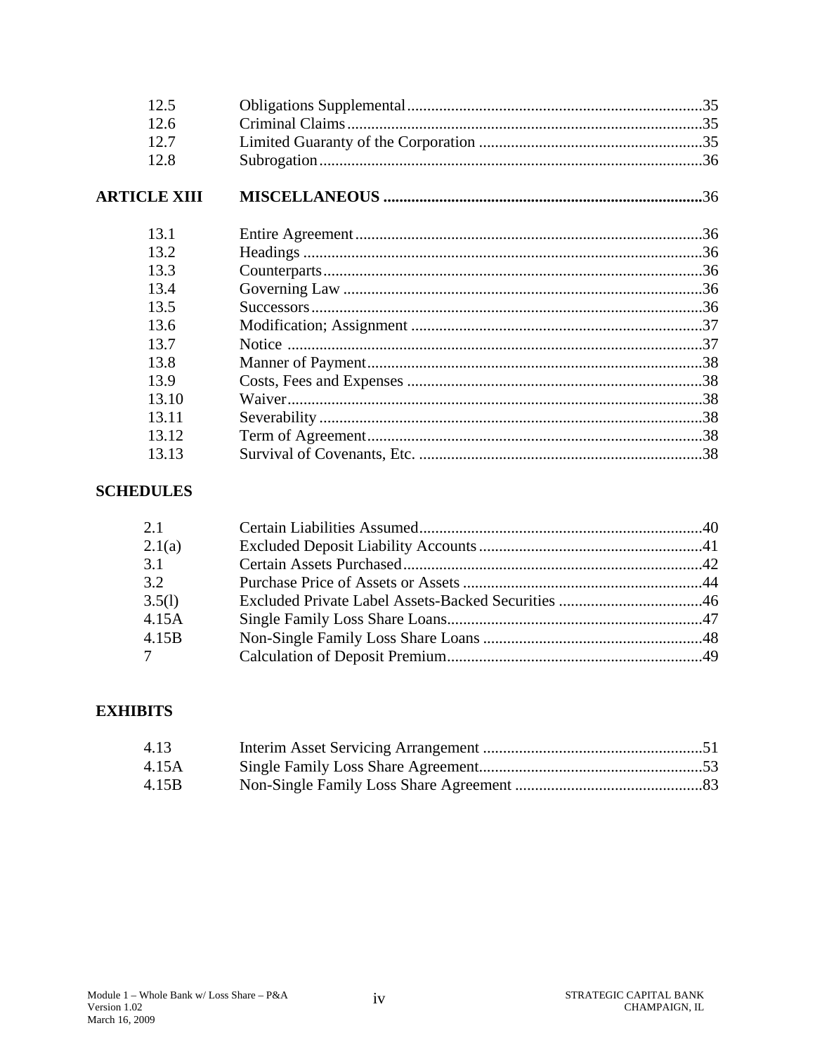| | | |
|---|---|---|
| 12.5 | Obligations Supplemental | 35 |
| 12.6 | Criminal Claims | 35 |
| 12.7 | Limited Guaranty of the Corporation | 35 |
| 12.8 | Subrogation | 36 |
| **ARTICLE XIII** | **MISCELLANEOUS** | **36** |
| 13.1 | Entire Agreement | 36 |
| 13.2 | Headings | 36 |
| 13.3 | Counterparts | 36 |
| 13.4 | Governing Law | 36 |
| 13.5 | Successors | 36 |
| 13.6 | Modification; Assignment | 37 |
| 13.7 | Notice | 37 |
| 13.8 | Manner of Payment | 38 |
| 13.9 | Costs, Fees and Expenses | 38 |
| 13.10 | Waiver | 38 |
| 13.11 | Severability | 38 |
| 13.12 | Term of Agreement | 38 |
| 13.13 | Survival of Covenants, Etc. | 38 |

**SCHEDULES**

| | | |
|---|---|---|
| 2.1 | Certain Liabilities Assumed | 40 |
| 2.1(a) | Excluded Deposit Liability Accounts | 41 |
| 3.1 | Certain Assets Purchased | 42 |
| 3.2 | Purchase Price of Assets or Assets | 44 |
| 3.5(l) | Excluded Private Label Assets-Backed Securities | 46 |
| 4.15A | Single Family Loss Share Loans | 47 |
| 4.15B | Non-Single Family Loss Share Loans | 48 |
| 7 | Calculation of Deposit Premium | 49 |

**EXHIBITS**

| | | |
|---|---|---|
| 4.13 | Interim Asset Servicing Arrangement | 51 |
| 4.15A | Single Family Loss Share Agreement | 53 |
| 4.15B | Non-Single Family Loss Share Agreement | 83 |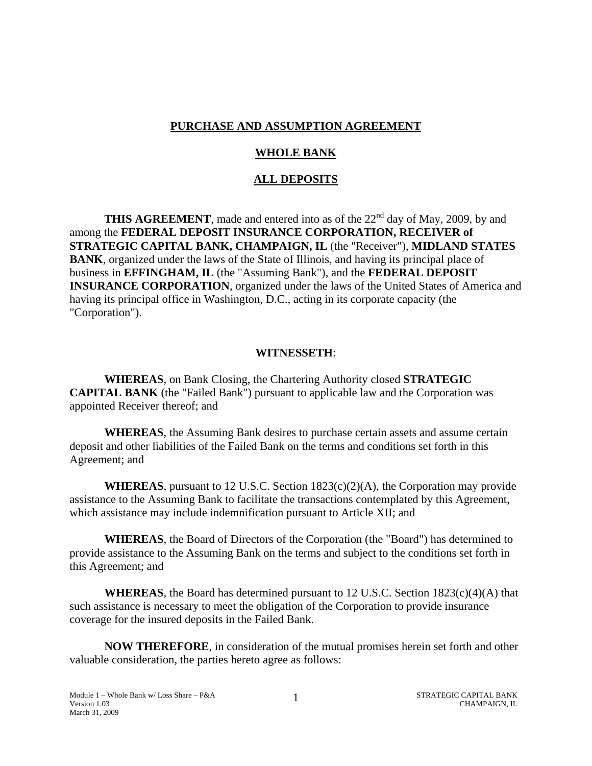# PURCHASE AND ASSUMPTION AGREEMENT

## WHOLE BANK

## ALL DEPOSITS

**THIS AGREEMENT**, made and entered into as of the 22nd day of May, 2009, by and among the **FEDERAL DEPOSIT INSURANCE CORPORATION, RECEIVER of STRATEGIC CAPITAL BANK, CHAMPAIGN, IL** (the "Receiver"), **MIDLAND STATES BANK**, organized under the laws of the State of Illinois, and having its principal place of business in **EFFINGHAM, IL** (the "Assuming Bank"), and the **FEDERAL DEPOSIT INSURANCE CORPORATION**, organized under the laws of the United States of America and having its principal office in Washington, D.C., acting in its corporate capacity (the "Corporation").

**WITNESSETH**:

**WHEREAS**, on Bank Closing, the Chartering Authority closed **STRATEGIC CAPITAL BANK** (the "Failed Bank") pursuant to applicable law and the Corporation was appointed Receiver thereof; and

**WHEREAS**, the Assuming Bank desires to purchase certain assets and assume certain deposit and other liabilities of the Failed Bank on the terms and conditions set forth in this Agreement; and

**WHEREAS**, pursuant to 12 U.S.C. Section 1823(c)(2)(A), the Corporation may provide assistance to the Assuming Bank to facilitate the transactions contemplated by this Agreement, which assistance may include indemnification pursuant to Article XII; and

**WHEREAS**, the Board of Directors of the Corporation (the "Board") has determined to provide assistance to the Assuming Bank on the terms and subject to the conditions set forth in this Agreement; and

**WHEREAS**, the Board has determined pursuant to 12 U.S.C. Section 1823(c)(4)(A) that such assistance is necessary to meet the obligation of the Corporation to provide insurance coverage for the insured deposits in the Failed Bank.

**NOW THEREFORE**, in consideration of the mutual promises herein set forth and other valuable consideration, the parties hereto agree as follows: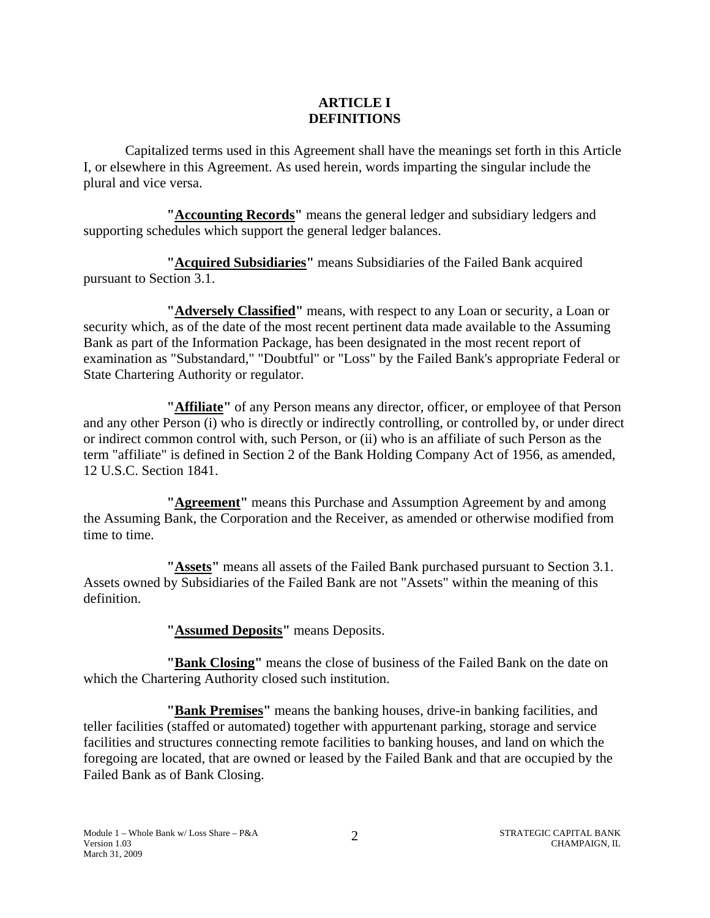# ARTICLE I
# DEFINITIONS

Capitalized terms used in this Agreement shall have the meanings set forth in this Article I, or elsewhere in this Agreement. As used herein, words imparting the singular include the plural and vice versa.

**"Accounting Records"** means the general ledger and subsidiary ledgers and supporting schedules which support the general ledger balances.

**"Acquired Subsidiaries"** means Subsidiaries of the Failed Bank acquired pursuant to Section 3.1.

**"Adversely Classified"** means, with respect to any Loan or security, a Loan or security which, as of the date of the most recent pertinent data made available to the Assuming Bank as part of the Information Package, has been designated in the most recent report of examination as "Substandard," "Doubtful" or "Loss" by the Failed Bank's appropriate Federal or State Chartering Authority or regulator.

**"Affiliate"** of any Person means any director, officer, or employee of that Person and any other Person (i) who is directly or indirectly controlling, or controlled by, or under direct or indirect common control with, such Person, or (ii) who is an affiliate of such Person as the term "affiliate" is defined in Section 2 of the Bank Holding Company Act of 1956, as amended, 12 U.S.C. Section 1841.

**"Agreement"** means this Purchase and Assumption Agreement by and among the Assuming Bank, the Corporation and the Receiver, as amended or otherwise modified from time to time.

**"Assets"** means all assets of the Failed Bank purchased pursuant to Section 3.1. Assets owned by Subsidiaries of the Failed Bank are not "Assets" within the meaning of this definition.

**"Assumed Deposits"** means Deposits.

**"Bank Closing"** means the close of business of the Failed Bank on the date on which the Chartering Authority closed such institution.

**"Bank Premises"** means the banking houses, drive-in banking facilities, and teller facilities (staffed or automated) together with appurtenant parking, storage and service facilities and structures connecting remote facilities to banking houses, and land on which the foregoing are located, that are owned or leased by the Failed Bank and that are occupied by the Failed Bank as of Bank Closing.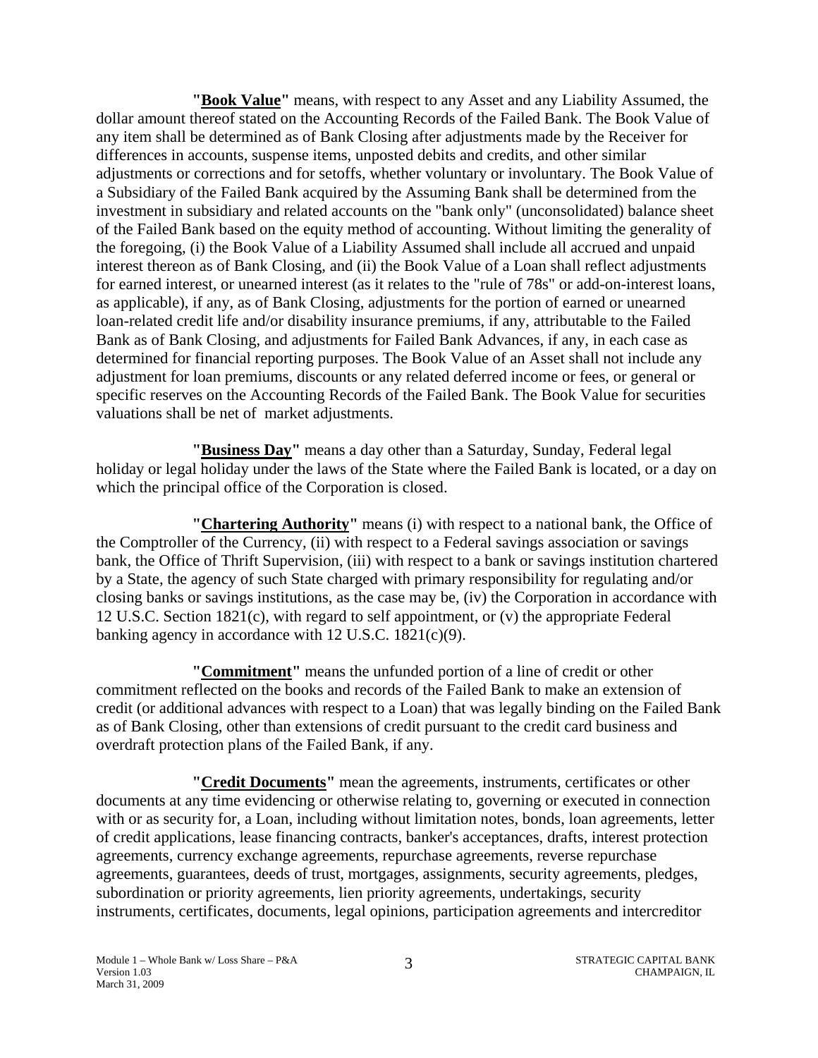**"Book Value"** means, with respect to any Asset and any Liability Assumed, the dollar amount thereof stated on the Accounting Records of the Failed Bank. The Book Value of any item shall be determined as of Bank Closing after adjustments made by the Receiver for differences in accounts, suspense items, unposted debits and credits, and other similar adjustments or corrections and for setoffs, whether voluntary or involuntary. The Book Value of a Subsidiary of the Failed Bank acquired by the Assuming Bank shall be determined from the investment in subsidiary and related accounts on the "bank only" (unconsolidated) balance sheet of the Failed Bank based on the equity method of accounting. Without limiting the generality of the foregoing, (i) the Book Value of a Liability Assumed shall include all accrued and unpaid interest thereon as of Bank Closing, and (ii) the Book Value of a Loan shall reflect adjustments for earned interest, or unearned interest (as it relates to the "rule of 78s" or add-on-interest loans, as applicable), if any, as of Bank Closing, adjustments for the portion of earned or unearned loan-related credit life and/or disability insurance premiums, if any, attributable to the Failed Bank as of Bank Closing, and adjustments for Failed Bank Advances, if any, in each case as determined for financial reporting purposes. The Book Value of an Asset shall not include any adjustment for loan premiums, discounts or any related deferred income or fees, or general or specific reserves on the Accounting Records of the Failed Bank. The Book Value for securities valuations shall be net of market adjustments.

**"Business Day"** means a day other than a Saturday, Sunday, Federal legal holiday or legal holiday under the laws of the State where the Failed Bank is located, or a day on which the principal office of the Corporation is closed.

**"Chartering Authority"** means (i) with respect to a national bank, the Office of the Comptroller of the Currency, (ii) with respect to a Federal savings association or savings bank, the Office of Thrift Supervision, (iii) with respect to a bank or savings institution chartered by a State, the agency of such State charged with primary responsibility for regulating and/or closing banks or savings institutions, as the case may be, (iv) the Corporation in accordance with 12 U.S.C. Section 1821(c), with regard to self appointment, or (v) the appropriate Federal banking agency in accordance with 12 U.S.C. 1821(c)(9).

**"Commitment"** means the unfunded portion of a line of credit or other commitment reflected on the books and records of the Failed Bank to make an extension of credit (or additional advances with respect to a Loan) that was legally binding on the Failed Bank as of Bank Closing, other than extensions of credit pursuant to the credit card business and overdraft protection plans of the Failed Bank, if any.

**"Credit Documents"** mean the agreements, instruments, certificates or other documents at any time evidencing or otherwise relating to, governing or executed in connection with or as security for, a Loan, including without limitation notes, bonds, loan agreements, letter of credit applications, lease financing contracts, banker's acceptances, drafts, interest protection agreements, currency exchange agreements, repurchase agreements, reverse repurchase agreements, guarantees, deeds of trust, mortgages, assignments, security agreements, pledges, subordination or priority agreements, lien priority agreements, undertakings, security instruments, certificates, documents, legal opinions, participation agreements and intercreditor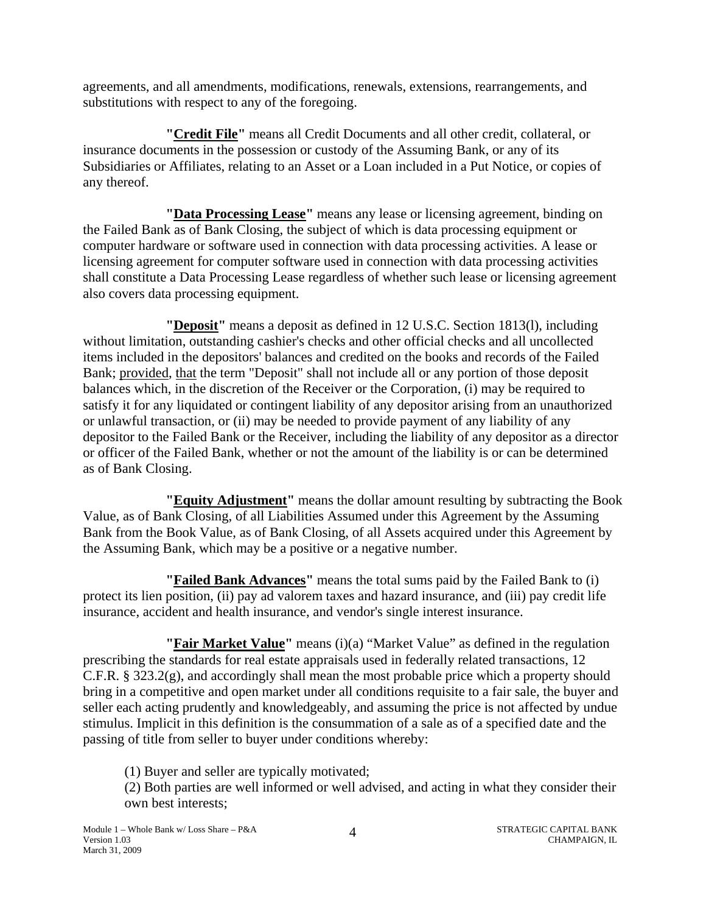agreements, and all amendments, modifications, renewals, extensions, rearrangements, and substitutions with respect to any of the foregoing.

**"Credit File"** means all Credit Documents and all other credit, collateral, or insurance documents in the possession or custody of the Assuming Bank, or any of its Subsidiaries or Affiliates, relating to an Asset or a Loan included in a Put Notice, or copies of any thereof.

**"Data Processing Lease"** means any lease or licensing agreement, binding on the Failed Bank as of Bank Closing, the subject of which is data processing equipment or computer hardware or software used in connection with data processing activities. A lease or licensing agreement for computer software used in connection with data processing activities shall constitute a Data Processing Lease regardless of whether such lease or licensing agreement also covers data processing equipment.

**"Deposit"** means a deposit as defined in 12 U.S.C. Section 1813(l), including without limitation, outstanding cashier's checks and other official checks and all uncollected items included in the depositors' balances and credited on the books and records of the Failed Bank; provided, that the term "Deposit" shall not include all or any portion of those deposit balances which, in the discretion of the Receiver or the Corporation, (i) may be required to satisfy it for any liquidated or contingent liability of any depositor arising from an unauthorized or unlawful transaction, or (ii) may be needed to provide payment of any liability of any depositor to the Failed Bank or the Receiver, including the liability of any depositor as a director or officer of the Failed Bank, whether or not the amount of the liability is or can be determined as of Bank Closing.

**"Equity Adjustment"** means the dollar amount resulting by subtracting the Book Value, as of Bank Closing, of all Liabilities Assumed under this Agreement by the Assuming Bank from the Book Value, as of Bank Closing, of all Assets acquired under this Agreement by the Assuming Bank, which may be a positive or a negative number.

**"Failed Bank Advances"** means the total sums paid by the Failed Bank to (i) protect its lien position, (ii) pay ad valorem taxes and hazard insurance, and (iii) pay credit life insurance, accident and health insurance, and vendor's single interest insurance.

**"Fair Market Value"** means (i)(a) "Market Value" as defined in the regulation prescribing the standards for real estate appraisals used in federally related transactions, 12 C.F.R. § 323.2(g), and accordingly shall mean the most probable price which a property should bring in a competitive and open market under all conditions requisite to a fair sale, the buyer and seller each acting prudently and knowledgeably, and assuming the price is not affected by undue stimulus. Implicit in this definition is the consummation of a sale as of a specified date and the passing of title from seller to buyer under conditions whereby:

(1) Buyer and seller are typically motivated;
(2) Both parties are well informed or well advised, and acting in what they consider their own best interests;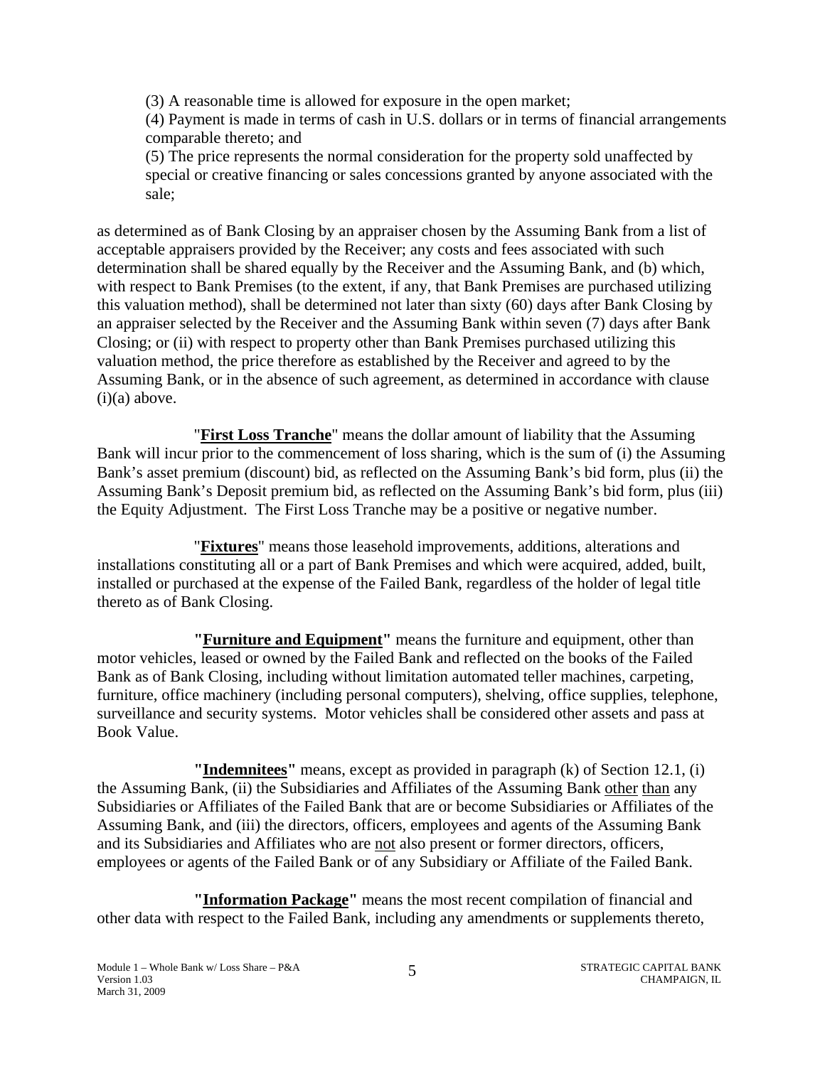(3) A reasonable time is allowed for exposure in the open market;

(4) Payment is made in terms of cash in U.S. dollars or in terms of financial arrangements comparable thereto; and

(5) The price represents the normal consideration for the property sold unaffected by special or creative financing or sales concessions granted by anyone associated with the sale;

as determined as of Bank Closing by an appraiser chosen by the Assuming Bank from a list of acceptable appraisers provided by the Receiver; any costs and fees associated with such determination shall be shared equally by the Receiver and the Assuming Bank, and (b) which, with respect to Bank Premises (to the extent, if any, that Bank Premises are purchased utilizing this valuation method), shall be determined not later than sixty (60) days after Bank Closing by an appraiser selected by the Receiver and the Assuming Bank within seven (7) days after Bank Closing; or (ii) with respect to property other than Bank Premises purchased utilizing this valuation method, the price therefore as established by the Receiver and agreed to by the Assuming Bank, or in the absence of such agreement, as determined in accordance with clause (i)(a) above.

"**First Loss Tranche**" means the dollar amount of liability that the Assuming Bank will incur prior to the commencement of loss sharing, which is the sum of (i) the Assuming Bank's asset premium (discount) bid, as reflected on the Assuming Bank's bid form, plus (ii) the Assuming Bank's Deposit premium bid, as reflected on the Assuming Bank's bid form, plus (iii) the Equity Adjustment. The First Loss Tranche may be a positive or negative number.

"**Fixtures**" means those leasehold improvements, additions, alterations and installations constituting all or a part of Bank Premises and which were acquired, added, built, installed or purchased at the expense of the Failed Bank, regardless of the holder of legal title thereto as of Bank Closing.

**"Furniture and Equipment"** means the furniture and equipment, other than motor vehicles, leased or owned by the Failed Bank and reflected on the books of the Failed Bank as of Bank Closing, including without limitation automated teller machines, carpeting, furniture, office machinery (including personal computers), shelving, office supplies, telephone, surveillance and security systems. Motor vehicles shall be considered other assets and pass at Book Value.

**"Indemnitees"** means, except as provided in paragraph (k) of Section 12.1, (i) the Assuming Bank, (ii) the Subsidiaries and Affiliates of the Assuming Bank other than any Subsidiaries or Affiliates of the Failed Bank that are or become Subsidiaries or Affiliates of the Assuming Bank, and (iii) the directors, officers, employees and agents of the Assuming Bank and its Subsidiaries and Affiliates who are not also present or former directors, officers, employees or agents of the Failed Bank or of any Subsidiary or Affiliate of the Failed Bank.

**"Information Package"** means the most recent compilation of financial and other data with respect to the Failed Bank, including any amendments or supplements thereto,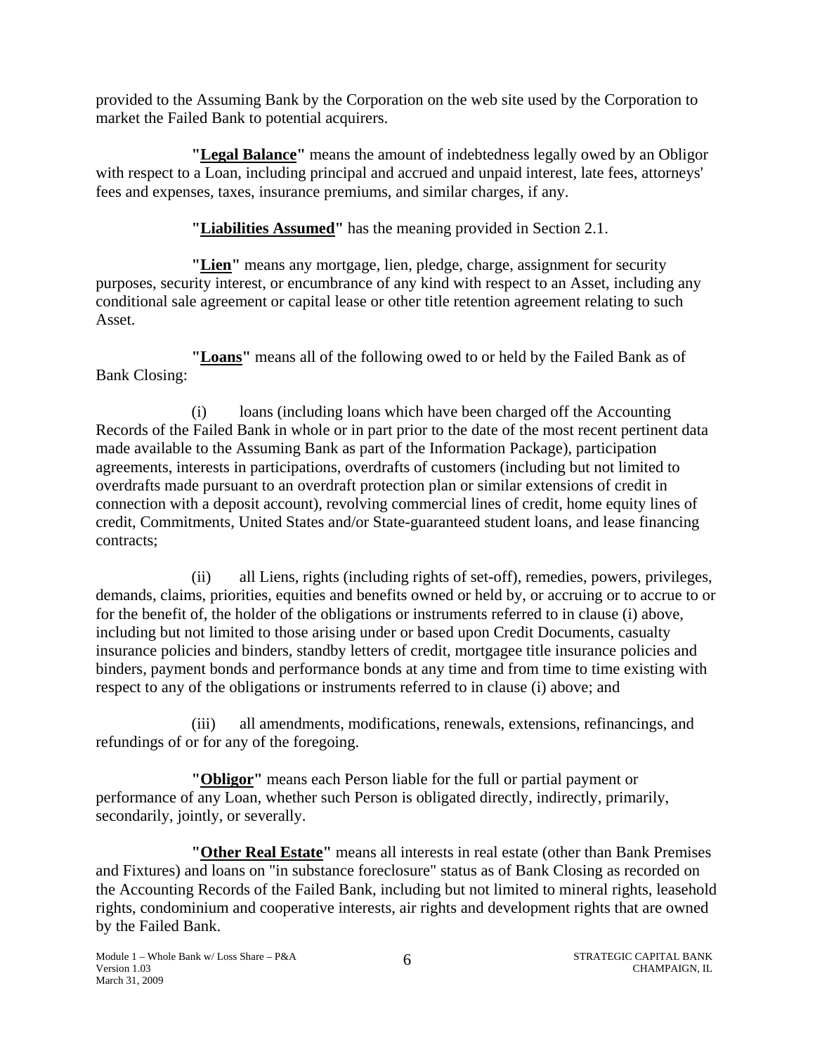provided to the Assuming Bank by the Corporation on the web site used by the Corporation to market the Failed Bank to potential acquirers.

**"Legal Balance"** means the amount of indebtedness legally owed by an Obligor with respect to a Loan, including principal and accrued and unpaid interest, late fees, attorneys' fees and expenses, taxes, insurance premiums, and similar charges, if any.

**"Liabilities Assumed"** has the meaning provided in Section 2.1.

**"Lien"** means any mortgage, lien, pledge, charge, assignment for security purposes, security interest, or encumbrance of any kind with respect to an Asset, including any conditional sale agreement or capital lease or other title retention agreement relating to such Asset.

**"Loans"** means all of the following owed to or held by the Failed Bank as of Bank Closing:

(i) loans (including loans which have been charged off the Accounting Records of the Failed Bank in whole or in part prior to the date of the most recent pertinent data made available to the Assuming Bank as part of the Information Package), participation agreements, interests in participations, overdrafts of customers (including but not limited to overdrafts made pursuant to an overdraft protection plan or similar extensions of credit in connection with a deposit account), revolving commercial lines of credit, home equity lines of credit, Commitments, United States and/or State-guaranteed student loans, and lease financing contracts;

(ii) all Liens, rights (including rights of set-off), remedies, powers, privileges, demands, claims, priorities, equities and benefits owned or held by, or accruing or to accrue to or for the benefit of, the holder of the obligations or instruments referred to in clause (i) above, including but not limited to those arising under or based upon Credit Documents, casualty insurance policies and binders, standby letters of credit, mortgagee title insurance policies and binders, payment bonds and performance bonds at any time and from time to time existing with respect to any of the obligations or instruments referred to in clause (i) above; and

(iii) all amendments, modifications, renewals, extensions, refinancings, and refundings of or for any of the foregoing.

**"Obligor"** means each Person liable for the full or partial payment or performance of any Loan, whether such Person is obligated directly, indirectly, primarily, secondarily, jointly, or severally.

**"Other Real Estate"** means all interests in real estate (other than Bank Premises and Fixtures) and loans on "in substance foreclosure" status as of Bank Closing as recorded on the Accounting Records of the Failed Bank, including but not limited to mineral rights, leasehold rights, condominium and cooperative interests, air rights and development rights that are owned by the Failed Bank.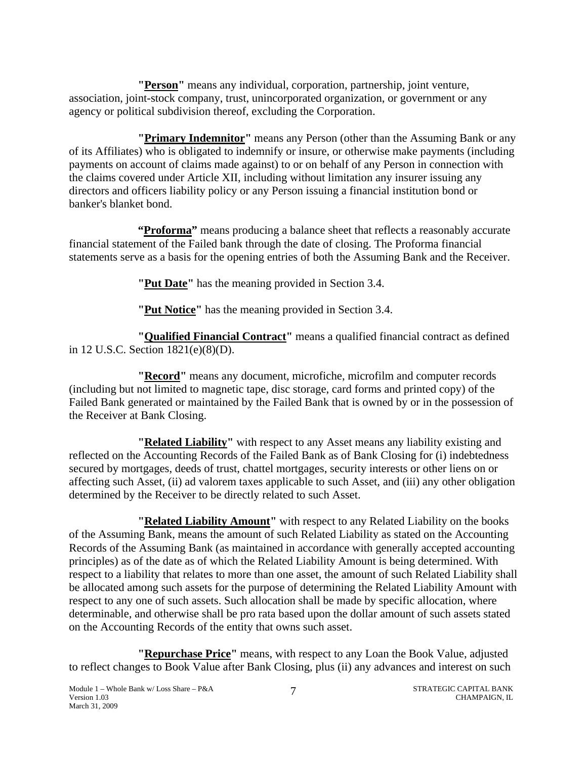**"Person"** means any individual, corporation, partnership, joint venture, association, joint-stock company, trust, unincorporated organization, or government or any agency or political subdivision thereof, excluding the Corporation.

**"Primary Indemnitor"** means any Person (other than the Assuming Bank or any of its Affiliates) who is obligated to indemnify or insure, or otherwise make payments (including payments on account of claims made against) to or on behalf of any Person in connection with the claims covered under Article XII, including without limitation any insurer issuing any directors and officers liability policy or any Person issuing a financial institution bond or banker's blanket bond.

**"Proforma"** means producing a balance sheet that reflects a reasonably accurate financial statement of the Failed bank through the date of closing. The Proforma financial statements serve as a basis for the opening entries of both the Assuming Bank and the Receiver.

**"Put Date"** has the meaning provided in Section 3.4.

**"Put Notice"** has the meaning provided in Section 3.4.

**"Qualified Financial Contract"** means a qualified financial contract as defined in 12 U.S.C. Section 1821(e)(8)(D).

**"Record"** means any document, microfiche, microfilm and computer records (including but not limited to magnetic tape, disc storage, card forms and printed copy) of the Failed Bank generated or maintained by the Failed Bank that is owned by or in the possession of the Receiver at Bank Closing.

**"Related Liability"** with respect to any Asset means any liability existing and reflected on the Accounting Records of the Failed Bank as of Bank Closing for (i) indebtedness secured by mortgages, deeds of trust, chattel mortgages, security interests or other liens on or affecting such Asset, (ii) ad valorem taxes applicable to such Asset, and (iii) any other obligation determined by the Receiver to be directly related to such Asset.

**"Related Liability Amount"** with respect to any Related Liability on the books of the Assuming Bank, means the amount of such Related Liability as stated on the Accounting Records of the Assuming Bank (as maintained in accordance with generally accepted accounting principles) as of the date as of which the Related Liability Amount is being determined. With respect to a liability that relates to more than one asset, the amount of such Related Liability shall be allocated among such assets for the purpose of determining the Related Liability Amount with respect to any one of such assets. Such allocation shall be made by specific allocation, where determinable, and otherwise shall be pro rata based upon the dollar amount of such assets stated on the Accounting Records of the entity that owns such asset.

**"Repurchase Price"** means, with respect to any Loan the Book Value, adjusted to reflect changes to Book Value after Bank Closing, plus (ii) any advances and interest on such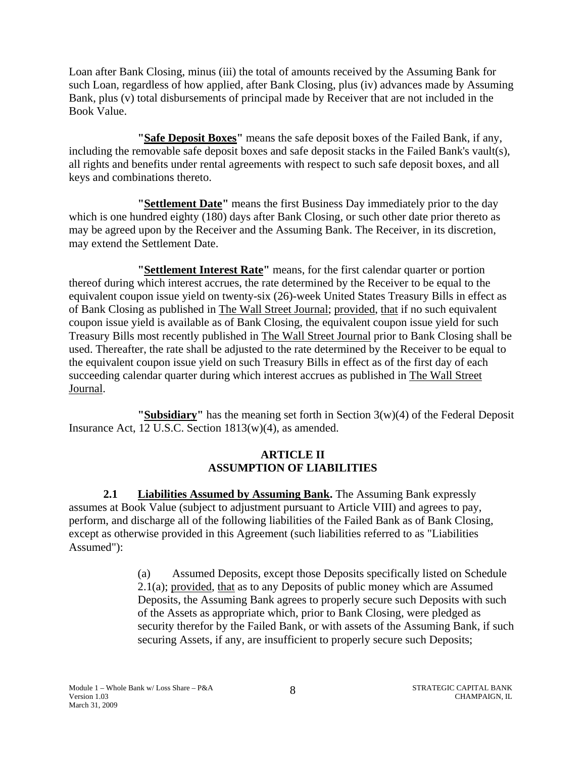Loan after Bank Closing, minus (iii) the total of amounts received by the Assuming Bank for such Loan, regardless of how applied, after Bank Closing, plus (iv) advances made by Assuming Bank, plus (v) total disbursements of principal made by Receiver that are not included in the Book Value.

**"Safe Deposit Boxes"** means the safe deposit boxes of the Failed Bank, if any, including the removable safe deposit boxes and safe deposit stacks in the Failed Bank's vault(s), all rights and benefits under rental agreements with respect to such safe deposit boxes, and all keys and combinations thereto.

**"Settlement Date"** means the first Business Day immediately prior to the day which is one hundred eighty (180) days after Bank Closing, or such other date prior thereto as may be agreed upon by the Receiver and the Assuming Bank. The Receiver, in its discretion, may extend the Settlement Date.

**"Settlement Interest Rate"** means, for the first calendar quarter or portion thereof during which interest accrues, the rate determined by the Receiver to be equal to the equivalent coupon issue yield on twenty-six (26)-week United States Treasury Bills in effect as of Bank Closing as published in The Wall Street Journal; provided, that if no such equivalent coupon issue yield is available as of Bank Closing, the equivalent coupon issue yield for such Treasury Bills most recently published in The Wall Street Journal prior to Bank Closing shall be used. Thereafter, the rate shall be adjusted to the rate determined by the Receiver to be equal to the equivalent coupon issue yield on such Treasury Bills in effect as of the first day of each succeeding calendar quarter during which interest accrues as published in The Wall Street Journal.

**"Subsidiary"** has the meaning set forth in Section 3(w)(4) of the Federal Deposit Insurance Act, 12 U.S.C. Section 1813(w)(4), as amended.

## ARTICLE II
## ASSUMPTION OF LIABILITIES

**2.1 Liabilities Assumed by Assuming Bank.** The Assuming Bank expressly assumes at Book Value (subject to adjustment pursuant to Article VIII) and agrees to pay, perform, and discharge all of the following liabilities of the Failed Bank as of Bank Closing, except as otherwise provided in this Agreement (such liabilities referred to as "Liabilities Assumed"):

(a) Assumed Deposits, except those Deposits specifically listed on Schedule 2.1(a); provided, that as to any Deposits of public money which are Assumed Deposits, the Assuming Bank agrees to properly secure such Deposits with such of the Assets as appropriate which, prior to Bank Closing, were pledged as security therefor by the Failed Bank, or with assets of the Assuming Bank, if such securing Assets, if any, are insufficient to properly secure such Deposits;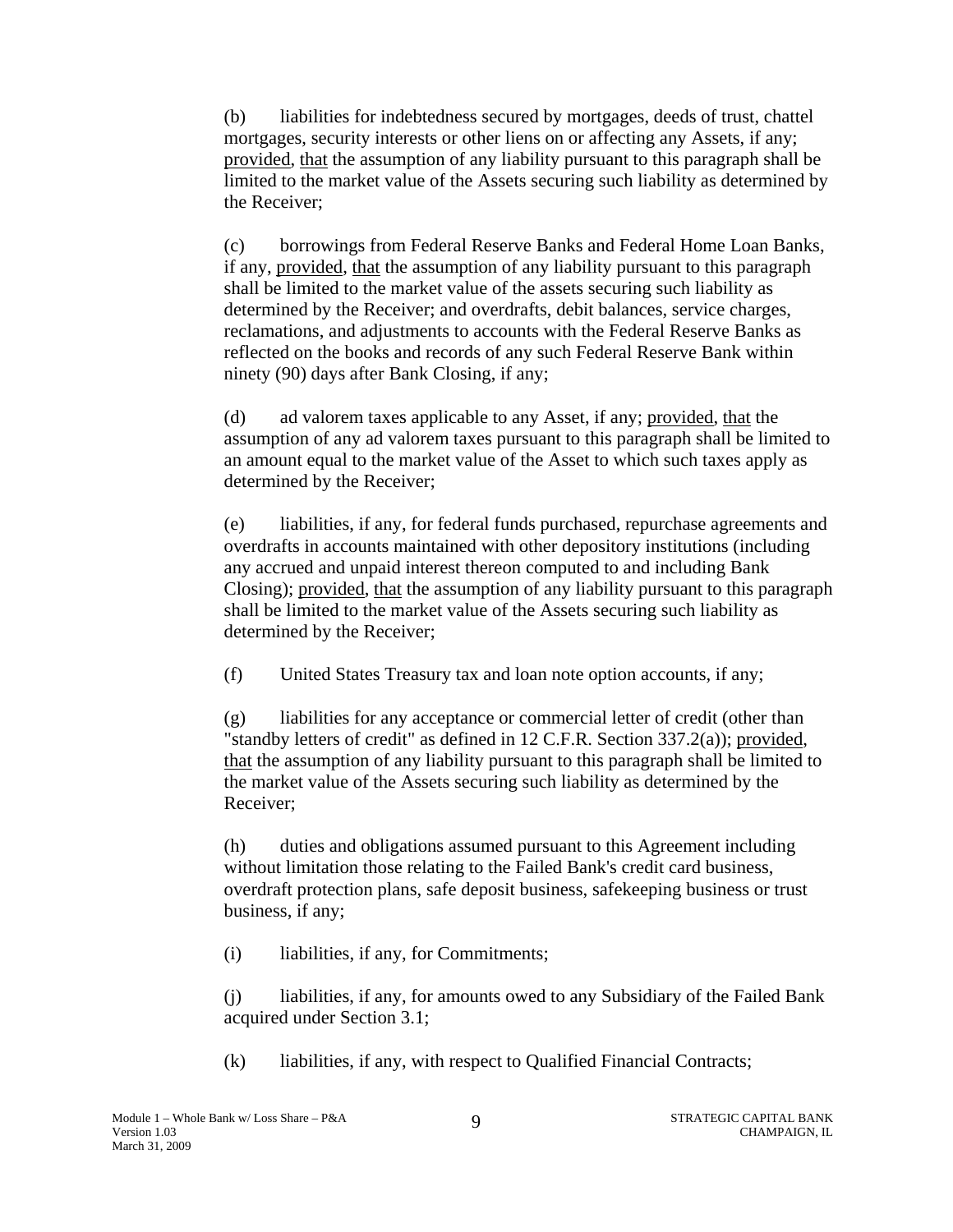(b) liabilities for indebtedness secured by mortgages, deeds of trust, chattel mortgages, security interests or other liens on or affecting any Assets, if any; provided, that the assumption of any liability pursuant to this paragraph shall be limited to the market value of the Assets securing such liability as determined by the Receiver;

(c) borrowings from Federal Reserve Banks and Federal Home Loan Banks, if any, provided, that the assumption of any liability pursuant to this paragraph shall be limited to the market value of the assets securing such liability as determined by the Receiver; and overdrafts, debit balances, service charges, reclamations, and adjustments to accounts with the Federal Reserve Banks as reflected on the books and records of any such Federal Reserve Bank within ninety (90) days after Bank Closing, if any;

(d) ad valorem taxes applicable to any Asset, if any; provided, that the assumption of any ad valorem taxes pursuant to this paragraph shall be limited to an amount equal to the market value of the Asset to which such taxes apply as determined by the Receiver;

(e) liabilities, if any, for federal funds purchased, repurchase agreements and overdrafts in accounts maintained with other depository institutions (including any accrued and unpaid interest thereon computed to and including Bank Closing); provided, that the assumption of any liability pursuant to this paragraph shall be limited to the market value of the Assets securing such liability as determined by the Receiver;

(f) United States Treasury tax and loan note option accounts, if any;

(g) liabilities for any acceptance or commercial letter of credit (other than "standby letters of credit" as defined in 12 C.F.R. Section 337.2(a)); provided, that the assumption of any liability pursuant to this paragraph shall be limited to the market value of the Assets securing such liability as determined by the Receiver;

(h) duties and obligations assumed pursuant to this Agreement including without limitation those relating to the Failed Bank's credit card business, overdraft protection plans, safe deposit business, safekeeping business or trust business, if any;

(i) liabilities, if any, for Commitments;

(j) liabilities, if any, for amounts owed to any Subsidiary of the Failed Bank acquired under Section 3.1;

(k) liabilities, if any, with respect to Qualified Financial Contracts;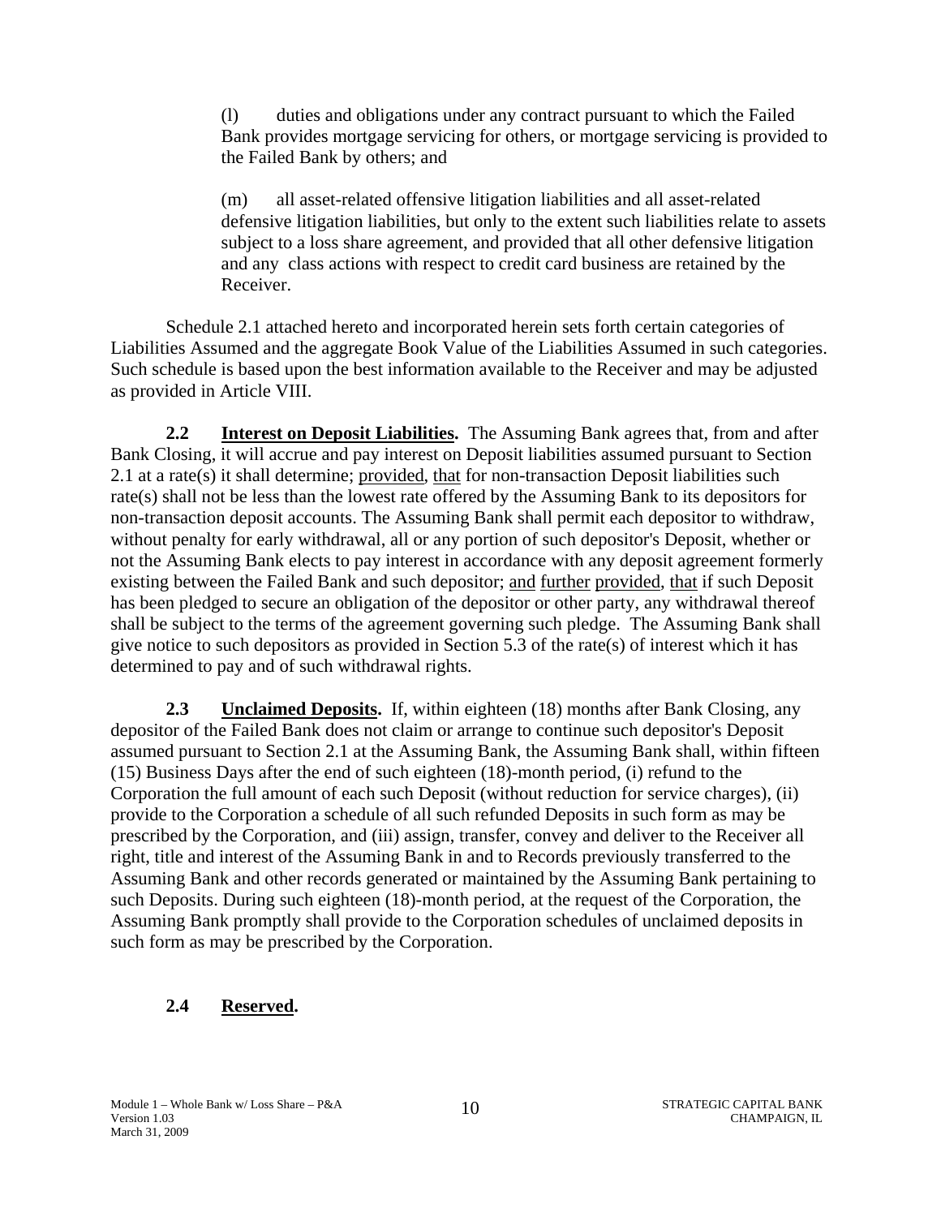(l) duties and obligations under any contract pursuant to which the Failed Bank provides mortgage servicing for others, or mortgage servicing is provided to the Failed Bank by others; and

(m) all asset-related offensive litigation liabilities and all asset-related defensive litigation liabilities, but only to the extent such liabilities relate to assets subject to a loss share agreement, and provided that all other defensive litigation and any class actions with respect to credit card business are retained by the Receiver.

Schedule 2.1 attached hereto and incorporated herein sets forth certain categories of Liabilities Assumed and the aggregate Book Value of the Liabilities Assumed in such categories. Such schedule is based upon the best information available to the Receiver and may be adjusted as provided in Article VIII.

**2.2 Interest on Deposit Liabilities.** The Assuming Bank agrees that, from and after Bank Closing, it will accrue and pay interest on Deposit liabilities assumed pursuant to Section 2.1 at a rate(s) it shall determine; provided, that for non-transaction Deposit liabilities such rate(s) shall not be less than the lowest rate offered by the Assuming Bank to its depositors for non-transaction deposit accounts. The Assuming Bank shall permit each depositor to withdraw, without penalty for early withdrawal, all or any portion of such depositor's Deposit, whether or not the Assuming Bank elects to pay interest in accordance with any deposit agreement formerly existing between the Failed Bank and such depositor; and further provided, that if such Deposit has been pledged to secure an obligation of the depositor or other party, any withdrawal thereof shall be subject to the terms of the agreement governing such pledge. The Assuming Bank shall give notice to such depositors as provided in Section 5.3 of the rate(s) of interest which it has determined to pay and of such withdrawal rights.

**2.3 Unclaimed Deposits.** If, within eighteen (18) months after Bank Closing, any depositor of the Failed Bank does not claim or arrange to continue such depositor's Deposit assumed pursuant to Section 2.1 at the Assuming Bank, the Assuming Bank shall, within fifteen (15) Business Days after the end of such eighteen (18)-month period, (i) refund to the Corporation the full amount of each such Deposit (without reduction for service charges), (ii) provide to the Corporation a schedule of all such refunded Deposits in such form as may be prescribed by the Corporation, and (iii) assign, transfer, convey and deliver to the Receiver all right, title and interest of the Assuming Bank in and to Records previously transferred to the Assuming Bank and other records generated or maintained by the Assuming Bank pertaining to such Deposits. During such eighteen (18)-month period, at the request of the Corporation, the Assuming Bank promptly shall provide to the Corporation schedules of unclaimed deposits in such form as may be prescribed by the Corporation.

**2.4 Reserved.**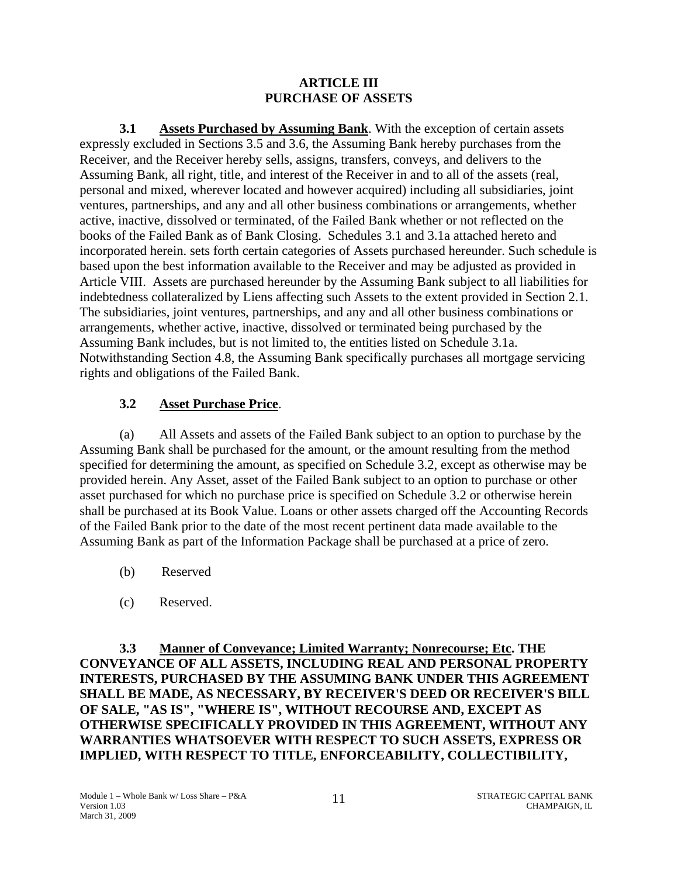# ARTICLE III
# PURCHASE OF ASSETS

**3.1 Assets Purchased by Assuming Bank**. With the exception of certain assets expressly excluded in Sections 3.5 and 3.6, the Assuming Bank hereby purchases from the Receiver, and the Receiver hereby sells, assigns, transfers, conveys, and delivers to the Assuming Bank, all right, title, and interest of the Receiver in and to all of the assets (real, personal and mixed, wherever located and however acquired) including all subsidiaries, joint ventures, partnerships, and any and all other business combinations or arrangements, whether active, inactive, dissolved or terminated, of the Failed Bank whether or not reflected on the books of the Failed Bank as of Bank Closing. Schedules 3.1 and 3.1a attached hereto and incorporated herein. sets forth certain categories of Assets purchased hereunder. Such schedule is based upon the best information available to the Receiver and may be adjusted as provided in Article VIII. Assets are purchased hereunder by the Assuming Bank subject to all liabilities for indebtedness collateralized by Liens affecting such Assets to the extent provided in Section 2.1. The subsidiaries, joint ventures, partnerships, and any and all other business combinations or arrangements, whether active, inactive, dissolved or terminated being purchased by the Assuming Bank includes, but is not limited to, the entities listed on Schedule 3.1a. Notwithstanding Section 4.8, the Assuming Bank specifically purchases all mortgage servicing rights and obligations of the Failed Bank.

**3.2 Asset Purchase Price**.

(a) All Assets and assets of the Failed Bank subject to an option to purchase by the Assuming Bank shall be purchased for the amount, or the amount resulting from the method specified for determining the amount, as specified on Schedule 3.2, except as otherwise may be provided herein. Any Asset, asset of the Failed Bank subject to an option to purchase or other asset purchased for which no purchase price is specified on Schedule 3.2 or otherwise herein shall be purchased at its Book Value. Loans or other assets charged off the Accounting Records of the Failed Bank prior to the date of the most recent pertinent data made available to the Assuming Bank as part of the Information Package shall be purchased at a price of zero.

(b) Reserved

(c) Reserved.

**3.3 Manner of Conveyance; Limited Warranty; Nonrecourse; Etc. THE CONVEYANCE OF ALL ASSETS, INCLUDING REAL AND PERSONAL PROPERTY INTERESTS, PURCHASED BY THE ASSUMING BANK UNDER THIS AGREEMENT SHALL BE MADE, AS NECESSARY, BY RECEIVER'S DEED OR RECEIVER'S BILL OF SALE, "AS IS", "WHERE IS", WITHOUT RECOURSE AND, EXCEPT AS OTHERWISE SPECIFICALLY PROVIDED IN THIS AGREEMENT, WITHOUT ANY WARRANTIES WHATSOEVER WITH RESPECT TO SUCH ASSETS, EXPRESS OR IMPLIED, WITH RESPECT TO TITLE, ENFORCEABILITY, COLLECTIBILITY,**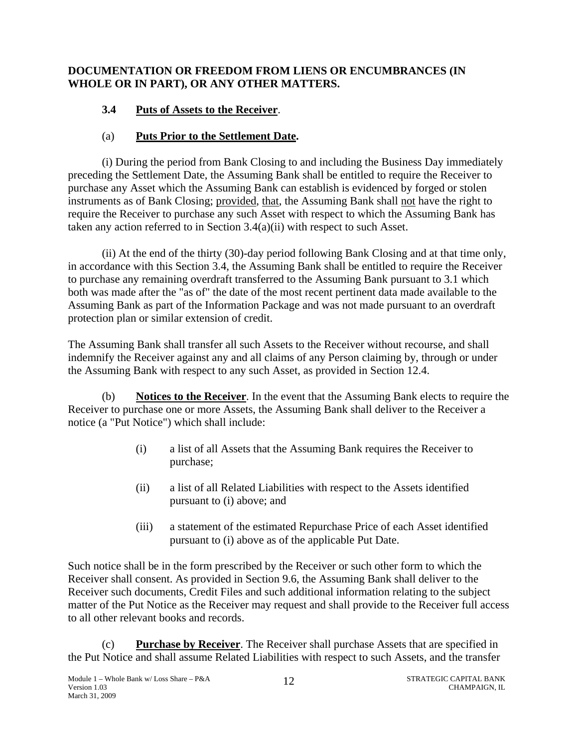**DOCUMENTATION OR FREEDOM FROM LIENS OR ENCUMBRANCES (IN WHOLE OR IN PART), OR ANY OTHER MATTERS.**

**3.4 Puts of Assets to the Receiver**.

(a) **Puts Prior to the Settlement Date.**

(i) During the period from Bank Closing to and including the Business Day immediately preceding the Settlement Date, the Assuming Bank shall be entitled to require the Receiver to purchase any Asset which the Assuming Bank can establish is evidenced by forged or stolen instruments as of Bank Closing; provided, that, the Assuming Bank shall not have the right to require the Receiver to purchase any such Asset with respect to which the Assuming Bank has taken any action referred to in Section 3.4(a)(ii) with respect to such Asset.

(ii) At the end of the thirty (30)-day period following Bank Closing and at that time only, in accordance with this Section 3.4, the Assuming Bank shall be entitled to require the Receiver to purchase any remaining overdraft transferred to the Assuming Bank pursuant to 3.1 which both was made after the "as of" the date of the most recent pertinent data made available to the Assuming Bank as part of the Information Package and was not made pursuant to an overdraft protection plan or similar extension of credit.

The Assuming Bank shall transfer all such Assets to the Receiver without recourse, and shall indemnify the Receiver against any and all claims of any Person claiming by, through or under the Assuming Bank with respect to any such Asset, as provided in Section 12.4.

(b) **Notices to the Receiver**. In the event that the Assuming Bank elects to require the Receiver to purchase one or more Assets, the Assuming Bank shall deliver to the Receiver a notice (a "Put Notice") which shall include:

(i) a list of all Assets that the Assuming Bank requires the Receiver to purchase;

(ii) a list of all Related Liabilities with respect to the Assets identified pursuant to (i) above; and

(iii) a statement of the estimated Repurchase Price of each Asset identified pursuant to (i) above as of the applicable Put Date.

Such notice shall be in the form prescribed by the Receiver or such other form to which the Receiver shall consent. As provided in Section 9.6, the Assuming Bank shall deliver to the Receiver such documents, Credit Files and such additional information relating to the subject matter of the Put Notice as the Receiver may request and shall provide to the Receiver full access to all other relevant books and records.

(c) **Purchase by Receiver**. The Receiver shall purchase Assets that are specified in the Put Notice and shall assume Related Liabilities with respect to such Assets, and the transfer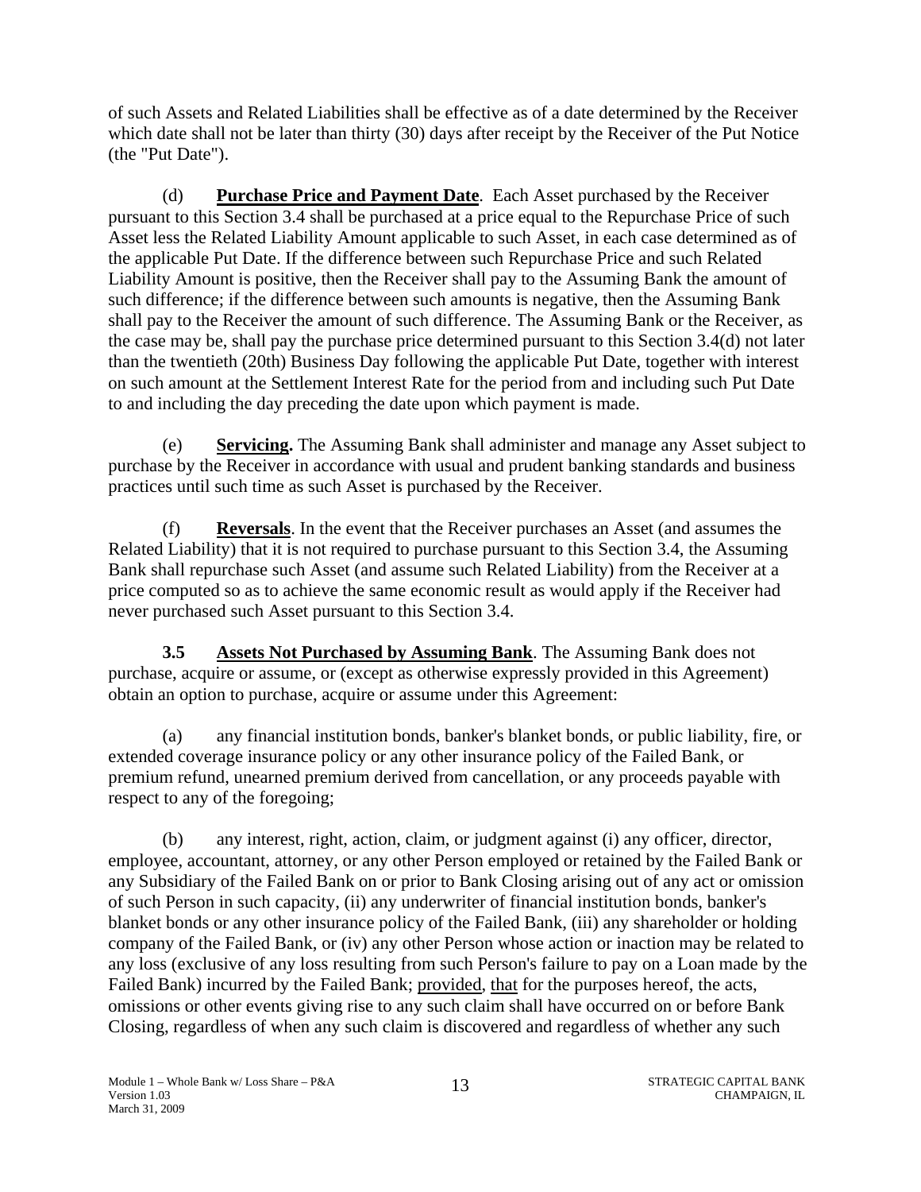of such Assets and Related Liabilities shall be effective as of a date determined by the Receiver which date shall not be later than thirty (30) days after receipt by the Receiver of the Put Notice (the "Put Date").

(d) **Purchase Price and Payment Date**. Each Asset purchased by the Receiver pursuant to this Section 3.4 shall be purchased at a price equal to the Repurchase Price of such Asset less the Related Liability Amount applicable to such Asset, in each case determined as of the applicable Put Date. If the difference between such Repurchase Price and such Related Liability Amount is positive, then the Receiver shall pay to the Assuming Bank the amount of such difference; if the difference between such amounts is negative, then the Assuming Bank shall pay to the Receiver the amount of such difference. The Assuming Bank or the Receiver, as the case may be, shall pay the purchase price determined pursuant to this Section 3.4(d) not later than the twentieth (20th) Business Day following the applicable Put Date, together with interest on such amount at the Settlement Interest Rate for the period from and including such Put Date to and including the day preceding the date upon which payment is made.

(e) **Servicing.** The Assuming Bank shall administer and manage any Asset subject to purchase by the Receiver in accordance with usual and prudent banking standards and business practices until such time as such Asset is purchased by the Receiver.

(f) **Reversals**. In the event that the Receiver purchases an Asset (and assumes the Related Liability) that it is not required to purchase pursuant to this Section 3.4, the Assuming Bank shall repurchase such Asset (and assume such Related Liability) from the Receiver at a price computed so as to achieve the same economic result as would apply if the Receiver had never purchased such Asset pursuant to this Section 3.4.

**3.5 Assets Not Purchased by Assuming Bank**. The Assuming Bank does not purchase, acquire or assume, or (except as otherwise expressly provided in this Agreement) obtain an option to purchase, acquire or assume under this Agreement:

(a) any financial institution bonds, banker's blanket bonds, or public liability, fire, or extended coverage insurance policy or any other insurance policy of the Failed Bank, or premium refund, unearned premium derived from cancellation, or any proceeds payable with respect to any of the foregoing;

(b) any interest, right, action, claim, or judgment against (i) any officer, director, employee, accountant, attorney, or any other Person employed or retained by the Failed Bank or any Subsidiary of the Failed Bank on or prior to Bank Closing arising out of any act or omission of such Person in such capacity, (ii) any underwriter of financial institution bonds, banker's blanket bonds or any other insurance policy of the Failed Bank, (iii) any shareholder or holding company of the Failed Bank, or (iv) any other Person whose action or inaction may be related to any loss (exclusive of any loss resulting from such Person's failure to pay on a Loan made by the Failed Bank) incurred by the Failed Bank; provided, that for the purposes hereof, the acts, omissions or other events giving rise to any such claim shall have occurred on or before Bank Closing, regardless of when any such claim is discovered and regardless of whether any such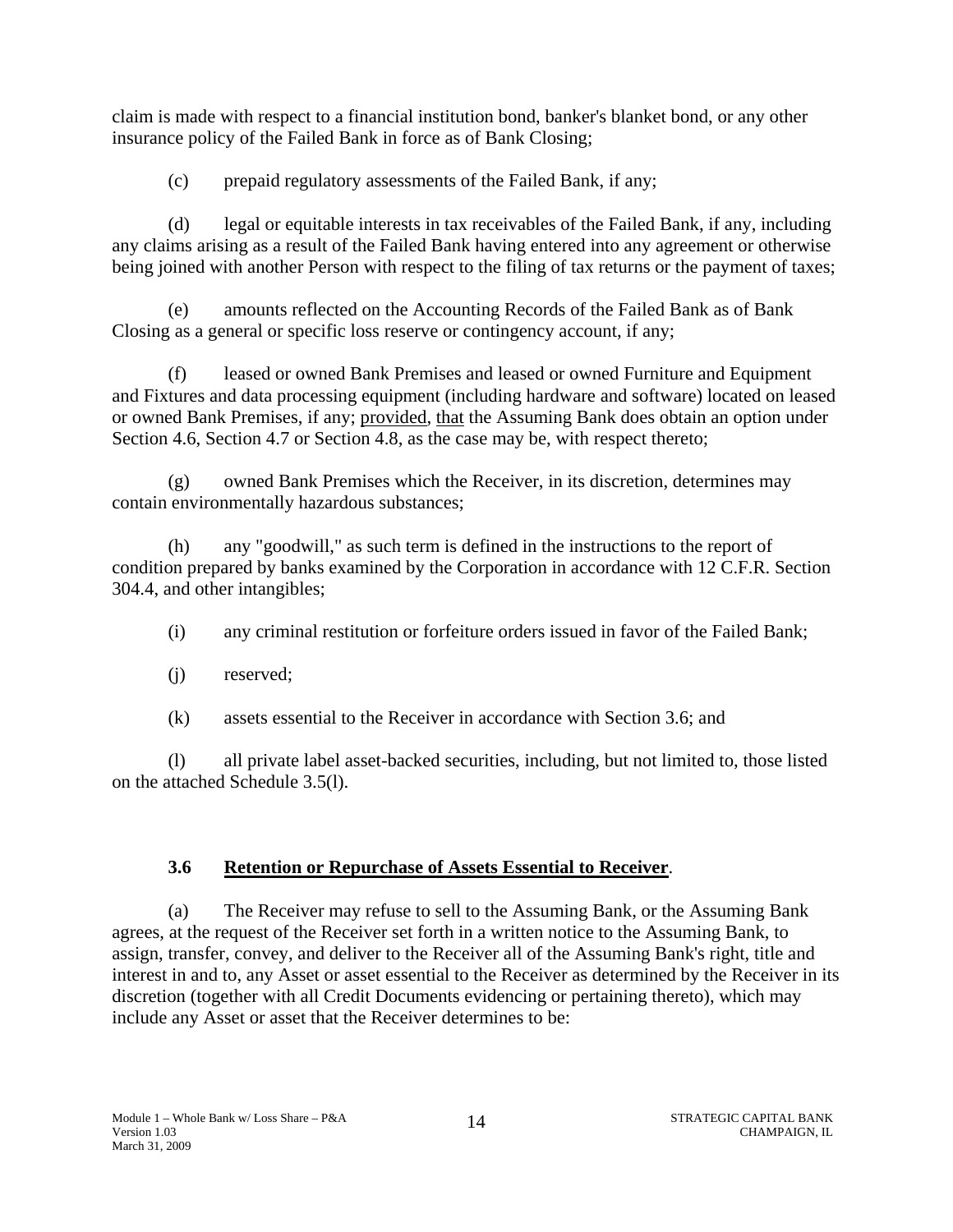claim is made with respect to a financial institution bond, banker's blanket bond, or any other insurance policy of the Failed Bank in force as of Bank Closing;

(c) prepaid regulatory assessments of the Failed Bank, if any;

(d) legal or equitable interests in tax receivables of the Failed Bank, if any, including any claims arising as a result of the Failed Bank having entered into any agreement or otherwise being joined with another Person with respect to the filing of tax returns or the payment of taxes;

(e) amounts reflected on the Accounting Records of the Failed Bank as of Bank Closing as a general or specific loss reserve or contingency account, if any;

(f) leased or owned Bank Premises and leased or owned Furniture and Equipment and Fixtures and data processing equipment (including hardware and software) located on leased or owned Bank Premises, if any; provided, that the Assuming Bank does obtain an option under Section 4.6, Section 4.7 or Section 4.8, as the case may be, with respect thereto;

(g) owned Bank Premises which the Receiver, in its discretion, determines may contain environmentally hazardous substances;

(h) any "goodwill," as such term is defined in the instructions to the report of condition prepared by banks examined by the Corporation in accordance with 12 C.F.R. Section 304.4, and other intangibles;

(i) any criminal restitution or forfeiture orders issued in favor of the Failed Bank;

(j) reserved;

(k) assets essential to the Receiver in accordance with Section 3.6; and

(l) all private label asset-backed securities, including, but not limited to, those listed on the attached Schedule 3.5(l).

### 3.6 Retention or Repurchase of Assets Essential to Receiver.

(a) The Receiver may refuse to sell to the Assuming Bank, or the Assuming Bank agrees, at the request of the Receiver set forth in a written notice to the Assuming Bank, to assign, transfer, convey, and deliver to the Receiver all of the Assuming Bank's right, title and interest in and to, any Asset or asset essential to the Receiver as determined by the Receiver in its discretion (together with all Credit Documents evidencing or pertaining thereto), which may include any Asset or asset that the Receiver determines to be: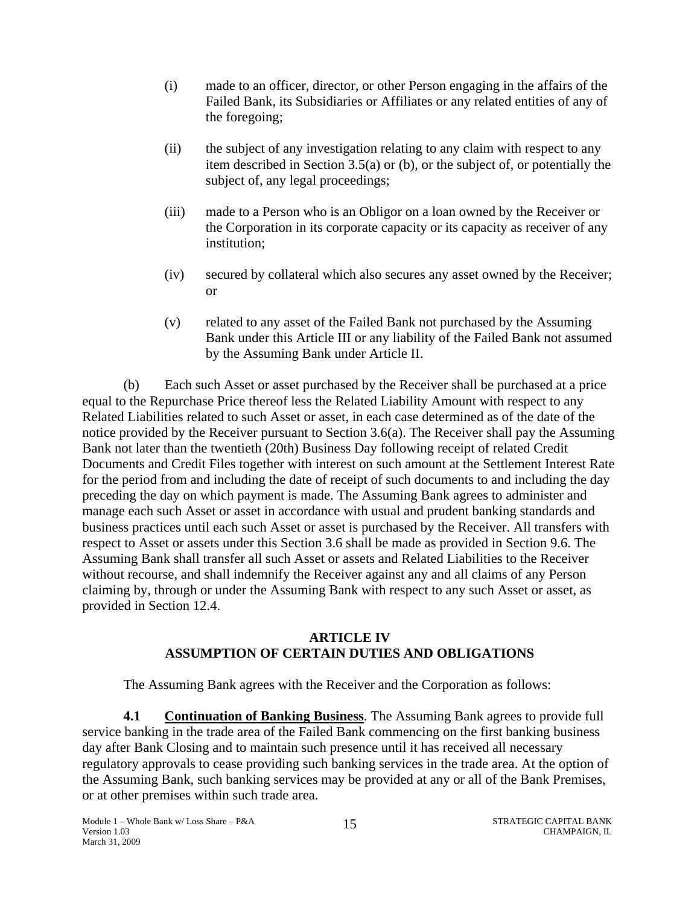(i) made to an officer, director, or other Person engaging in the affairs of the Failed Bank, its Subsidiaries or Affiliates or any related entities of any of the foregoing;

(ii) the subject of any investigation relating to any claim with respect to any item described in Section 3.5(a) or (b), or the subject of, or potentially the subject of, any legal proceedings;

(iii) made to a Person who is an Obligor on a loan owned by the Receiver or the Corporation in its corporate capacity or its capacity as receiver of any institution;

(iv) secured by collateral which also secures any asset owned by the Receiver; or

(v) related to any asset of the Failed Bank not purchased by the Assuming Bank under this Article III or any liability of the Failed Bank not assumed by the Assuming Bank under Article II.

(b) Each such Asset or asset purchased by the Receiver shall be purchased at a price equal to the Repurchase Price thereof less the Related Liability Amount with respect to any Related Liabilities related to such Asset or asset, in each case determined as of the date of the notice provided by the Receiver pursuant to Section 3.6(a). The Receiver shall pay the Assuming Bank not later than the twentieth (20th) Business Day following receipt of related Credit Documents and Credit Files together with interest on such amount at the Settlement Interest Rate for the period from and including the date of receipt of such documents to and including the day preceding the day on which payment is made. The Assuming Bank agrees to administer and manage each such Asset or asset in accordance with usual and prudent banking standards and business practices until each such Asset or asset is purchased by the Receiver. All transfers with respect to Asset or assets under this Section 3.6 shall be made as provided in Section 9.6. The Assuming Bank shall transfer all such Asset or assets and Related Liabilities to the Receiver without recourse, and shall indemnify the Receiver against any and all claims of any Person claiming by, through or under the Assuming Bank with respect to any such Asset or asset, as provided in Section 12.4.

## ARTICLE IV
## ASSUMPTION OF CERTAIN DUTIES AND OBLIGATIONS

The Assuming Bank agrees with the Receiver and the Corporation as follows:

**4.1 Continuation of Banking Business**. The Assuming Bank agrees to provide full service banking in the trade area of the Failed Bank commencing on the first banking business day after Bank Closing and to maintain such presence until it has received all necessary regulatory approvals to cease providing such banking services in the trade area. At the option of the Assuming Bank, such banking services may be provided at any or all of the Bank Premises, or at other premises within such trade area.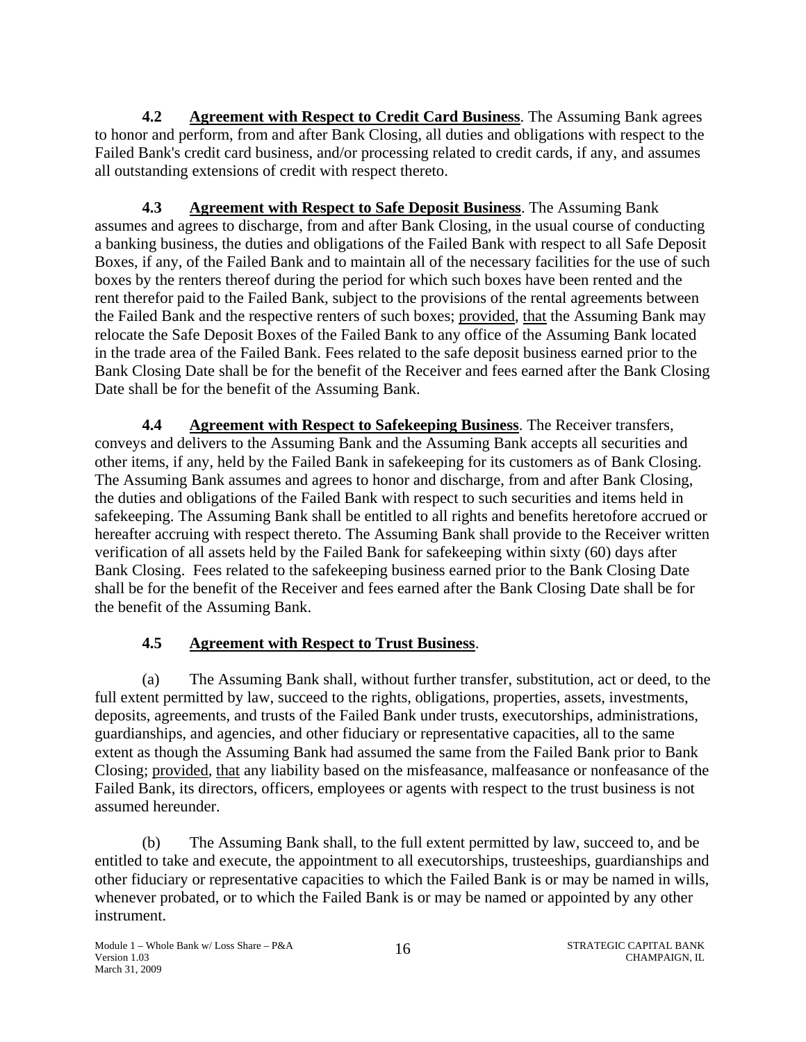**4.2 Agreement with Respect to Credit Card Business**. The Assuming Bank agrees to honor and perform, from and after Bank Closing, all duties and obligations with respect to the Failed Bank's credit card business, and/or processing related to credit cards, if any, and assumes all outstanding extensions of credit with respect thereto.

**4.3 Agreement with Respect to Safe Deposit Business**. The Assuming Bank assumes and agrees to discharge, from and after Bank Closing, in the usual course of conducting a banking business, the duties and obligations of the Failed Bank with respect to all Safe Deposit Boxes, if any, of the Failed Bank and to maintain all of the necessary facilities for the use of such boxes by the renters thereof during the period for which such boxes have been rented and the rent therefor paid to the Failed Bank, subject to the provisions of the rental agreements between the Failed Bank and the respective renters of such boxes; provided, that the Assuming Bank may relocate the Safe Deposit Boxes of the Failed Bank to any office of the Assuming Bank located in the trade area of the Failed Bank. Fees related to the safe deposit business earned prior to the Bank Closing Date shall be for the benefit of the Receiver and fees earned after the Bank Closing Date shall be for the benefit of the Assuming Bank.

**4.4 Agreement with Respect to Safekeeping Business**. The Receiver transfers, conveys and delivers to the Assuming Bank and the Assuming Bank accepts all securities and other items, if any, held by the Failed Bank in safekeeping for its customers as of Bank Closing. The Assuming Bank assumes and agrees to honor and discharge, from and after Bank Closing, the duties and obligations of the Failed Bank with respect to such securities and items held in safekeeping. The Assuming Bank shall be entitled to all rights and benefits heretofore accrued or hereafter accruing with respect thereto. The Assuming Bank shall provide to the Receiver written verification of all assets held by the Failed Bank for safekeeping within sixty (60) days after Bank Closing. Fees related to the safekeeping business earned prior to the Bank Closing Date shall be for the benefit of the Receiver and fees earned after the Bank Closing Date shall be for the benefit of the Assuming Bank.

**4.5 Agreement with Respect to Trust Business**.

(a) The Assuming Bank shall, without further transfer, substitution, act or deed, to the full extent permitted by law, succeed to the rights, obligations, properties, assets, investments, deposits, agreements, and trusts of the Failed Bank under trusts, executorships, administrations, guardianships, and agencies, and other fiduciary or representative capacities, all to the same extent as though the Assuming Bank had assumed the same from the Failed Bank prior to Bank Closing; provided, that any liability based on the misfeasance, malfeasance or nonfeasance of the Failed Bank, its directors, officers, employees or agents with respect to the trust business is not assumed hereunder.

(b) The Assuming Bank shall, to the full extent permitted by law, succeed to, and be entitled to take and execute, the appointment to all executorships, trusteeships, guardianships and other fiduciary or representative capacities to which the Failed Bank is or may be named in wills, whenever probated, or to which the Failed Bank is or may be named or appointed by any other instrument.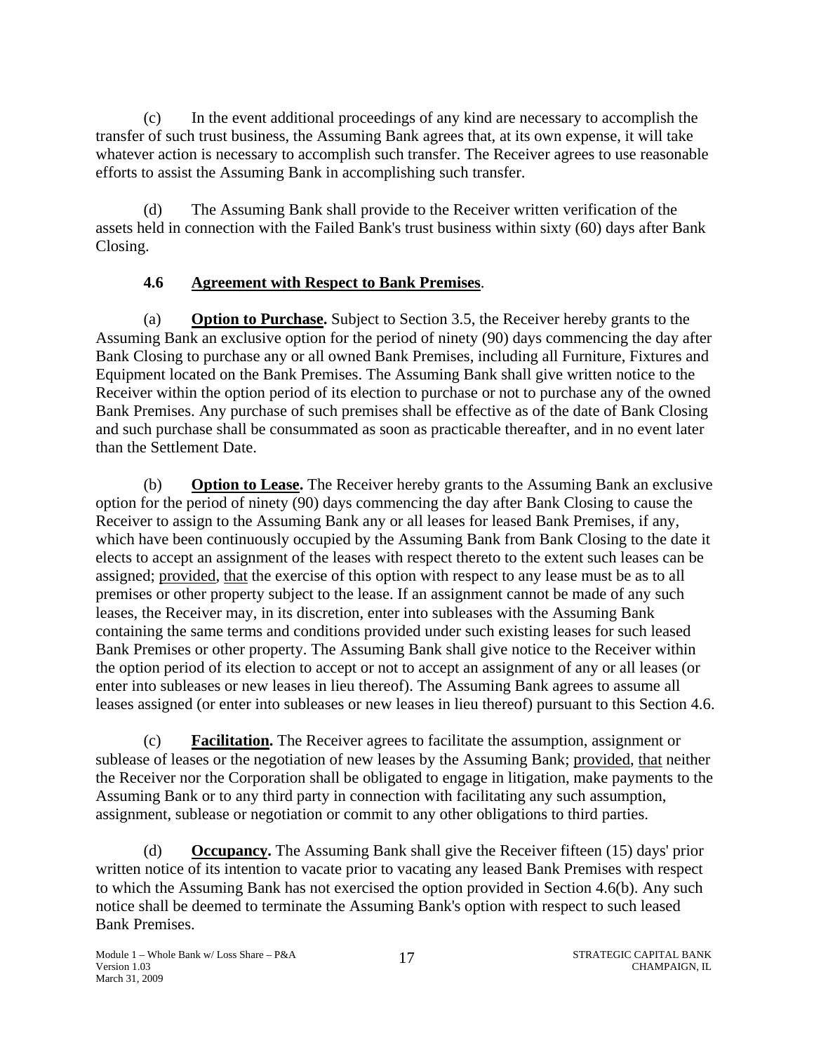(c) In the event additional proceedings of any kind are necessary to accomplish the transfer of such trust business, the Assuming Bank agrees that, at its own expense, it will take whatever action is necessary to accomplish such transfer. The Receiver agrees to use reasonable efforts to assist the Assuming Bank in accomplishing such transfer.

(d) The Assuming Bank shall provide to the Receiver written verification of the assets held in connection with the Failed Bank's trust business within sixty (60) days after Bank Closing.

### 4.6 Agreement with Respect to Bank Premises.

(a) **Option to Purchase.** Subject to Section 3.5, the Receiver hereby grants to the Assuming Bank an exclusive option for the period of ninety (90) days commencing the day after Bank Closing to purchase any or all owned Bank Premises, including all Furniture, Fixtures and Equipment located on the Bank Premises. The Assuming Bank shall give written notice to the Receiver within the option period of its election to purchase or not to purchase any of the owned Bank Premises. Any purchase of such premises shall be effective as of the date of Bank Closing and such purchase shall be consummated as soon as practicable thereafter, and in no event later than the Settlement Date.

(b) **Option to Lease.** The Receiver hereby grants to the Assuming Bank an exclusive option for the period of ninety (90) days commencing the day after Bank Closing to cause the Receiver to assign to the Assuming Bank any or all leases for leased Bank Premises, if any, which have been continuously occupied by the Assuming Bank from Bank Closing to the date it elects to accept an assignment of the leases with respect thereto to the extent such leases can be assigned; provided, that the exercise of this option with respect to any lease must be as to all premises or other property subject to the lease. If an assignment cannot be made of any such leases, the Receiver may, in its discretion, enter into subleases with the Assuming Bank containing the same terms and conditions provided under such existing leases for such leased Bank Premises or other property. The Assuming Bank shall give notice to the Receiver within the option period of its election to accept or not to accept an assignment of any or all leases (or enter into subleases or new leases in lieu thereof). The Assuming Bank agrees to assume all leases assigned (or enter into subleases or new leases in lieu thereof) pursuant to this Section 4.6.

(c) **Facilitation.** The Receiver agrees to facilitate the assumption, assignment or sublease of leases or the negotiation of new leases by the Assuming Bank; provided, that neither the Receiver nor the Corporation shall be obligated to engage in litigation, make payments to the Assuming Bank or to any third party in connection with facilitating any such assumption, assignment, sublease or negotiation or commit to any other obligations to third parties.

(d) **Occupancy.** The Assuming Bank shall give the Receiver fifteen (15) days' prior written notice of its intention to vacate prior to vacating any leased Bank Premises with respect to which the Assuming Bank has not exercised the option provided in Section 4.6(b). Any such notice shall be deemed to terminate the Assuming Bank's option with respect to such leased Bank Premises.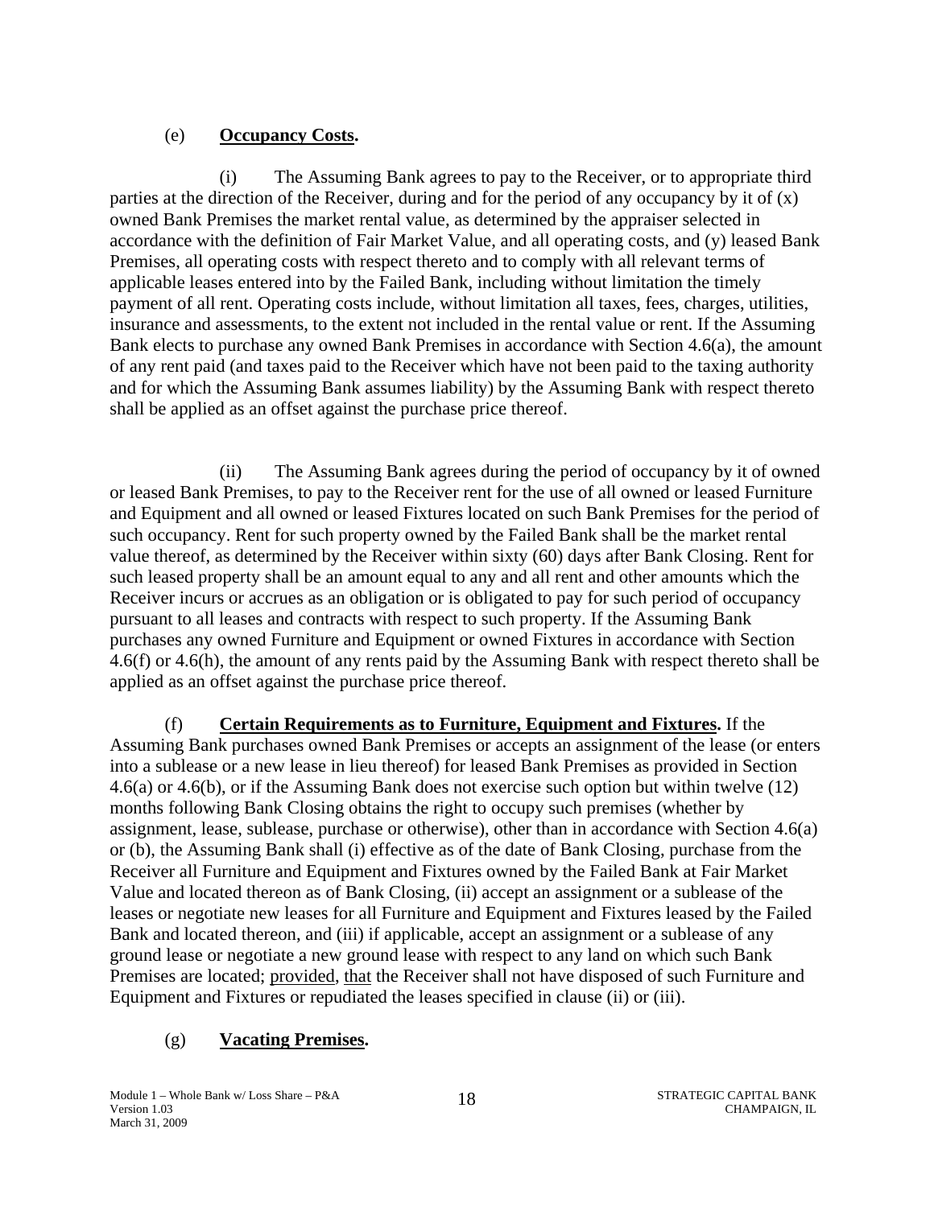(e) **Occupancy Costs.**

(i) The Assuming Bank agrees to pay to the Receiver, or to appropriate third parties at the direction of the Receiver, during and for the period of any occupancy by it of (x) owned Bank Premises the market rental value, as determined by the appraiser selected in accordance with the definition of Fair Market Value, and all operating costs, and (y) leased Bank Premises, all operating costs with respect thereto and to comply with all relevant terms of applicable leases entered into by the Failed Bank, including without limitation the timely payment of all rent. Operating costs include, without limitation all taxes, fees, charges, utilities, insurance and assessments, to the extent not included in the rental value or rent. If the Assuming Bank elects to purchase any owned Bank Premises in accordance with Section 4.6(a), the amount of any rent paid (and taxes paid to the Receiver which have not been paid to the taxing authority and for which the Assuming Bank assumes liability) by the Assuming Bank with respect thereto shall be applied as an offset against the purchase price thereof.

(ii) The Assuming Bank agrees during the period of occupancy by it of owned or leased Bank Premises, to pay to the Receiver rent for the use of all owned or leased Furniture and Equipment and all owned or leased Fixtures located on such Bank Premises for the period of such occupancy. Rent for such property owned by the Failed Bank shall be the market rental value thereof, as determined by the Receiver within sixty (60) days after Bank Closing. Rent for such leased property shall be an amount equal to any and all rent and other amounts which the Receiver incurs or accrues as an obligation or is obligated to pay for such period of occupancy pursuant to all leases and contracts with respect to such property. If the Assuming Bank purchases any owned Furniture and Equipment or owned Fixtures in accordance with Section 4.6(f) or 4.6(h), the amount of any rents paid by the Assuming Bank with respect thereto shall be applied as an offset against the purchase price thereof.

(f) **Certain Requirements as to Furniture, Equipment and Fixtures.** If the Assuming Bank purchases owned Bank Premises or accepts an assignment of the lease (or enters into a sublease or a new lease in lieu thereof) for leased Bank Premises as provided in Section 4.6(a) or 4.6(b), or if the Assuming Bank does not exercise such option but within twelve (12) months following Bank Closing obtains the right to occupy such premises (whether by assignment, lease, sublease, purchase or otherwise), other than in accordance with Section 4.6(a) or (b), the Assuming Bank shall (i) effective as of the date of Bank Closing, purchase from the Receiver all Furniture and Equipment and Fixtures owned by the Failed Bank at Fair Market Value and located thereon as of Bank Closing, (ii) accept an assignment or a sublease of the leases or negotiate new leases for all Furniture and Equipment and Fixtures leased by the Failed Bank and located thereon, and (iii) if applicable, accept an assignment or a sublease of any ground lease or negotiate a new ground lease with respect to any land on which such Bank Premises are located; provided, that the Receiver shall not have disposed of such Furniture and Equipment and Fixtures or repudiated the leases specified in clause (ii) or (iii).

(g) **Vacating Premises.**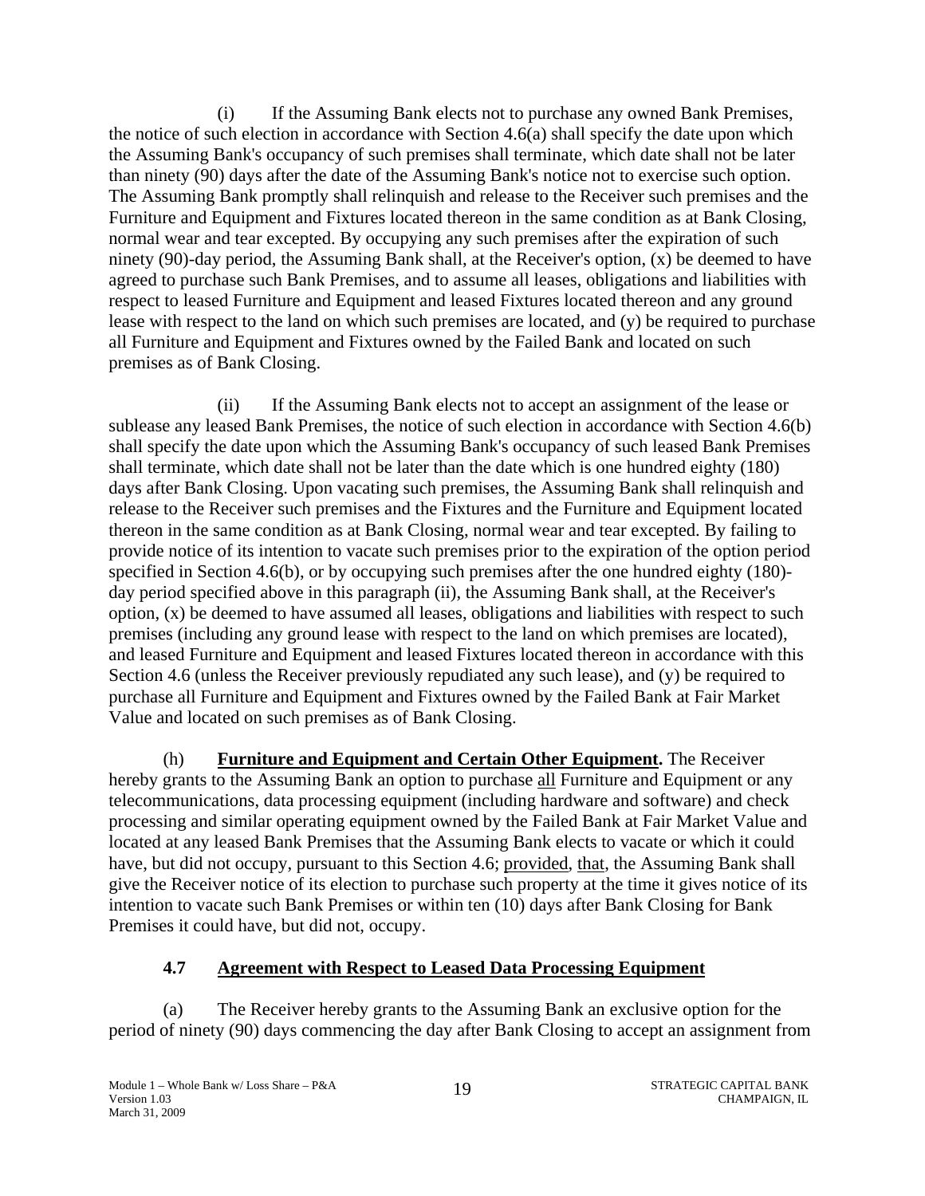(i) If the Assuming Bank elects not to purchase any owned Bank Premises, the notice of such election in accordance with Section 4.6(a) shall specify the date upon which the Assuming Bank's occupancy of such premises shall terminate, which date shall not be later than ninety (90) days after the date of the Assuming Bank's notice not to exercise such option. The Assuming Bank promptly shall relinquish and release to the Receiver such premises and the Furniture and Equipment and Fixtures located thereon in the same condition as at Bank Closing, normal wear and tear excepted. By occupying any such premises after the expiration of such ninety (90)-day period, the Assuming Bank shall, at the Receiver's option, (x) be deemed to have agreed to purchase such Bank Premises, and to assume all leases, obligations and liabilities with respect to leased Furniture and Equipment and leased Fixtures located thereon and any ground lease with respect to the land on which such premises are located, and (y) be required to purchase all Furniture and Equipment and Fixtures owned by the Failed Bank and located on such premises as of Bank Closing.

(ii) If the Assuming Bank elects not to accept an assignment of the lease or sublease any leased Bank Premises, the notice of such election in accordance with Section 4.6(b) shall specify the date upon which the Assuming Bank's occupancy of such leased Bank Premises shall terminate, which date shall not be later than the date which is one hundred eighty (180) days after Bank Closing. Upon vacating such premises, the Assuming Bank shall relinquish and release to the Receiver such premises and the Fixtures and the Furniture and Equipment located thereon in the same condition as at Bank Closing, normal wear and tear excepted. By failing to provide notice of its intention to vacate such premises prior to the expiration of the option period specified in Section 4.6(b), or by occupying such premises after the one hundred eighty (180)-day period specified above in this paragraph (ii), the Assuming Bank shall, at the Receiver's option, (x) be deemed to have assumed all leases, obligations and liabilities with respect to such premises (including any ground lease with respect to the land on which premises are located), and leased Furniture and Equipment and leased Fixtures located thereon in accordance with this Section 4.6 (unless the Receiver previously repudiated any such lease), and (y) be required to purchase all Furniture and Equipment and Fixtures owned by the Failed Bank at Fair Market Value and located on such premises as of Bank Closing.

(h) **Furniture and Equipment and Certain Other Equipment.** The Receiver hereby grants to the Assuming Bank an option to purchase all Furniture and Equipment or any telecommunications, data processing equipment (including hardware and software) and check processing and similar operating equipment owned by the Failed Bank at Fair Market Value and located at any leased Bank Premises that the Assuming Bank elects to vacate or which it could have, but did not occupy, pursuant to this Section 4.6; provided, that, the Assuming Bank shall give the Receiver notice of its election to purchase such property at the time it gives notice of its intention to vacate such Bank Premises or within ten (10) days after Bank Closing for Bank Premises it could have, but did not, occupy.

### 4.7 Agreement with Respect to Leased Data Processing Equipment

(a) The Receiver hereby grants to the Assuming Bank an exclusive option for the period of ninety (90) days commencing the day after Bank Closing to accept an assignment from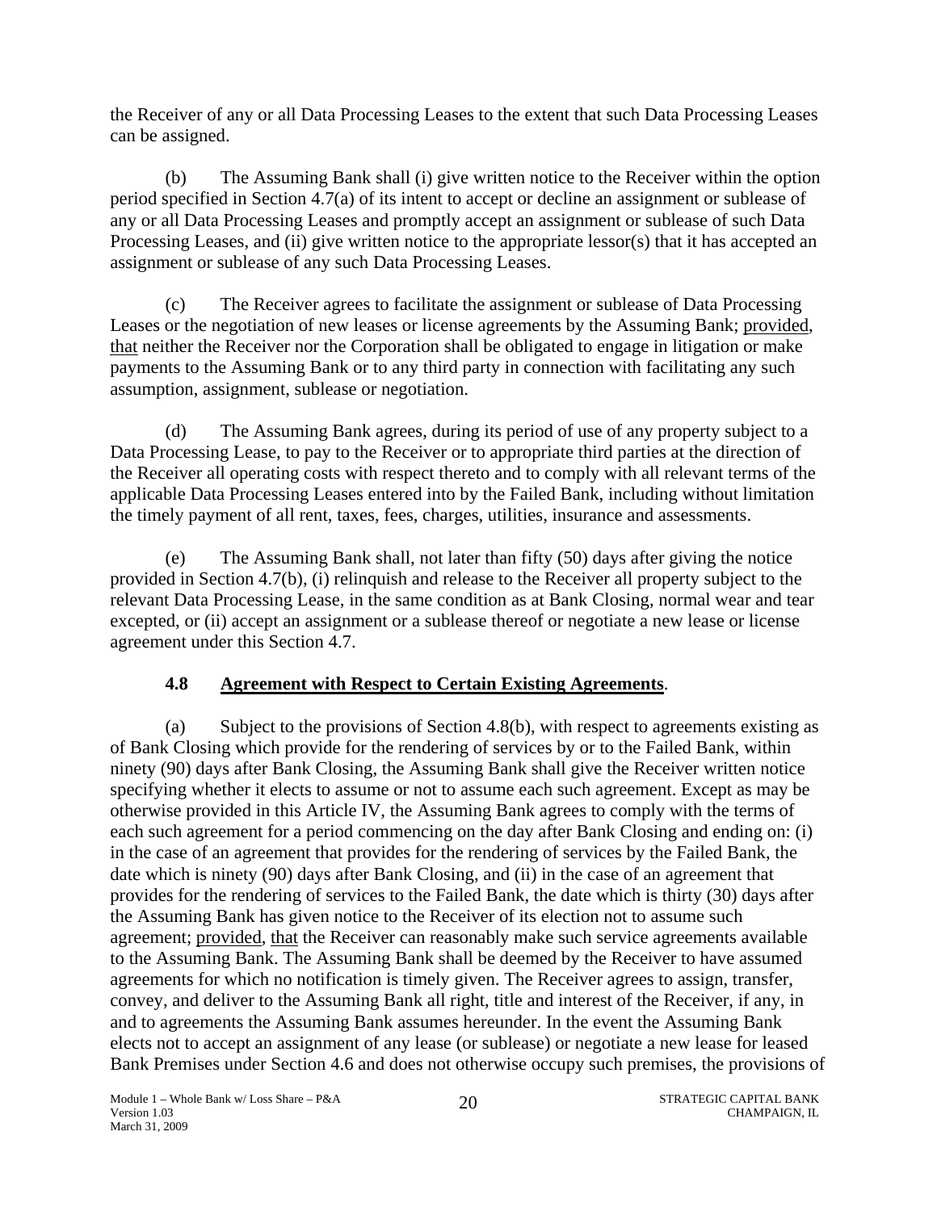the Receiver of any or all Data Processing Leases to the extent that such Data Processing Leases can be assigned.

(b) The Assuming Bank shall (i) give written notice to the Receiver within the option period specified in Section 4.7(a) of its intent to accept or decline an assignment or sublease of any or all Data Processing Leases and promptly accept an assignment or sublease of such Data Processing Leases, and (ii) give written notice to the appropriate lessor(s) that it has accepted an assignment or sublease of any such Data Processing Leases.

(c) The Receiver agrees to facilitate the assignment or sublease of Data Processing Leases or the negotiation of new leases or license agreements by the Assuming Bank; provided, that neither the Receiver nor the Corporation shall be obligated to engage in litigation or make payments to the Assuming Bank or to any third party in connection with facilitating any such assumption, assignment, sublease or negotiation.

(d) The Assuming Bank agrees, during its period of use of any property subject to a Data Processing Lease, to pay to the Receiver or to appropriate third parties at the direction of the Receiver all operating costs with respect thereto and to comply with all relevant terms of the applicable Data Processing Leases entered into by the Failed Bank, including without limitation the timely payment of all rent, taxes, fees, charges, utilities, insurance and assessments.

(e) The Assuming Bank shall, not later than fifty (50) days after giving the notice provided in Section 4.7(b), (i) relinquish and release to the Receiver all property subject to the relevant Data Processing Lease, in the same condition as at Bank Closing, normal wear and tear excepted, or (ii) accept an assignment or a sublease thereof or negotiate a new lease or license agreement under this Section 4.7.

### 4.8 Agreement with Respect to Certain Existing Agreements.

(a) Subject to the provisions of Section 4.8(b), with respect to agreements existing as of Bank Closing which provide for the rendering of services by or to the Failed Bank, within ninety (90) days after Bank Closing, the Assuming Bank shall give the Receiver written notice specifying whether it elects to assume or not to assume each such agreement. Except as may be otherwise provided in this Article IV, the Assuming Bank agrees to comply with the terms of each such agreement for a period commencing on the day after Bank Closing and ending on: (i) in the case of an agreement that provides for the rendering of services by the Failed Bank, the date which is ninety (90) days after Bank Closing, and (ii) in the case of an agreement that provides for the rendering of services to the Failed Bank, the date which is thirty (30) days after the Assuming Bank has given notice to the Receiver of its election not to assume such agreement; provided, that the Receiver can reasonably make such service agreements available to the Assuming Bank. The Assuming Bank shall be deemed by the Receiver to have assumed agreements for which no notification is timely given. The Receiver agrees to assign, transfer, convey, and deliver to the Assuming Bank all right, title and interest of the Receiver, if any, in and to agreements the Assuming Bank assumes hereunder. In the event the Assuming Bank elects not to accept an assignment of any lease (or sublease) or negotiate a new lease for leased Bank Premises under Section 4.6 and does not otherwise occupy such premises, the provisions of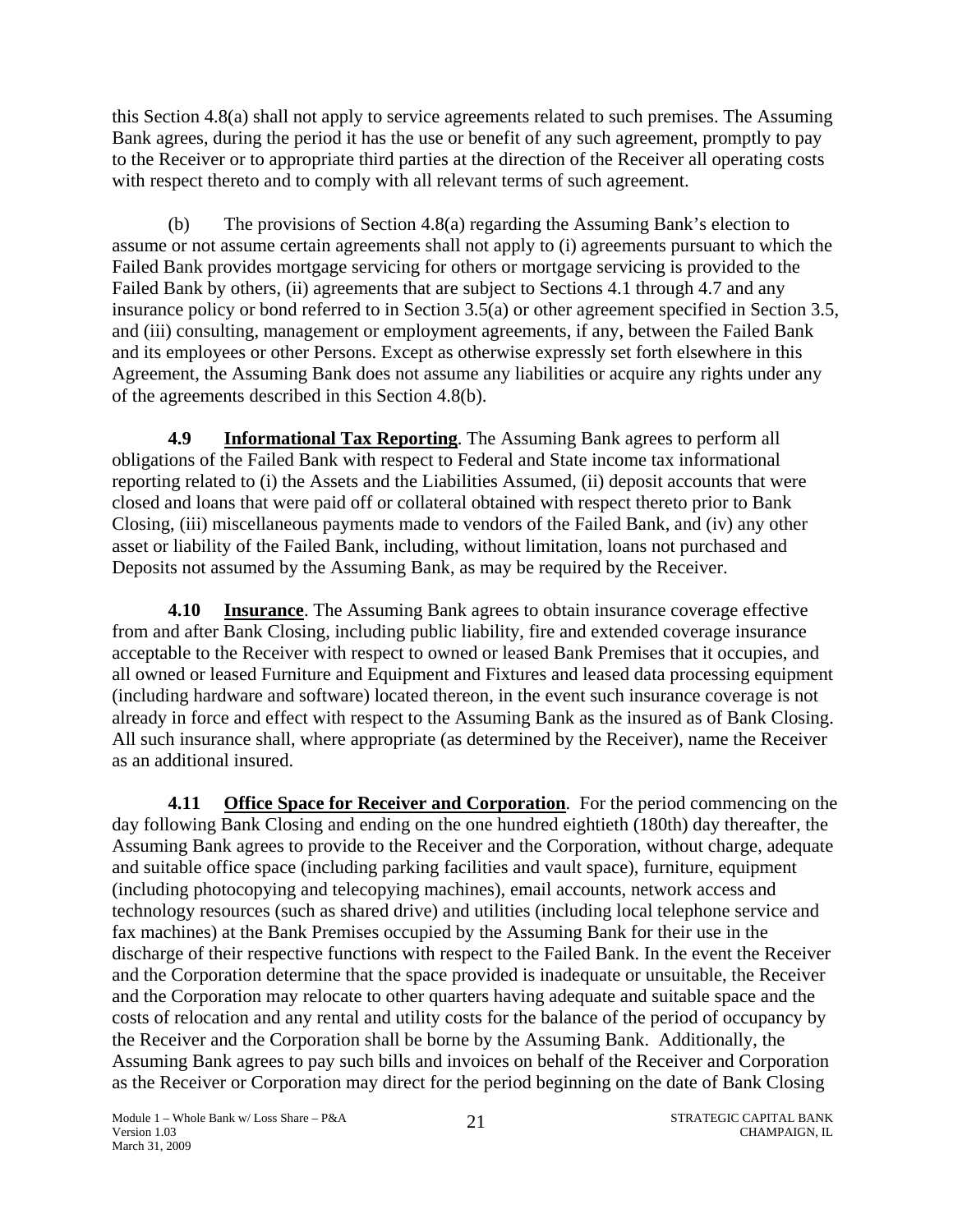this Section 4.8(a) shall not apply to service agreements related to such premises. The Assuming Bank agrees, during the period it has the use or benefit of any such agreement, promptly to pay to the Receiver or to appropriate third parties at the direction of the Receiver all operating costs with respect thereto and to comply with all relevant terms of such agreement.

(b) The provisions of Section 4.8(a) regarding the Assuming Bank's election to assume or not assume certain agreements shall not apply to (i) agreements pursuant to which the Failed Bank provides mortgage servicing for others or mortgage servicing is provided to the Failed Bank by others, (ii) agreements that are subject to Sections 4.1 through 4.7 and any insurance policy or bond referred to in Section 3.5(a) or other agreement specified in Section 3.5, and (iii) consulting, management or employment agreements, if any, between the Failed Bank and its employees or other Persons. Except as otherwise expressly set forth elsewhere in this Agreement, the Assuming Bank does not assume any liabilities or acquire any rights under any of the agreements described in this Section 4.8(b).

**4.9 Informational Tax Reporting**. The Assuming Bank agrees to perform all obligations of the Failed Bank with respect to Federal and State income tax informational reporting related to (i) the Assets and the Liabilities Assumed, (ii) deposit accounts that were closed and loans that were paid off or collateral obtained with respect thereto prior to Bank Closing, (iii) miscellaneous payments made to vendors of the Failed Bank, and (iv) any other asset or liability of the Failed Bank, including, without limitation, loans not purchased and Deposits not assumed by the Assuming Bank, as may be required by the Receiver.

**4.10 Insurance**. The Assuming Bank agrees to obtain insurance coverage effective from and after Bank Closing, including public liability, fire and extended coverage insurance acceptable to the Receiver with respect to owned or leased Bank Premises that it occupies, and all owned or leased Furniture and Equipment and Fixtures and leased data processing equipment (including hardware and software) located thereon, in the event such insurance coverage is not already in force and effect with respect to the Assuming Bank as the insured as of Bank Closing. All such insurance shall, where appropriate (as determined by the Receiver), name the Receiver as an additional insured.

**4.11 Office Space for Receiver and Corporation**. For the period commencing on the day following Bank Closing and ending on the one hundred eightieth (180th) day thereafter, the Assuming Bank agrees to provide to the Receiver and the Corporation, without charge, adequate and suitable office space (including parking facilities and vault space), furniture, equipment (including photocopying and telecopying machines), email accounts, network access and technology resources (such as shared drive) and utilities (including local telephone service and fax machines) at the Bank Premises occupied by the Assuming Bank for their use in the discharge of their respective functions with respect to the Failed Bank. In the event the Receiver and the Corporation determine that the space provided is inadequate or unsuitable, the Receiver and the Corporation may relocate to other quarters having adequate and suitable space and the costs of relocation and any rental and utility costs for the balance of the period of occupancy by the Receiver and the Corporation shall be borne by the Assuming Bank. Additionally, the Assuming Bank agrees to pay such bills and invoices on behalf of the Receiver and Corporation as the Receiver or Corporation may direct for the period beginning on the date of Bank Closing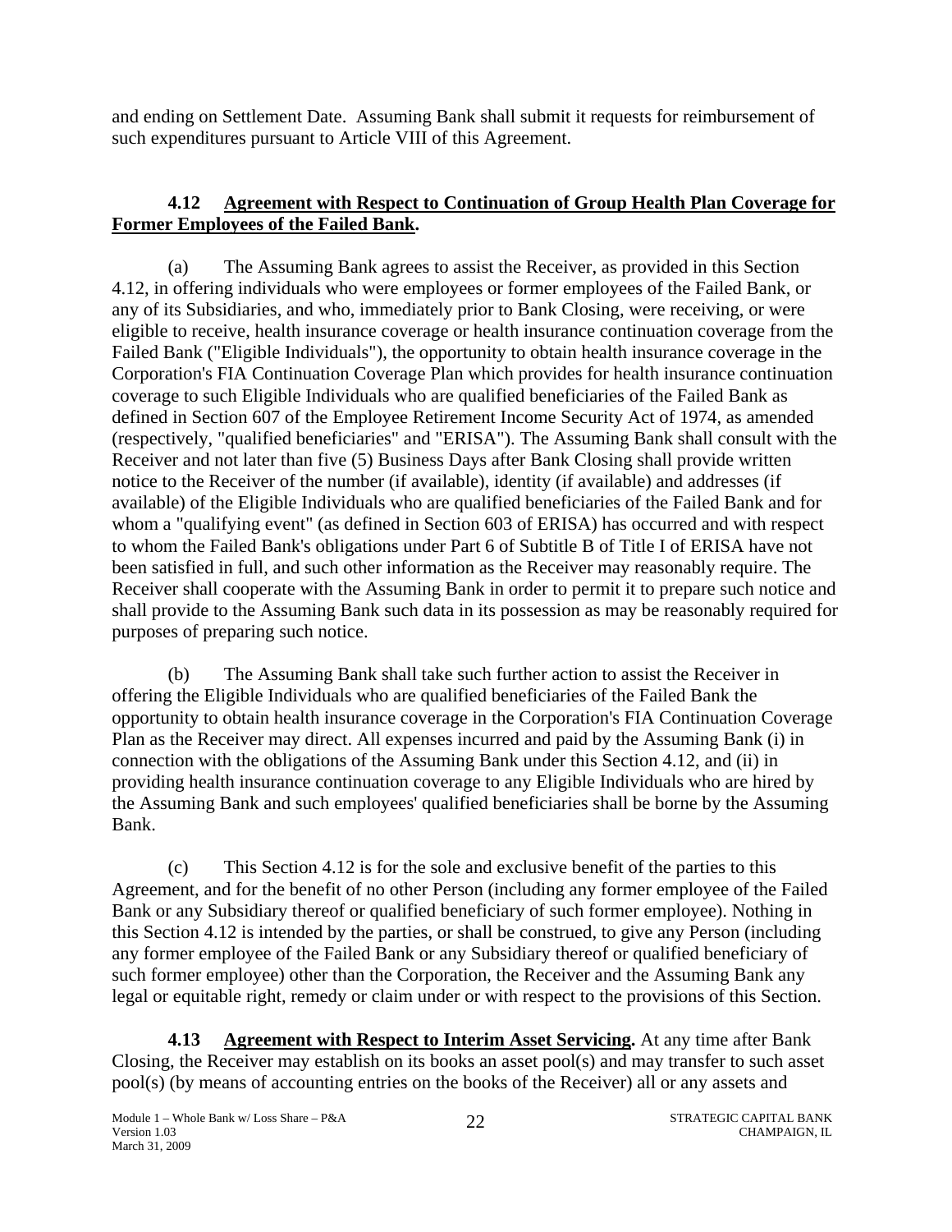and ending on Settlement Date. Assuming Bank shall submit it requests for reimbursement of such expenditures pursuant to Article VIII of this Agreement.

**4.12 Agreement with Respect to Continuation of Group Health Plan Coverage for Former Employees of the Failed Bank.**

(a) The Assuming Bank agrees to assist the Receiver, as provided in this Section 4.12, in offering individuals who were employees or former employees of the Failed Bank, or any of its Subsidiaries, and who, immediately prior to Bank Closing, were receiving, or were eligible to receive, health insurance coverage or health insurance continuation coverage from the Failed Bank ("Eligible Individuals"), the opportunity to obtain health insurance coverage in the Corporation's FIA Continuation Coverage Plan which provides for health insurance continuation coverage to such Eligible Individuals who are qualified beneficiaries of the Failed Bank as defined in Section 607 of the Employee Retirement Income Security Act of 1974, as amended (respectively, "qualified beneficiaries" and "ERISA"). The Assuming Bank shall consult with the Receiver and not later than five (5) Business Days after Bank Closing shall provide written notice to the Receiver of the number (if available), identity (if available) and addresses (if available) of the Eligible Individuals who are qualified beneficiaries of the Failed Bank and for whom a "qualifying event" (as defined in Section 603 of ERISA) has occurred and with respect to whom the Failed Bank's obligations under Part 6 of Subtitle B of Title I of ERISA have not been satisfied in full, and such other information as the Receiver may reasonably require. The Receiver shall cooperate with the Assuming Bank in order to permit it to prepare such notice and shall provide to the Assuming Bank such data in its possession as may be reasonably required for purposes of preparing such notice.

(b) The Assuming Bank shall take such further action to assist the Receiver in offering the Eligible Individuals who are qualified beneficiaries of the Failed Bank the opportunity to obtain health insurance coverage in the Corporation's FIA Continuation Coverage Plan as the Receiver may direct. All expenses incurred and paid by the Assuming Bank (i) in connection with the obligations of the Assuming Bank under this Section 4.12, and (ii) in providing health insurance continuation coverage to any Eligible Individuals who are hired by the Assuming Bank and such employees' qualified beneficiaries shall be borne by the Assuming Bank.

(c) This Section 4.12 is for the sole and exclusive benefit of the parties to this Agreement, and for the benefit of no other Person (including any former employee of the Failed Bank or any Subsidiary thereof or qualified beneficiary of such former employee). Nothing in this Section 4.12 is intended by the parties, or shall be construed, to give any Person (including any former employee of the Failed Bank or any Subsidiary thereof or qualified beneficiary of such former employee) other than the Corporation, the Receiver and the Assuming Bank any legal or equitable right, remedy or claim under or with respect to the provisions of this Section.

**4.13 Agreement with Respect to Interim Asset Servicing.** At any time after Bank Closing, the Receiver may establish on its books an asset pool(s) and may transfer to such asset pool(s) (by means of accounting entries on the books of the Receiver) all or any assets and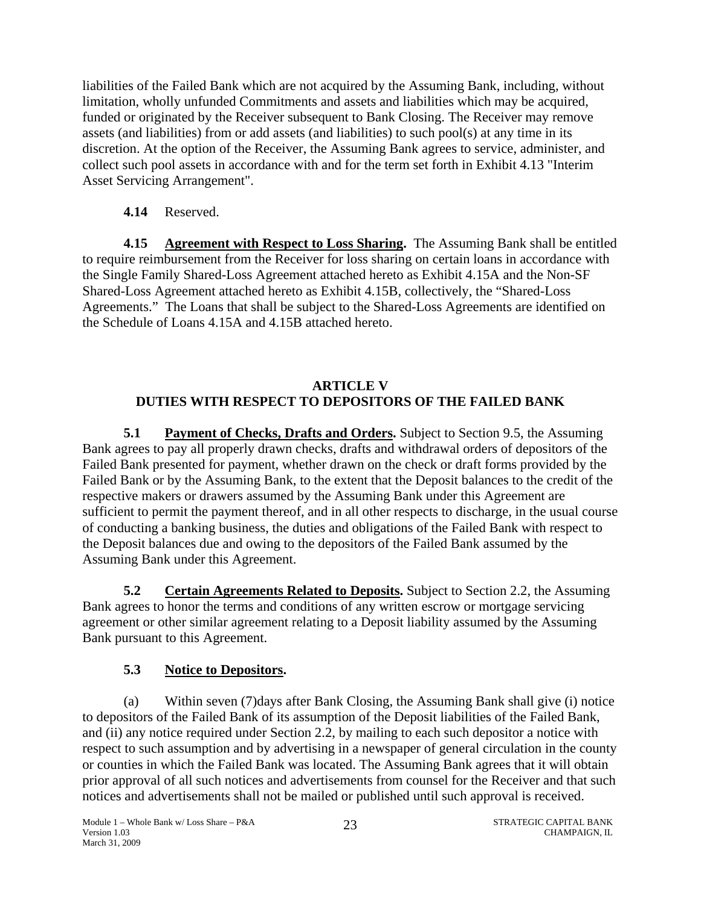liabilities of the Failed Bank which are not acquired by the Assuming Bank, including, without limitation, wholly unfunded Commitments and assets and liabilities which may be acquired, funded or originated by the Receiver subsequent to Bank Closing. The Receiver may remove assets (and liabilities) from or add assets (and liabilities) to such pool(s) at any time in its discretion. At the option of the Receiver, the Assuming Bank agrees to service, administer, and collect such pool assets in accordance with and for the term set forth in Exhibit 4.13 "Interim Asset Servicing Arrangement".

**4.14** Reserved.

**4.15** **Agreement with Respect to Loss Sharing.** The Assuming Bank shall be entitled to require reimbursement from the Receiver for loss sharing on certain loans in accordance with the Single Family Shared-Loss Agreement attached hereto as Exhibit 4.15A and the Non-SF Shared-Loss Agreement attached hereto as Exhibit 4.15B, collectively, the "Shared-Loss Agreements." The Loans that shall be subject to the Shared-Loss Agreements are identified on the Schedule of Loans 4.15A and 4.15B attached hereto.

## ARTICLE V
## DUTIES WITH RESPECT TO DEPOSITORS OF THE FAILED BANK

**5.1** **Payment of Checks, Drafts and Orders.** Subject to Section 9.5, the Assuming Bank agrees to pay all properly drawn checks, drafts and withdrawal orders of depositors of the Failed Bank presented for payment, whether drawn on the check or draft forms provided by the Failed Bank or by the Assuming Bank, to the extent that the Deposit balances to the credit of the respective makers or drawers assumed by the Assuming Bank under this Agreement are sufficient to permit the payment thereof, and in all other respects to discharge, in the usual course of conducting a banking business, the duties and obligations of the Failed Bank with respect to the Deposit balances due and owing to the depositors of the Failed Bank assumed by the Assuming Bank under this Agreement.

**5.2** **Certain Agreements Related to Deposits.** Subject to Section 2.2, the Assuming Bank agrees to honor the terms and conditions of any written escrow or mortgage servicing agreement or other similar agreement relating to a Deposit liability assumed by the Assuming Bank pursuant to this Agreement.

**5.3** **Notice to Depositors.**

(a) Within seven (7)days after Bank Closing, the Assuming Bank shall give (i) notice to depositors of the Failed Bank of its assumption of the Deposit liabilities of the Failed Bank, and (ii) any notice required under Section 2.2, by mailing to each such depositor a notice with respect to such assumption and by advertising in a newspaper of general circulation in the county or counties in which the Failed Bank was located. The Assuming Bank agrees that it will obtain prior approval of all such notices and advertisements from counsel for the Receiver and that such notices and advertisements shall not be mailed or published until such approval is received.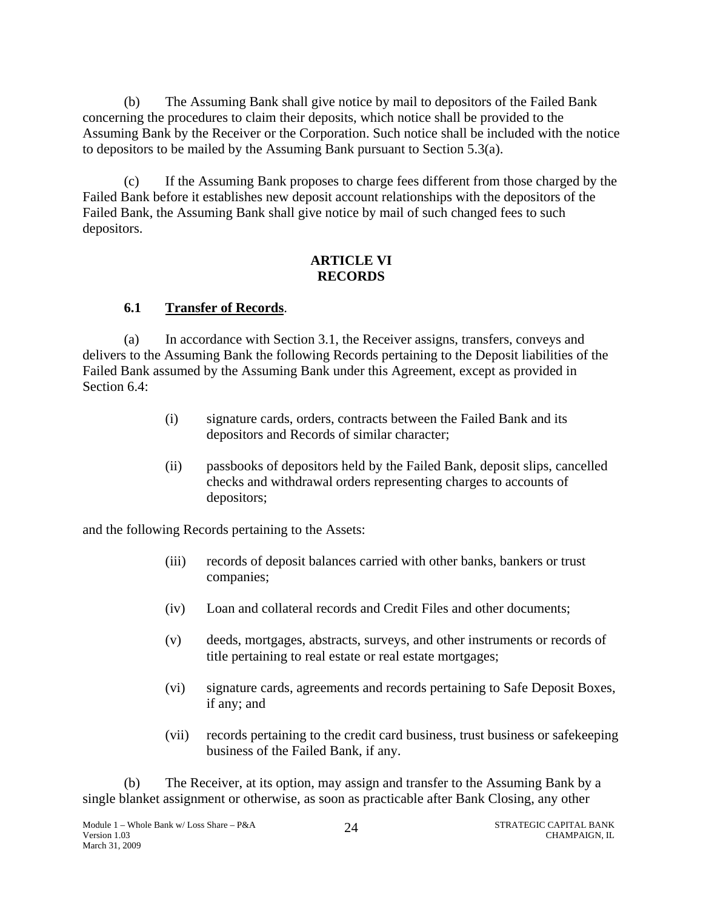(b) The Assuming Bank shall give notice by mail to depositors of the Failed Bank concerning the procedures to claim their deposits, which notice shall be provided to the Assuming Bank by the Receiver or the Corporation. Such notice shall be included with the notice to depositors to be mailed by the Assuming Bank pursuant to Section 5.3(a).

(c) If the Assuming Bank proposes to charge fees different from those charged by the Failed Bank before it establishes new deposit account relationships with the depositors of the Failed Bank, the Assuming Bank shall give notice by mail of such changed fees to such depositors.

## ARTICLE VI
## RECORDS

### 6.1 Transfer of Records.

(a) In accordance with Section 3.1, the Receiver assigns, transfers, conveys and delivers to the Assuming Bank the following Records pertaining to the Deposit liabilities of the Failed Bank assumed by the Assuming Bank under this Agreement, except as provided in Section 6.4:

(i) signature cards, orders, contracts between the Failed Bank and its depositors and Records of similar character;

(ii) passbooks of depositors held by the Failed Bank, deposit slips, cancelled checks and withdrawal orders representing charges to accounts of depositors;

and the following Records pertaining to the Assets:

(iii) records of deposit balances carried with other banks, bankers or trust companies;

(iv) Loan and collateral records and Credit Files and other documents;

(v) deeds, mortgages, abstracts, surveys, and other instruments or records of title pertaining to real estate or real estate mortgages;

(vi) signature cards, agreements and records pertaining to Safe Deposit Boxes, if any; and

(vii) records pertaining to the credit card business, trust business or safekeeping business of the Failed Bank, if any.

(b) The Receiver, at its option, may assign and transfer to the Assuming Bank by a single blanket assignment or otherwise, as soon as practicable after Bank Closing, any other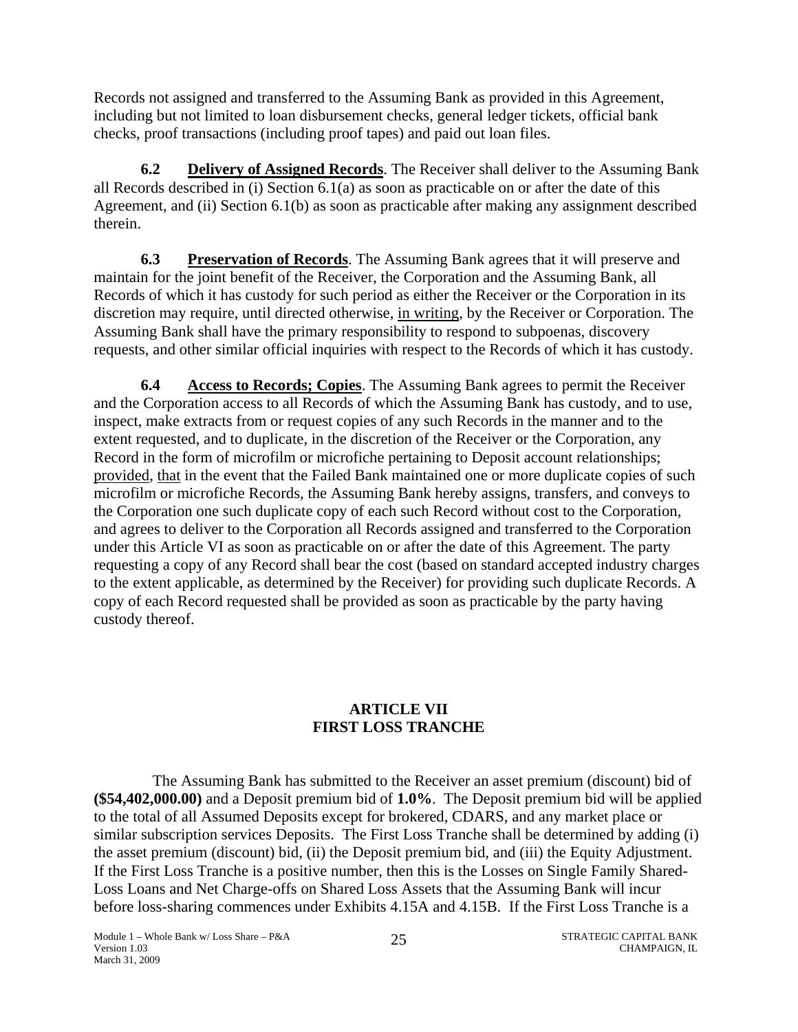Records not assigned and transferred to the Assuming Bank as provided in this Agreement, including but not limited to loan disbursement checks, general ledger tickets, official bank checks, proof transactions (including proof tapes) and paid out loan files.

**6.2 Delivery of Assigned Records**. The Receiver shall deliver to the Assuming Bank all Records described in (i) Section 6.1(a) as soon as practicable on or after the date of this Agreement, and (ii) Section 6.1(b) as soon as practicable after making any assignment described therein.

**6.3 Preservation of Records**. The Assuming Bank agrees that it will preserve and maintain for the joint benefit of the Receiver, the Corporation and the Assuming Bank, all Records of which it has custody for such period as either the Receiver or the Corporation in its discretion may require, until directed otherwise, in writing, by the Receiver or Corporation. The Assuming Bank shall have the primary responsibility to respond to subpoenas, discovery requests, and other similar official inquiries with respect to the Records of which it has custody.

**6.4 Access to Records; Copies**. The Assuming Bank agrees to permit the Receiver and the Corporation access to all Records of which the Assuming Bank has custody, and to use, inspect, make extracts from or request copies of any such Records in the manner and to the extent requested, and to duplicate, in the discretion of the Receiver or the Corporation, any Record in the form of microfilm or microfiche pertaining to Deposit account relationships; provided, that in the event that the Failed Bank maintained one or more duplicate copies of such microfilm or microfiche Records, the Assuming Bank hereby assigns, transfers, and conveys to the Corporation one such duplicate copy of each such Record without cost to the Corporation, and agrees to deliver to the Corporation all Records assigned and transferred to the Corporation under this Article VI as soon as practicable on or after the date of this Agreement. The party requesting a copy of any Record shall bear the cost (based on standard accepted industry charges to the extent applicable, as determined by the Receiver) for providing such duplicate Records. A copy of each Record requested shall be provided as soon as practicable by the party having custody thereof.

## ARTICLE VII
## FIRST LOSS TRANCHE

The Assuming Bank has submitted to the Receiver an asset premium (discount) bid of **(\$54,402,000.00)** and a Deposit premium bid of **1.0%**. The Deposit premium bid will be applied to the total of all Assumed Deposits except for brokered, CDARS, and any market place or similar subscription services Deposits. The First Loss Tranche shall be determined by adding (i) the asset premium (discount) bid, (ii) the Deposit premium bid, and (iii) the Equity Adjustment. If the First Loss Tranche is a positive number, then this is the Losses on Single Family Shared-Loss Loans and Net Charge-offs on Shared Loss Assets that the Assuming Bank will incur before loss-sharing commences under Exhibits 4.15A and 4.15B. If the First Loss Tranche is a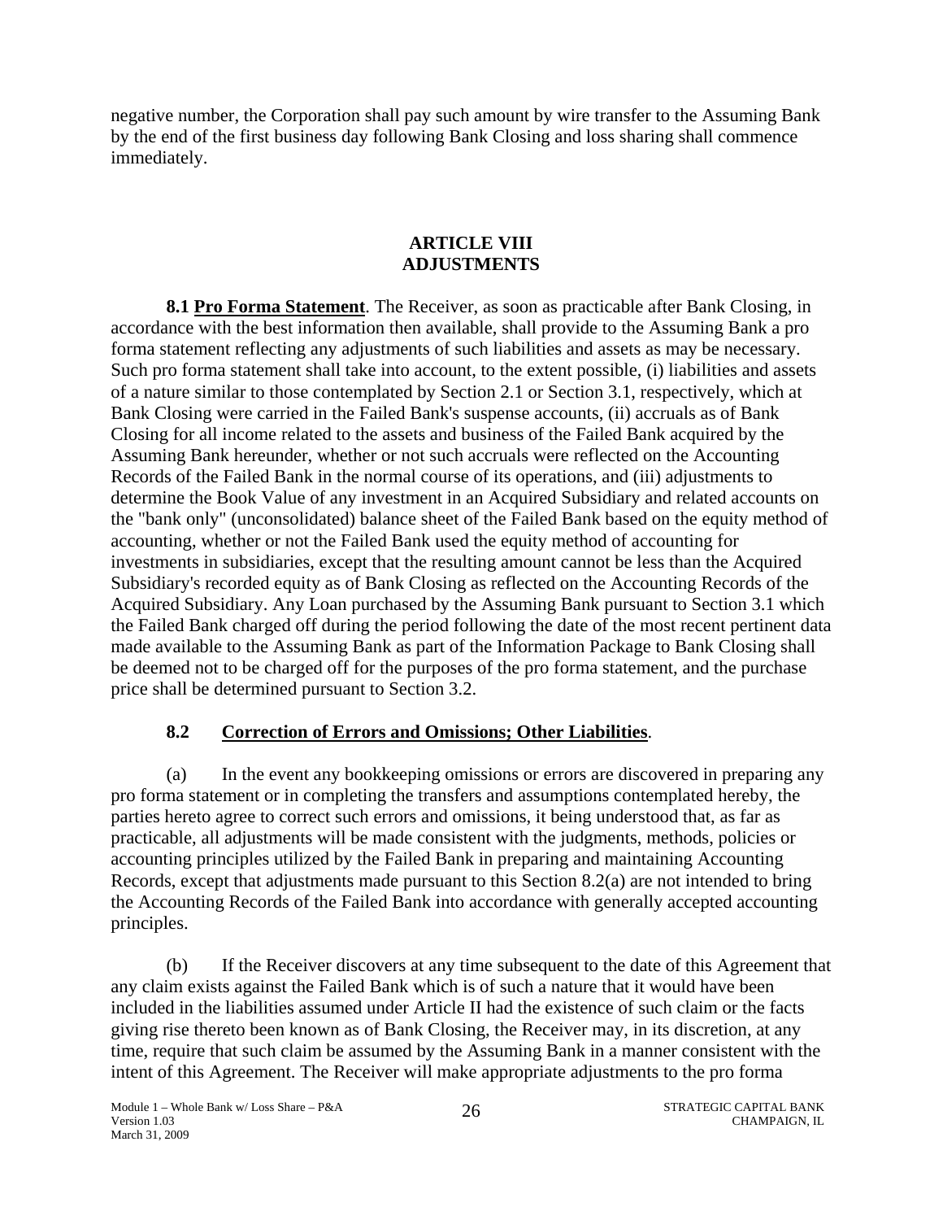negative number, the Corporation shall pay such amount by wire transfer to the Assuming Bank by the end of the first business day following Bank Closing and loss sharing shall commence immediately.

## ARTICLE VIII
## ADJUSTMENTS

**8.1 Pro Forma Statement**. The Receiver, as soon as practicable after Bank Closing, in accordance with the best information then available, shall provide to the Assuming Bank a pro forma statement reflecting any adjustments of such liabilities and assets as may be necessary. Such pro forma statement shall take into account, to the extent possible, (i) liabilities and assets of a nature similar to those contemplated by Section 2.1 or Section 3.1, respectively, which at Bank Closing were carried in the Failed Bank's suspense accounts, (ii) accruals as of Bank Closing for all income related to the assets and business of the Failed Bank acquired by the Assuming Bank hereunder, whether or not such accruals were reflected on the Accounting Records of the Failed Bank in the normal course of its operations, and (iii) adjustments to determine the Book Value of any investment in an Acquired Subsidiary and related accounts on the "bank only" (unconsolidated) balance sheet of the Failed Bank based on the equity method of accounting, whether or not the Failed Bank used the equity method of accounting for investments in subsidiaries, except that the resulting amount cannot be less than the Acquired Subsidiary's recorded equity as of Bank Closing as reflected on the Accounting Records of the Acquired Subsidiary. Any Loan purchased by the Assuming Bank pursuant to Section 3.1 which the Failed Bank charged off during the period following the date of the most recent pertinent data made available to the Assuming Bank as part of the Information Package to Bank Closing shall be deemed not to be charged off for the purposes of the pro forma statement, and the purchase price shall be determined pursuant to Section 3.2.

**8.2 Correction of Errors and Omissions; Other Liabilities**.

(a) In the event any bookkeeping omissions or errors are discovered in preparing any pro forma statement or in completing the transfers and assumptions contemplated hereby, the parties hereto agree to correct such errors and omissions, it being understood that, as far as practicable, all adjustments will be made consistent with the judgments, methods, policies or accounting principles utilized by the Failed Bank in preparing and maintaining Accounting Records, except that adjustments made pursuant to this Section 8.2(a) are not intended to bring the Accounting Records of the Failed Bank into accordance with generally accepted accounting principles.

(b) If the Receiver discovers at any time subsequent to the date of this Agreement that any claim exists against the Failed Bank which is of such a nature that it would have been included in the liabilities assumed under Article II had the existence of such claim or the facts giving rise thereto been known as of Bank Closing, the Receiver may, in its discretion, at any time, require that such claim be assumed by the Assuming Bank in a manner consistent with the intent of this Agreement. The Receiver will make appropriate adjustments to the pro forma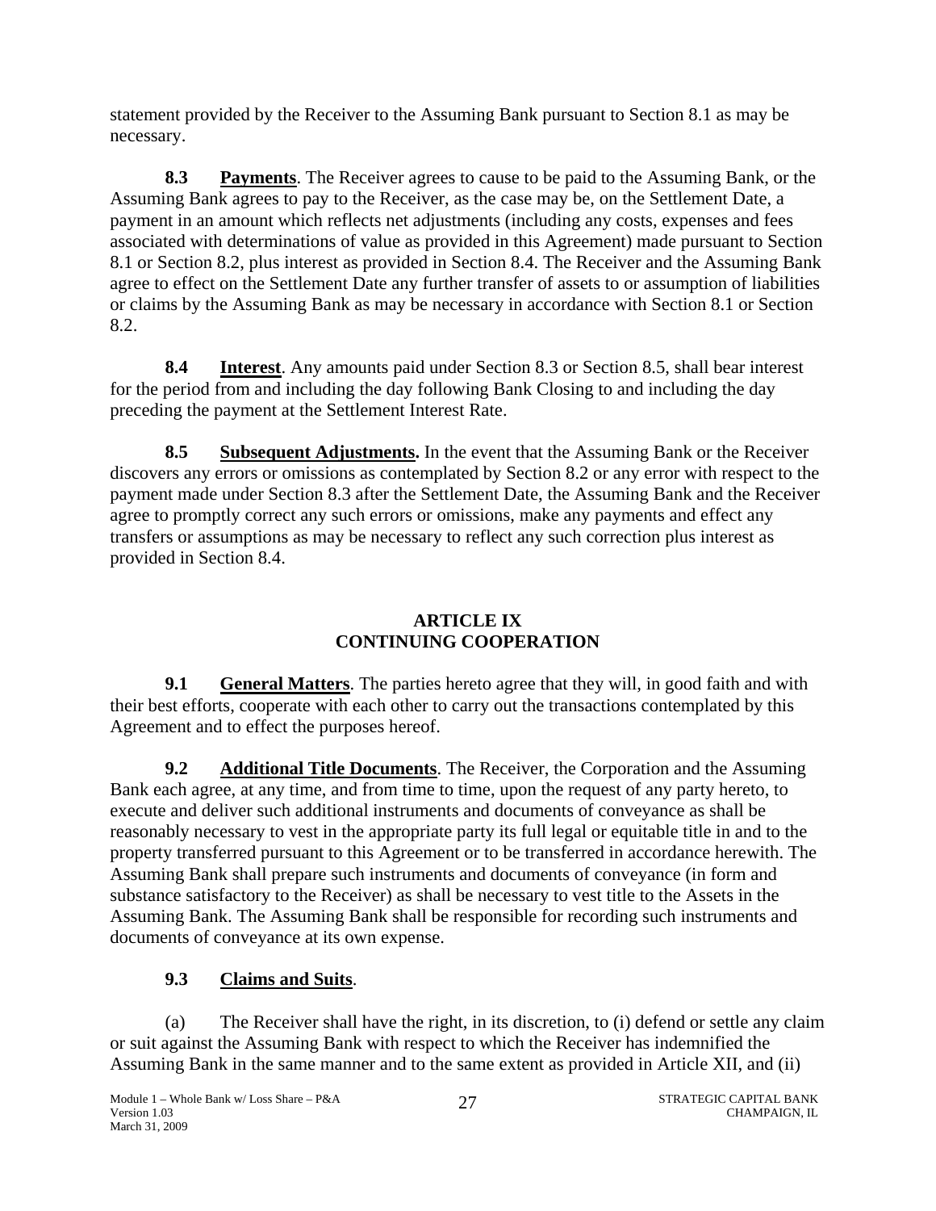statement provided by the Receiver to the Assuming Bank pursuant to Section 8.1 as may be necessary.

**8.3 Payments**. The Receiver agrees to cause to be paid to the Assuming Bank, or the Assuming Bank agrees to pay to the Receiver, as the case may be, on the Settlement Date, a payment in an amount which reflects net adjustments (including any costs, expenses and fees associated with determinations of value as provided in this Agreement) made pursuant to Section 8.1 or Section 8.2, plus interest as provided in Section 8.4. The Receiver and the Assuming Bank agree to effect on the Settlement Date any further transfer of assets to or assumption of liabilities or claims by the Assuming Bank as may be necessary in accordance with Section 8.1 or Section 8.2.

**8.4 Interest**. Any amounts paid under Section 8.3 or Section 8.5, shall bear interest for the period from and including the day following Bank Closing to and including the day preceding the payment at the Settlement Interest Rate.

**8.5 Subsequent Adjustments.** In the event that the Assuming Bank or the Receiver discovers any errors or omissions as contemplated by Section 8.2 or any error with respect to the payment made under Section 8.3 after the Settlement Date, the Assuming Bank and the Receiver agree to promptly correct any such errors or omissions, make any payments and effect any transfers or assumptions as may be necessary to reflect any such correction plus interest as provided in Section 8.4.

## ARTICLE IX
## CONTINUING COOPERATION

**9.1 General Matters**. The parties hereto agree that they will, in good faith and with their best efforts, cooperate with each other to carry out the transactions contemplated by this Agreement and to effect the purposes hereof.

**9.2 Additional Title Documents**. The Receiver, the Corporation and the Assuming Bank each agree, at any time, and from time to time, upon the request of any party hereto, to execute and deliver such additional instruments and documents of conveyance as shall be reasonably necessary to vest in the appropriate party its full legal or equitable title in and to the property transferred pursuant to this Agreement or to be transferred in accordance herewith. The Assuming Bank shall prepare such instruments and documents of conveyance (in form and substance satisfactory to the Receiver) as shall be necessary to vest title to the Assets in the Assuming Bank. The Assuming Bank shall be responsible for recording such instruments and documents of conveyance at its own expense.

**9.3 Claims and Suits**.

(a) The Receiver shall have the right, in its discretion, to (i) defend or settle any claim or suit against the Assuming Bank with respect to which the Receiver has indemnified the Assuming Bank in the same manner and to the same extent as provided in Article XII, and (ii)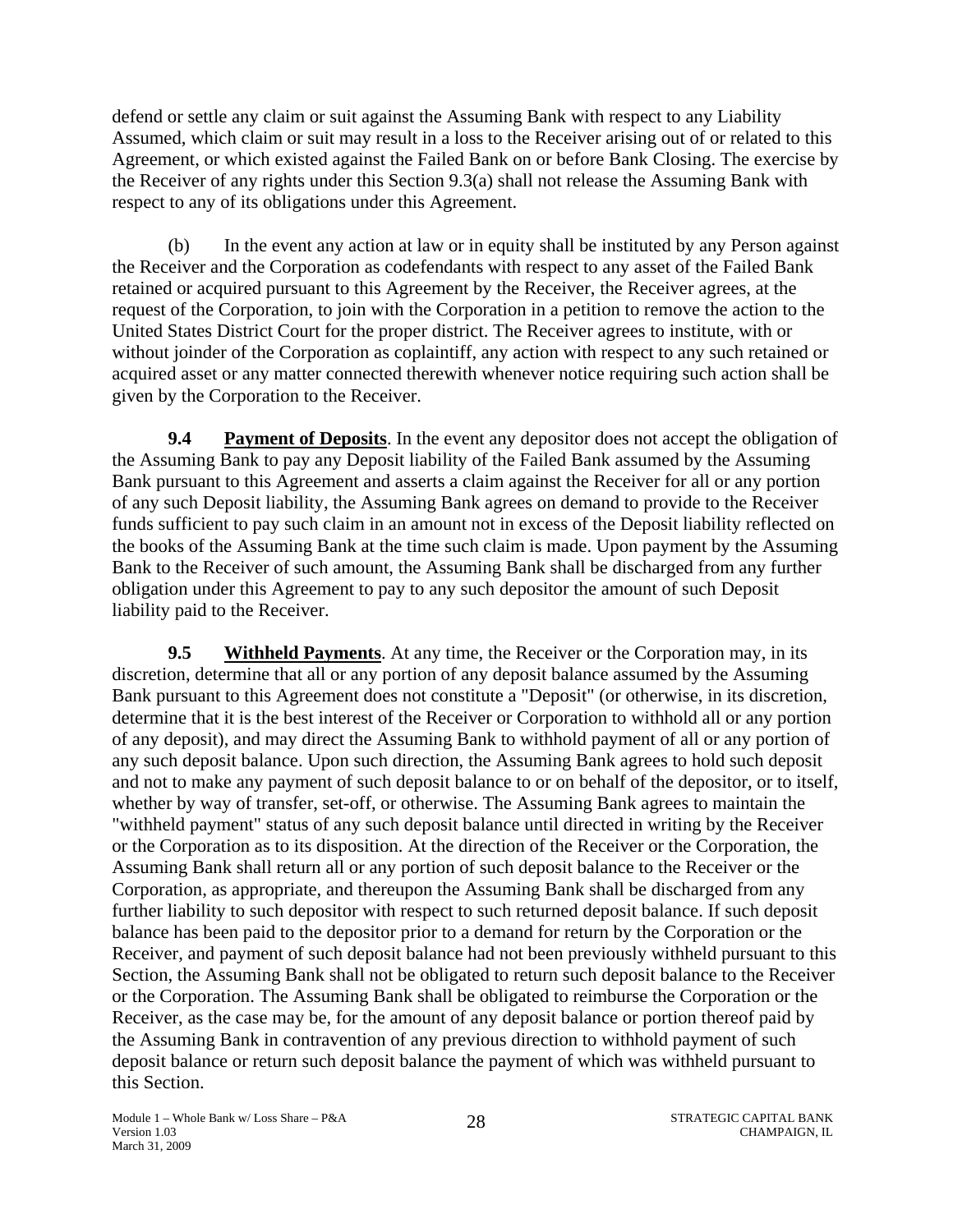defend or settle any claim or suit against the Assuming Bank with respect to any Liability Assumed, which claim or suit may result in a loss to the Receiver arising out of or related to this Agreement, or which existed against the Failed Bank on or before Bank Closing. The exercise by the Receiver of any rights under this Section 9.3(a) shall not release the Assuming Bank with respect to any of its obligations under this Agreement.

(b) In the event any action at law or in equity shall be instituted by any Person against the Receiver and the Corporation as codefendants with respect to any asset of the Failed Bank retained or acquired pursuant to this Agreement by the Receiver, the Receiver agrees, at the request of the Corporation, to join with the Corporation in a petition to remove the action to the United States District Court for the proper district. The Receiver agrees to institute, with or without joinder of the Corporation as coplaintiff, any action with respect to any such retained or acquired asset or any matter connected therewith whenever notice requiring such action shall be given by the Corporation to the Receiver.

**9.4 Payment of Deposits**. In the event any depositor does not accept the obligation of the Assuming Bank to pay any Deposit liability of the Failed Bank assumed by the Assuming Bank pursuant to this Agreement and asserts a claim against the Receiver for all or any portion of any such Deposit liability, the Assuming Bank agrees on demand to provide to the Receiver funds sufficient to pay such claim in an amount not in excess of the Deposit liability reflected on the books of the Assuming Bank at the time such claim is made. Upon payment by the Assuming Bank to the Receiver of such amount, the Assuming Bank shall be discharged from any further obligation under this Agreement to pay to any such depositor the amount of such Deposit liability paid to the Receiver.

**9.5 Withheld Payments**. At any time, the Receiver or the Corporation may, in its discretion, determine that all or any portion of any deposit balance assumed by the Assuming Bank pursuant to this Agreement does not constitute a "Deposit" (or otherwise, in its discretion, determine that it is the best interest of the Receiver or Corporation to withhold all or any portion of any deposit), and may direct the Assuming Bank to withhold payment of all or any portion of any such deposit balance. Upon such direction, the Assuming Bank agrees to hold such deposit and not to make any payment of such deposit balance to or on behalf of the depositor, or to itself, whether by way of transfer, set-off, or otherwise. The Assuming Bank agrees to maintain the "withheld payment" status of any such deposit balance until directed in writing by the Receiver or the Corporation as to its disposition. At the direction of the Receiver or the Corporation, the Assuming Bank shall return all or any portion of such deposit balance to the Receiver or the Corporation, as appropriate, and thereupon the Assuming Bank shall be discharged from any further liability to such depositor with respect to such returned deposit balance. If such deposit balance has been paid to the depositor prior to a demand for return by the Corporation or the Receiver, and payment of such deposit balance had not been previously withheld pursuant to this Section, the Assuming Bank shall not be obligated to return such deposit balance to the Receiver or the Corporation. The Assuming Bank shall be obligated to reimburse the Corporation or the Receiver, as the case may be, for the amount of any deposit balance or portion thereof paid by the Assuming Bank in contravention of any previous direction to withhold payment of such deposit balance or return such deposit balance the payment of which was withheld pursuant to this Section.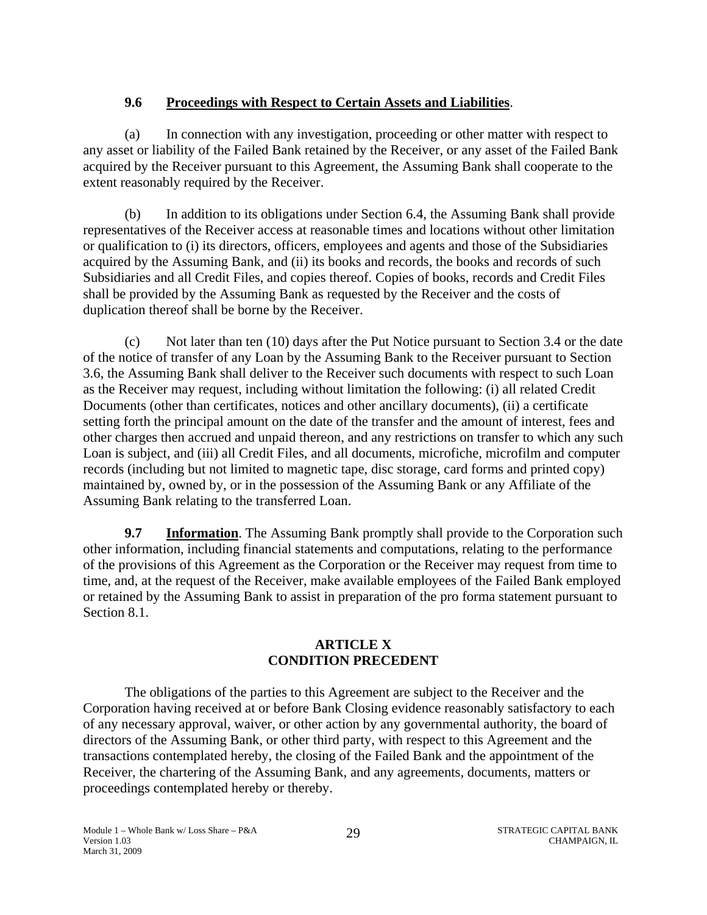**9.6 Proceedings with Respect to Certain Assets and Liabilities**.

(a) In connection with any investigation, proceeding or other matter with respect to any asset or liability of the Failed Bank retained by the Receiver, or any asset of the Failed Bank acquired by the Receiver pursuant to this Agreement, the Assuming Bank shall cooperate to the extent reasonably required by the Receiver.

(b) In addition to its obligations under Section 6.4, the Assuming Bank shall provide representatives of the Receiver access at reasonable times and locations without other limitation or qualification to (i) its directors, officers, employees and agents and those of the Subsidiaries acquired by the Assuming Bank, and (ii) its books and records, the books and records of such Subsidiaries and all Credit Files, and copies thereof. Copies of books, records and Credit Files shall be provided by the Assuming Bank as requested by the Receiver and the costs of duplication thereof shall be borne by the Receiver.

(c) Not later than ten (10) days after the Put Notice pursuant to Section 3.4 or the date of the notice of transfer of any Loan by the Assuming Bank to the Receiver pursuant to Section 3.6, the Assuming Bank shall deliver to the Receiver such documents with respect to such Loan as the Receiver may request, including without limitation the following: (i) all related Credit Documents (other than certificates, notices and other ancillary documents), (ii) a certificate setting forth the principal amount on the date of the transfer and the amount of interest, fees and other charges then accrued and unpaid thereon, and any restrictions on transfer to which any such Loan is subject, and (iii) all Credit Files, and all documents, microfiche, microfilm and computer records (including but not limited to magnetic tape, disc storage, card forms and printed copy) maintained by, owned by, or in the possession of the Assuming Bank or any Affiliate of the Assuming Bank relating to the transferred Loan.

**9.7 Information**. The Assuming Bank promptly shall provide to the Corporation such other information, including financial statements and computations, relating to the performance of the provisions of this Agreement as the Corporation or the Receiver may request from time to time, and, at the request of the Receiver, make available employees of the Failed Bank employed or retained by the Assuming Bank to assist in preparation of the pro forma statement pursuant to Section 8.1.

## ARTICLE X
## CONDITION PRECEDENT

The obligations of the parties to this Agreement are subject to the Receiver and the Corporation having received at or before Bank Closing evidence reasonably satisfactory to each of any necessary approval, waiver, or other action by any governmental authority, the board of directors of the Assuming Bank, or other third party, with respect to this Agreement and the transactions contemplated hereby, the closing of the Failed Bank and the appointment of the Receiver, the chartering of the Assuming Bank, and any agreements, documents, matters or proceedings contemplated hereby or thereby.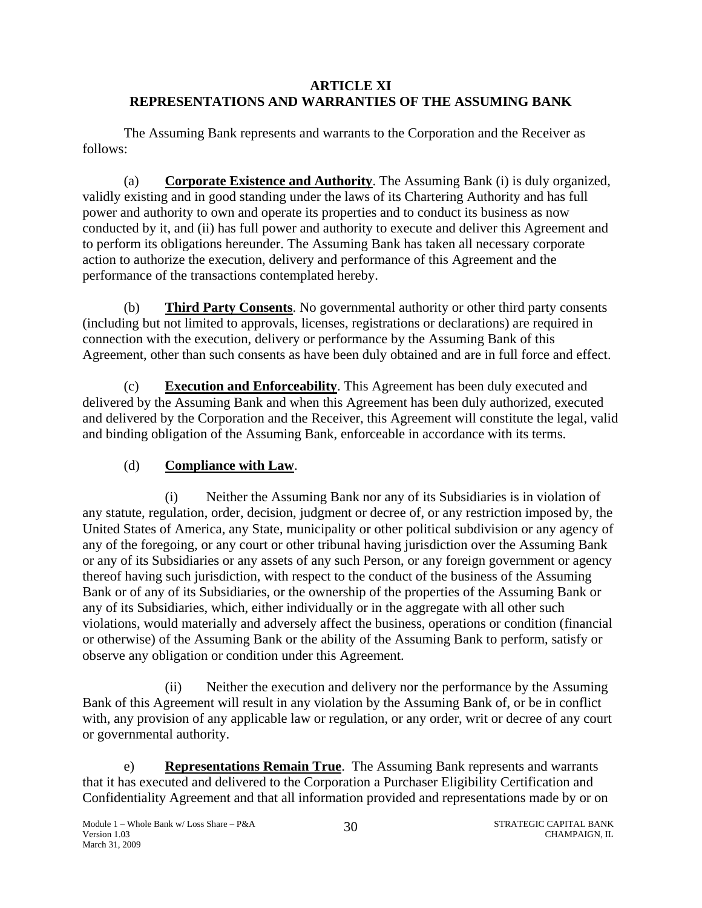# ARTICLE XI
# REPRESENTATIONS AND WARRANTIES OF THE ASSUMING BANK

The Assuming Bank represents and warrants to the Corporation and the Receiver as follows:

(a) **Corporate Existence and Authority**. The Assuming Bank (i) is duly organized, validly existing and in good standing under the laws of its Chartering Authority and has full power and authority to own and operate its properties and to conduct its business as now conducted by it, and (ii) has full power and authority to execute and deliver this Agreement and to perform its obligations hereunder. The Assuming Bank has taken all necessary corporate action to authorize the execution, delivery and performance of this Agreement and the performance of the transactions contemplated hereby.

(b) **Third Party Consents**. No governmental authority or other third party consents (including but not limited to approvals, licenses, registrations or declarations) are required in connection with the execution, delivery or performance by the Assuming Bank of this Agreement, other than such consents as have been duly obtained and are in full force and effect.

(c) **Execution and Enforceability**. This Agreement has been duly executed and delivered by the Assuming Bank and when this Agreement has been duly authorized, executed and delivered by the Corporation and the Receiver, this Agreement will constitute the legal, valid and binding obligation of the Assuming Bank, enforceable in accordance with its terms.

(d) **Compliance with Law**.

(i) Neither the Assuming Bank nor any of its Subsidiaries is in violation of any statute, regulation, order, decision, judgment or decree of, or any restriction imposed by, the United States of America, any State, municipality or other political subdivision or any agency of any of the foregoing, or any court or other tribunal having jurisdiction over the Assuming Bank or any of its Subsidiaries or any assets of any such Person, or any foreign government or agency thereof having such jurisdiction, with respect to the conduct of the business of the Assuming Bank or of any of its Subsidiaries, or the ownership of the properties of the Assuming Bank or any of its Subsidiaries, which, either individually or in the aggregate with all other such violations, would materially and adversely affect the business, operations or condition (financial or otherwise) of the Assuming Bank or the ability of the Assuming Bank to perform, satisfy or observe any obligation or condition under this Agreement.

(ii) Neither the execution and delivery nor the performance by the Assuming Bank of this Agreement will result in any violation by the Assuming Bank of, or be in conflict with, any provision of any applicable law or regulation, or any order, writ or decree of any court or governmental authority.

e) **Representations Remain True**. The Assuming Bank represents and warrants that it has executed and delivered to the Corporation a Purchaser Eligibility Certification and Confidentiality Agreement and that all information provided and representations made by or on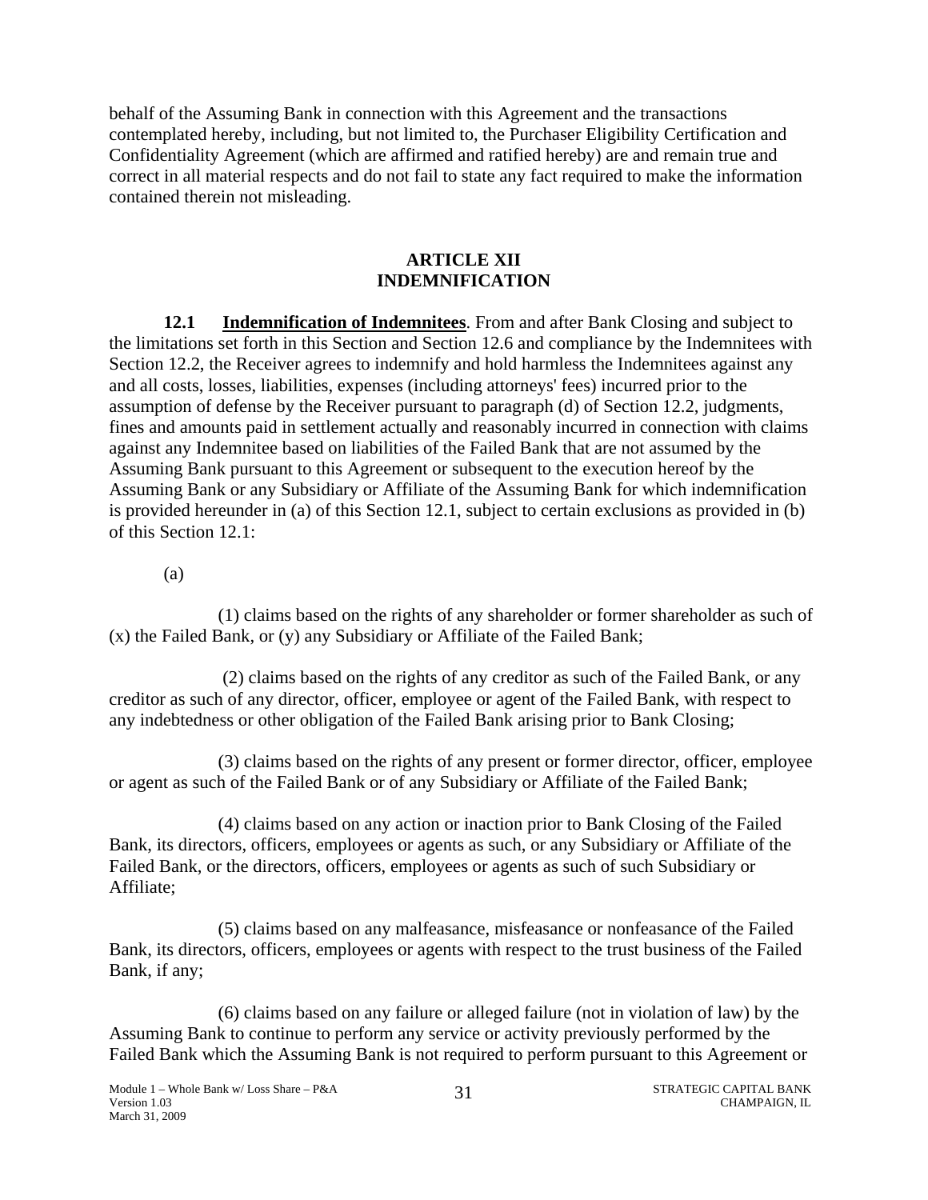behalf of the Assuming Bank in connection with this Agreement and the transactions contemplated hereby, including, but not limited to, the Purchaser Eligibility Certification and Confidentiality Agreement (which are affirmed and ratified hereby) are and remain true and correct in all material respects and do not fail to state any fact required to make the information contained therein not misleading.

## ARTICLE XII
## INDEMNIFICATION

**12.1 Indemnification of Indemnitees**. From and after Bank Closing and subject to the limitations set forth in this Section and Section 12.6 and compliance by the Indemnitees with Section 12.2, the Receiver agrees to indemnify and hold harmless the Indemnitees against any and all costs, losses, liabilities, expenses (including attorneys' fees) incurred prior to the assumption of defense by the Receiver pursuant to paragraph (d) of Section 12.2, judgments, fines and amounts paid in settlement actually and reasonably incurred in connection with claims against any Indemnitee based on liabilities of the Failed Bank that are not assumed by the Assuming Bank pursuant to this Agreement or subsequent to the execution hereof by the Assuming Bank or any Subsidiary or Affiliate of the Assuming Bank for which indemnification is provided hereunder in (a) of this Section 12.1, subject to certain exclusions as provided in (b) of this Section 12.1:

(a)

(1) claims based on the rights of any shareholder or former shareholder as such of (x) the Failed Bank, or (y) any Subsidiary or Affiliate of the Failed Bank;

(2) claims based on the rights of any creditor as such of the Failed Bank, or any creditor as such of any director, officer, employee or agent of the Failed Bank, with respect to any indebtedness or other obligation of the Failed Bank arising prior to Bank Closing;

(3) claims based on the rights of any present or former director, officer, employee or agent as such of the Failed Bank or of any Subsidiary or Affiliate of the Failed Bank;

(4) claims based on any action or inaction prior to Bank Closing of the Failed Bank, its directors, officers, employees or agents as such, or any Subsidiary or Affiliate of the Failed Bank, or the directors, officers, employees or agents as such of such Subsidiary or Affiliate;

(5) claims based on any malfeasance, misfeasance or nonfeasance of the Failed Bank, its directors, officers, employees or agents with respect to the trust business of the Failed Bank, if any;

(6) claims based on any failure or alleged failure (not in violation of law) by the Assuming Bank to continue to perform any service or activity previously performed by the Failed Bank which the Assuming Bank is not required to perform pursuant to this Agreement or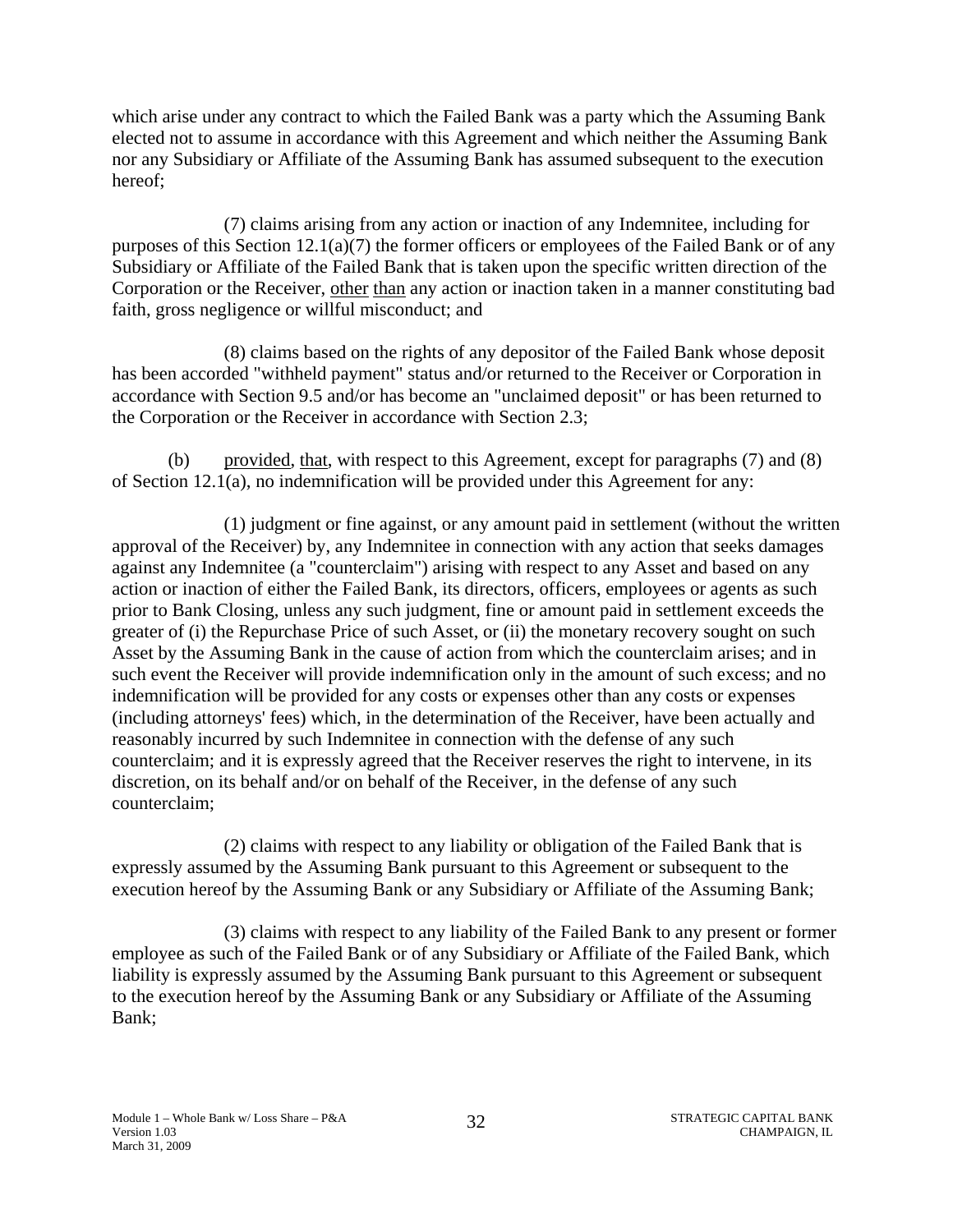which arise under any contract to which the Failed Bank was a party which the Assuming Bank elected not to assume in accordance with this Agreement and which neither the Assuming Bank nor any Subsidiary or Affiliate of the Assuming Bank has assumed subsequent to the execution hereof;

(7) claims arising from any action or inaction of any Indemnitee, including for purposes of this Section 12.1(a)(7) the former officers or employees of the Failed Bank or of any Subsidiary or Affiliate of the Failed Bank that is taken upon the specific written direction of the Corporation or the Receiver, other than any action or inaction taken in a manner constituting bad faith, gross negligence or willful misconduct; and

(8) claims based on the rights of any depositor of the Failed Bank whose deposit has been accorded "withheld payment" status and/or returned to the Receiver or Corporation in accordance with Section 9.5 and/or has become an "unclaimed deposit" or has been returned to the Corporation or the Receiver in accordance with Section 2.3;

(b) provided, that, with respect to this Agreement, except for paragraphs (7) and (8) of Section 12.1(a), no indemnification will be provided under this Agreement for any:

(1) judgment or fine against, or any amount paid in settlement (without the written approval of the Receiver) by, any Indemnitee in connection with any action that seeks damages against any Indemnitee (a "counterclaim") arising with respect to any Asset and based on any action or inaction of either the Failed Bank, its directors, officers, employees or agents as such prior to Bank Closing, unless any such judgment, fine or amount paid in settlement exceeds the greater of (i) the Repurchase Price of such Asset, or (ii) the monetary recovery sought on such Asset by the Assuming Bank in the cause of action from which the counterclaim arises; and in such event the Receiver will provide indemnification only in the amount of such excess; and no indemnification will be provided for any costs or expenses other than any costs or expenses (including attorneys' fees) which, in the determination of the Receiver, have been actually and reasonably incurred by such Indemnitee in connection with the defense of any such counterclaim; and it is expressly agreed that the Receiver reserves the right to intervene, in its discretion, on its behalf and/or on behalf of the Receiver, in the defense of any such counterclaim;

(2) claims with respect to any liability or obligation of the Failed Bank that is expressly assumed by the Assuming Bank pursuant to this Agreement or subsequent to the execution hereof by the Assuming Bank or any Subsidiary or Affiliate of the Assuming Bank;

(3) claims with respect to any liability of the Failed Bank to any present or former employee as such of the Failed Bank or of any Subsidiary or Affiliate of the Failed Bank, which liability is expressly assumed by the Assuming Bank pursuant to this Agreement or subsequent to the execution hereof by the Assuming Bank or any Subsidiary or Affiliate of the Assuming Bank;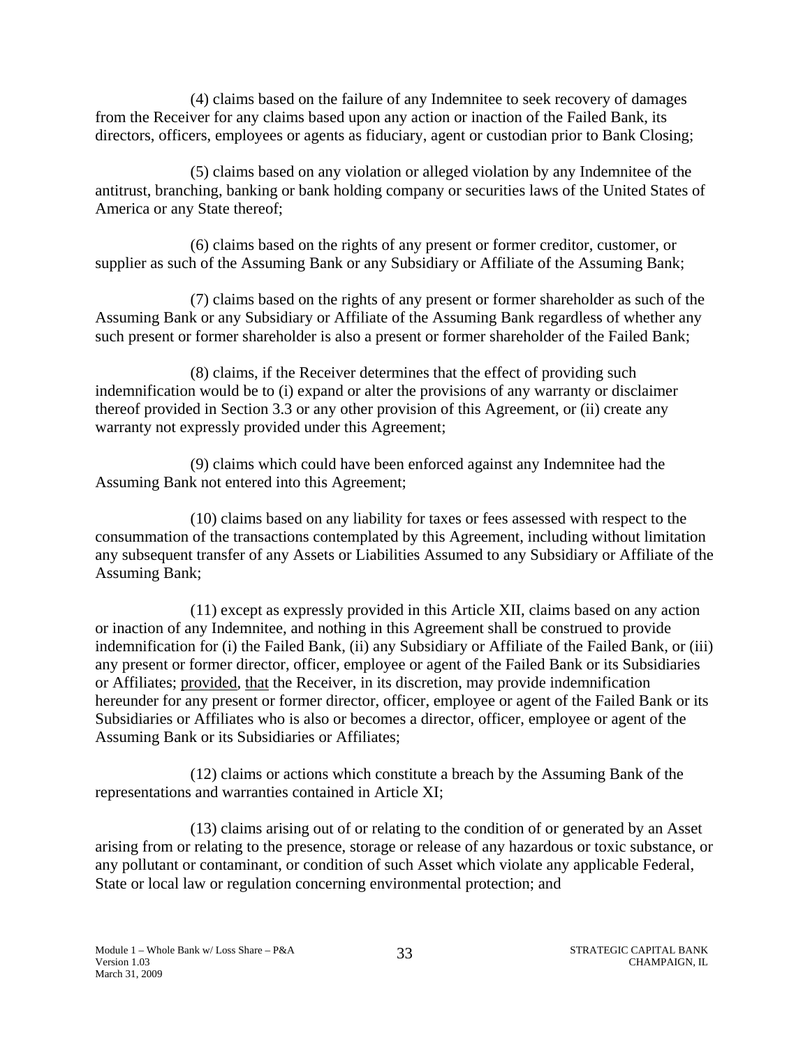(4) claims based on the failure of any Indemnitee to seek recovery of damages from the Receiver for any claims based upon any action or inaction of the Failed Bank, its directors, officers, employees or agents as fiduciary, agent or custodian prior to Bank Closing;

(5) claims based on any violation or alleged violation by any Indemnitee of the antitrust, branching, banking or bank holding company or securities laws of the United States of America or any State thereof;

(6) claims based on the rights of any present or former creditor, customer, or supplier as such of the Assuming Bank or any Subsidiary or Affiliate of the Assuming Bank;

(7) claims based on the rights of any present or former shareholder as such of the Assuming Bank or any Subsidiary or Affiliate of the Assuming Bank regardless of whether any such present or former shareholder is also a present or former shareholder of the Failed Bank;

(8) claims, if the Receiver determines that the effect of providing such indemnification would be to (i) expand or alter the provisions of any warranty or disclaimer thereof provided in Section 3.3 or any other provision of this Agreement, or (ii) create any warranty not expressly provided under this Agreement;

(9) claims which could have been enforced against any Indemnitee had the Assuming Bank not entered into this Agreement;

(10) claims based on any liability for taxes or fees assessed with respect to the consummation of the transactions contemplated by this Agreement, including without limitation any subsequent transfer of any Assets or Liabilities Assumed to any Subsidiary or Affiliate of the Assuming Bank;

(11) except as expressly provided in this Article XII, claims based on any action or inaction of any Indemnitee, and nothing in this Agreement shall be construed to provide indemnification for (i) the Failed Bank, (ii) any Subsidiary or Affiliate of the Failed Bank, or (iii) any present or former director, officer, employee or agent of the Failed Bank or its Subsidiaries or Affiliates; provided, that the Receiver, in its discretion, may provide indemnification hereunder for any present or former director, officer, employee or agent of the Failed Bank or its Subsidiaries or Affiliates who is also or becomes a director, officer, employee or agent of the Assuming Bank or its Subsidiaries or Affiliates;

(12) claims or actions which constitute a breach by the Assuming Bank of the representations and warranties contained in Article XI;

(13) claims arising out of or relating to the condition of or generated by an Asset arising from or relating to the presence, storage or release of any hazardous or toxic substance, or any pollutant or contaminant, or condition of such Asset which violate any applicable Federal, State or local law or regulation concerning environmental protection; and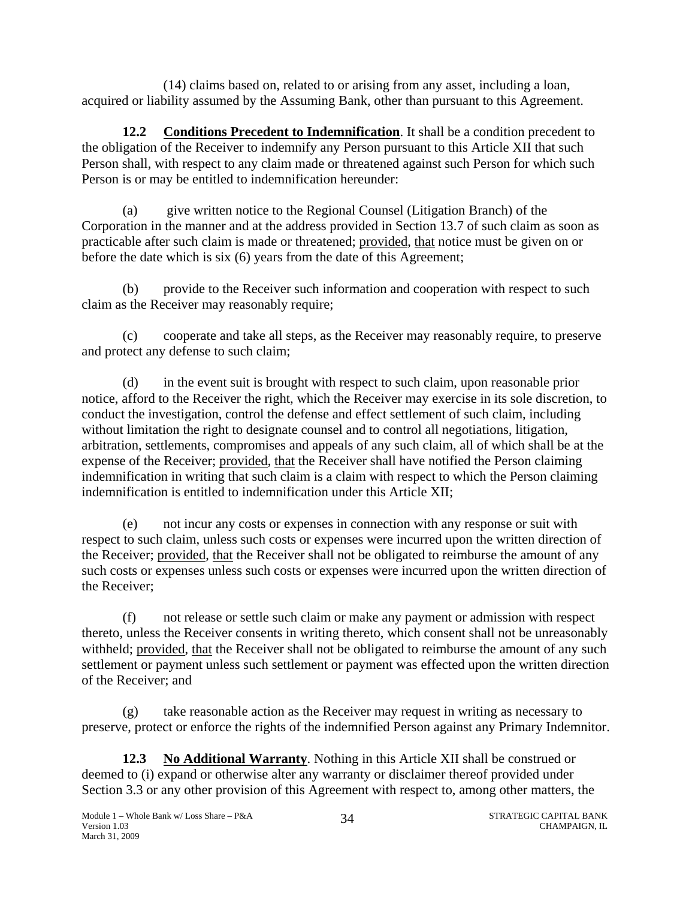(14) claims based on, related to or arising from any asset, including a loan, acquired or liability assumed by the Assuming Bank, other than pursuant to this Agreement.

**12.2 Conditions Precedent to Indemnification**. It shall be a condition precedent to the obligation of the Receiver to indemnify any Person pursuant to this Article XII that such Person shall, with respect to any claim made or threatened against such Person for which such Person is or may be entitled to indemnification hereunder:

(a) give written notice to the Regional Counsel (Litigation Branch) of the Corporation in the manner and at the address provided in Section 13.7 of such claim as soon as practicable after such claim is made or threatened; provided, that notice must be given on or before the date which is six (6) years from the date of this Agreement;

(b) provide to the Receiver such information and cooperation with respect to such claim as the Receiver may reasonably require;

(c) cooperate and take all steps, as the Receiver may reasonably require, to preserve and protect any defense to such claim;

(d) in the event suit is brought with respect to such claim, upon reasonable prior notice, afford to the Receiver the right, which the Receiver may exercise in its sole discretion, to conduct the investigation, control the defense and effect settlement of such claim, including without limitation the right to designate counsel and to control all negotiations, litigation, arbitration, settlements, compromises and appeals of any such claim, all of which shall be at the expense of the Receiver; provided, that the Receiver shall have notified the Person claiming indemnification in writing that such claim is a claim with respect to which the Person claiming indemnification is entitled to indemnification under this Article XII;

(e) not incur any costs or expenses in connection with any response or suit with respect to such claim, unless such costs or expenses were incurred upon the written direction of the Receiver; provided, that the Receiver shall not be obligated to reimburse the amount of any such costs or expenses unless such costs or expenses were incurred upon the written direction of the Receiver;

(f) not release or settle such claim or make any payment or admission with respect thereto, unless the Receiver consents in writing thereto, which consent shall not be unreasonably withheld; provided, that the Receiver shall not be obligated to reimburse the amount of any such settlement or payment unless such settlement or payment was effected upon the written direction of the Receiver; and

(g) take reasonable action as the Receiver may request in writing as necessary to preserve, protect or enforce the rights of the indemnified Person against any Primary Indemnitor.

**12.3 No Additional Warranty**. Nothing in this Article XII shall be construed or deemed to (i) expand or otherwise alter any warranty or disclaimer thereof provided under Section 3.3 or any other provision of this Agreement with respect to, among other matters, the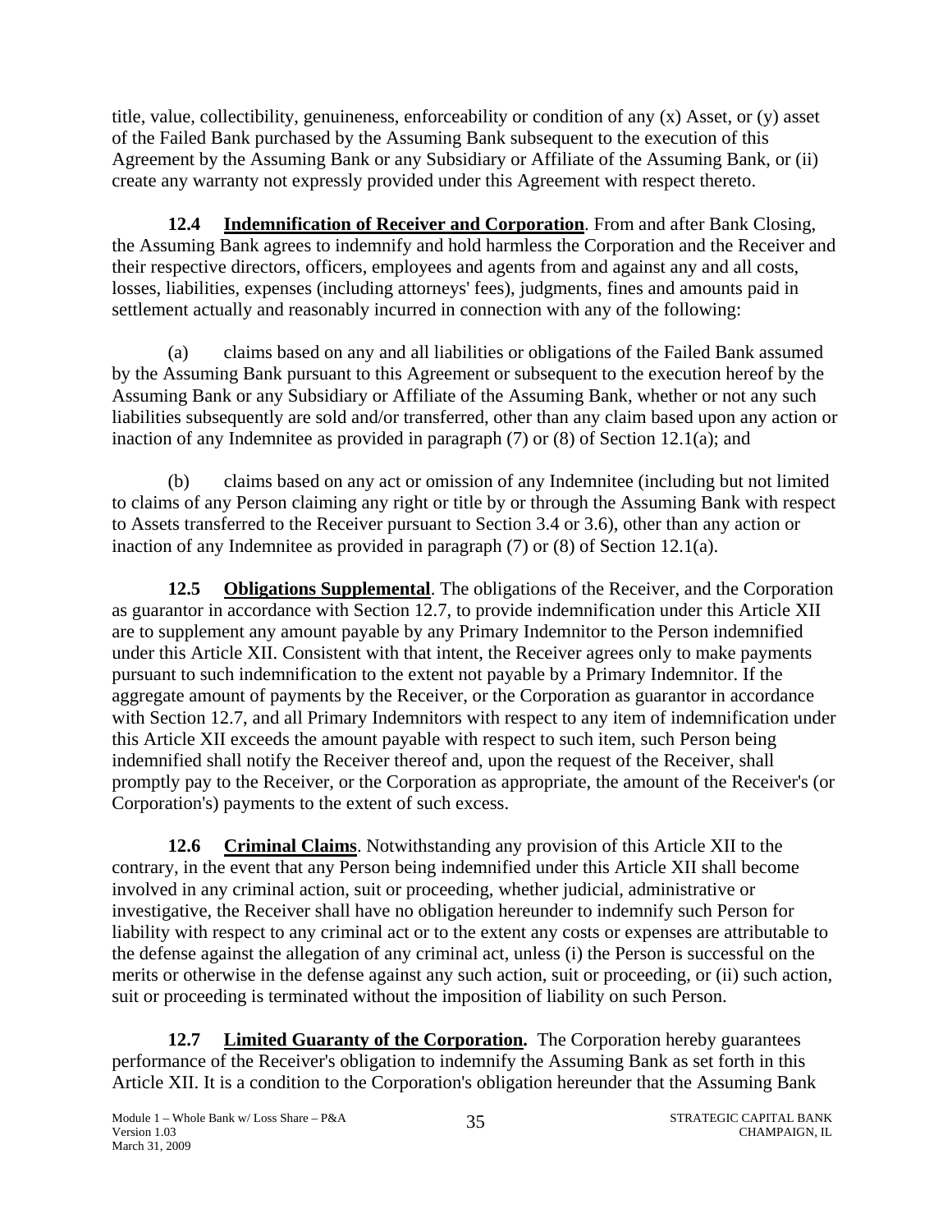title, value, collectibility, genuineness, enforceability or condition of any (x) Asset, or (y) asset of the Failed Bank purchased by the Assuming Bank subsequent to the execution of this Agreement by the Assuming Bank or any Subsidiary or Affiliate of the Assuming Bank, or (ii) create any warranty not expressly provided under this Agreement with respect thereto.

**12.4 Indemnification of Receiver and Corporation**. From and after Bank Closing, the Assuming Bank agrees to indemnify and hold harmless the Corporation and the Receiver and their respective directors, officers, employees and agents from and against any and all costs, losses, liabilities, expenses (including attorneys' fees), judgments, fines and amounts paid in settlement actually and reasonably incurred in connection with any of the following:

(a) claims based on any and all liabilities or obligations of the Failed Bank assumed by the Assuming Bank pursuant to this Agreement or subsequent to the execution hereof by the Assuming Bank or any Subsidiary or Affiliate of the Assuming Bank, whether or not any such liabilities subsequently are sold and/or transferred, other than any claim based upon any action or inaction of any Indemnitee as provided in paragraph (7) or (8) of Section 12.1(a); and

(b) claims based on any act or omission of any Indemnitee (including but not limited to claims of any Person claiming any right or title by or through the Assuming Bank with respect to Assets transferred to the Receiver pursuant to Section 3.4 or 3.6), other than any action or inaction of any Indemnitee as provided in paragraph (7) or (8) of Section 12.1(a).

**12.5 Obligations Supplemental**. The obligations of the Receiver, and the Corporation as guarantor in accordance with Section 12.7, to provide indemnification under this Article XII are to supplement any amount payable by any Primary Indemnitor to the Person indemnified under this Article XII. Consistent with that intent, the Receiver agrees only to make payments pursuant to such indemnification to the extent not payable by a Primary Indemnitor. If the aggregate amount of payments by the Receiver, or the Corporation as guarantor in accordance with Section 12.7, and all Primary Indemnitors with respect to any item of indemnification under this Article XII exceeds the amount payable with respect to such item, such Person being indemnified shall notify the Receiver thereof and, upon the request of the Receiver, shall promptly pay to the Receiver, or the Corporation as appropriate, the amount of the Receiver's (or Corporation's) payments to the extent of such excess.

**12.6 Criminal Claims**. Notwithstanding any provision of this Article XII to the contrary, in the event that any Person being indemnified under this Article XII shall become involved in any criminal action, suit or proceeding, whether judicial, administrative or investigative, the Receiver shall have no obligation hereunder to indemnify such Person for liability with respect to any criminal act or to the extent any costs or expenses are attributable to the defense against the allegation of any criminal act, unless (i) the Person is successful on the merits or otherwise in the defense against any such action, suit or proceeding, or (ii) such action, suit or proceeding is terminated without the imposition of liability on such Person.

**12.7 Limited Guaranty of the Corporation.** The Corporation hereby guarantees performance of the Receiver's obligation to indemnify the Assuming Bank as set forth in this Article XII. It is a condition to the Corporation's obligation hereunder that the Assuming Bank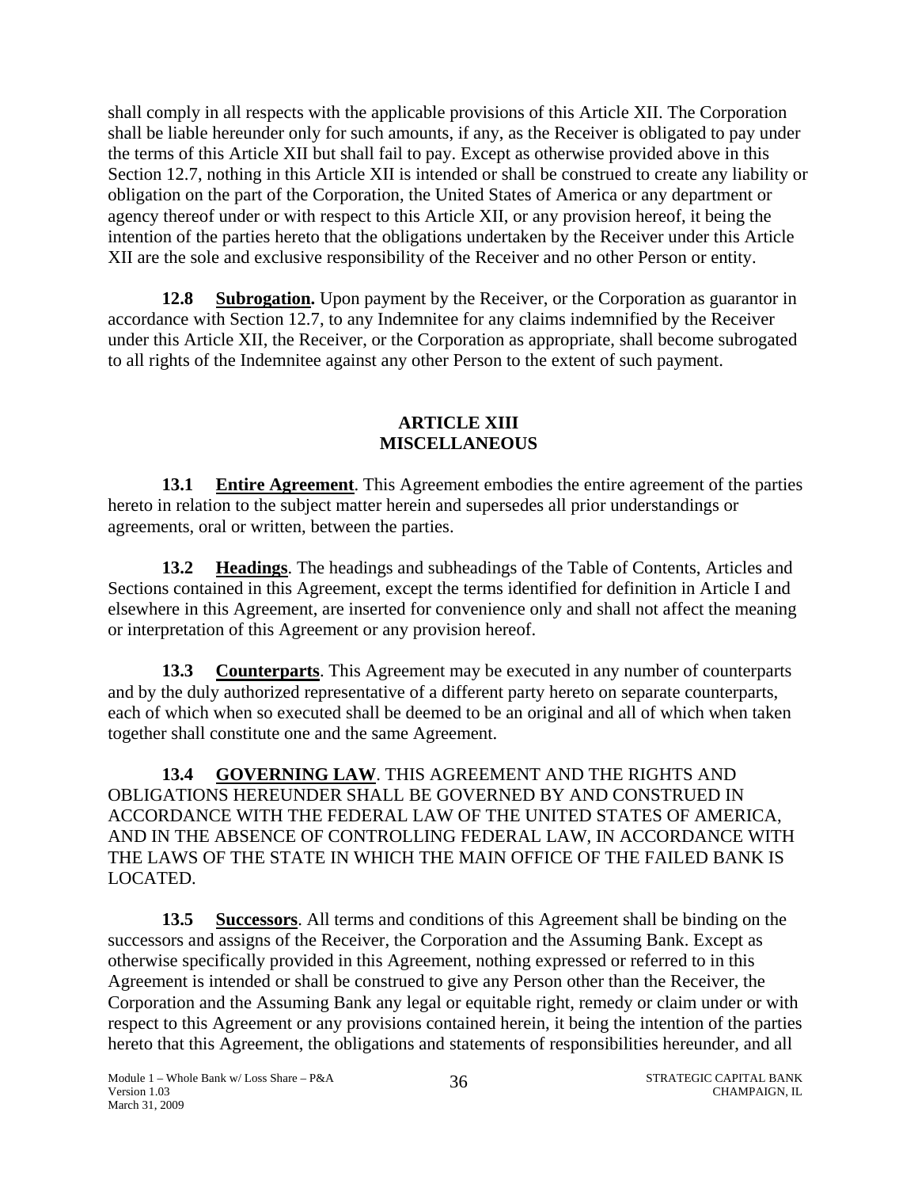shall comply in all respects with the applicable provisions of this Article XII. The Corporation shall be liable hereunder only for such amounts, if any, as the Receiver is obligated to pay under the terms of this Article XII but shall fail to pay. Except as otherwise provided above in this Section 12.7, nothing in this Article XII is intended or shall be construed to create any liability or obligation on the part of the Corporation, the United States of America or any department or agency thereof under or with respect to this Article XII, or any provision hereof, it being the intention of the parties hereto that the obligations undertaken by the Receiver under this Article XII are the sole and exclusive responsibility of the Receiver and no other Person or entity.

**12.8 Subrogation.** Upon payment by the Receiver, or the Corporation as guarantor in accordance with Section 12.7, to any Indemnitee for any claims indemnified by the Receiver under this Article XII, the Receiver, or the Corporation as appropriate, shall become subrogated to all rights of the Indemnitee against any other Person to the extent of such payment.

## ARTICLE XIII
## MISCELLANEOUS

**13.1 Entire Agreement**. This Agreement embodies the entire agreement of the parties hereto in relation to the subject matter herein and supersedes all prior understandings or agreements, oral or written, between the parties.

**13.2 Headings**. The headings and subheadings of the Table of Contents, Articles and Sections contained in this Agreement, except the terms identified for definition in Article I and elsewhere in this Agreement, are inserted for convenience only and shall not affect the meaning or interpretation of this Agreement or any provision hereof.

**13.3 Counterparts**. This Agreement may be executed in any number of counterparts and by the duly authorized representative of a different party hereto on separate counterparts, each of which when so executed shall be deemed to be an original and all of which when taken together shall constitute one and the same Agreement.

**13.4 GOVERNING LAW**. THIS AGREEMENT AND THE RIGHTS AND OBLIGATIONS HEREUNDER SHALL BE GOVERNED BY AND CONSTRUED IN ACCORDANCE WITH THE FEDERAL LAW OF THE UNITED STATES OF AMERICA, AND IN THE ABSENCE OF CONTROLLING FEDERAL LAW, IN ACCORDANCE WITH THE LAWS OF THE STATE IN WHICH THE MAIN OFFICE OF THE FAILED BANK IS LOCATED.

**13.5 Successors**. All terms and conditions of this Agreement shall be binding on the successors and assigns of the Receiver, the Corporation and the Assuming Bank. Except as otherwise specifically provided in this Agreement, nothing expressed or referred to in this Agreement is intended or shall be construed to give any Person other than the Receiver, the Corporation and the Assuming Bank any legal or equitable right, remedy or claim under or with respect to this Agreement or any provisions contained herein, it being the intention of the parties hereto that this Agreement, the obligations and statements of responsibilities hereunder, and all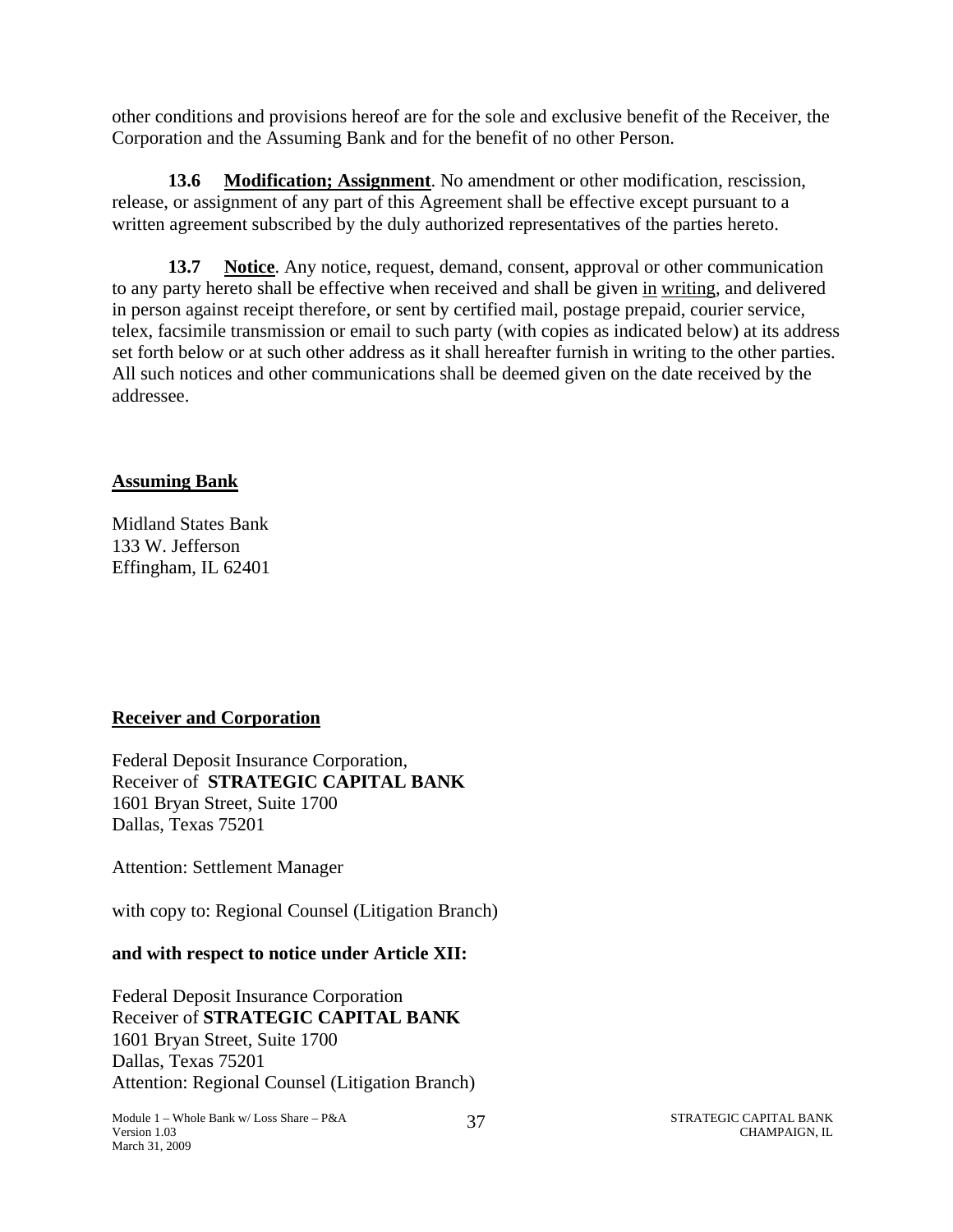other conditions and provisions hereof are for the sole and exclusive benefit of the Receiver, the Corporation and the Assuming Bank and for the benefit of no other Person.

**13.6 Modification; Assignment**. No amendment or other modification, rescission, release, or assignment of any part of this Agreement shall be effective except pursuant to a written agreement subscribed by the duly authorized representatives of the parties hereto.

**13.7 Notice**. Any notice, request, demand, consent, approval or other communication to any party hereto shall be effective when received and shall be given in writing, and delivered in person against receipt therefore, or sent by certified mail, postage prepaid, courier service, telex, facsimile transmission or email to such party (with copies as indicated below) at its address set forth below or at such other address as it shall hereafter furnish in writing to the other parties. All such notices and other communications shall be deemed given on the date received by the addressee.

**Assuming Bank**

Midland States Bank
133 W. Jefferson
Effingham, IL 62401

**Receiver and Corporation**

Federal Deposit Insurance Corporation,
Receiver of **STRATEGIC CAPITAL BANK**
1601 Bryan Street, Suite 1700
Dallas, Texas 75201

Attention: Settlement Manager

with copy to: Regional Counsel (Litigation Branch)

**and with respect to notice under Article XII:**

Federal Deposit Insurance Corporation
Receiver of **STRATEGIC CAPITAL BANK**
1601 Bryan Street, Suite 1700
Dallas, Texas 75201
Attention: Regional Counsel (Litigation Branch)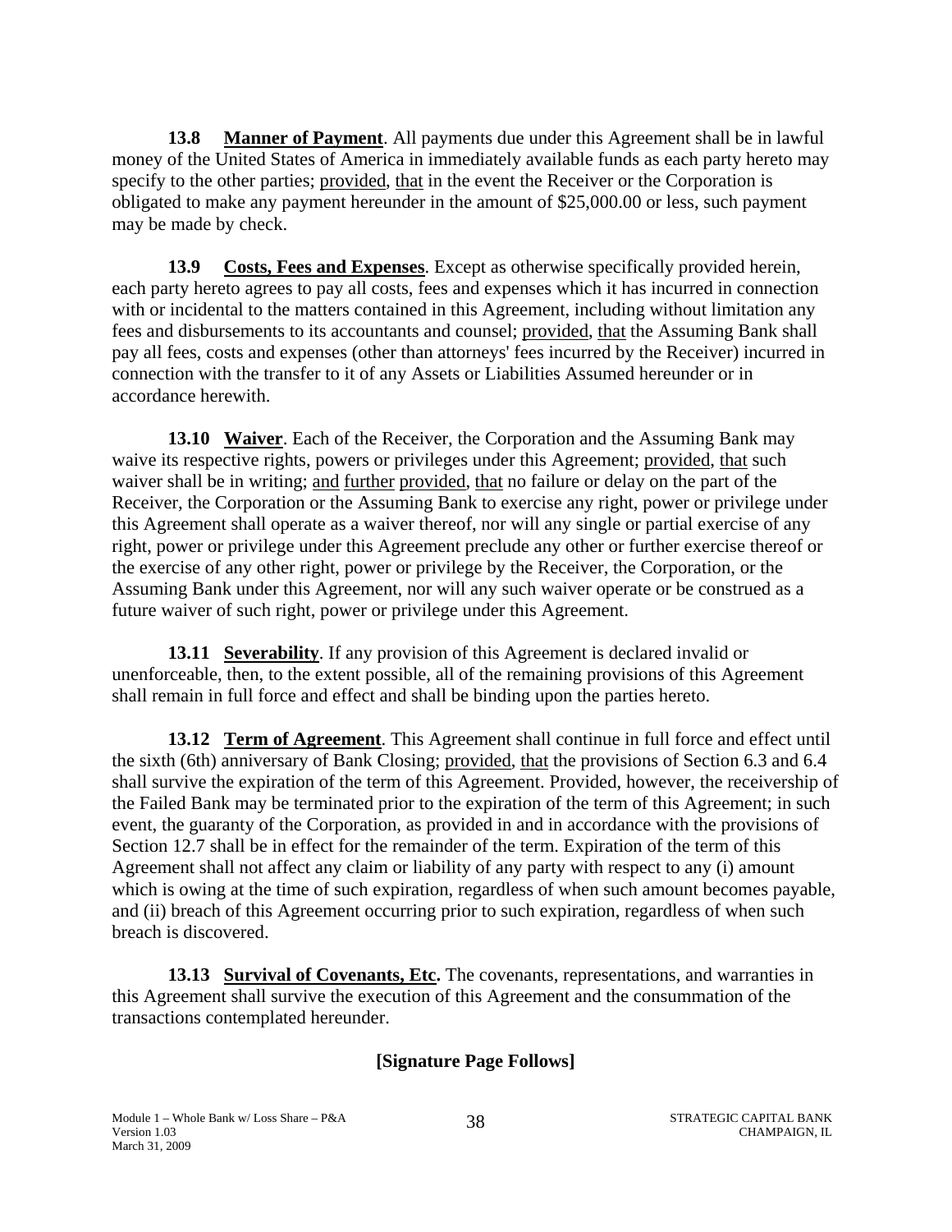**13.8 Manner of Payment**. All payments due under this Agreement shall be in lawful money of the United States of America in immediately available funds as each party hereto may specify to the other parties; provided, that in the event the Receiver or the Corporation is obligated to make any payment hereunder in the amount of $25,000.00 or less, such payment may be made by check.

**13.9 Costs, Fees and Expenses**. Except as otherwise specifically provided herein, each party hereto agrees to pay all costs, fees and expenses which it has incurred in connection with or incidental to the matters contained in this Agreement, including without limitation any fees and disbursements to its accountants and counsel; provided, that the Assuming Bank shall pay all fees, costs and expenses (other than attorneys' fees incurred by the Receiver) incurred in connection with the transfer to it of any Assets or Liabilities Assumed hereunder or in accordance herewith.

**13.10 Waiver**. Each of the Receiver, the Corporation and the Assuming Bank may waive its respective rights, powers or privileges under this Agreement; provided, that such waiver shall be in writing; and further provided, that no failure or delay on the part of the Receiver, the Corporation or the Assuming Bank to exercise any right, power or privilege under this Agreement shall operate as a waiver thereof, nor will any single or partial exercise of any right, power or privilege under this Agreement preclude any other or further exercise thereof or the exercise of any other right, power or privilege by the Receiver, the Corporation, or the Assuming Bank under this Agreement, nor will any such waiver operate or be construed as a future waiver of such right, power or privilege under this Agreement.

**13.11 Severability**. If any provision of this Agreement is declared invalid or unenforceable, then, to the extent possible, all of the remaining provisions of this Agreement shall remain in full force and effect and shall be binding upon the parties hereto.

**13.12 Term of Agreement**. This Agreement shall continue in full force and effect until the sixth (6th) anniversary of Bank Closing; provided, that the provisions of Section 6.3 and 6.4 shall survive the expiration of the term of this Agreement. Provided, however, the receivership of the Failed Bank may be terminated prior to the expiration of the term of this Agreement; in such event, the guaranty of the Corporation, as provided in and in accordance with the provisions of Section 12.7 shall be in effect for the remainder of the term. Expiration of the term of this Agreement shall not affect any claim or liability of any party with respect to any (i) amount which is owing at the time of such expiration, regardless of when such amount becomes payable, and (ii) breach of this Agreement occurring prior to such expiration, regardless of when such breach is discovered.

**13.13 Survival of Covenants, Etc.** The covenants, representations, and warranties in this Agreement shall survive the execution of this Agreement and the consummation of the transactions contemplated hereunder.

**[Signature Page Follows]**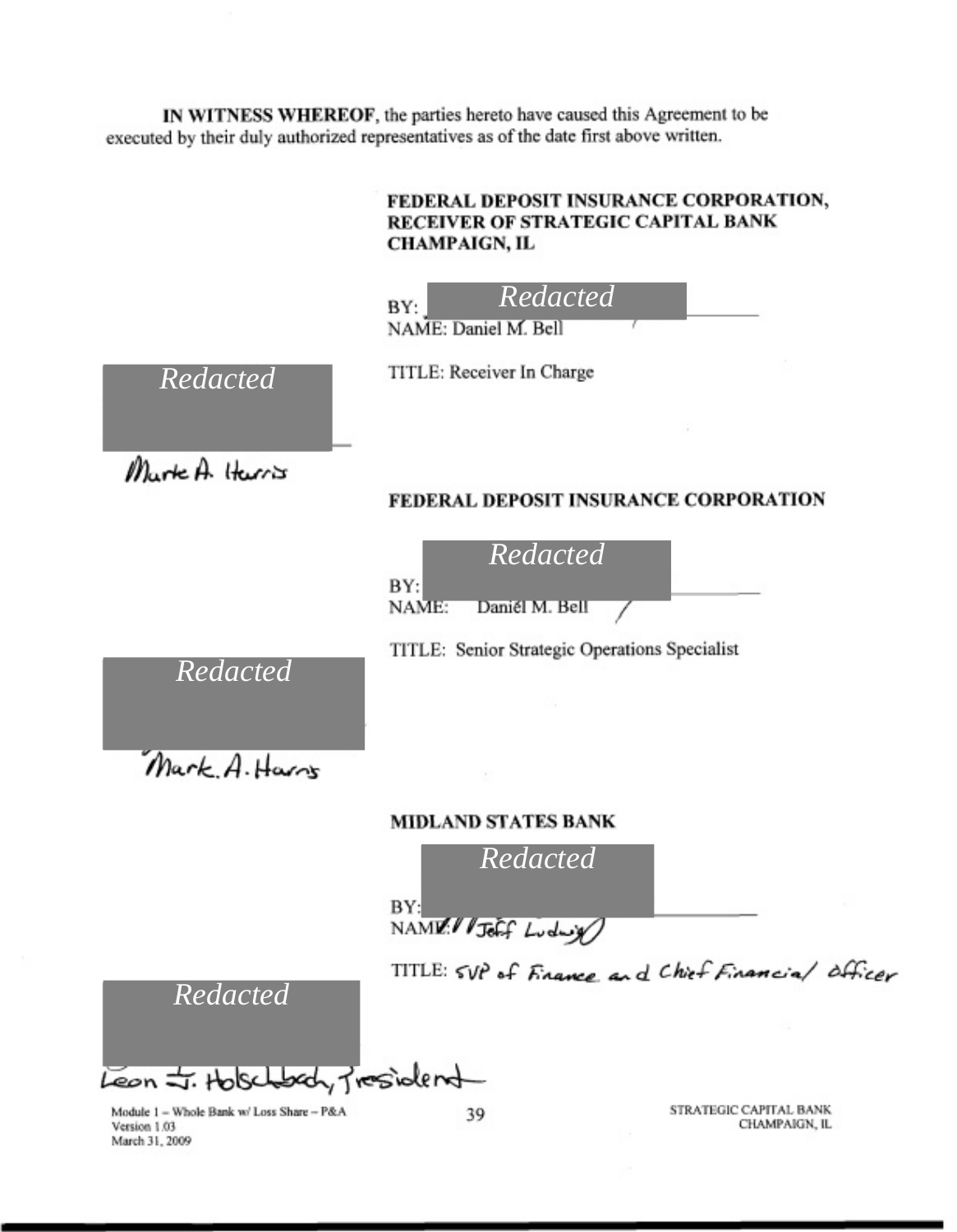**IN WITNESS WHEREOF**, the parties hereto have caused this Agreement to be executed by their duly authorized representatives as of the date first above written.

**FEDERAL DEPOSIT INSURANCE CORPORATION, RECEIVER OF STRATEGIC CAPITAL BANK CHAMPAIGN, IL**

BY: *Redacted*

NAME: Daniel M. Bell

TITLE: Receiver In Charge

*Redacted*

Mark A. Harris

**FEDERAL DEPOSIT INSURANCE CORPORATION**

BY: *Redacted*

NAME: Daniel M. Bell

TITLE: Senior Strategic Operations Specialist

*Redacted*

Mark. A. Harris

**MIDLAND STATES BANK**

BY: *Redacted*

NAME: Jeff Ludwig

TITLE: SVP of Finance and Chief Financial Officer

*Redacted*

Leon J. Holschbach, President

Module 1 – Whole Bank w/ Loss Share – P&A
Version 1.03
March 31, 2009

STRATEGIC CAPITAL BANK
CHAMPAIGN, IL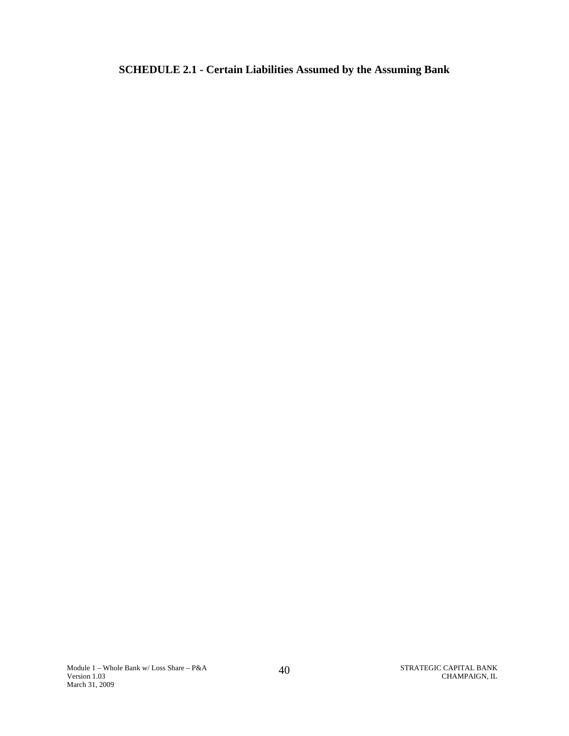## SCHEDULE 2.1 - Certain Liabilities Assumed by the Assuming Bank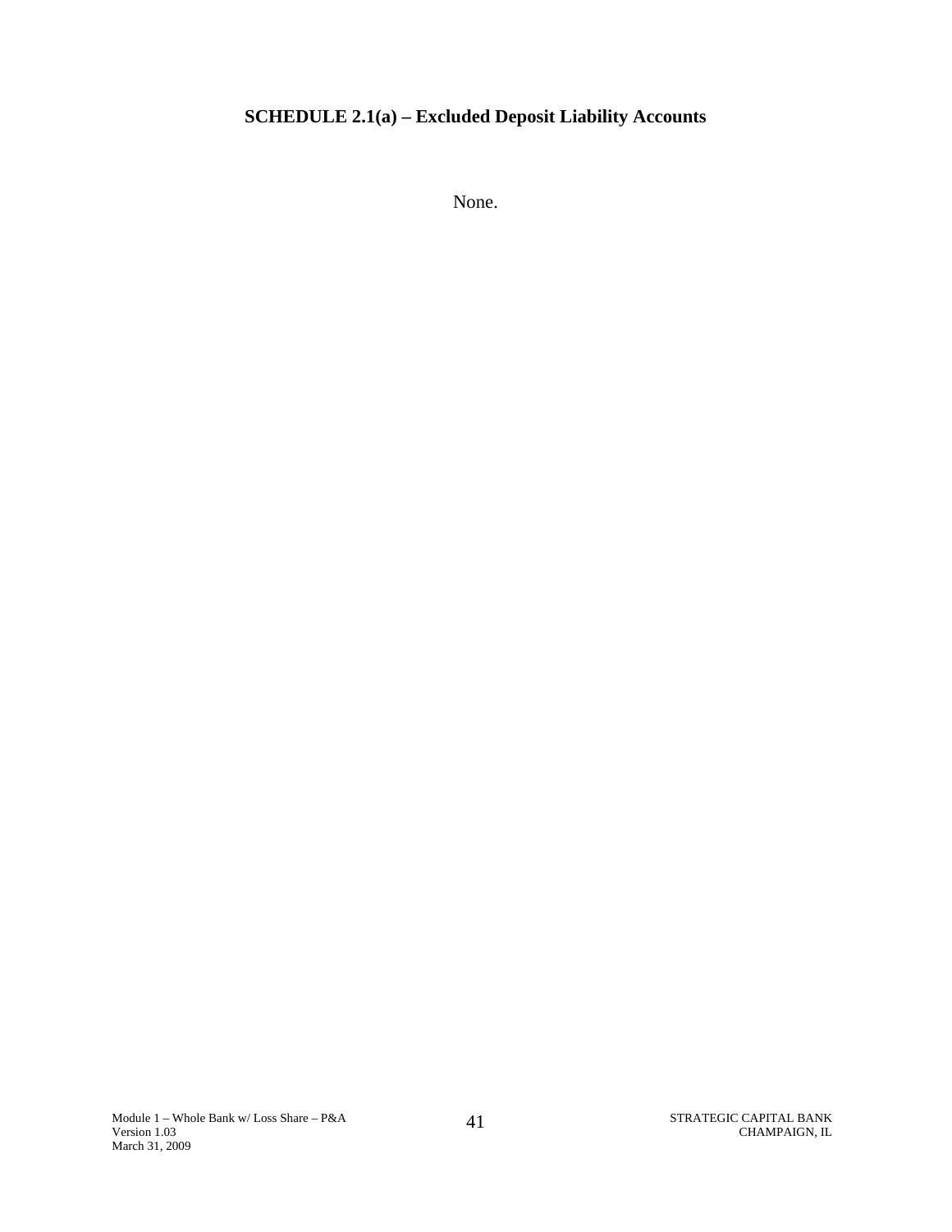## SCHEDULE 2.1(a) – Excluded Deposit Liability Accounts

None.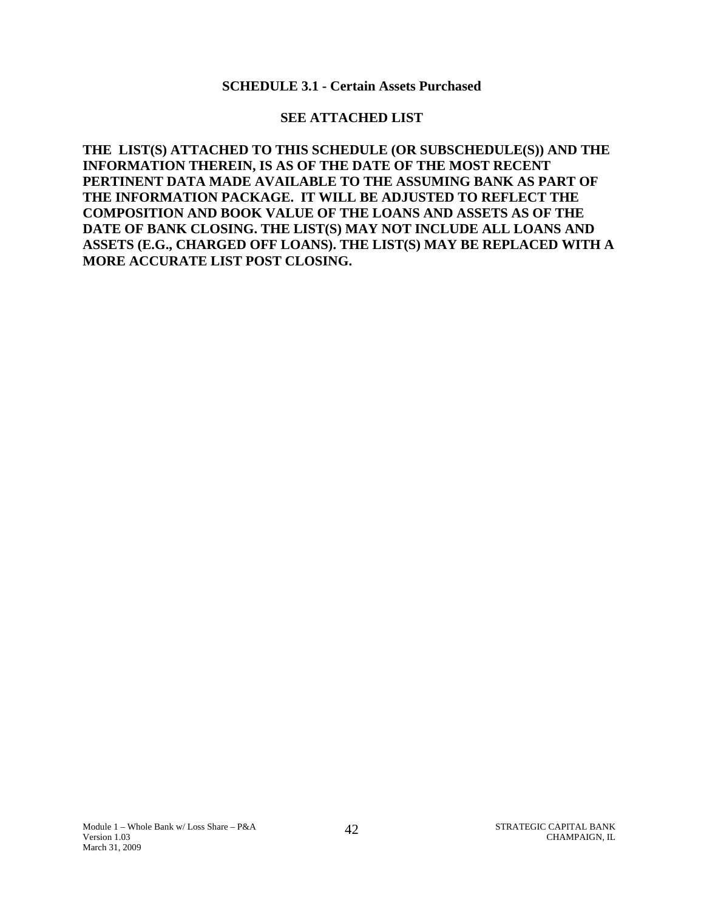## SCHEDULE 3.1 - Certain Assets Purchased

**SEE ATTACHED LIST**

**THE LIST(S) ATTACHED TO THIS SCHEDULE (OR SUBSCHEDULE(S)) AND THE INFORMATION THEREIN, IS AS OF THE DATE OF THE MOST RECENT PERTINENT DATA MADE AVAILABLE TO THE ASSUMING BANK AS PART OF THE INFORMATION PACKAGE. IT WILL BE ADJUSTED TO REFLECT THE COMPOSITION AND BOOK VALUE OF THE LOANS AND ASSETS AS OF THE DATE OF BANK CLOSING. THE LIST(S) MAY NOT INCLUDE ALL LOANS AND ASSETS (E.G., CHARGED OFF LOANS). THE LIST(S) MAY BE REPLACED WITH A MORE ACCURATE LIST POST CLOSING.**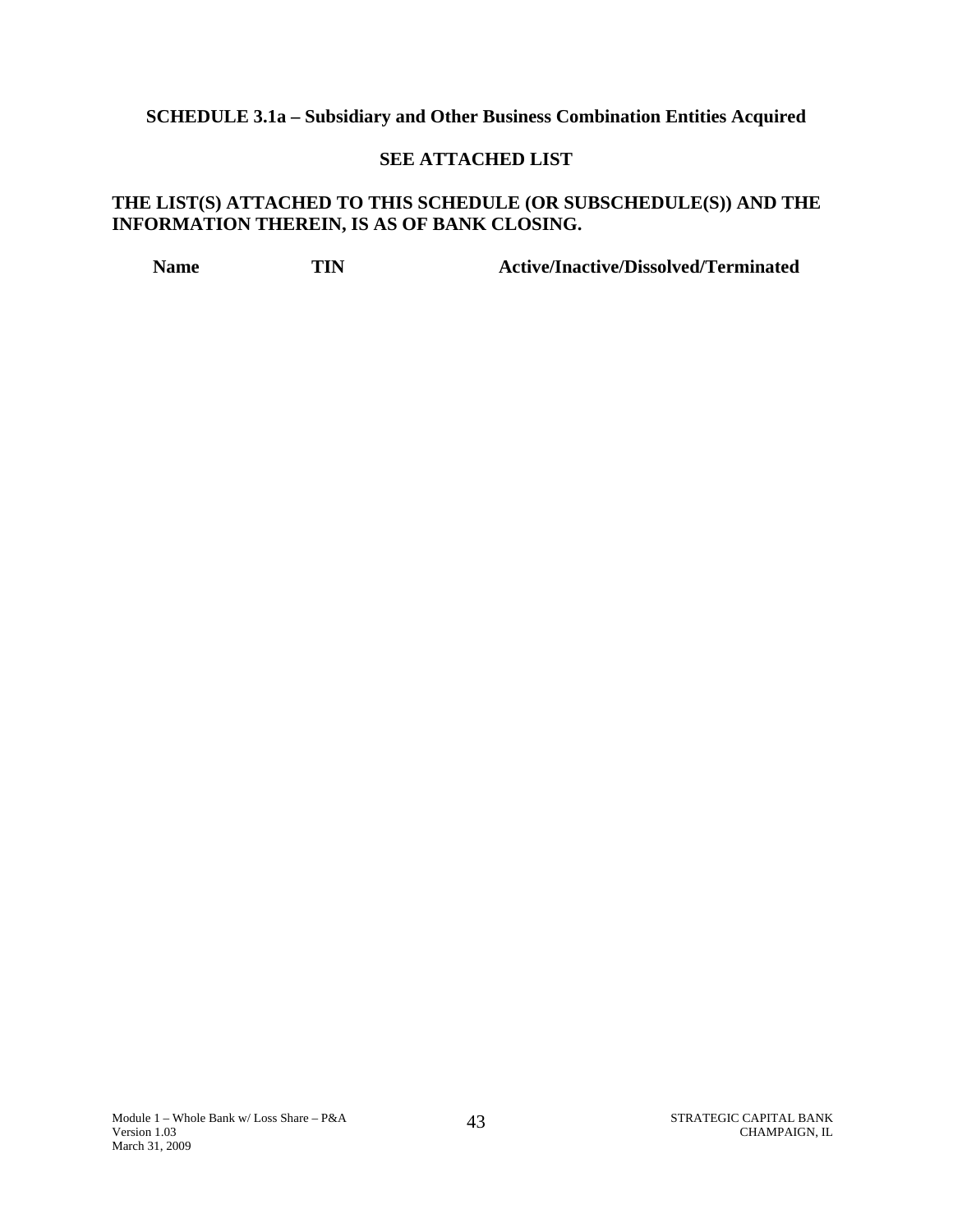**SCHEDULE 3.1a – Subsidiary and Other Business Combination Entities Acquired**

**SEE ATTACHED LIST**

**THE LIST(S) ATTACHED TO THIS SCHEDULE (OR SUBSCHEDULE(S)) AND THE INFORMATION THEREIN, IS AS OF BANK CLOSING.**

| Name | TIN | Active/Inactive/Dissolved/Terminated |
| --- | --- | --- |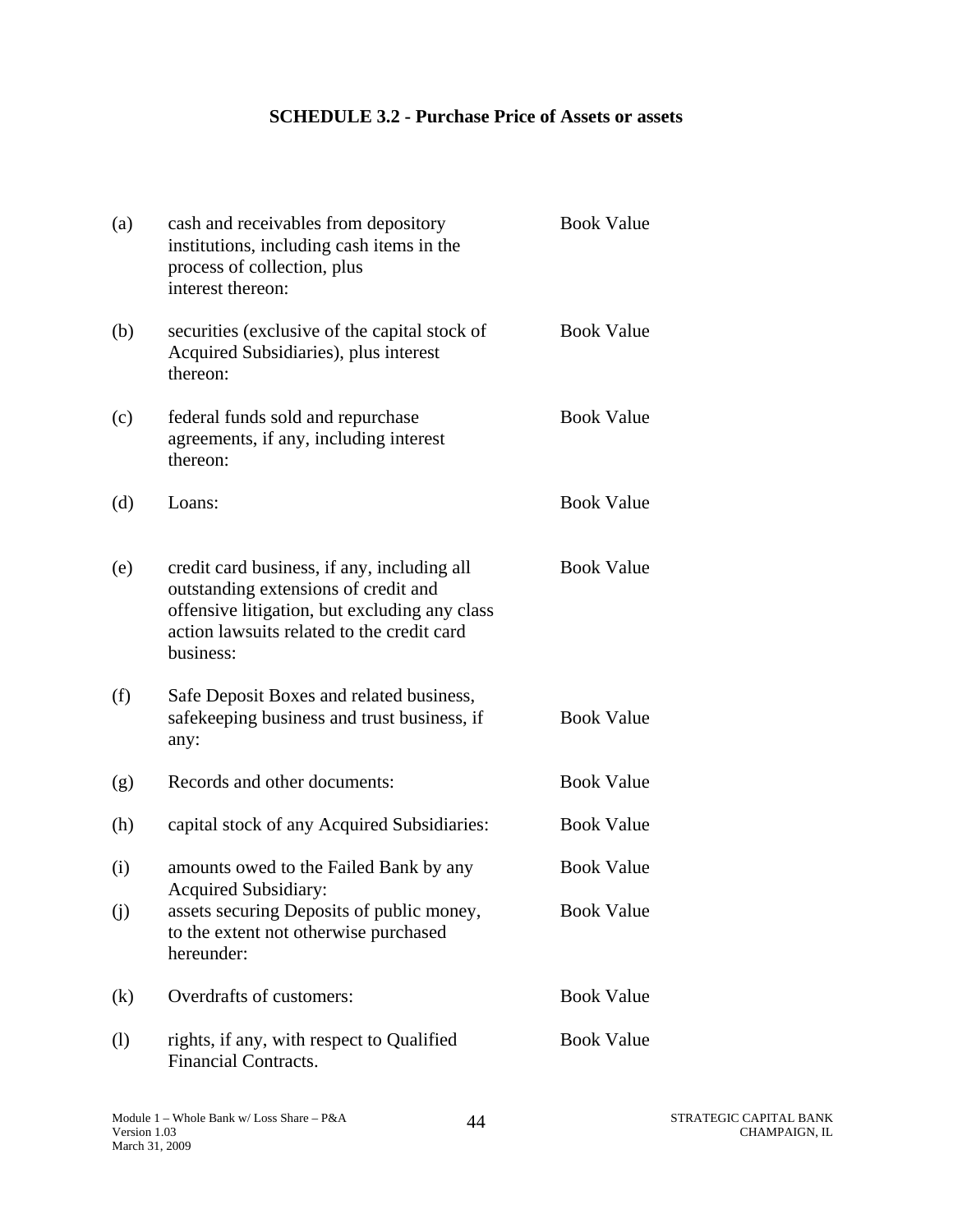**SCHEDULE 3.2 - Purchase Price of Assets or assets**

| | | |
|---|---|---|
| (a) | cash and receivables from depository institutions, including cash items in the process of collection, plus interest thereon: | Book Value |
| (b) | securities (exclusive of the capital stock of Acquired Subsidiaries), plus interest thereon: | Book Value |
| (c) | federal funds sold and repurchase agreements, if any, including interest thereon: | Book Value |
| (d) | Loans: | Book Value |
| (e) | credit card business, if any, including all outstanding extensions of credit and offensive litigation, but excluding any class action lawsuits related to the credit card business: | Book Value |
| (f) | Safe Deposit Boxes and related business, safekeeping business and trust business, if any: | Book Value |
| (g) | Records and other documents: | Book Value |
| (h) | capital stock of any Acquired Subsidiaries: | Book Value |
| (i) | amounts owed to the Failed Bank by any Acquired Subsidiary: | Book Value |
| (j) | assets securing Deposits of public money, to the extent not otherwise purchased hereunder: | Book Value |
| (k) | Overdrafts of customers: | Book Value |
| (l) | rights, if any, with respect to Qualified Financial Contracts. | Book Value |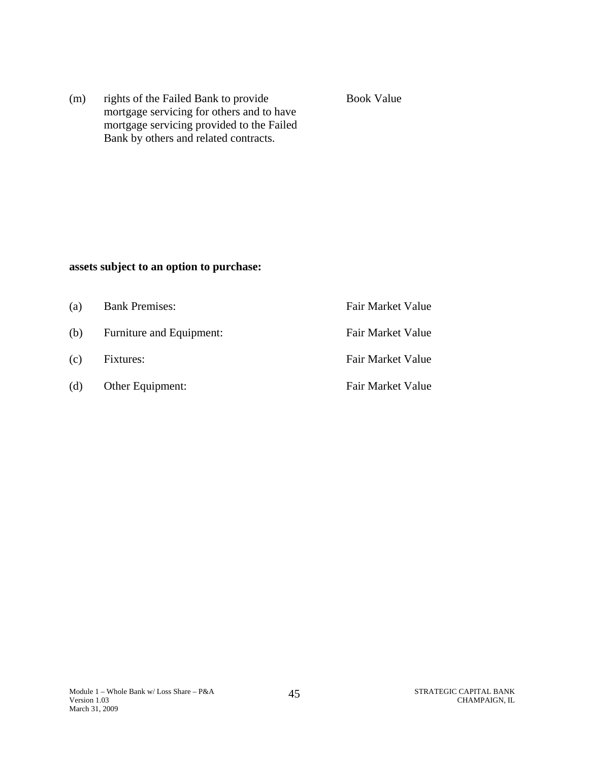| | | |
|---|---|---|
| (m) | rights of the Failed Bank to provide mortgage servicing for others and to have mortgage servicing provided to the Failed Bank by others and related contracts. | Book Value |

**assets subject to an option to purchase:**

| | | |
|---|---|---|
| (a) | Bank Premises: | Fair Market Value |
| (b) | Furniture and Equipment: | Fair Market Value |
| (c) | Fixtures: | Fair Market Value |
| (d) | Other Equipment: | Fair Market Value |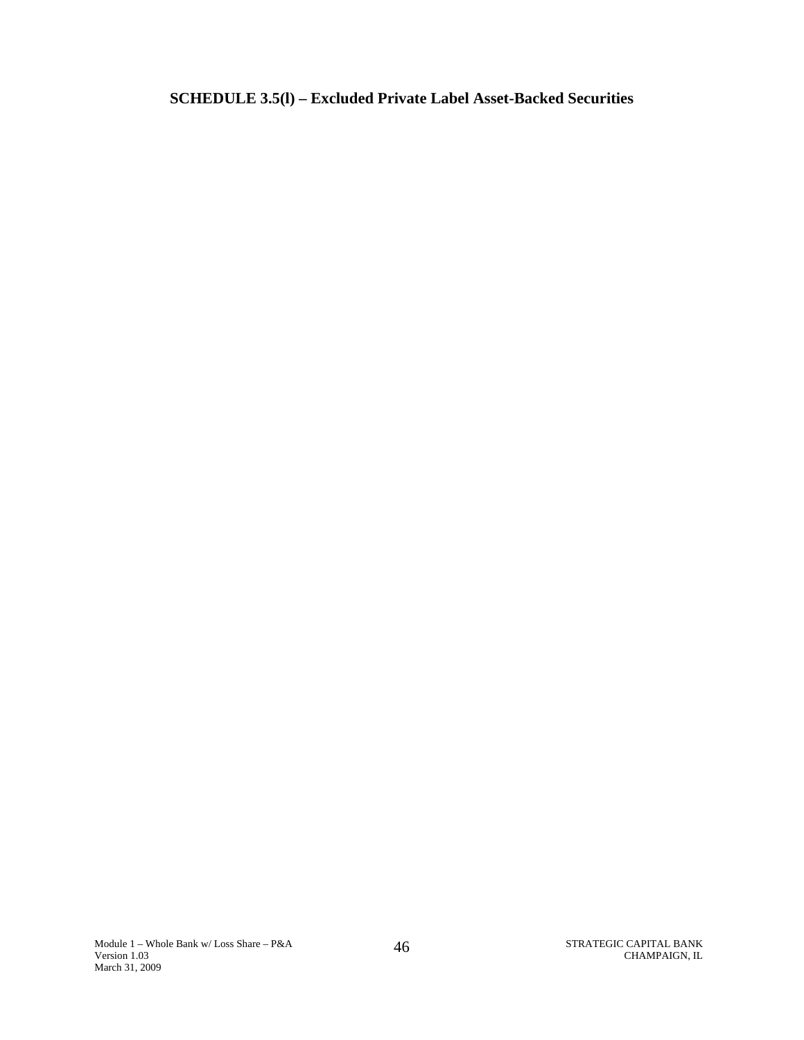## SCHEDULE 3.5(l) – Excluded Private Label Asset-Backed Securities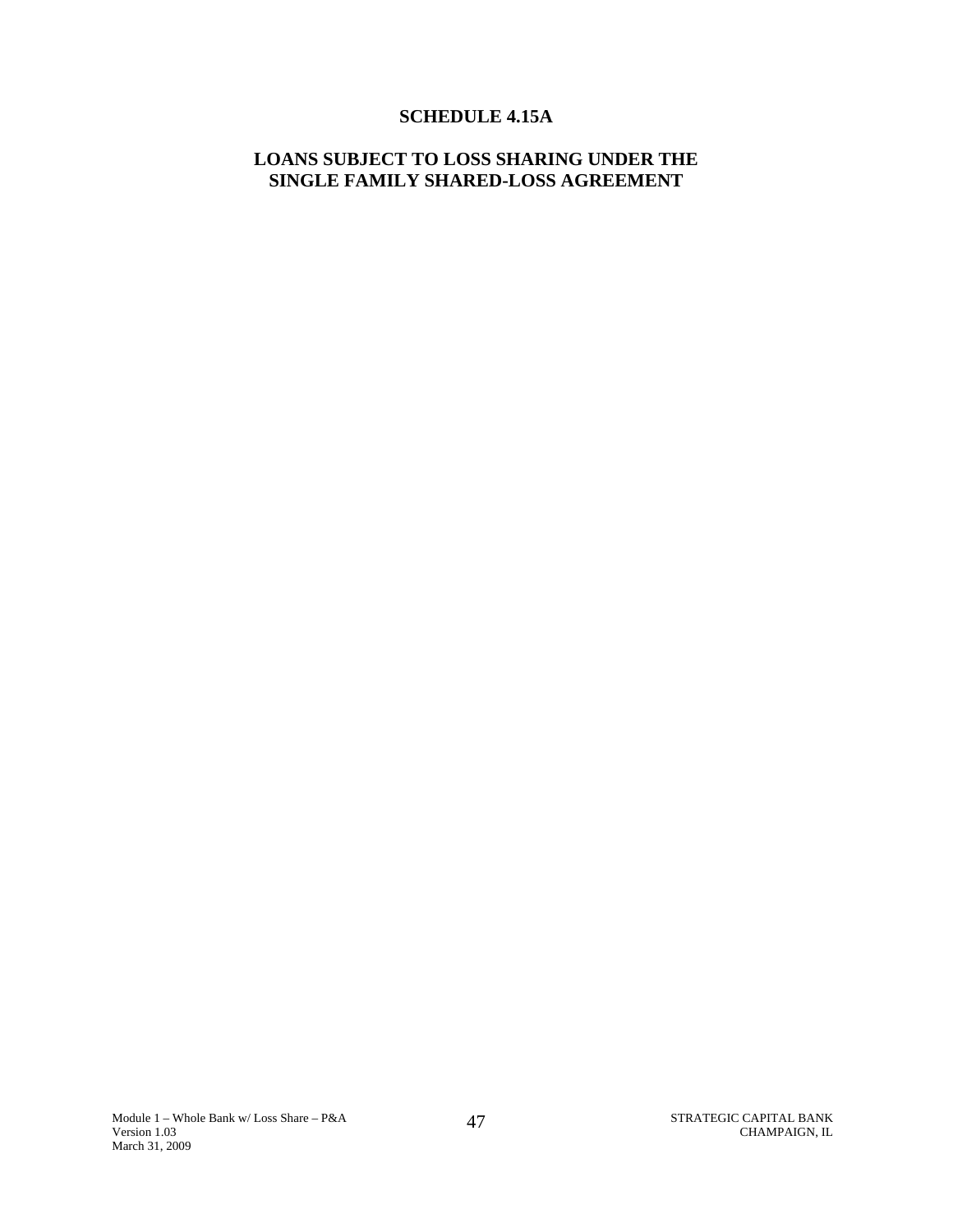# SCHEDULE 4.15A

## LOANS SUBJECT TO LOSS SHARING UNDER THE SINGLE FAMILY SHARED-LOSS AGREEMENT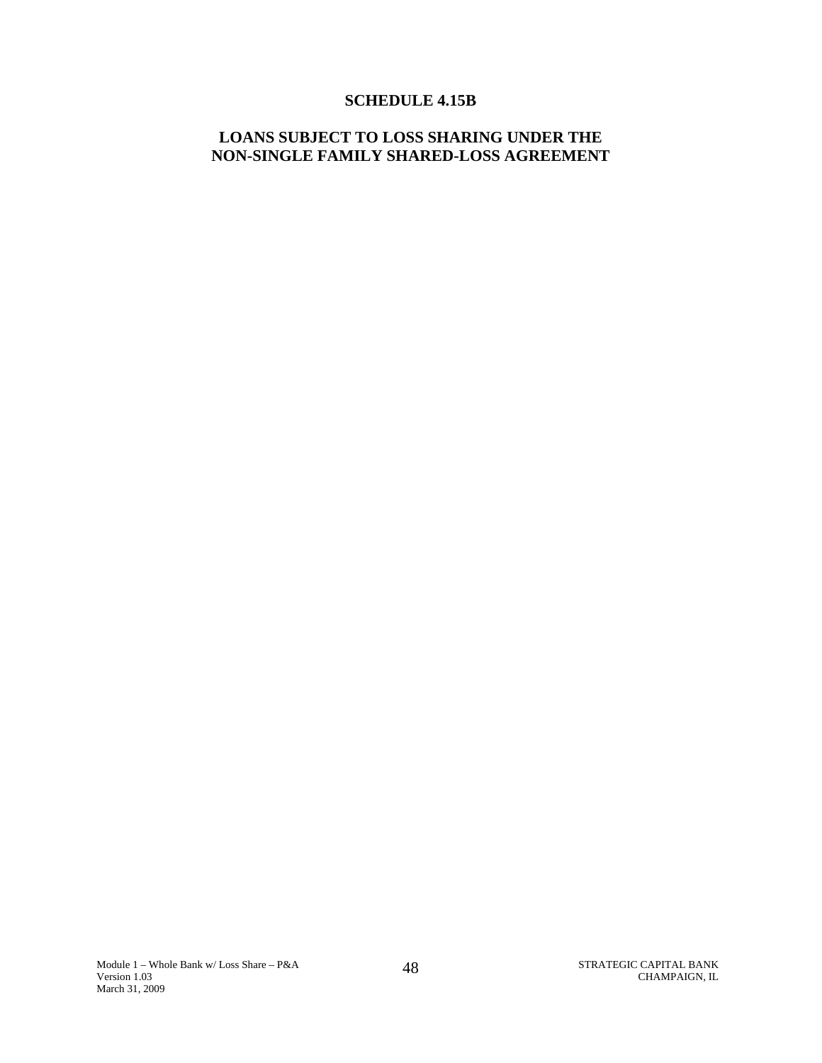# SCHEDULE 4.15B

## LOANS SUBJECT TO LOSS SHARING UNDER THE NON-SINGLE FAMILY SHARED-LOSS AGREEMENT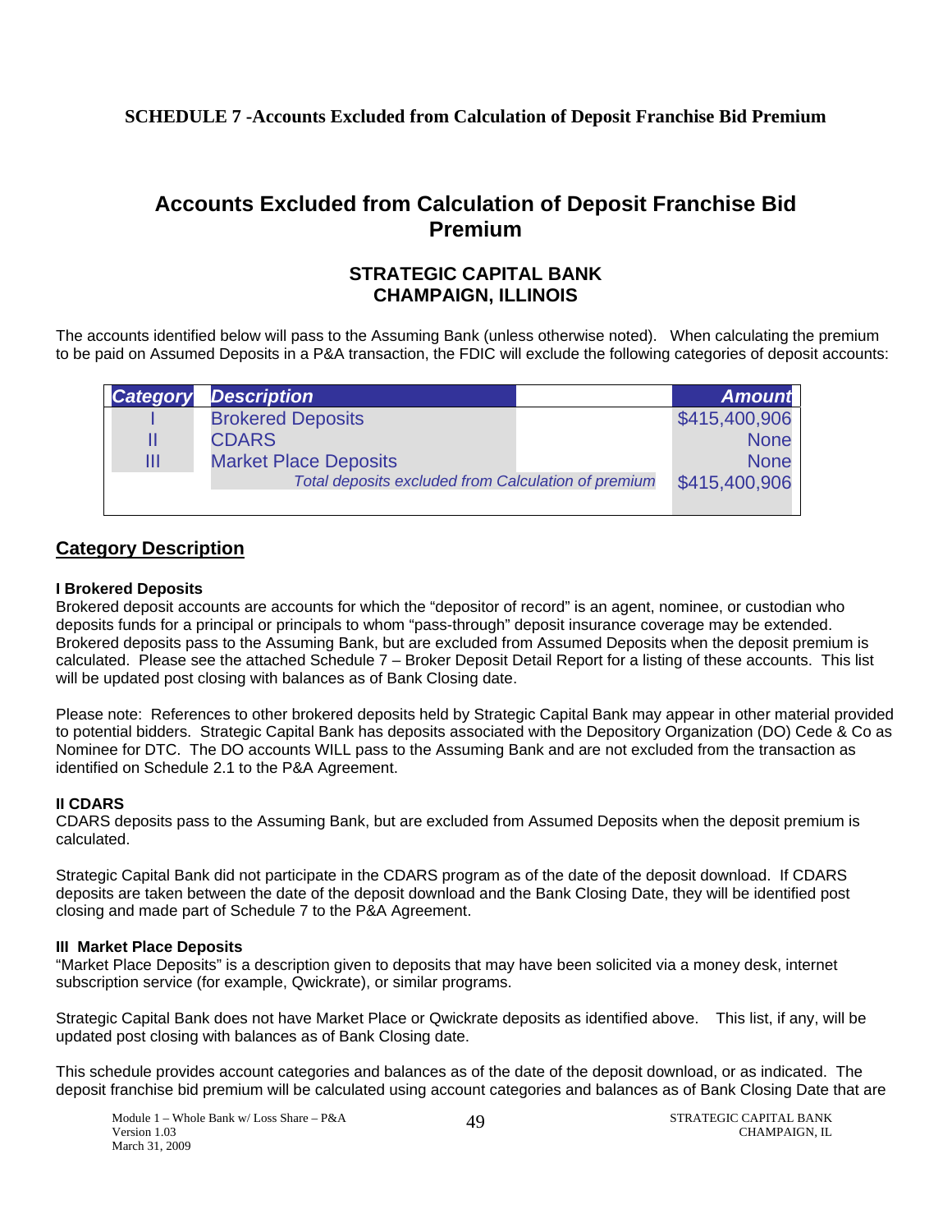**SCHEDULE 7 -Accounts Excluded from Calculation of Deposit Franchise Bid Premium**

# Accounts Excluded from Calculation of Deposit Franchise Bid Premium

## STRATEGIC CAPITAL BANK
## CHAMPAIGN, ILLINOIS

The accounts identified below will pass to the Assuming Bank (unless otherwise noted). When calculating the premium to be paid on Assumed Deposits in a P&A transaction, the FDIC will exclude the following categories of deposit accounts:

| Category | Description | Amount |
|---|---|---|
| I | Brokered Deposits | $415,400,906 |
| II | CDARS | None |
| III | Market Place Deposits | None |
| | *Total deposits excluded from Calculation of premium* | $415,400,906 |

## Category Description

**I Brokered Deposits**

Brokered deposit accounts are accounts for which the "depositor of record" is an agent, nominee, or custodian who deposits funds for a principal or principals to whom "pass-through" deposit insurance coverage may be extended. Brokered deposits pass to the Assuming Bank, but are excluded from Assumed Deposits when the deposit premium is calculated. Please see the attached Schedule 7 – Broker Deposit Detail Report for a listing of these accounts. This list will be updated post closing with balances as of Bank Closing date.

Please note: References to other brokered deposits held by Strategic Capital Bank may appear in other material provided to potential bidders. Strategic Capital Bank has deposits associated with the Depository Organization (DO) Cede & Co as Nominee for DTC. The DO accounts WILL pass to the Assuming Bank and are not excluded from the transaction as identified on Schedule 2.1 to the P&A Agreement.

**II CDARS**

CDARS deposits pass to the Assuming Bank, but are excluded from Assumed Deposits when the deposit premium is calculated.

Strategic Capital Bank did not participate in the CDARS program as of the date of the deposit download. If CDARS deposits are taken between the date of the deposit download and the Bank Closing Date, they will be identified post closing and made part of Schedule 7 to the P&A Agreement.

**III Market Place Deposits**

"Market Place Deposits" is a description given to deposits that may have been solicited via a money desk, internet subscription service (for example, Qwickrate), or similar programs.

Strategic Capital Bank does not have Market Place or Qwickrate deposits as identified above. This list, if any, will be updated post closing with balances as of Bank Closing date.

This schedule provides account categories and balances as of the date of the deposit download, or as indicated. The deposit franchise bid premium will be calculated using account categories and balances as of Bank Closing Date that are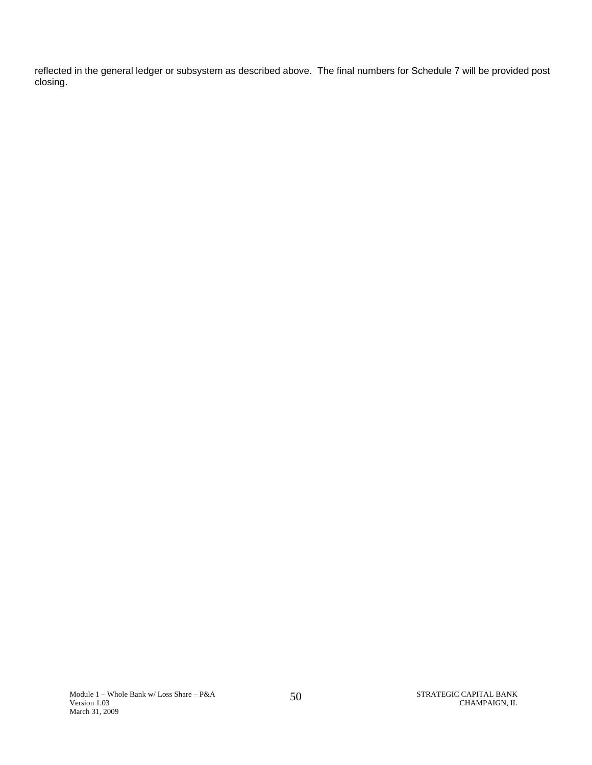reflected in the general ledger or subsystem as described above. The final numbers for Schedule 7 will be provided post closing.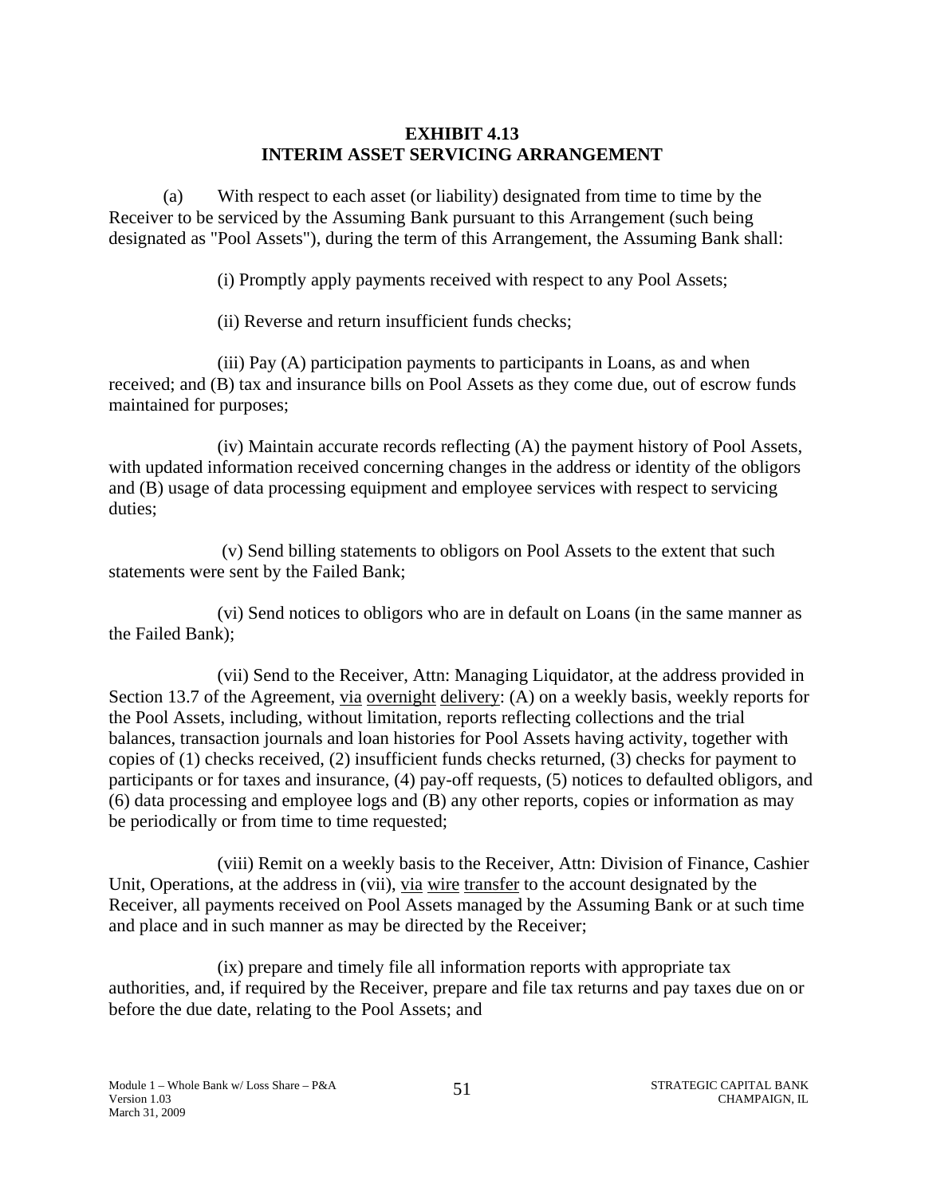**EXHIBIT 4.13**
**INTERIM ASSET SERVICING ARRANGEMENT**

(a) With respect to each asset (or liability) designated from time to time by the Receiver to be serviced by the Assuming Bank pursuant to this Arrangement (such being designated as "Pool Assets"), during the term of this Arrangement, the Assuming Bank shall:

(i) Promptly apply payments received with respect to any Pool Assets;

(ii) Reverse and return insufficient funds checks;

(iii) Pay (A) participation payments to participants in Loans, as and when received; and (B) tax and insurance bills on Pool Assets as they come due, out of escrow funds maintained for purposes;

(iv) Maintain accurate records reflecting (A) the payment history of Pool Assets, with updated information received concerning changes in the address or identity of the obligors and (B) usage of data processing equipment and employee services with respect to servicing duties;

(v) Send billing statements to obligors on Pool Assets to the extent that such statements were sent by the Failed Bank;

(vi) Send notices to obligors who are in default on Loans (in the same manner as the Failed Bank);

(vii) Send to the Receiver, Attn: Managing Liquidator, at the address provided in Section 13.7 of the Agreement, via overnight delivery: (A) on a weekly basis, weekly reports for the Pool Assets, including, without limitation, reports reflecting collections and the trial balances, transaction journals and loan histories for Pool Assets having activity, together with copies of (1) checks received, (2) insufficient funds checks returned, (3) checks for payment to participants or for taxes and insurance, (4) pay-off requests, (5) notices to defaulted obligors, and (6) data processing and employee logs and (B) any other reports, copies or information as may be periodically or from time to time requested;

(viii) Remit on a weekly basis to the Receiver, Attn: Division of Finance, Cashier Unit, Operations, at the address in (vii), via wire transfer to the account designated by the Receiver, all payments received on Pool Assets managed by the Assuming Bank or at such time and place and in such manner as may be directed by the Receiver;

(ix) prepare and timely file all information reports with appropriate tax authorities, and, if required by the Receiver, prepare and file tax returns and pay taxes due on or before the due date, relating to the Pool Assets; and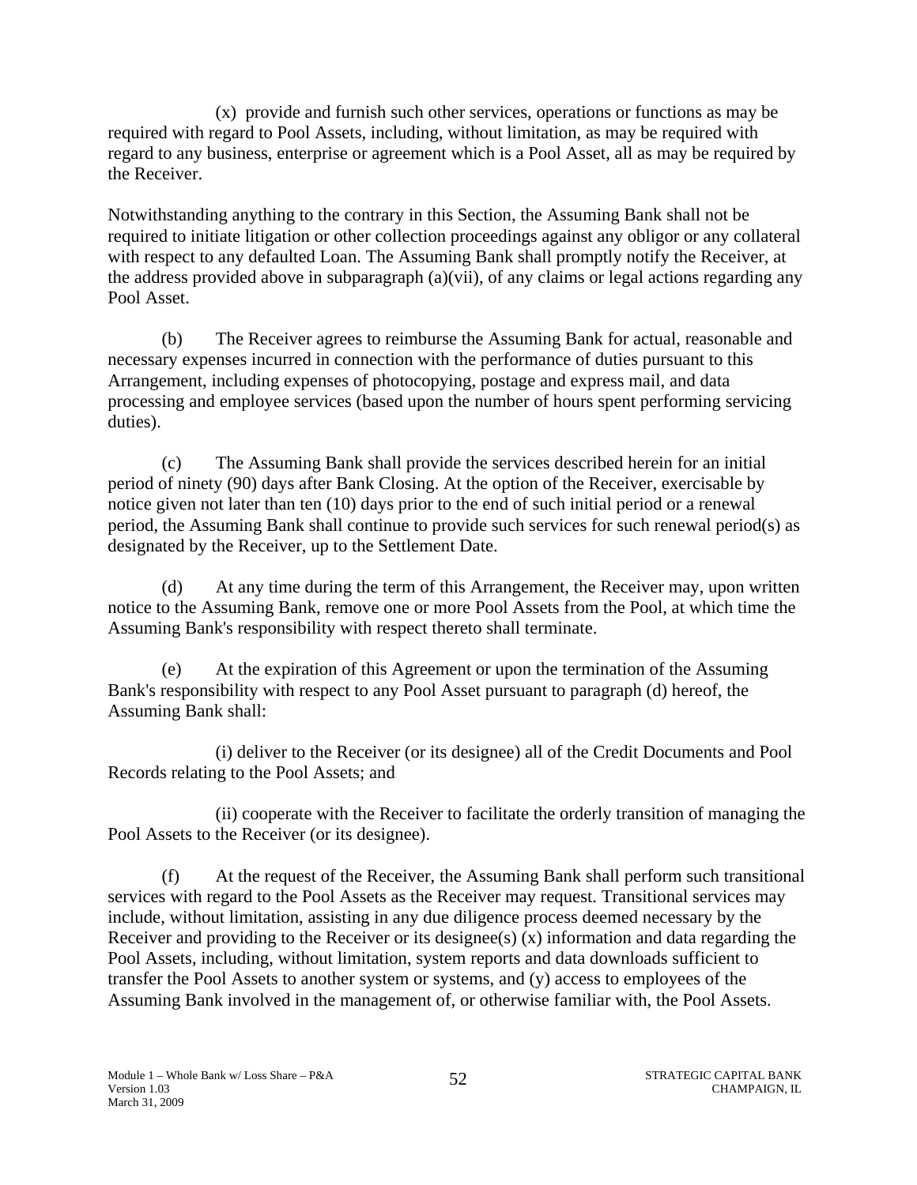(x) provide and furnish such other services, operations or functions as may be required with regard to Pool Assets, including, without limitation, as may be required with regard to any business, enterprise or agreement which is a Pool Asset, all as may be required by the Receiver.

Notwithstanding anything to the contrary in this Section, the Assuming Bank shall not be required to initiate litigation or other collection proceedings against any obligor or any collateral with respect to any defaulted Loan. The Assuming Bank shall promptly notify the Receiver, at the address provided above in subparagraph (a)(vii), of any claims or legal actions regarding any Pool Asset.

(b) The Receiver agrees to reimburse the Assuming Bank for actual, reasonable and necessary expenses incurred in connection with the performance of duties pursuant to this Arrangement, including expenses of photocopying, postage and express mail, and data processing and employee services (based upon the number of hours spent performing servicing duties).

(c) The Assuming Bank shall provide the services described herein for an initial period of ninety (90) days after Bank Closing. At the option of the Receiver, exercisable by notice given not later than ten (10) days prior to the end of such initial period or a renewal period, the Assuming Bank shall continue to provide such services for such renewal period(s) as designated by the Receiver, up to the Settlement Date.

(d) At any time during the term of this Arrangement, the Receiver may, upon written notice to the Assuming Bank, remove one or more Pool Assets from the Pool, at which time the Assuming Bank's responsibility with respect thereto shall terminate.

(e) At the expiration of this Agreement or upon the termination of the Assuming Bank's responsibility with respect to any Pool Asset pursuant to paragraph (d) hereof, the Assuming Bank shall:

(i) deliver to the Receiver (or its designee) all of the Credit Documents and Pool Records relating to the Pool Assets; and

(ii) cooperate with the Receiver to facilitate the orderly transition of managing the Pool Assets to the Receiver (or its designee).

(f) At the request of the Receiver, the Assuming Bank shall perform such transitional services with regard to the Pool Assets as the Receiver may request. Transitional services may include, without limitation, assisting in any due diligence process deemed necessary by the Receiver and providing to the Receiver or its designee(s) (x) information and data regarding the Pool Assets, including, without limitation, system reports and data downloads sufficient to transfer the Pool Assets to another system or systems, and (y) access to employees of the Assuming Bank involved in the management of, or otherwise familiar with, the Pool Assets.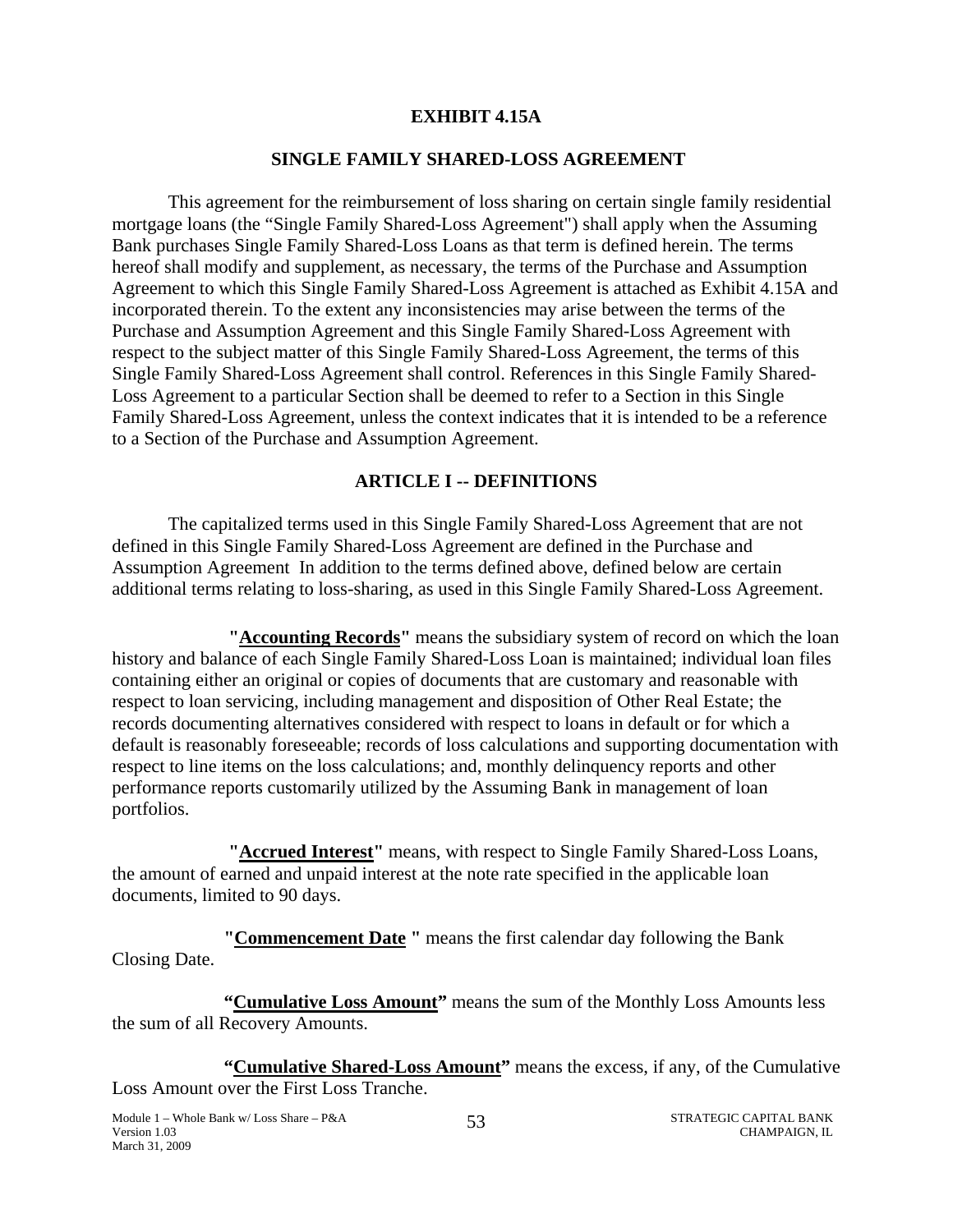# EXHIBIT 4.15A

## SINGLE FAMILY SHARED-LOSS AGREEMENT

This agreement for the reimbursement of loss sharing on certain single family residential mortgage loans (the "Single Family Shared-Loss Agreement") shall apply when the Assuming Bank purchases Single Family Shared-Loss Loans as that term is defined herein. The terms hereof shall modify and supplement, as necessary, the terms of the Purchase and Assumption Agreement to which this Single Family Shared-Loss Agreement is attached as Exhibit 4.15A and incorporated therein. To the extent any inconsistencies may arise between the terms of the Purchase and Assumption Agreement and this Single Family Shared-Loss Agreement with respect to the subject matter of this Single Family Shared-Loss Agreement, the terms of this Single Family Shared-Loss Agreement shall control. References in this Single Family Shared-Loss Agreement to a particular Section shall be deemed to refer to a Section in this Single Family Shared-Loss Agreement, unless the context indicates that it is intended to be a reference to a Section of the Purchase and Assumption Agreement.

## ARTICLE I -- DEFINITIONS

The capitalized terms used in this Single Family Shared-Loss Agreement that are not defined in this Single Family Shared-Loss Agreement are defined in the Purchase and Assumption Agreement In addition to the terms defined above, defined below are certain additional terms relating to loss-sharing, as used in this Single Family Shared-Loss Agreement.

**"Accounting Records"** means the subsidiary system of record on which the loan history and balance of each Single Family Shared-Loss Loan is maintained; individual loan files containing either an original or copies of documents that are customary and reasonable with respect to loan servicing, including management and disposition of Other Real Estate; the records documenting alternatives considered with respect to loans in default or for which a default is reasonably foreseeable; records of loss calculations and supporting documentation with respect to line items on the loss calculations; and, monthly delinquency reports and other performance reports customarily utilized by the Assuming Bank in management of loan portfolios.

**"Accrued Interest"** means, with respect to Single Family Shared-Loss Loans, the amount of earned and unpaid interest at the note rate specified in the applicable loan documents, limited to 90 days.

**"Commencement Date "** means the first calendar day following the Bank Closing Date.

**"Cumulative Loss Amount"** means the sum of the Monthly Loss Amounts less the sum of all Recovery Amounts.

**"Cumulative Shared-Loss Amount"** means the excess, if any, of the Cumulative Loss Amount over the First Loss Tranche.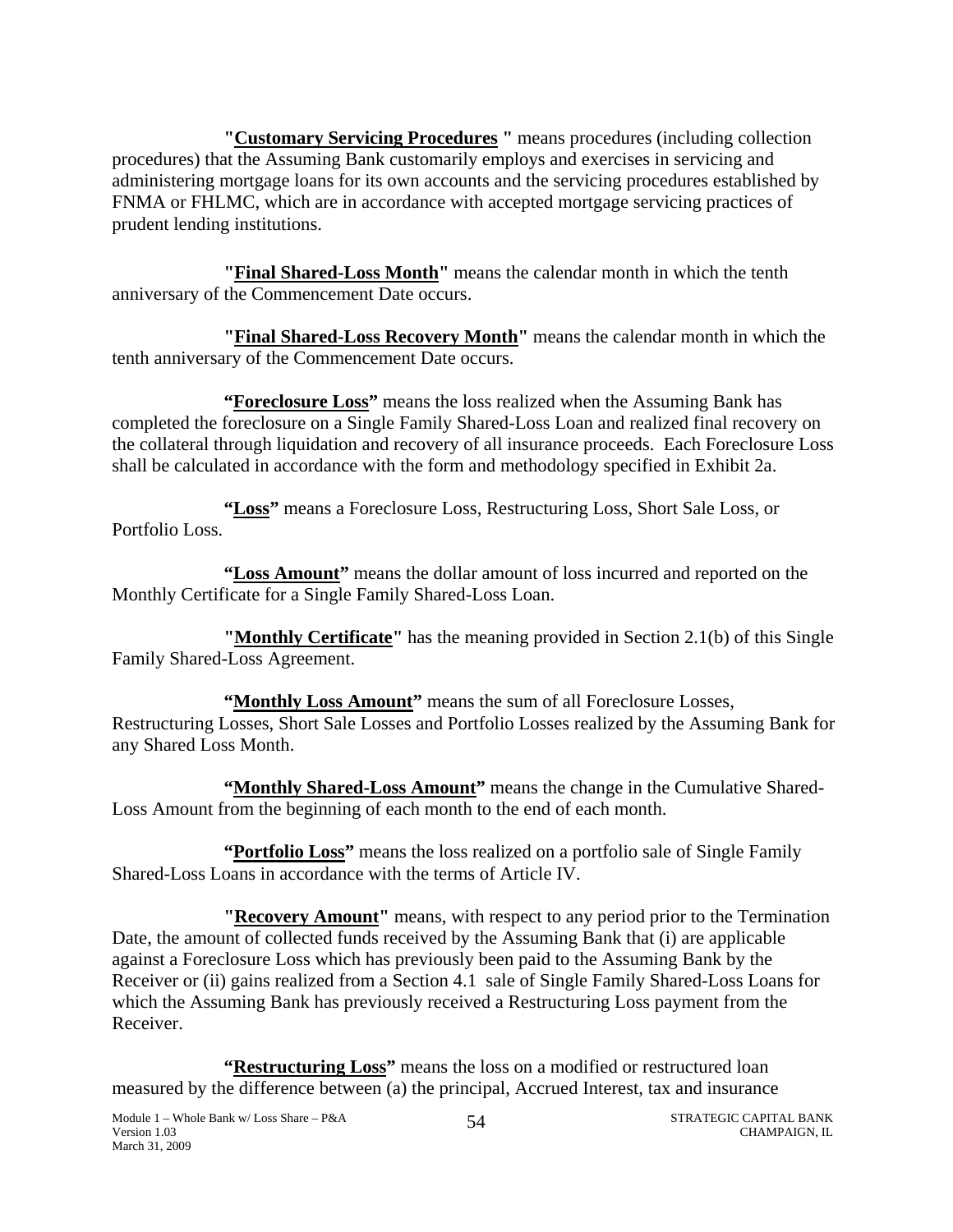**"<u>Customary Servicing Procedures</u> "** means procedures (including collection procedures) that the Assuming Bank customarily employs and exercises in servicing and administering mortgage loans for its own accounts and the servicing procedures established by FNMA or FHLMC, which are in accordance with accepted mortgage servicing practices of prudent lending institutions.

**"<u>Final Shared-Loss Month</u>"** means the calendar month in which the tenth anniversary of the Commencement Date occurs.

**"<u>Final Shared-Loss Recovery Month</u>"** means the calendar month in which the tenth anniversary of the Commencement Date occurs.

**"<u>Foreclosure Loss</u>"** means the loss realized when the Assuming Bank has completed the foreclosure on a Single Family Shared-Loss Loan and realized final recovery on the collateral through liquidation and recovery of all insurance proceeds. Each Foreclosure Loss shall be calculated in accordance with the form and methodology specified in Exhibit 2a.

**"<u>Loss</u>"** means a Foreclosure Loss, Restructuring Loss, Short Sale Loss, or Portfolio Loss.

**"<u>Loss Amount</u>"** means the dollar amount of loss incurred and reported on the Monthly Certificate for a Single Family Shared-Loss Loan.

**"<u>Monthly Certificate</u>"** has the meaning provided in Section 2.1(b) of this Single Family Shared-Loss Agreement.

**"<u>Monthly Loss Amount</u>"** means the sum of all Foreclosure Losses, Restructuring Losses, Short Sale Losses and Portfolio Losses realized by the Assuming Bank for any Shared Loss Month.

**"<u>Monthly Shared-Loss Amount</u>"** means the change in the Cumulative Shared-Loss Amount from the beginning of each month to the end of each month.

**"<u>Portfolio Loss</u>"** means the loss realized on a portfolio sale of Single Family Shared-Loss Loans in accordance with the terms of Article IV.

**"<u>Recovery Amount</u>"** means, with respect to any period prior to the Termination Date, the amount of collected funds received by the Assuming Bank that (i) are applicable against a Foreclosure Loss which has previously been paid to the Assuming Bank by the Receiver or (ii) gains realized from a Section 4.1 sale of Single Family Shared-Loss Loans for which the Assuming Bank has previously received a Restructuring Loss payment from the Receiver.

**"<u>Restructuring Loss</u>"** means the loss on a modified or restructured loan measured by the difference between (a) the principal, Accrued Interest, tax and insurance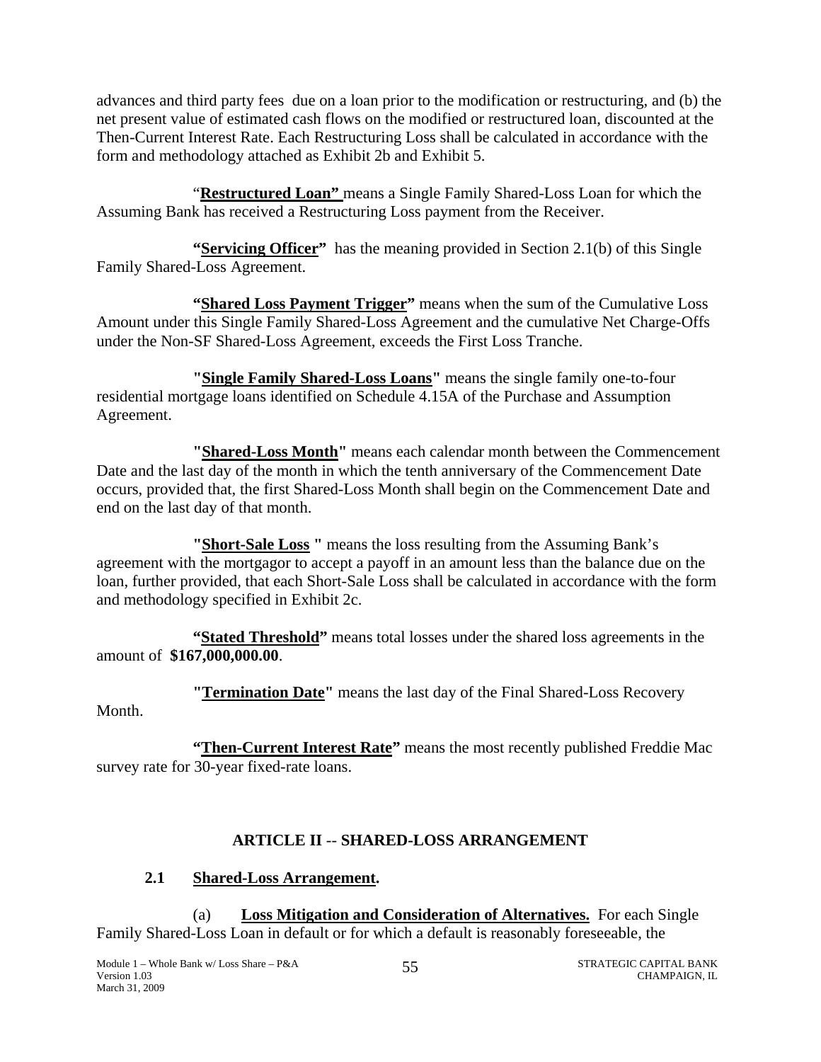advances and third party fees due on a loan prior to the modification or restructuring, and (b) the net present value of estimated cash flows on the modified or restructured loan, discounted at the Then-Current Interest Rate. Each Restructuring Loss shall be calculated in accordance with the form and methodology attached as Exhibit 2b and Exhibit 5.

"**Restructured Loan"** means a Single Family Shared-Loss Loan for which the Assuming Bank has received a Restructuring Loss payment from the Receiver.

**"Servicing Officer"** has the meaning provided in Section 2.1(b) of this Single Family Shared-Loss Agreement.

**"Shared Loss Payment Trigger"** means when the sum of the Cumulative Loss Amount under this Single Family Shared-Loss Agreement and the cumulative Net Charge-Offs under the Non-SF Shared-Loss Agreement, exceeds the First Loss Tranche.

**"Single Family Shared-Loss Loans"** means the single family one-to-four residential mortgage loans identified on Schedule 4.15A of the Purchase and Assumption Agreement.

**"Shared-Loss Month"** means each calendar month between the Commencement Date and the last day of the month in which the tenth anniversary of the Commencement Date occurs, provided that, the first Shared-Loss Month shall begin on the Commencement Date and end on the last day of that month.

**"Short-Sale Loss "** means the loss resulting from the Assuming Bank's agreement with the mortgagor to accept a payoff in an amount less than the balance due on the loan, further provided, that each Short-Sale Loss shall be calculated in accordance with the form and methodology specified in Exhibit 2c.

**"Stated Threshold"** means total losses under the shared loss agreements in the amount of **$167,000,000.00**.

**"Termination Date"** means the last day of the Final Shared-Loss Recovery Month.

**"Then-Current Interest Rate"** means the most recently published Freddie Mac survey rate for 30-year fixed-rate loans.

## ARTICLE II -- SHARED-LOSS ARRANGEMENT

### 2.1 Shared-Loss Arrangement.

(a) **Loss Mitigation and Consideration of Alternatives.** For each Single Family Shared-Loss Loan in default or for which a default is reasonably foreseeable, the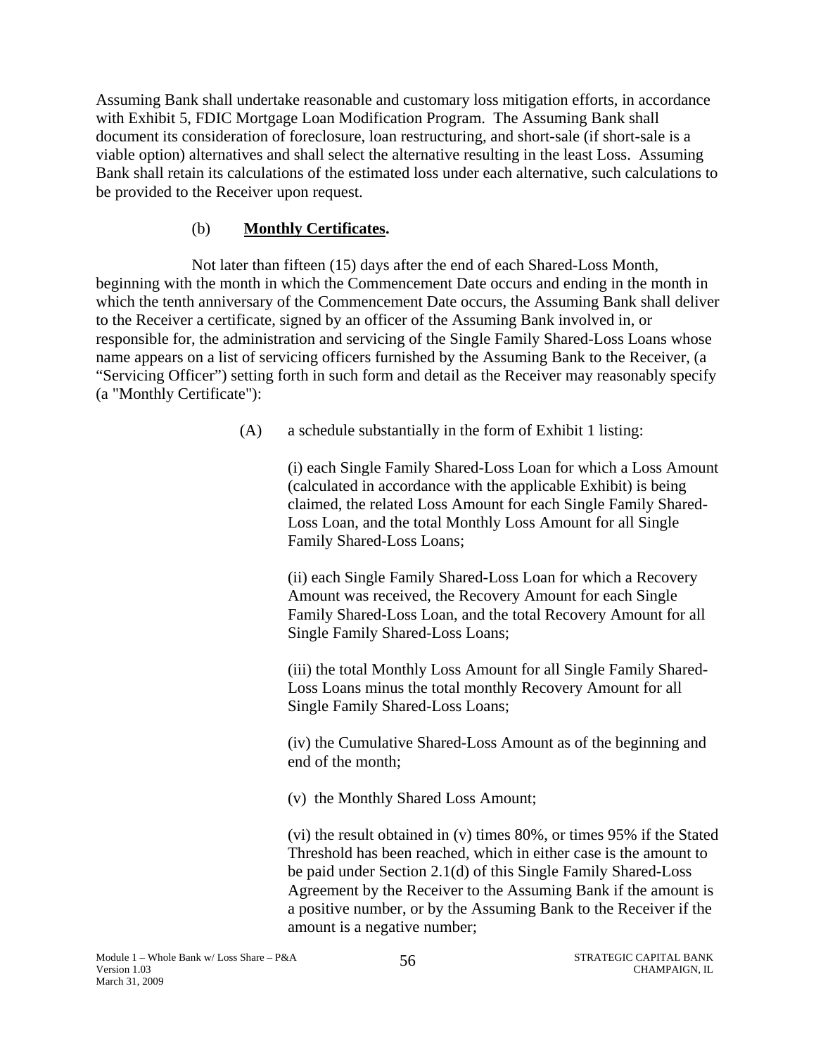Assuming Bank shall undertake reasonable and customary loss mitigation efforts, in accordance with Exhibit 5, FDIC Mortgage Loan Modification Program. The Assuming Bank shall document its consideration of foreclosure, loan restructuring, and short-sale (if short-sale is a viable option) alternatives and shall select the alternative resulting in the least Loss. Assuming Bank shall retain its calculations of the estimated loss under each alternative, such calculations to be provided to the Receiver upon request.

(b) **Monthly Certificates.**

Not later than fifteen (15) days after the end of each Shared-Loss Month, beginning with the month in which the Commencement Date occurs and ending in the month in which the tenth anniversary of the Commencement Date occurs, the Assuming Bank shall deliver to the Receiver a certificate, signed by an officer of the Assuming Bank involved in, or responsible for, the administration and servicing of the Single Family Shared-Loss Loans whose name appears on a list of servicing officers furnished by the Assuming Bank to the Receiver, (a "Servicing Officer") setting forth in such form and detail as the Receiver may reasonably specify (a "Monthly Certificate"):

(A) a schedule substantially in the form of Exhibit 1 listing:

(i) each Single Family Shared-Loss Loan for which a Loss Amount (calculated in accordance with the applicable Exhibit) is being claimed, the related Loss Amount for each Single Family Shared-Loss Loan, and the total Monthly Loss Amount for all Single Family Shared-Loss Loans;

(ii) each Single Family Shared-Loss Loan for which a Recovery Amount was received, the Recovery Amount for each Single Family Shared-Loss Loan, and the total Recovery Amount for all Single Family Shared-Loss Loans;

(iii) the total Monthly Loss Amount for all Single Family Shared-Loss Loans minus the total monthly Recovery Amount for all Single Family Shared-Loss Loans;

(iv) the Cumulative Shared-Loss Amount as of the beginning and end of the month;

(v) the Monthly Shared Loss Amount;

(vi) the result obtained in (v) times 80%, or times 95% if the Stated Threshold has been reached, which in either case is the amount to be paid under Section 2.1(d) of this Single Family Shared-Loss Agreement by the Receiver to the Assuming Bank if the amount is a positive number, or by the Assuming Bank to the Receiver if the amount is a negative number;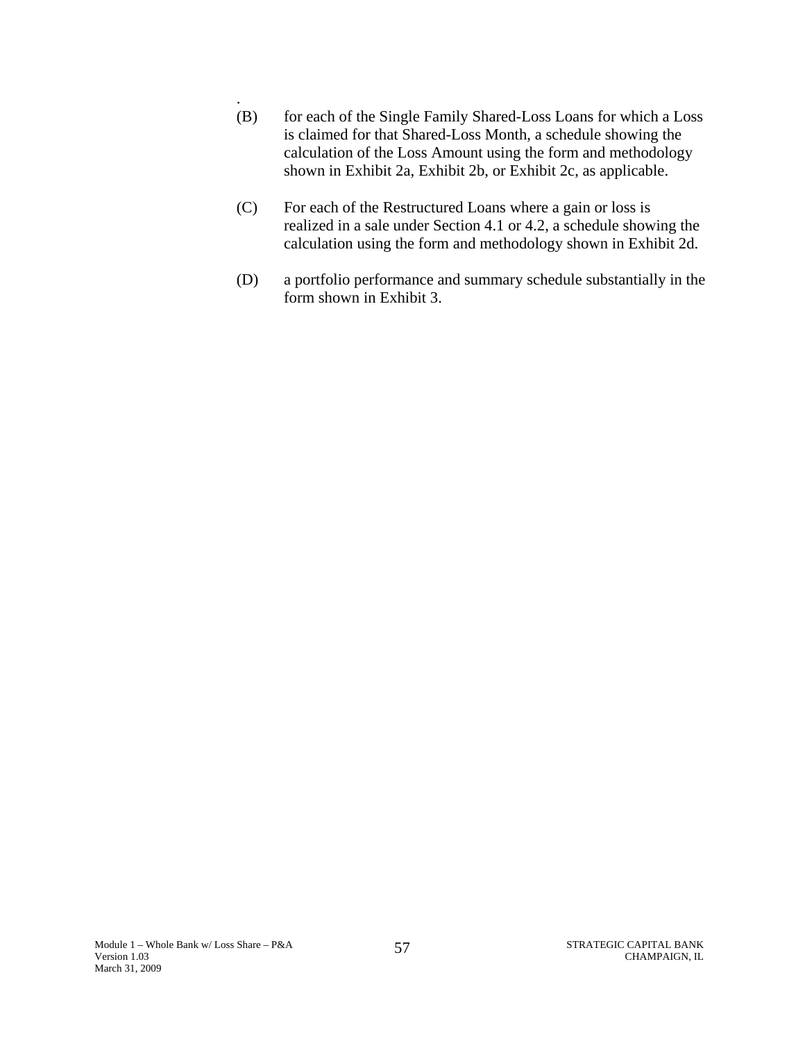.

(B) for each of the Single Family Shared-Loss Loans for which a Loss is claimed for that Shared-Loss Month, a schedule showing the calculation of the Loss Amount using the form and methodology shown in Exhibit 2a, Exhibit 2b, or Exhibit 2c, as applicable.

(C) For each of the Restructured Loans where a gain or loss is realized in a sale under Section 4.1 or 4.2, a schedule showing the calculation using the form and methodology shown in Exhibit 2d.

(D) a portfolio performance and summary schedule substantially in the form shown in Exhibit 3.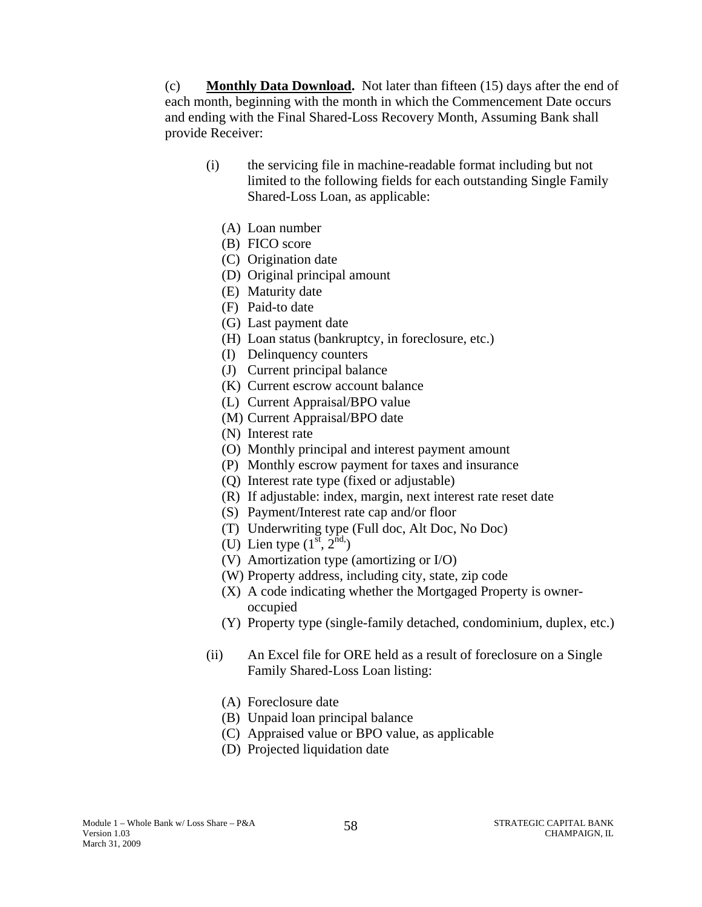(c) **Monthly Data Download.** Not later than fifteen (15) days after the end of each month, beginning with the month in which the Commencement Date occurs and ending with the Final Shared-Loss Recovery Month, Assuming Bank shall provide Receiver:

(i) the servicing file in machine-readable format including but not limited to the following fields for each outstanding Single Family Shared-Loss Loan, as applicable:

(A) Loan number
(B) FICO score
(C) Origination date
(D) Original principal amount
(E) Maturity date
(F) Paid-to date
(G) Last payment date
(H) Loan status (bankruptcy, in foreclosure, etc.)
(I) Delinquency counters
(J) Current principal balance
(K) Current escrow account balance
(L) Current Appraisal/BPO value
(M) Current Appraisal/BPO date
(N) Interest rate
(O) Monthly principal and interest payment amount
(P) Monthly escrow payment for taxes and insurance
(Q) Interest rate type (fixed or adjustable)
(R) If adjustable: index, margin, next interest rate reset date
(S) Payment/Interest rate cap and/or floor
(T) Underwriting type (Full doc, Alt Doc, No Doc)
(U) Lien type (1st, 2nd,)
(V) Amortization type (amortizing or I/O)
(W) Property address, including city, state, zip code
(X) A code indicating whether the Mortgaged Property is owner-occupied
(Y) Property type (single-family detached, condominium, duplex, etc.)

(ii) An Excel file for ORE held as a result of foreclosure on a Single Family Shared-Loss Loan listing:

(A) Foreclosure date
(B) Unpaid loan principal balance
(C) Appraised value or BPO value, as applicable
(D) Projected liquidation date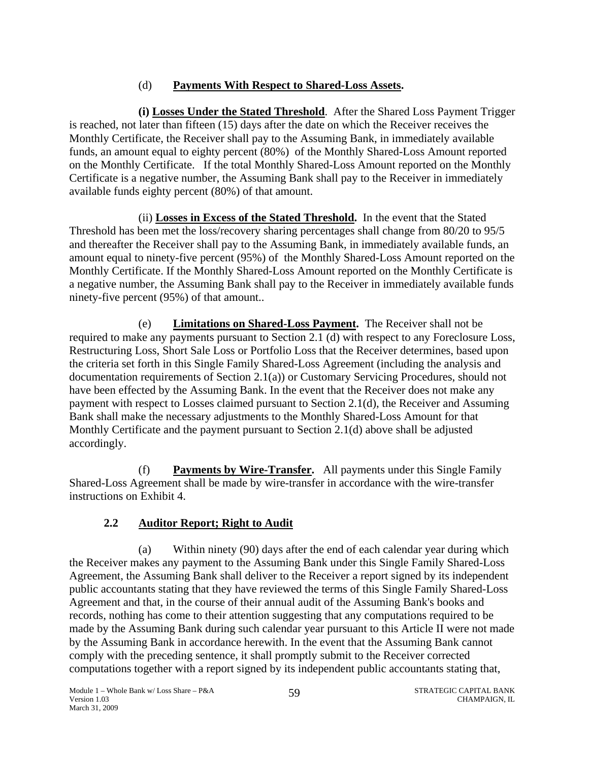(d) **Payments With Respect to Shared-Loss Assets.**

**(i) Losses Under the Stated Threshold**. After the Shared Loss Payment Trigger is reached, not later than fifteen (15) days after the date on which the Receiver receives the Monthly Certificate, the Receiver shall pay to the Assuming Bank, in immediately available funds, an amount equal to eighty percent (80%) of the Monthly Shared-Loss Amount reported on the Monthly Certificate. If the total Monthly Shared-Loss Amount reported on the Monthly Certificate is a negative number, the Assuming Bank shall pay to the Receiver in immediately available funds eighty percent (80%) of that amount.

(ii) **Losses in Excess of the Stated Threshold.** In the event that the Stated Threshold has been met the loss/recovery sharing percentages shall change from 80/20 to 95/5 and thereafter the Receiver shall pay to the Assuming Bank, in immediately available funds, an amount equal to ninety-five percent (95%) of the Monthly Shared-Loss Amount reported on the Monthly Certificate. If the Monthly Shared-Loss Amount reported on the Monthly Certificate is a negative number, the Assuming Bank shall pay to the Receiver in immediately available funds ninety-five percent (95%) of that amount..

(e) **Limitations on Shared-Loss Payment.** The Receiver shall not be required to make any payments pursuant to Section 2.1 (d) with respect to any Foreclosure Loss, Restructuring Loss, Short Sale Loss or Portfolio Loss that the Receiver determines, based upon the criteria set forth in this Single Family Shared-Loss Agreement (including the analysis and documentation requirements of Section 2.1(a)) or Customary Servicing Procedures, should not have been effected by the Assuming Bank. In the event that the Receiver does not make any payment with respect to Losses claimed pursuant to Section 2.1(d), the Receiver and Assuming Bank shall make the necessary adjustments to the Monthly Shared-Loss Amount for that Monthly Certificate and the payment pursuant to Section 2.1(d) above shall be adjusted accordingly.

(f) **Payments by Wire-Transfer.** All payments under this Single Family Shared-Loss Agreement shall be made by wire-transfer in accordance with the wire-transfer instructions on Exhibit 4.

## 2.2 Auditor Report; Right to Audit

(a) Within ninety (90) days after the end of each calendar year during which the Receiver makes any payment to the Assuming Bank under this Single Family Shared-Loss Agreement, the Assuming Bank shall deliver to the Receiver a report signed by its independent public accountants stating that they have reviewed the terms of this Single Family Shared-Loss Agreement and that, in the course of their annual audit of the Assuming Bank's books and records, nothing has come to their attention suggesting that any computations required to be made by the Assuming Bank during such calendar year pursuant to this Article II were not made by the Assuming Bank in accordance herewith. In the event that the Assuming Bank cannot comply with the preceding sentence, it shall promptly submit to the Receiver corrected computations together with a report signed by its independent public accountants stating that,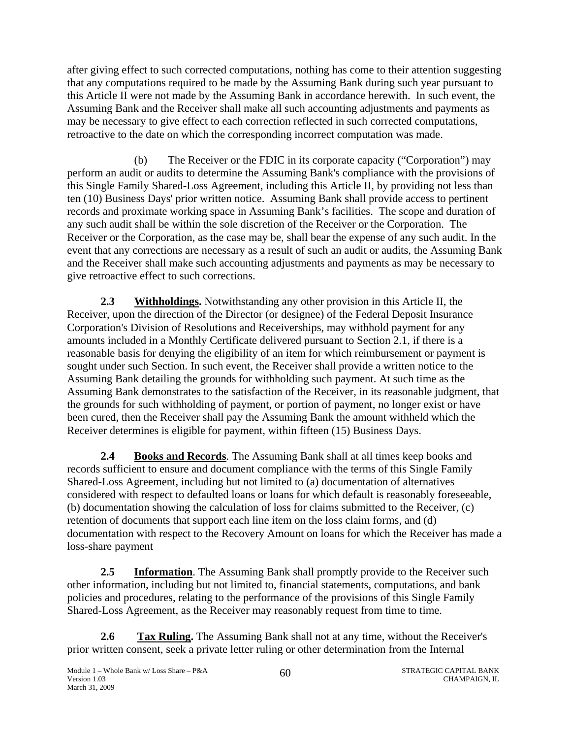after giving effect to such corrected computations, nothing has come to their attention suggesting that any computations required to be made by the Assuming Bank during such year pursuant to this Article II were not made by the Assuming Bank in accordance herewith. In such event, the Assuming Bank and the Receiver shall make all such accounting adjustments and payments as may be necessary to give effect to each correction reflected in such corrected computations, retroactive to the date on which the corresponding incorrect computation was made.

(b) The Receiver or the FDIC in its corporate capacity ("Corporation") may perform an audit or audits to determine the Assuming Bank's compliance with the provisions of this Single Family Shared-Loss Agreement, including this Article II, by providing not less than ten (10) Business Days' prior written notice. Assuming Bank shall provide access to pertinent records and proximate working space in Assuming Bank's facilities. The scope and duration of any such audit shall be within the sole discretion of the Receiver or the Corporation. The Receiver or the Corporation, as the case may be, shall bear the expense of any such audit. In the event that any corrections are necessary as a result of such an audit or audits, the Assuming Bank and the Receiver shall make such accounting adjustments and payments as may be necessary to give retroactive effect to such corrections.

**2.3 Withholdings.** Notwithstanding any other provision in this Article II, the Receiver, upon the direction of the Director (or designee) of the Federal Deposit Insurance Corporation's Division of Resolutions and Receiverships, may withhold payment for any amounts included in a Monthly Certificate delivered pursuant to Section 2.1, if there is a reasonable basis for denying the eligibility of an item for which reimbursement or payment is sought under such Section. In such event, the Receiver shall provide a written notice to the Assuming Bank detailing the grounds for withholding such payment. At such time as the Assuming Bank demonstrates to the satisfaction of the Receiver, in its reasonable judgment, that the grounds for such withholding of payment, or portion of payment, no longer exist or have been cured, then the Receiver shall pay the Assuming Bank the amount withheld which the Receiver determines is eligible for payment, within fifteen (15) Business Days.

**2.4 Books and Records**. The Assuming Bank shall at all times keep books and records sufficient to ensure and document compliance with the terms of this Single Family Shared-Loss Agreement, including but not limited to (a) documentation of alternatives considered with respect to defaulted loans or loans for which default is reasonably foreseeable, (b) documentation showing the calculation of loss for claims submitted to the Receiver, (c) retention of documents that support each line item on the loss claim forms, and (d) documentation with respect to the Recovery Amount on loans for which the Receiver has made a loss-share payment

**2.5 Information**. The Assuming Bank shall promptly provide to the Receiver such other information, including but not limited to, financial statements, computations, and bank policies and procedures, relating to the performance of the provisions of this Single Family Shared-Loss Agreement, as the Receiver may reasonably request from time to time.

**2.6 Tax Ruling.** The Assuming Bank shall not at any time, without the Receiver's prior written consent, seek a private letter ruling or other determination from the Internal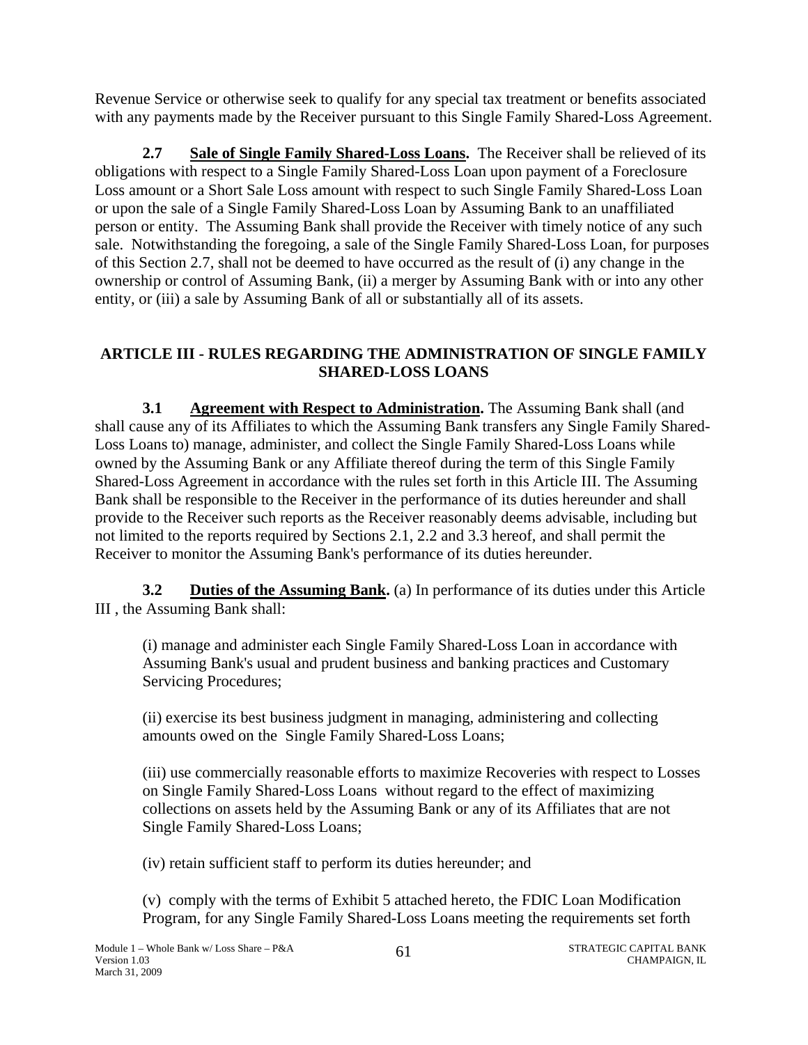Revenue Service or otherwise seek to qualify for any special tax treatment or benefits associated with any payments made by the Receiver pursuant to this Single Family Shared-Loss Agreement.

**2.7 Sale of Single Family Shared-Loss Loans.** The Receiver shall be relieved of its obligations with respect to a Single Family Shared-Loss Loan upon payment of a Foreclosure Loss amount or a Short Sale Loss amount with respect to such Single Family Shared-Loss Loan or upon the sale of a Single Family Shared-Loss Loan by Assuming Bank to an unaffiliated person or entity. The Assuming Bank shall provide the Receiver with timely notice of any such sale. Notwithstanding the foregoing, a sale of the Single Family Shared-Loss Loan, for purposes of this Section 2.7, shall not be deemed to have occurred as the result of (i) any change in the ownership or control of Assuming Bank, (ii) a merger by Assuming Bank with or into any other entity, or (iii) a sale by Assuming Bank of all or substantially all of its assets.

## ARTICLE III - RULES REGARDING THE ADMINISTRATION OF SINGLE FAMILY SHARED-LOSS LOANS

**3.1 Agreement with Respect to Administration.** The Assuming Bank shall (and shall cause any of its Affiliates to which the Assuming Bank transfers any Single Family Shared-Loss Loans to) manage, administer, and collect the Single Family Shared-Loss Loans while owned by the Assuming Bank or any Affiliate thereof during the term of this Single Family Shared-Loss Agreement in accordance with the rules set forth in this Article III. The Assuming Bank shall be responsible to the Receiver in the performance of its duties hereunder and shall provide to the Receiver such reports as the Receiver reasonably deems advisable, including but not limited to the reports required by Sections 2.1, 2.2 and 3.3 hereof, and shall permit the Receiver to monitor the Assuming Bank's performance of its duties hereunder.

**3.2 Duties of the Assuming Bank.** (a) In performance of its duties under this Article III , the Assuming Bank shall:

(i) manage and administer each Single Family Shared-Loss Loan in accordance with Assuming Bank's usual and prudent business and banking practices and Customary Servicing Procedures;

(ii) exercise its best business judgment in managing, administering and collecting amounts owed on the Single Family Shared-Loss Loans;

(iii) use commercially reasonable efforts to maximize Recoveries with respect to Losses on Single Family Shared-Loss Loans without regard to the effect of maximizing collections on assets held by the Assuming Bank or any of its Affiliates that are not Single Family Shared-Loss Loans;

(iv) retain sufficient staff to perform its duties hereunder; and

(v) comply with the terms of Exhibit 5 attached hereto, the FDIC Loan Modification Program, for any Single Family Shared-Loss Loans meeting the requirements set forth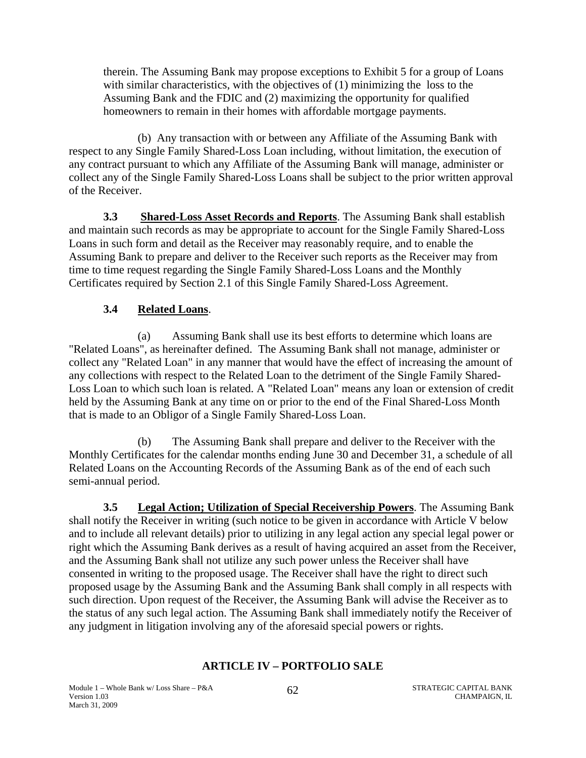therein. The Assuming Bank may propose exceptions to Exhibit 5 for a group of Loans with similar characteristics, with the objectives of (1) minimizing the loss to the Assuming Bank and the FDIC and (2) maximizing the opportunity for qualified homeowners to remain in their homes with affordable mortgage payments.

(b) Any transaction with or between any Affiliate of the Assuming Bank with respect to any Single Family Shared-Loss Loan including, without limitation, the execution of any contract pursuant to which any Affiliate of the Assuming Bank will manage, administer or collect any of the Single Family Shared-Loss Loans shall be subject to the prior written approval of the Receiver.

**3.3 Shared-Loss Asset Records and Reports**. The Assuming Bank shall establish and maintain such records as may be appropriate to account for the Single Family Shared-Loss Loans in such form and detail as the Receiver may reasonably require, and to enable the Assuming Bank to prepare and deliver to the Receiver such reports as the Receiver may from time to time request regarding the Single Family Shared-Loss Loans and the Monthly Certificates required by Section 2.1 of this Single Family Shared-Loss Agreement.

**3.4 Related Loans**.

(a) Assuming Bank shall use its best efforts to determine which loans are "Related Loans", as hereinafter defined. The Assuming Bank shall not manage, administer or collect any "Related Loan" in any manner that would have the effect of increasing the amount of any collections with respect to the Related Loan to the detriment of the Single Family Shared-Loss Loan to which such loan is related. A "Related Loan" means any loan or extension of credit held by the Assuming Bank at any time on or prior to the end of the Final Shared-Loss Month that is made to an Obligor of a Single Family Shared-Loss Loan.

(b) The Assuming Bank shall prepare and deliver to the Receiver with the Monthly Certificates for the calendar months ending June 30 and December 31, a schedule of all Related Loans on the Accounting Records of the Assuming Bank as of the end of each such semi-annual period.

**3.5 Legal Action; Utilization of Special Receivership Powers**. The Assuming Bank shall notify the Receiver in writing (such notice to be given in accordance with Article V below and to include all relevant details) prior to utilizing in any legal action any special legal power or right which the Assuming Bank derives as a result of having acquired an asset from the Receiver, and the Assuming Bank shall not utilize any such power unless the Receiver shall have consented in writing to the proposed usage. The Receiver shall have the right to direct such proposed usage by the Assuming Bank and the Assuming Bank shall comply in all respects with such direction. Upon request of the Receiver, the Assuming Bank will advise the Receiver as to the status of any such legal action. The Assuming Bank shall immediately notify the Receiver of any judgment in litigation involving any of the aforesaid special powers or rights.

## ARTICLE IV – PORTFOLIO SALE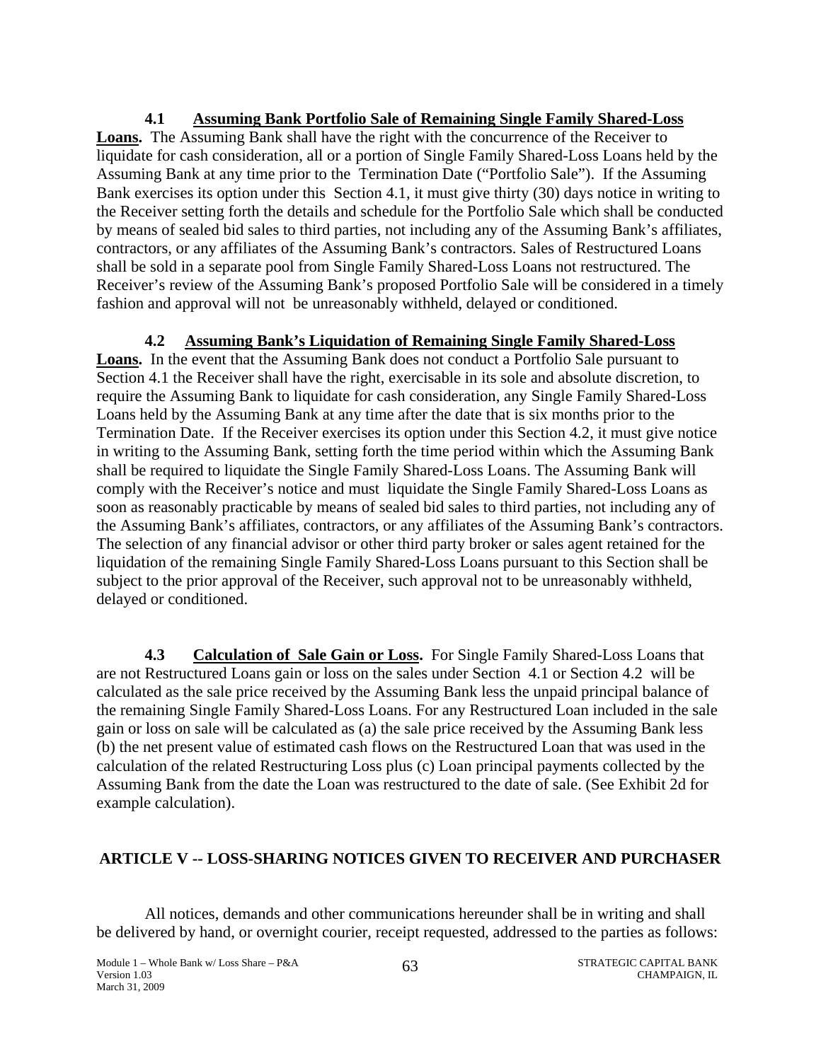**4.1 Assuming Bank Portfolio Sale of Remaining Single Family Shared-Loss Loans.** The Assuming Bank shall have the right with the concurrence of the Receiver to liquidate for cash consideration, all or a portion of Single Family Shared-Loss Loans held by the Assuming Bank at any time prior to the Termination Date ("Portfolio Sale"). If the Assuming Bank exercises its option under this Section 4.1, it must give thirty (30) days notice in writing to the Receiver setting forth the details and schedule for the Portfolio Sale which shall be conducted by means of sealed bid sales to third parties, not including any of the Assuming Bank's affiliates, contractors, or any affiliates of the Assuming Bank's contractors. Sales of Restructured Loans shall be sold in a separate pool from Single Family Shared-Loss Loans not restructured. The Receiver's review of the Assuming Bank's proposed Portfolio Sale will be considered in a timely fashion and approval will not be unreasonably withheld, delayed or conditioned.

**4.2 Assuming Bank's Liquidation of Remaining Single Family Shared-Loss Loans.** In the event that the Assuming Bank does not conduct a Portfolio Sale pursuant to Section 4.1 the Receiver shall have the right, exercisable in its sole and absolute discretion, to require the Assuming Bank to liquidate for cash consideration, any Single Family Shared-Loss Loans held by the Assuming Bank at any time after the date that is six months prior to the Termination Date. If the Receiver exercises its option under this Section 4.2, it must give notice in writing to the Assuming Bank, setting forth the time period within which the Assuming Bank shall be required to liquidate the Single Family Shared-Loss Loans. The Assuming Bank will comply with the Receiver's notice and must liquidate the Single Family Shared-Loss Loans as soon as reasonably practicable by means of sealed bid sales to third parties, not including any of the Assuming Bank's affiliates, contractors, or any affiliates of the Assuming Bank's contractors. The selection of any financial advisor or other third party broker or sales agent retained for the liquidation of the remaining Single Family Shared-Loss Loans pursuant to this Section shall be subject to the prior approval of the Receiver, such approval not to be unreasonably withheld, delayed or conditioned.

**4.3 Calculation of Sale Gain or Loss.** For Single Family Shared-Loss Loans that are not Restructured Loans gain or loss on the sales under Section 4.1 or Section 4.2 will be calculated as the sale price received by the Assuming Bank less the unpaid principal balance of the remaining Single Family Shared-Loss Loans. For any Restructured Loan included in the sale gain or loss on sale will be calculated as (a) the sale price received by the Assuming Bank less (b) the net present value of estimated cash flows on the Restructured Loan that was used in the calculation of the related Restructuring Loss plus (c) Loan principal payments collected by the Assuming Bank from the date the Loan was restructured to the date of sale. (See Exhibit 2d for example calculation).

## ARTICLE V -- LOSS-SHARING NOTICES GIVEN TO RECEIVER AND PURCHASER

All notices, demands and other communications hereunder shall be in writing and shall be delivered by hand, or overnight courier, receipt requested, addressed to the parties as follows: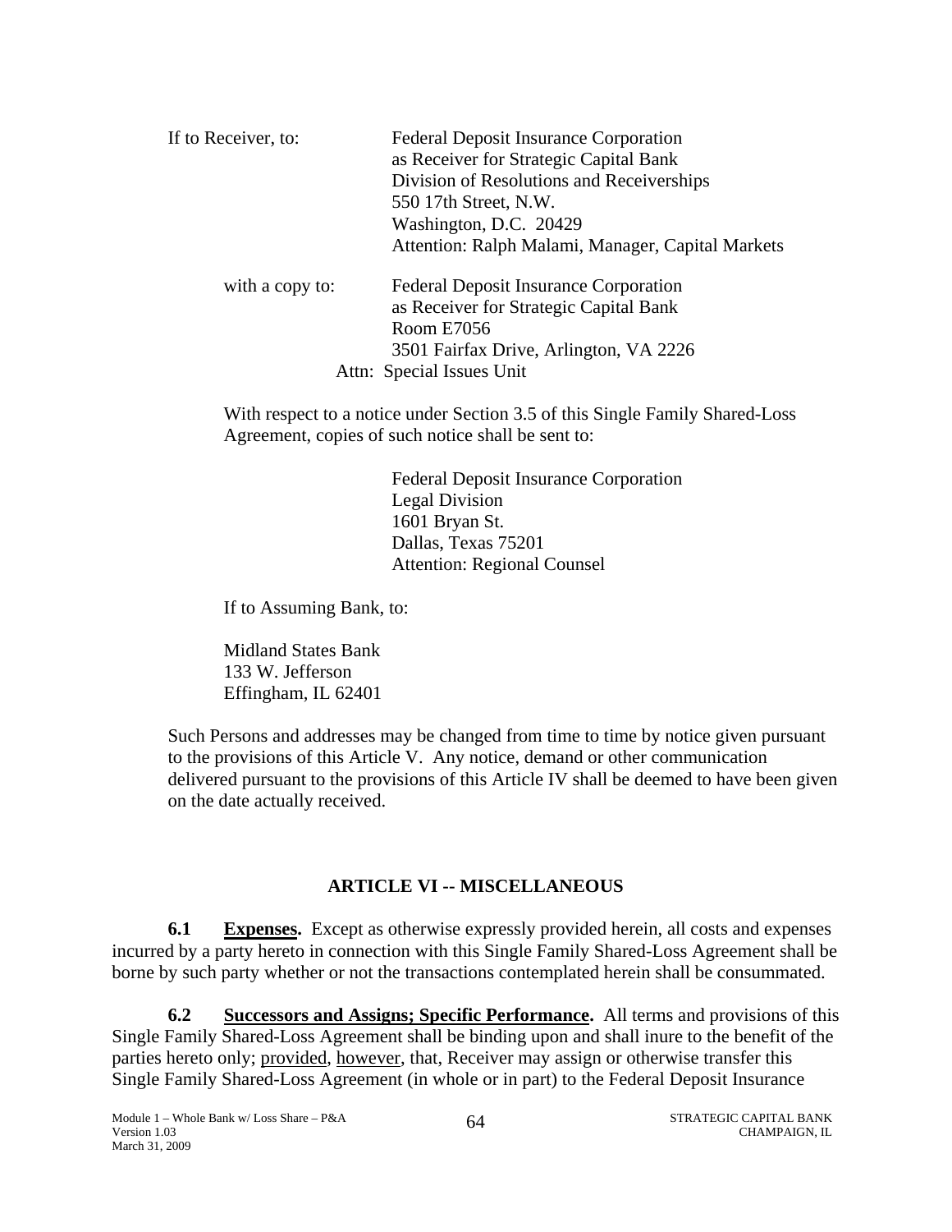If to Receiver, to: Federal Deposit Insurance Corporation
as Receiver for Strategic Capital Bank
Division of Resolutions and Receiverships
550 17th Street, N.W.
Washington, D.C. 20429
Attention: Ralph Malami, Manager, Capital Markets

with a copy to: Federal Deposit Insurance Corporation
as Receiver for Strategic Capital Bank
Room E7056
3501 Fairfax Drive, Arlington, VA 2226
Attn: Special Issues Unit

With respect to a notice under Section 3.5 of this Single Family Shared-Loss Agreement, copies of such notice shall be sent to:

Federal Deposit Insurance Corporation
Legal Division
1601 Bryan St.
Dallas, Texas 75201
Attention: Regional Counsel

If to Assuming Bank, to:

Midland States Bank
133 W. Jefferson
Effingham, IL 62401

Such Persons and addresses may be changed from time to time by notice given pursuant to the provisions of this Article V. Any notice, demand or other communication delivered pursuant to the provisions of this Article IV shall be deemed to have been given on the date actually received.

## ARTICLE VI -- MISCELLANEOUS

**6.1 Expenses.** Except as otherwise expressly provided herein, all costs and expenses incurred by a party hereto in connection with this Single Family Shared-Loss Agreement shall be borne by such party whether or not the transactions contemplated herein shall be consummated.

**6.2 Successors and Assigns; Specific Performance.** All terms and provisions of this Single Family Shared-Loss Agreement shall be binding upon and shall inure to the benefit of the parties hereto only; provided, however, that, Receiver may assign or otherwise transfer this Single Family Shared-Loss Agreement (in whole or in part) to the Federal Deposit Insurance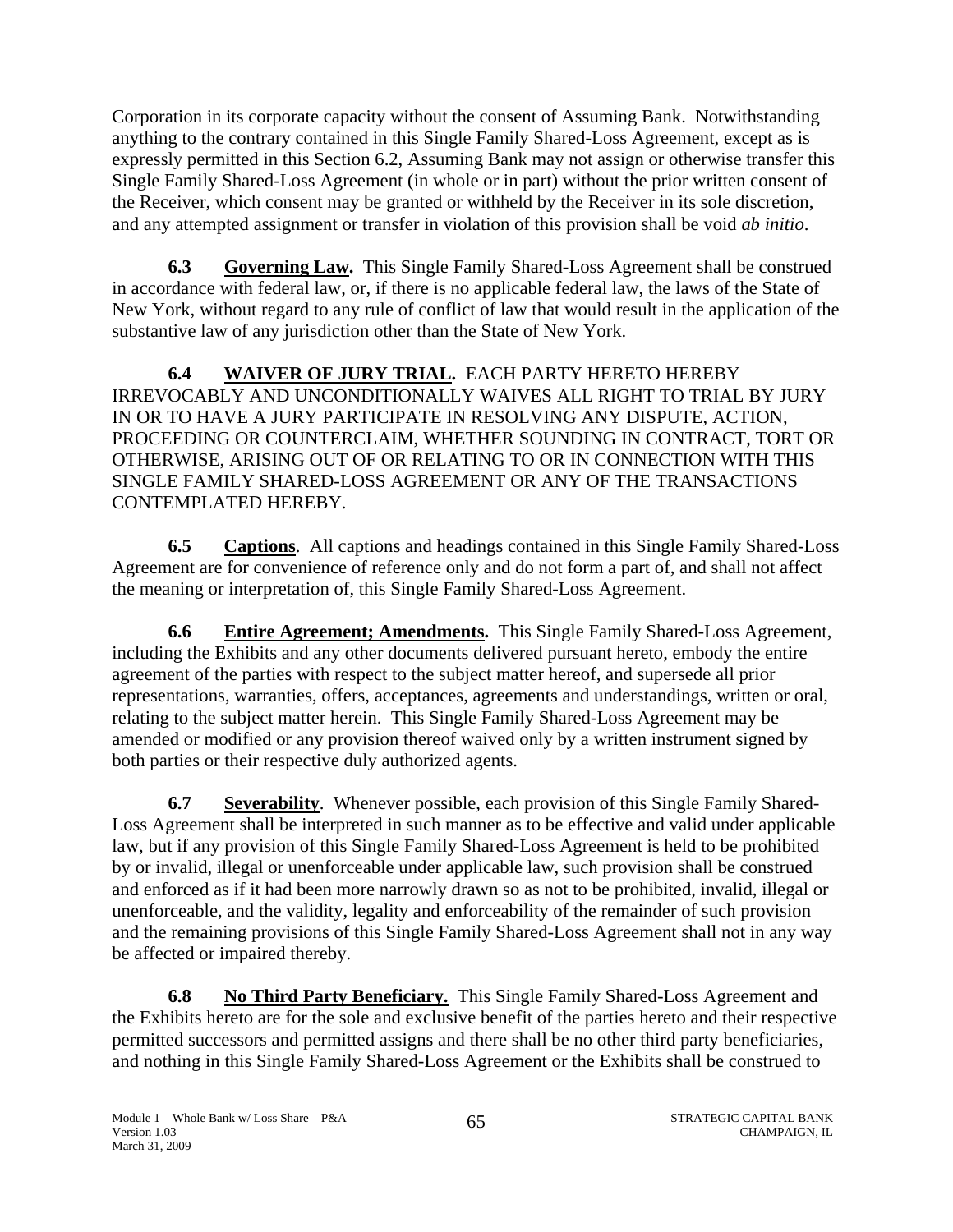Corporation in its corporate capacity without the consent of Assuming Bank. Notwithstanding anything to the contrary contained in this Single Family Shared-Loss Agreement, except as is expressly permitted in this Section 6.2, Assuming Bank may not assign or otherwise transfer this Single Family Shared-Loss Agreement (in whole or in part) without the prior written consent of the Receiver, which consent may be granted or withheld by the Receiver in its sole discretion, and any attempted assignment or transfer in violation of this provision shall be void *ab initio*.

**6.3 Governing Law.** This Single Family Shared-Loss Agreement shall be construed in accordance with federal law, or, if there is no applicable federal law, the laws of the State of New York, without regard to any rule of conflict of law that would result in the application of the substantive law of any jurisdiction other than the State of New York.

**6.4 WAIVER OF JURY TRIAL.** EACH PARTY HERETO HEREBY IRREVOCABLY AND UNCONDITIONALLY WAIVES ALL RIGHT TO TRIAL BY JURY IN OR TO HAVE A JURY PARTICIPATE IN RESOLVING ANY DISPUTE, ACTION, PROCEEDING OR COUNTERCLAIM, WHETHER SOUNDING IN CONTRACT, TORT OR OTHERWISE, ARISING OUT OF OR RELATING TO OR IN CONNECTION WITH THIS SINGLE FAMILY SHARED-LOSS AGREEMENT OR ANY OF THE TRANSACTIONS CONTEMPLATED HEREBY.

**6.5 Captions**. All captions and headings contained in this Single Family Shared-Loss Agreement are for convenience of reference only and do not form a part of, and shall not affect the meaning or interpretation of, this Single Family Shared-Loss Agreement.

**6.6 Entire Agreement; Amendments.** This Single Family Shared-Loss Agreement, including the Exhibits and any other documents delivered pursuant hereto, embody the entire agreement of the parties with respect to the subject matter hereof, and supersede all prior representations, warranties, offers, acceptances, agreements and understandings, written or oral, relating to the subject matter herein. This Single Family Shared-Loss Agreement may be amended or modified or any provision thereof waived only by a written instrument signed by both parties or their respective duly authorized agents.

**6.7 Severability**. Whenever possible, each provision of this Single Family Shared-Loss Agreement shall be interpreted in such manner as to be effective and valid under applicable law, but if any provision of this Single Family Shared-Loss Agreement is held to be prohibited by or invalid, illegal or unenforceable under applicable law, such provision shall be construed and enforced as if it had been more narrowly drawn so as not to be prohibited, invalid, illegal or unenforceable, and the validity, legality and enforceability of the remainder of such provision and the remaining provisions of this Single Family Shared-Loss Agreement shall not in any way be affected or impaired thereby.

**6.8 No Third Party Beneficiary.** This Single Family Shared-Loss Agreement and the Exhibits hereto are for the sole and exclusive benefit of the parties hereto and their respective permitted successors and permitted assigns and there shall be no other third party beneficiaries, and nothing in this Single Family Shared-Loss Agreement or the Exhibits shall be construed to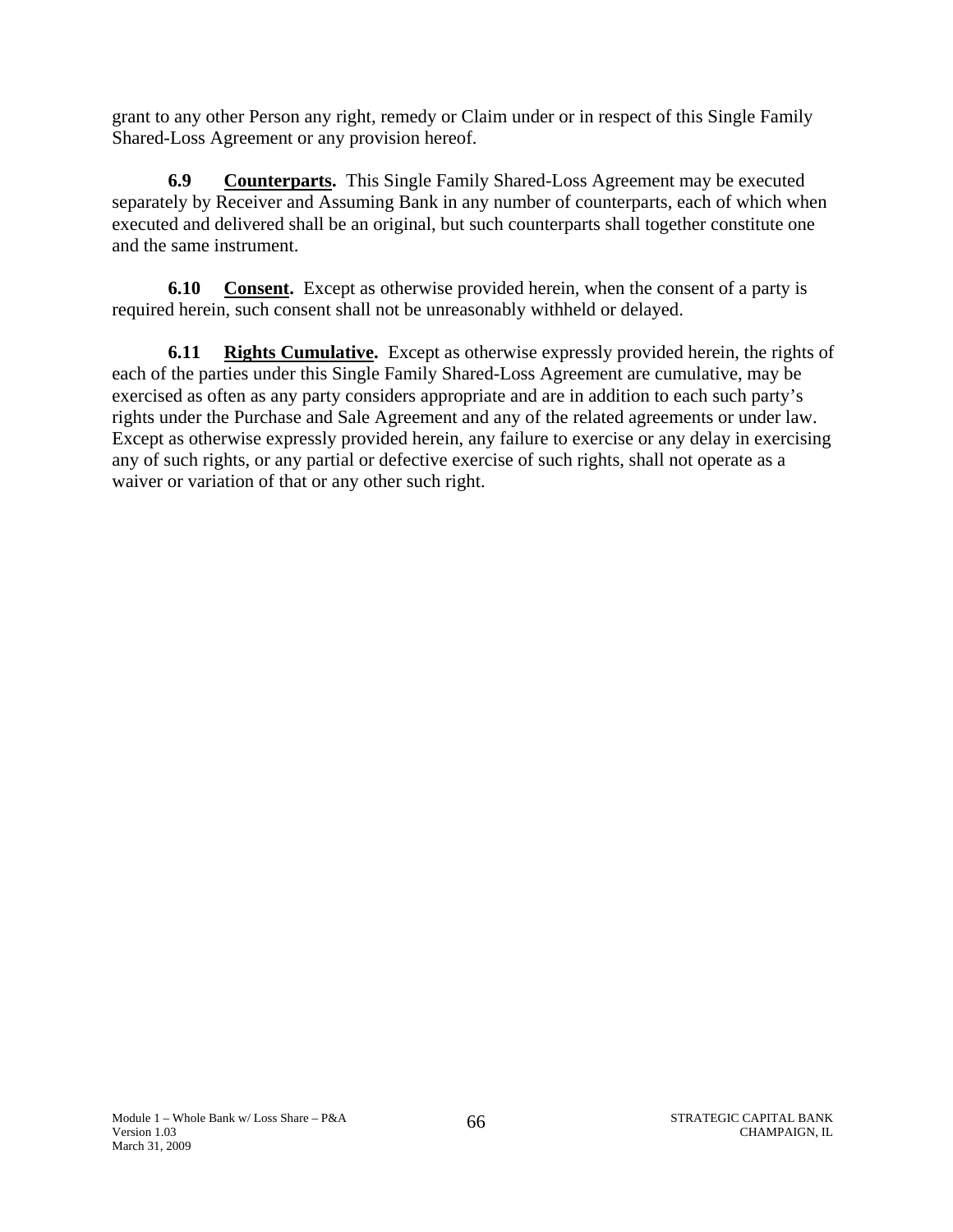grant to any other Person any right, remedy or Claim under or in respect of this Single Family Shared-Loss Agreement or any provision hereof.

**6.9 Counterparts.** This Single Family Shared-Loss Agreement may be executed separately by Receiver and Assuming Bank in any number of counterparts, each of which when executed and delivered shall be an original, but such counterparts shall together constitute one and the same instrument.

**6.10 Consent.** Except as otherwise provided herein, when the consent of a party is required herein, such consent shall not be unreasonably withheld or delayed.

**6.11 Rights Cumulative.** Except as otherwise expressly provided herein, the rights of each of the parties under this Single Family Shared-Loss Agreement are cumulative, may be exercised as often as any party considers appropriate and are in addition to each such party's rights under the Purchase and Sale Agreement and any of the related agreements or under law. Except as otherwise expressly provided herein, any failure to exercise or any delay in exercising any of such rights, or any partial or defective exercise of such rights, shall not operate as a waiver or variation of that or any other such right.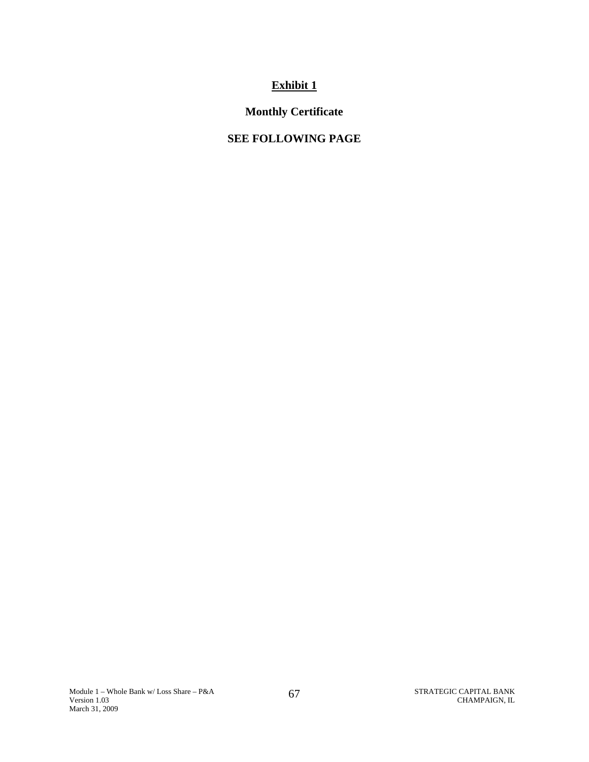# Exhibit 1

## Monthly Certificate

## SEE FOLLOWING PAGE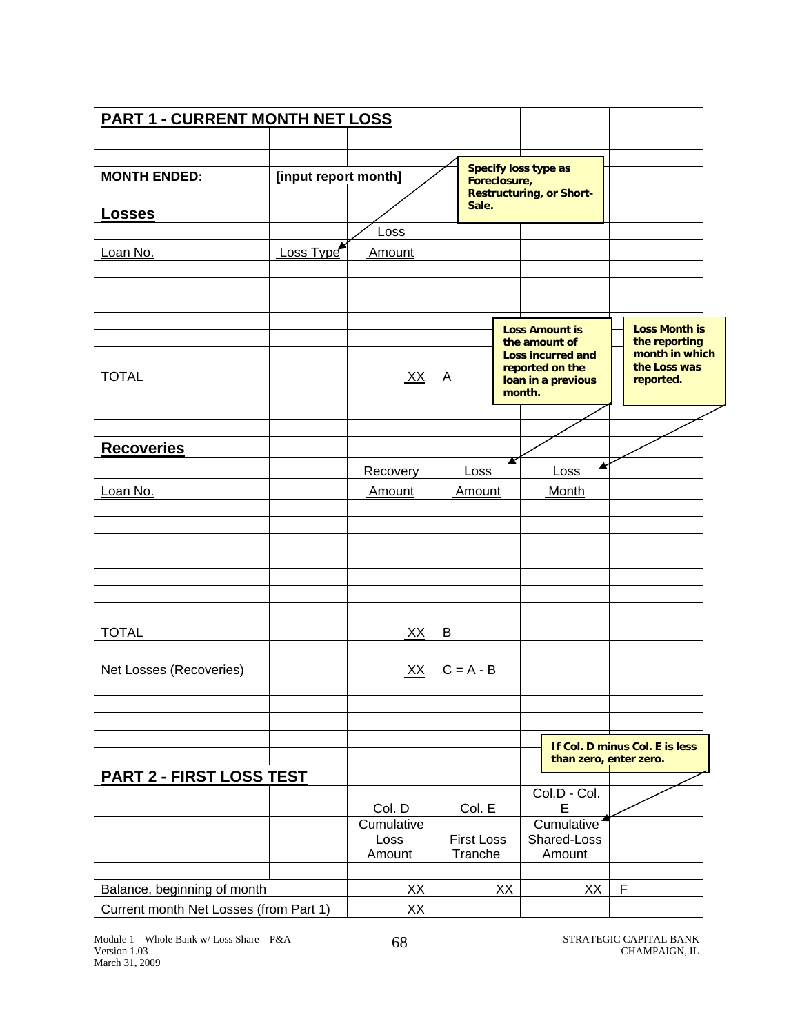## PART 1 - CURRENT MONTH NET LOSS

| | | | | | |
|---|---|---|---|---|---|
| **MONTH ENDED:** | **[input report month]** | | | | |
| **Losses** | | | | | |
| | | Loss | | | |
| Loan No. | Loss Type | Amount | | | |
| | | | | | |
| | | | | | |
| | | | | | |
| TOTAL | | XX | A | | |

*Specify loss type as Foreclosure, Restructuring, or Short-Sale.*

*Loss Amount is the amount of Loss incurred and reported on the loan in a previous month.*

*Loss Month is the reporting month in which the Loss was reported.*

| | | | | | |
|---|---|---|---|---|---|
| **Recoveries** | | | | | |
| | | Recovery | Loss | Loss | |
| Loan No. | | Amount | Amount | Month | |
| | | | | | |
| | | | | | |
| | | | | | |
| TOTAL | | XX | B | | |
| Net Losses (Recoveries) | | XX | C = A - B | | |

*If Col. D minus Col. E is less than zero, enter zero.*

## PART 2 - FIRST LOSS TEST

| | Col. D | Col. E | Col.D - Col. E | |
|---|---|---|---|---|
| | Cumulative Loss Amount | First Loss Tranche | Cumulative Shared-Loss Amount | |
| Balance, beginning of month | XX | XX | XX | F |
| Current month Net Losses (from Part 1) | XX | | | |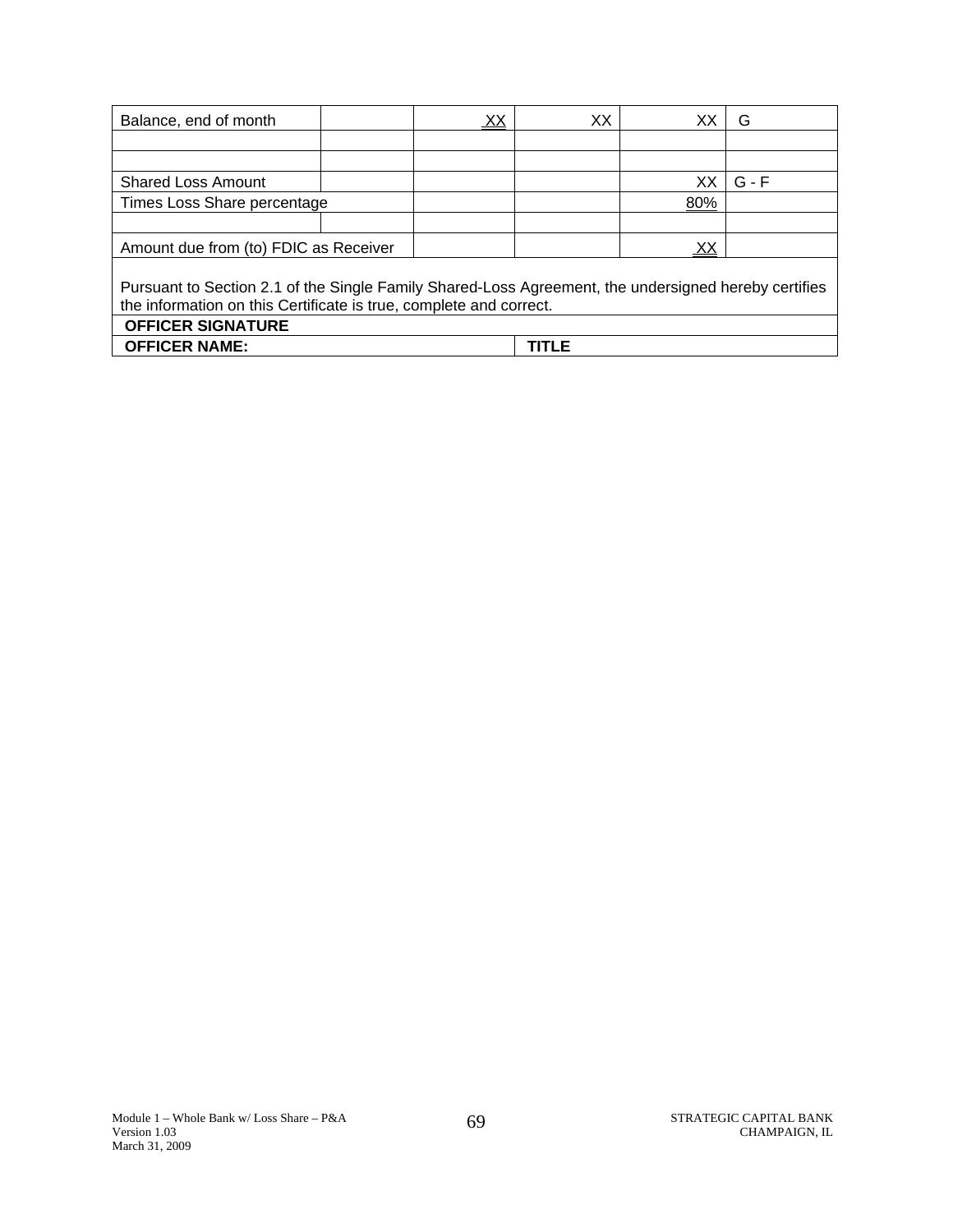| | | | | | |
|---|---|---|---|---|---|
| Balance, end of month | | XX | XX | XX | G |
| | | | | | |
| | | | | | |
| Shared Loss Amount | | | | XX | G - F |
| Times Loss Share percentage | | | | 80% | |
| | | | | | |
| Amount due from (to) FDIC as Receiver | | | | XX | |

Pursuant to Section 2.1 of the Single Family Shared-Loss Agreement, the undersigned hereby certifies the information on this Certificate is true, complete and correct.

| | |
|---|---|
| **OFFICER SIGNATURE** | |
| **OFFICER NAME:** | **TITLE** |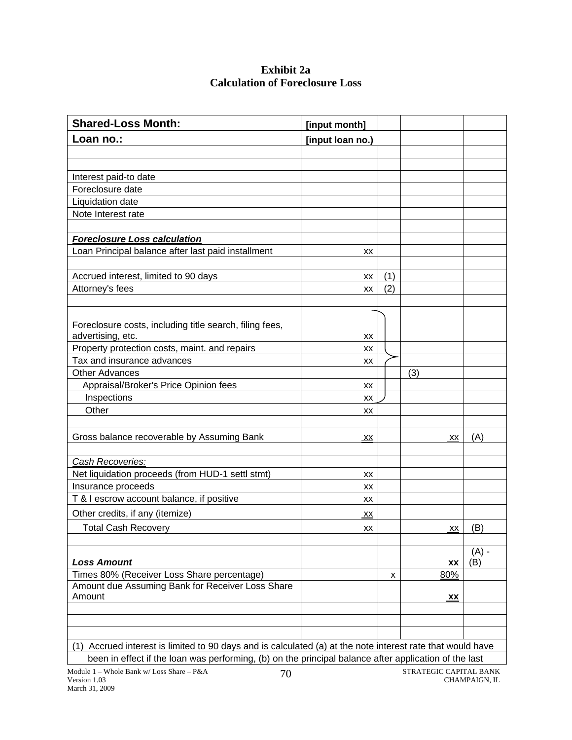# Exhibit 2a
## Calculation of Foreclosure Loss

| | | | | |
|---|---|---|---|---|
| **Shared-Loss Month:** | **[input month]** | | | |
| **Loan no.:** | **[input loan no.)** | | | |
| | | | | |
| | | | | |
| Interest paid-to date | | | | |
| Foreclosure date | | | | |
| Liquidation date | | | | |
| Note Interest rate | | | | |
| | | | | |
| ***Foreclosure Loss calculation*** | | | | |
| Loan Principal balance after last paid installment | xx | | | |
| | | | | |
| Accrued interest, limited to 90 days | xx | (1) | | |
| Attorney's fees | xx | (2) | | |
| | | | | |
| Foreclosure costs, including title search, filing fees, advertising, etc. | xx | | | |
| Property protection costs, maint. and repairs | xx | | | |
| Tax and insurance advances | xx | | | |
| Other Advances | | | (3) | |
| Appraisal/Broker's Price Opinion fees | xx | | | |
| Inspections | xx | | | |
| Other | xx | | | |
| | | | | |
| Gross balance recoverable by Assuming Bank | xx | | xx | (A) |
| | | | | |
| *Cash Recoveries:* | | | | |
| Net liquidation proceeds (from HUD-1 settl stmt) | xx | | | |
| Insurance proceeds | xx | | | |
| T & I escrow account balance, if positive | xx | | | |
| Other credits, if any (itemize) | xx | | | |
| Total Cash Recovery | xx | | xx | (B) |
| | | | | |
| ***Loss Amount*** | | | **xx** | (A) - (B) |
| Times 80% (Receiver Loss Share percentage) | | x | 80% | |
| Amount due Assuming Bank for Receiver Loss Share Amount | | | **xx** | |
| | | | | |
| | | | | |
| | | | | |

(1) Accrued interest is limited to 90 days and is calculated (a) at the note interest rate that would have been in effect if the loan was performing, (b) on the principal balance after application of the last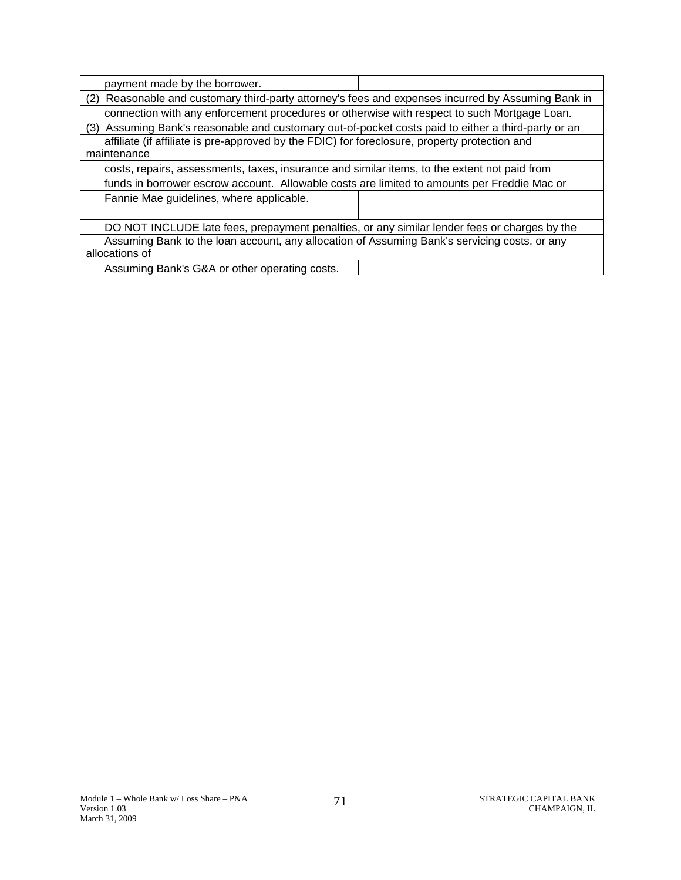| | | | | |
|---|---|---|---|---|
| payment made by the borrower. | | | | |
| (2) Reasonable and customary third-party attorney's fees and expenses incurred by Assuming Bank in | | | | |
| connection with any enforcement procedures or otherwise with respect to such Mortgage Loan. | | | | |
| (3) Assuming Bank's reasonable and customary out-of-pocket costs paid to either a third-party or an | | | | |
| affiliate (if affiliate is pre-approved by the FDIC) for foreclosure, property protection and maintenance | | | | |
| costs, repairs, assessments, taxes, insurance and similar items, to the extent not paid from | | | | |
| funds in borrower escrow account. Allowable costs are limited to amounts per Freddie Mac or | | | | |
| Fannie Mae guidelines, where applicable. | | | | |
| | | | | |
| DO NOT INCLUDE late fees, prepayment penalties, or any similar lender fees or charges by the | | | | |
| Assuming Bank to the loan account, any allocation of Assuming Bank's servicing costs, or any allocations of | | | | |
| Assuming Bank's G&A or other operating costs. | | | | |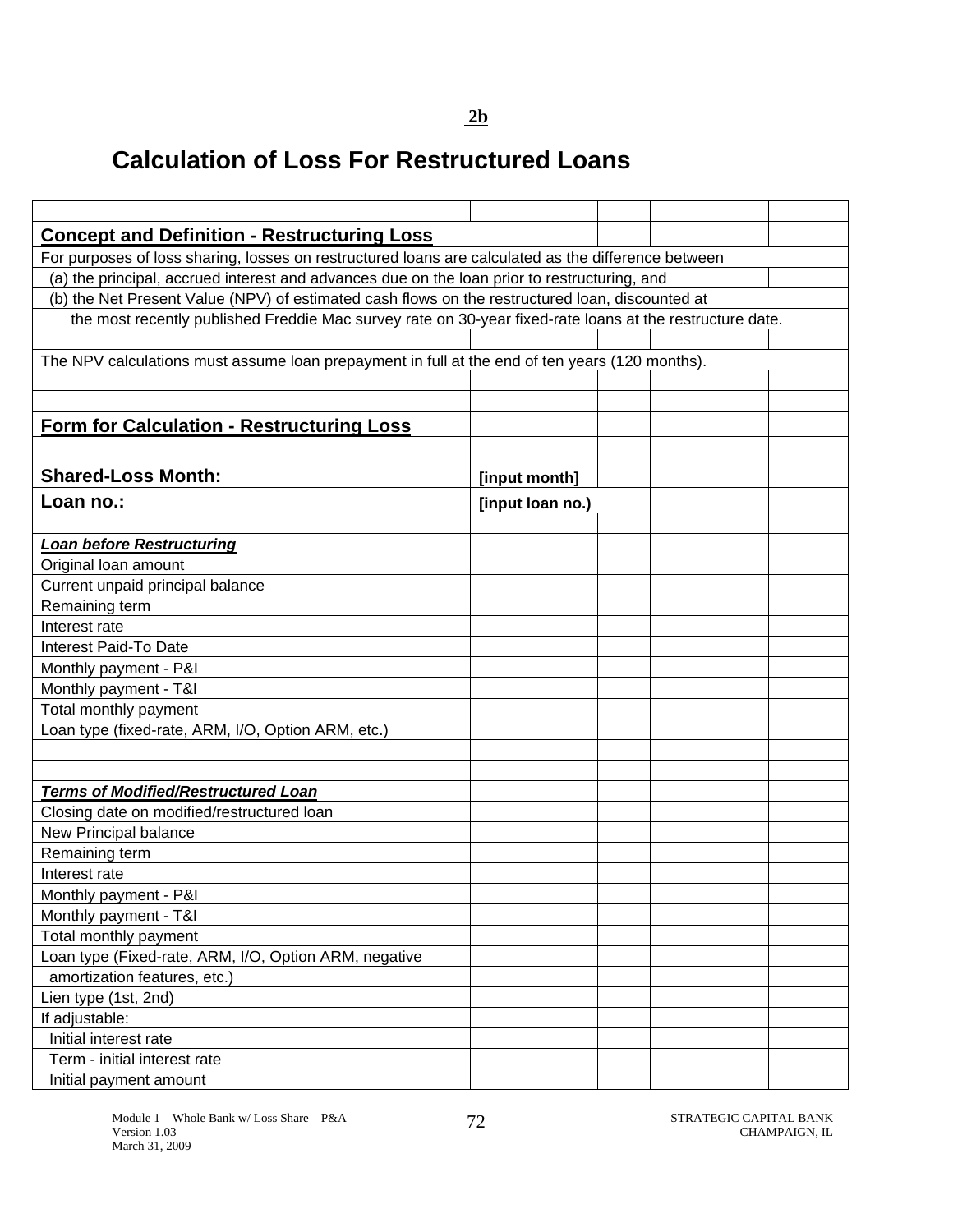**2b**

# Calculation of Loss For Restructured Loans

## Concept and Definition - Restructuring Loss

For purposes of loss sharing, losses on restructured loans are calculated as the difference between
  (a) the principal, accrued interest and advances due on the loan prior to restructuring, and
  (b) the Net Present Value (NPV) of estimated cash flows on the restructured loan, discounted at
    the most recently published Freddie Mac survey rate on 30-year fixed-rate loans at the restructure date.

The NPV calculations must assume loan prepayment in full at the end of ten years (120 months).

## Form for Calculation - Restructuring Loss

| | | | | |
|---|---|---|---|---|
| **Shared-Loss Month:** | **[input month]** | | | |
| **Loan no.:** | **[input loan no.)** | | | |
| | | | | |
| ***Loan before Restructuring*** | | | | |
| Original loan amount | | | | |
| Current unpaid principal balance | | | | |
| Remaining term | | | | |
| Interest rate | | | | |
| Interest Paid-To Date | | | | |
| Monthly payment - P&I | | | | |
| Monthly payment - T&I | | | | |
| Total monthly payment | | | | |
| Loan type (fixed-rate, ARM, I/O, Option ARM, etc.) | | | | |
| | | | | |
| | | | | |
| ***Terms of Modified/Restructured Loan*** | | | | |
| Closing date on modified/restructured loan | | | | |
| New Principal balance | | | | |
| Remaining term | | | | |
| Interest rate | | | | |
| Monthly payment - P&I | | | | |
| Monthly payment - T&I | | | | |
| Total monthly payment | | | | |
| Loan type (Fixed-rate, ARM, I/O, Option ARM, negative amortization features, etc.) | | | | |
| Lien type (1st, 2nd) | | | | |
| If adjustable: | | | | |
| Initial interest rate | | | | |
| Term - initial interest rate | | | | |
| Initial payment amount | | | | |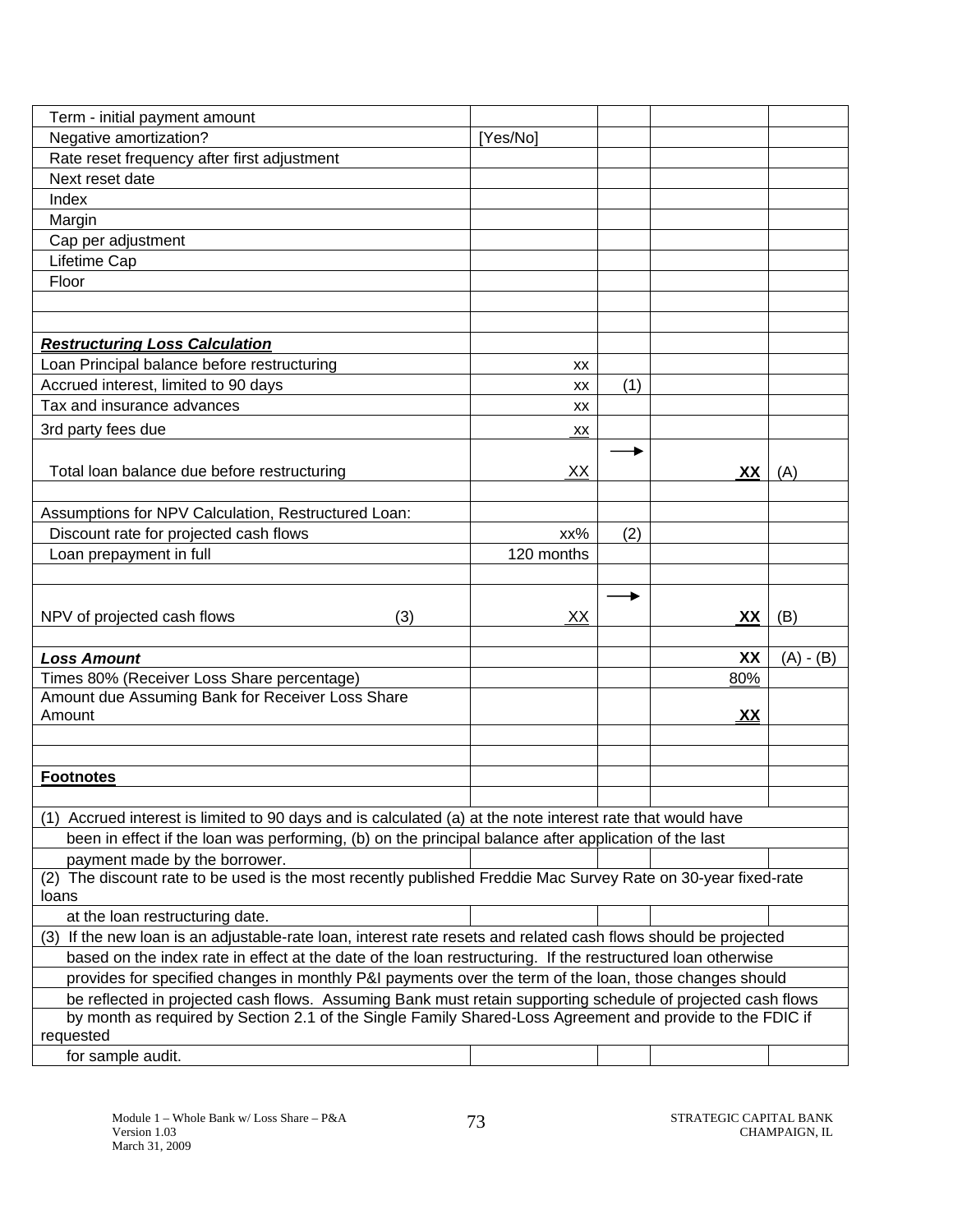| | | | | |
|---|---|---|---|---|
| Term - initial payment amount | | | | |
| Negative amortization? | [Yes/No] | | | |
| Rate reset frequency after first adjustment | | | | |
| Next reset date | | | | |
| Index | | | | |
| Margin | | | | |
| Cap per adjustment | | | | |
| Lifetime Cap | | | | |
| Floor | | | | |
| | | | | |
| | | | | |
| ***Restructuring Loss Calculation*** | | | | |
| Loan Principal balance before restructuring | xx | | | |
| Accrued interest, limited to 90 days | xx | (1) | | |
| Tax and insurance advances | xx | | | |
| 3rd party fees due | xx | | | |
| Total loan balance due before restructuring | XX | → | **XX** | (A) |
| | | | | |
| Assumptions for NPV Calculation, Restructured Loan: | | | | |
| Discount rate for projected cash flows | xx% | (2) | | |
| Loan prepayment in full | 120 months | | | |
| | | | | |
| NPV of projected cash flows (3) | XX | → | **XX** | (B) |
| | | | | |
| ***Loss Amount*** | | | **XX** | (A) - (B) |
| Times 80% (Receiver Loss Share percentage) | | | 80% | |
| Amount due Assuming Bank for Receiver Loss Share Amount | | | **XX** | |
| | | | | |
| | | | | |
| **Footnotes** | | | | |

(1) Accrued interest is limited to 90 days and is calculated (a) at the note interest rate that would have been in effect if the loan was performing, (b) on the principal balance after application of the last payment made by the borrower.

(2) The discount rate to be used is the most recently published Freddie Mac Survey Rate on 30-year fixed-rate loans at the loan restructuring date.

(3) If the new loan is an adjustable-rate loan, interest rate resets and related cash flows should be projected based on the index rate in effect at the date of the loan restructuring. If the restructured loan otherwise provides for specified changes in monthly P&I payments over the term of the loan, those changes should be reflected in projected cash flows. Assuming Bank must retain supporting schedule of projected cash flows by month as required by Section 2.1 of the Single Family Shared-Loss Agreement and provide to the FDIC if requested for sample audit.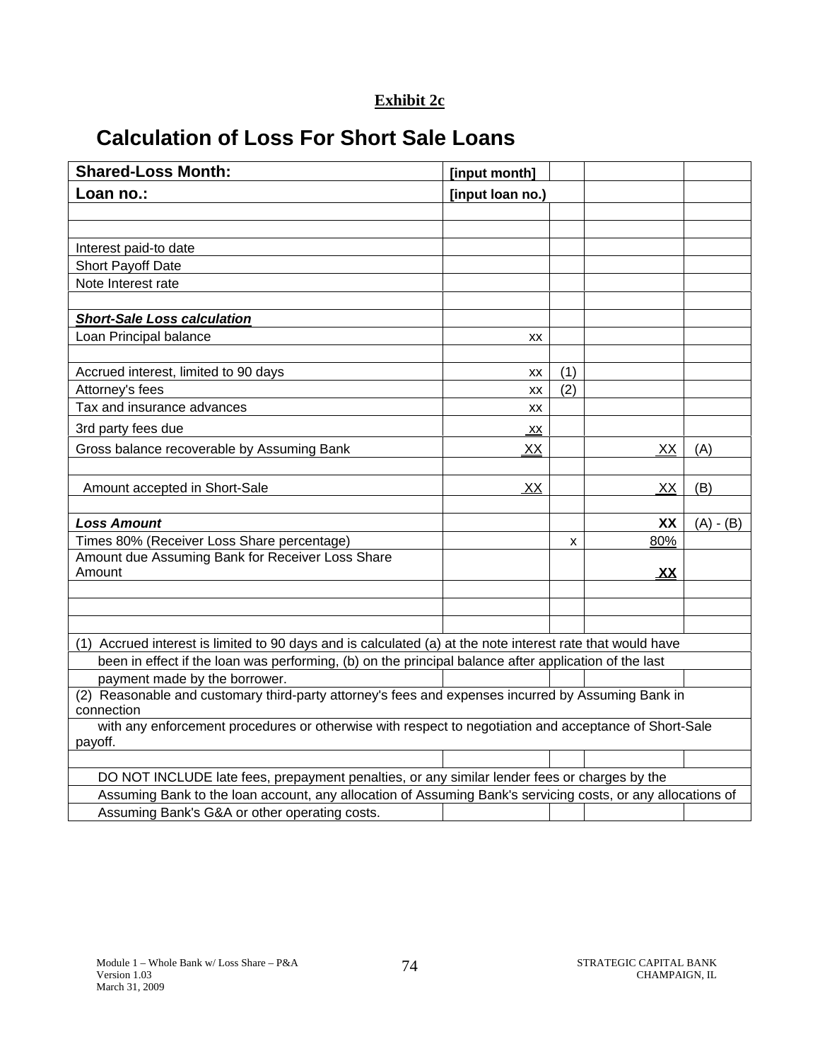**Exhibit 2c**

# Calculation of Loss For Short Sale Loans

| **Shared-Loss Month:** | **[input month]** | | | |
|---|---|---|---|---|
| **Loan no.:** | **[input loan no.)** | | | |
| | | | | |
| | | | | |
| Interest paid-to date | | | | |
| Short Payoff Date | | | | |
| Note Interest rate | | | | |
| | | | | |
| ***Short-Sale Loss calculation*** | | | | |
| Loan Principal balance | xx | | | |
| | | | | |
| Accrued interest, limited to 90 days | xx | (1) | | |
| Attorney's fees | xx | (2) | | |
| Tax and insurance advances | xx | | | |
| 3rd party fees due | xx | | | |
| Gross balance recoverable by Assuming Bank | XX | | XX | (A) |
| | | | | |
| Amount accepted in Short-Sale | XX | | XX | (B) |
| | | | | |
| ***Loss Amount*** | | | **XX** | (A) - (B) |
| Times 80% (Receiver Loss Share percentage) | | x | 80% | |
| Amount due Assuming Bank for Receiver Loss Share Amount | | | **XX** | |
| | | | | |
| | | | | |
| | | | | |
| (1) Accrued interest is limited to 90 days and is calculated (a) at the note interest rate that would have been in effect if the loan was performing, (b) on the principal balance after application of the last payment made by the borrower. | | | | |
| (2) Reasonable and customary third-party attorney's fees and expenses incurred by Assuming Bank in connection with any enforcement procedures or otherwise with respect to negotiation and acceptance of Short-Sale payoff. | | | | |
| | | | | |
| DO NOT INCLUDE late fees, prepayment penalties, or any similar lender fees or charges by the Assuming Bank to the loan account, any allocation of Assuming Bank's servicing costs, or any allocations of Assuming Bank's G&A or other operating costs. | | | | |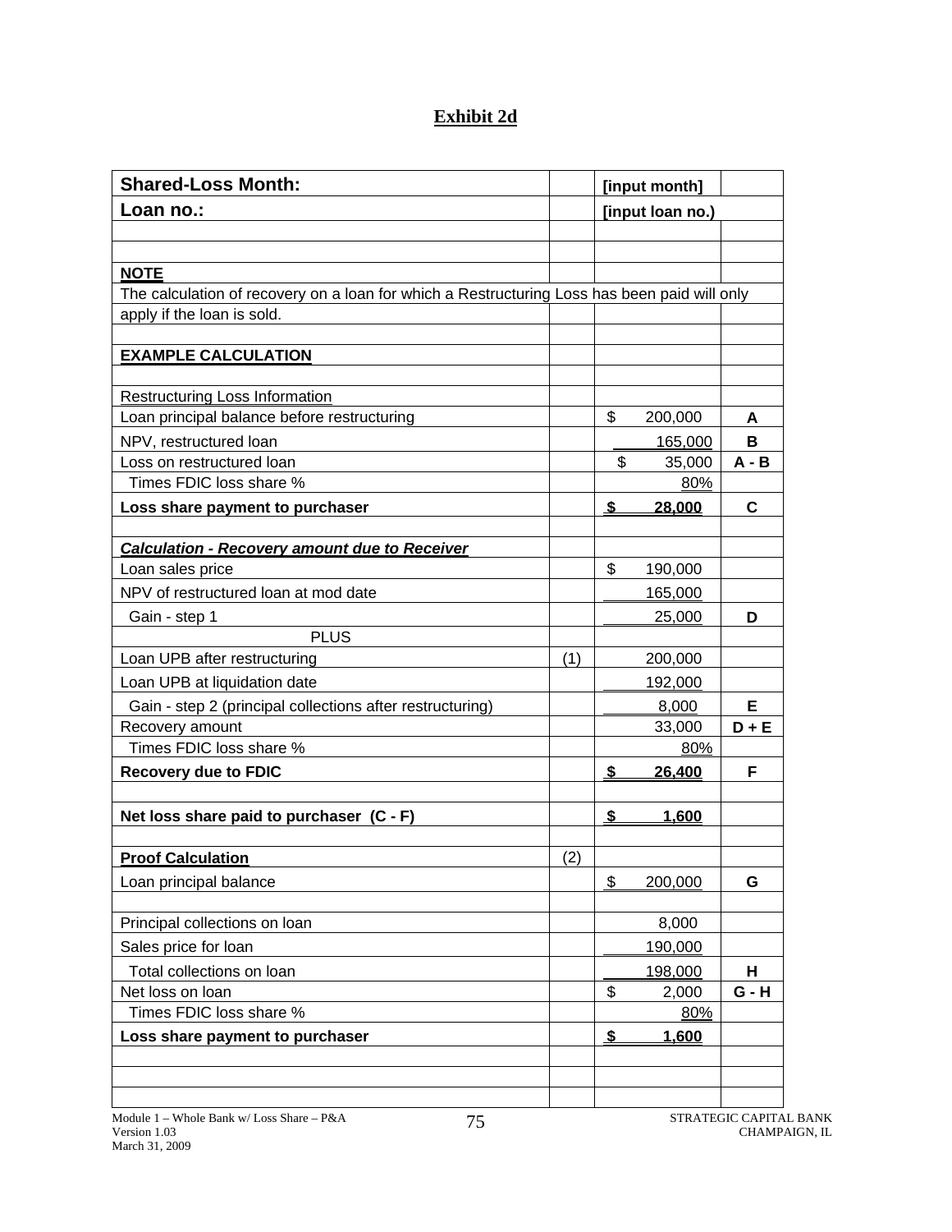## Exhibit 2d

| | | | |
|---|---|---|---|
| **Shared-Loss Month:** | | **[input month]** | |
| **Loan no.:** | | **[input loan no.)** | |
| | | | |
| | | | |
| **NOTE** | | | |
| The calculation of recovery on a loan for which a Restructuring Loss has been paid will only | | | |
| apply if the loan is sold. | | | |
| | | | |
| **EXAMPLE CALCULATION** | | | |
| | | | |
| Restructuring Loss Information | | | |
| Loan principal balance before restructuring | | $ 200,000 | **A** |
| NPV, restructured loan | | 165,000 | **B** |
| Loss on restructured loan | | $ 35,000 | **A - B** |
| Times FDIC loss share % | | 80% | |
| **Loss share payment to purchaser** | | **$ 28,000** | **C** |
| | | | |
| ***Calculation - Recovery amount due to Receiver*** | | | |
| Loan sales price | | $ 190,000 | |
| NPV of restructured loan at mod date | | 165,000 | |
| Gain - step 1 | | 25,000 | **D** |
| PLUS | | | |
| Loan UPB after restructuring | (1) | 200,000 | |
| Loan UPB at liquidation date | | 192,000 | |
| Gain - step 2 (principal collections after restructuring) | | 8,000 | **E** |
| Recovery amount | | 33,000 | **D + E** |
| Times FDIC loss share % | | 80% | |
| **Recovery due to FDIC** | | **$ 26,400** | **F** |
| | | | |
| **Net loss share paid to purchaser (C - F)** | | **$ 1,600** | |
| | | | |
| **Proof Calculation** | (2) | | |
| Loan principal balance | | $ 200,000 | **G** |
| | | | |
| Principal collections on loan | | 8,000 | |
| Sales price for loan | | 190,000 | |
| Total collections on loan | | 198,000 | **H** |
| Net loss on loan | | $ 2,000 | **G - H** |
| Times FDIC loss share % | | 80% | |
| **Loss share payment to purchaser** | | **$ 1,600** | |
| | | | |
| | | | |
| | | | |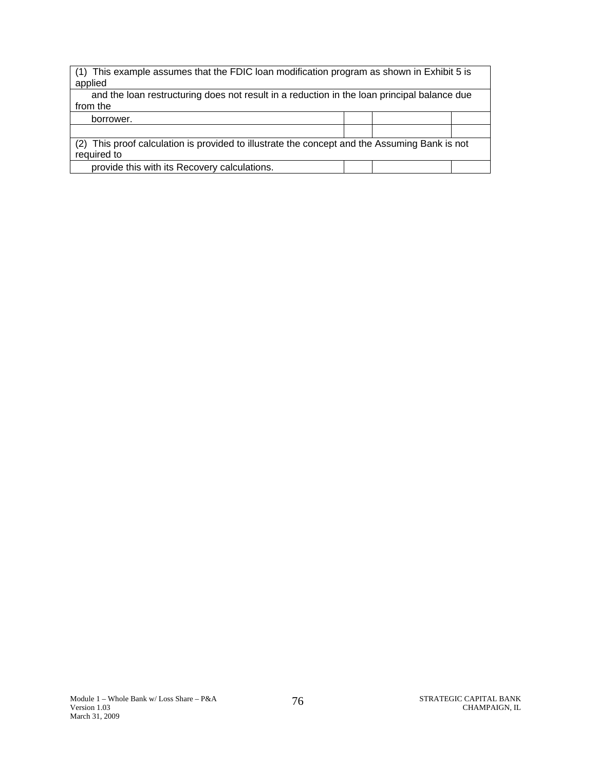| | | | |
|---|---|---|---|
| (1) This example assumes that the FDIC loan modification program as shown in Exhibit 5 is applied | | | |
| and the loan restructuring does not result in a reduction in the loan principal balance due from the | | | |
| borrower. | | | |
| | | | |
| (2) This proof calculation is provided to illustrate the concept and the Assuming Bank is not required to | | | |
| provide this with its Recovery calculations. | | | |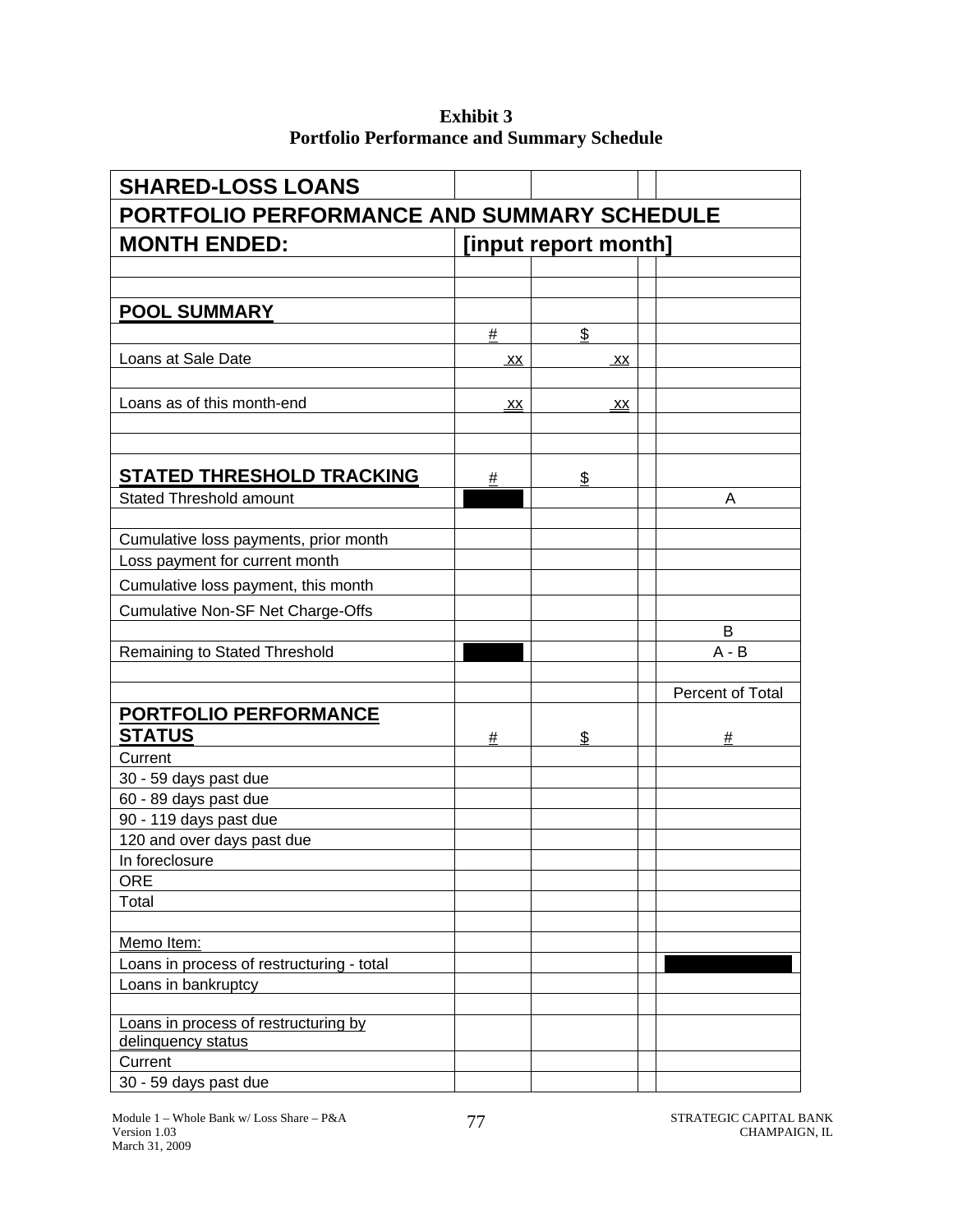**Exhibit 3**
**Portfolio Performance and Summary Schedule**

| | | | | |
|---|---|---|---|---|
| **SHARED-LOSS LOANS** | | | | |
| **PORTFOLIO PERFORMANCE AND SUMMARY SCHEDULE** | | | | |
| **MONTH ENDED:** | **[input report month]** | | | |
| | | | | |
| | | | | |
| **POOL SUMMARY** | | | | |
| | # | $ | | |
| Loans at Sale Date | xx | xx | | |
| | | | | |
| Loans as of this month-end | xx | xx | | |
| | | | | |
| | | | | |
| **STATED THRESHOLD TRACKING** | # | $ | | |
| Stated Threshold amount | | | | A |
| | | | | |
| Cumulative loss payments, prior month | | | | |
| Loss payment for current month | | | | |
| Cumulative loss payment, this month | | | | |
| Cumulative Non-SF Net Charge-Offs | | | | |
| | | | | B |
| Remaining to Stated Threshold | | | | A - B |
| | | | | |
| | | | | Percent of Total |
| **PORTFOLIO PERFORMANCE STATUS** | # | $ | | # |
| Current | | | | |
| 30 - 59 days past due | | | | |
| 60 - 89 days past due | | | | |
| 90 - 119 days past due | | | | |
| 120 and over days past due | | | | |
| In foreclosure | | | | |
| ORE | | | | |
| Total | | | | |
| | | | | |
| Memo Item: | | | | |
| Loans in process of restructuring - total | | | | |
| Loans in bankruptcy | | | | |
| | | | | |
| Loans in process of restructuring by delinquency status | | | | |
| Current | | | | |
| 30 - 59 days past due | | | | |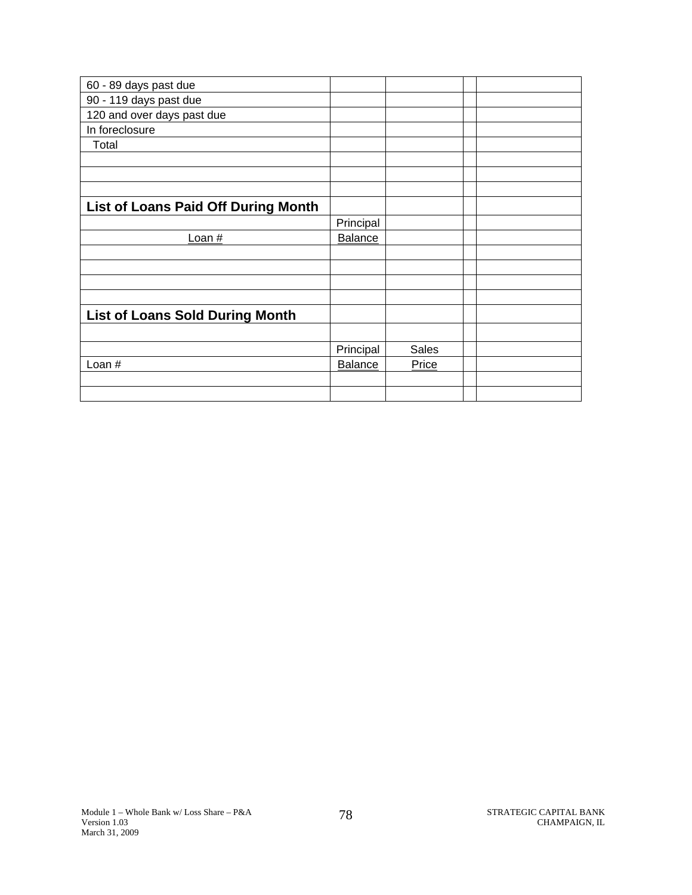| | | | | |
|---|---|---|---|---|
| 60 - 89 days past due | | | | |
| 90 - 119 days past due | | | | |
| 120 and over days past due | | | | |
| In foreclosure | | | | |
| Total | | | | |
| | | | | |
| | | | | |
| | | | | |
| **List of Loans Paid Off During Month** | | | | |
| | Principal | | | |
| Loan # | Balance | | | |
| | | | | |
| | | | | |
| | | | | |
| | | | | |
| **List of Loans Sold During Month** | | | | |
| | | | | |
| | Principal | Sales | | |
| Loan # | Balance | Price | | |
| | | | | |
| | | | | |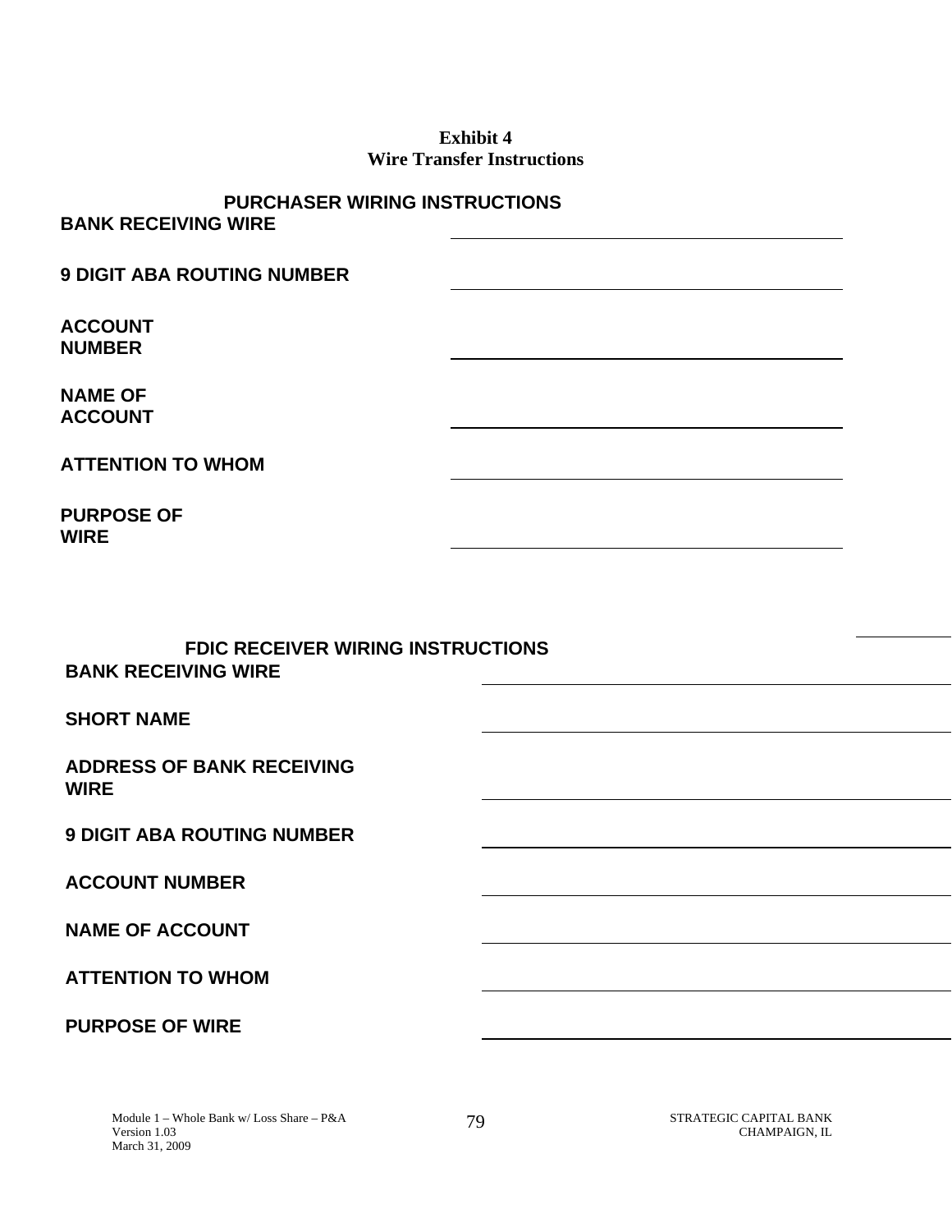**Exhibit 4**
**Wire Transfer Instructions**

**PURCHASER WIRING INSTRUCTIONS**

| | |
|---|---|
| **BANK RECEIVING WIRE** | |
| **9 DIGIT ABA ROUTING NUMBER** | |
| **ACCOUNT NUMBER** | |
| **NAME OF ACCOUNT** | |
| **ATTENTION TO WHOM** | |
| **PURPOSE OF WIRE** | |

**FDIC RECEIVER WIRING INSTRUCTIONS**

| | |
|---|---|
| **BANK RECEIVING WIRE** | |
| **SHORT NAME** | |
| **ADDRESS OF BANK RECEIVING WIRE** | |
| **9 DIGIT ABA ROUTING NUMBER** | |
| **ACCOUNT NUMBER** | |
| **NAME OF ACCOUNT** | |
| **ATTENTION TO WHOM** | |
| **PURPOSE OF WIRE** | |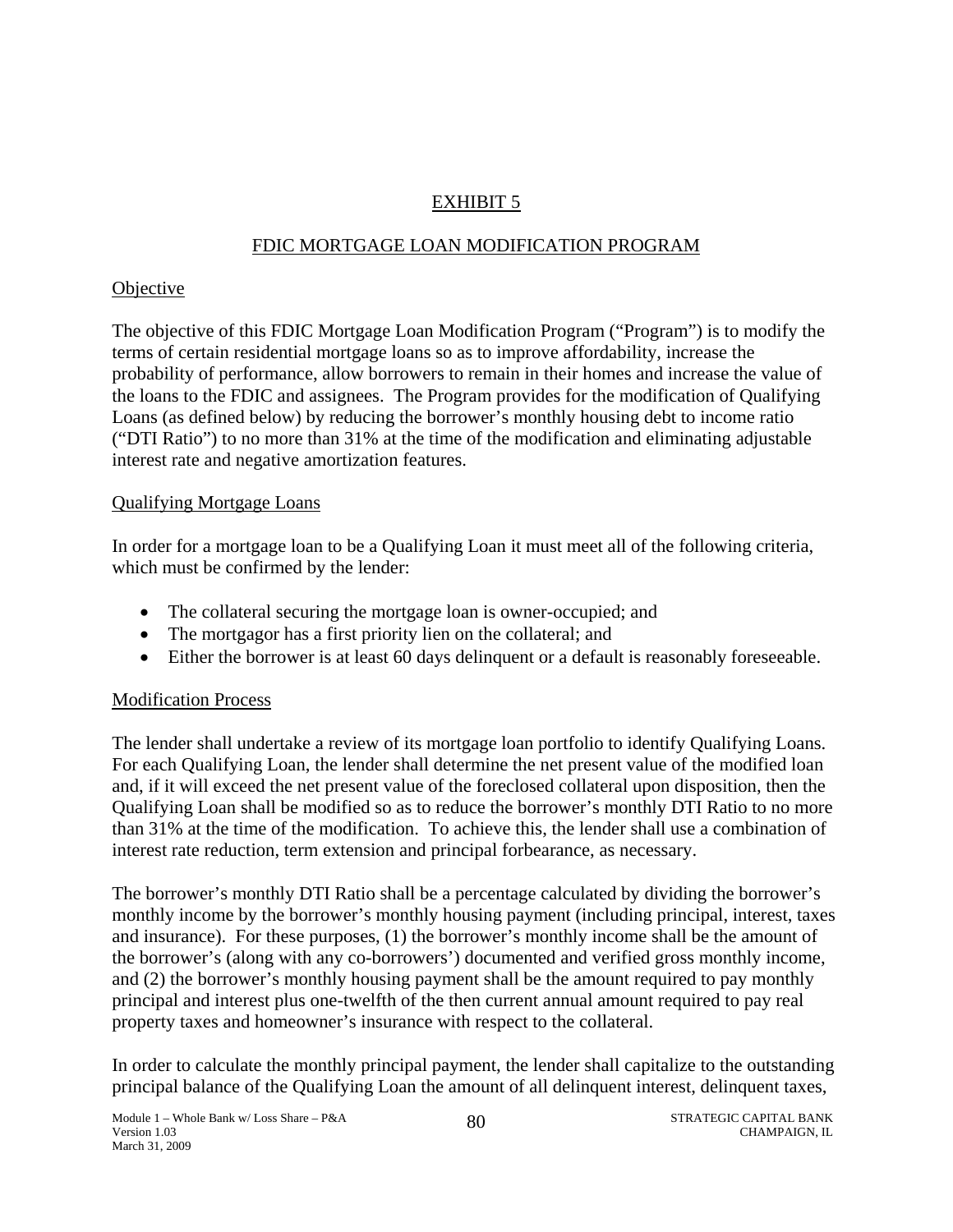# EXHIBIT 5

## FDIC MORTGAGE LOAN MODIFICATION PROGRAM

### Objective

The objective of this FDIC Mortgage Loan Modification Program ("Program") is to modify the terms of certain residential mortgage loans so as to improve affordability, increase the probability of performance, allow borrowers to remain in their homes and increase the value of the loans to the FDIC and assignees. The Program provides for the modification of Qualifying Loans (as defined below) by reducing the borrower's monthly housing debt to income ratio ("DTI Ratio") to no more than 31% at the time of the modification and eliminating adjustable interest rate and negative amortization features.

### Qualifying Mortgage Loans

In order for a mortgage loan to be a Qualifying Loan it must meet all of the following criteria, which must be confirmed by the lender:

- The collateral securing the mortgage loan is owner-occupied; and
- The mortgagor has a first priority lien on the collateral; and
- Either the borrower is at least 60 days delinquent or a default is reasonably foreseeable.

### Modification Process

The lender shall undertake a review of its mortgage loan portfolio to identify Qualifying Loans. For each Qualifying Loan, the lender shall determine the net present value of the modified loan and, if it will exceed the net present value of the foreclosed collateral upon disposition, then the Qualifying Loan shall be modified so as to reduce the borrower's monthly DTI Ratio to no more than 31% at the time of the modification. To achieve this, the lender shall use a combination of interest rate reduction, term extension and principal forbearance, as necessary.

The borrower's monthly DTI Ratio shall be a percentage calculated by dividing the borrower's monthly income by the borrower's monthly housing payment (including principal, interest, taxes and insurance). For these purposes, (1) the borrower's monthly income shall be the amount of the borrower's (along with any co-borrowers') documented and verified gross monthly income, and (2) the borrower's monthly housing payment shall be the amount required to pay monthly principal and interest plus one-twelfth of the then current annual amount required to pay real property taxes and homeowner's insurance with respect to the collateral.

In order to calculate the monthly principal payment, the lender shall capitalize to the outstanding principal balance of the Qualifying Loan the amount of all delinquent interest, delinquent taxes,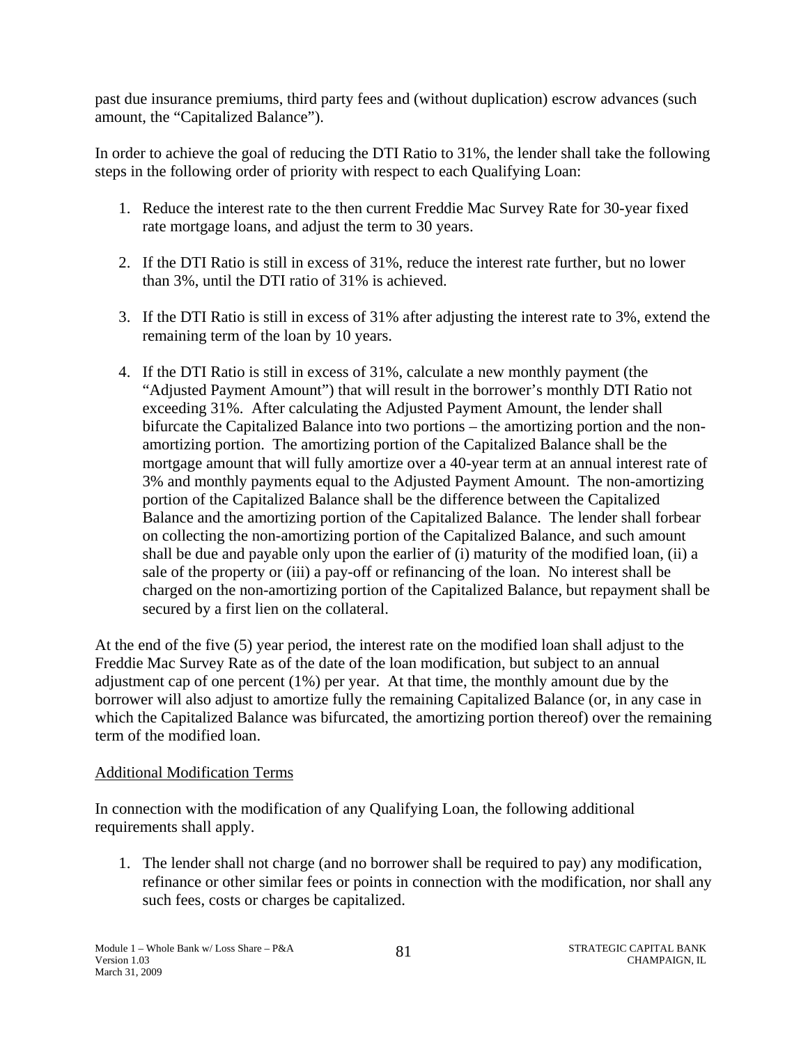past due insurance premiums, third party fees and (without duplication) escrow advances (such amount, the "Capitalized Balance").

In order to achieve the goal of reducing the DTI Ratio to 31%, the lender shall take the following steps in the following order of priority with respect to each Qualifying Loan:

1. Reduce the interest rate to the then current Freddie Mac Survey Rate for 30-year fixed rate mortgage loans, and adjust the term to 30 years.

2. If the DTI Ratio is still in excess of 31%, reduce the interest rate further, but no lower than 3%, until the DTI ratio of 31% is achieved.

3. If the DTI Ratio is still in excess of 31% after adjusting the interest rate to 3%, extend the remaining term of the loan by 10 years.

4. If the DTI Ratio is still in excess of 31%, calculate a new monthly payment (the "Adjusted Payment Amount") that will result in the borrower's monthly DTI Ratio not exceeding 31%. After calculating the Adjusted Payment Amount, the lender shall bifurcate the Capitalized Balance into two portions – the amortizing portion and the non-amortizing portion. The amortizing portion of the Capitalized Balance shall be the mortgage amount that will fully amortize over a 40-year term at an annual interest rate of 3% and monthly payments equal to the Adjusted Payment Amount. The non-amortizing portion of the Capitalized Balance shall be the difference between the Capitalized Balance and the amortizing portion of the Capitalized Balance. The lender shall forbear on collecting the non-amortizing portion of the Capitalized Balance, and such amount shall be due and payable only upon the earlier of (i) maturity of the modified loan, (ii) a sale of the property or (iii) a pay-off or refinancing of the loan. No interest shall be charged on the non-amortizing portion of the Capitalized Balance, but repayment shall be secured by a first lien on the collateral.

At the end of the five (5) year period, the interest rate on the modified loan shall adjust to the Freddie Mac Survey Rate as of the date of the loan modification, but subject to an annual adjustment cap of one percent (1%) per year. At that time, the monthly amount due by the borrower will also adjust to amortize fully the remaining Capitalized Balance (or, in any case in which the Capitalized Balance was bifurcated, the amortizing portion thereof) over the remaining term of the modified loan.

Additional Modification Terms

In connection with the modification of any Qualifying Loan, the following additional requirements shall apply.

1. The lender shall not charge (and no borrower shall be required to pay) any modification, refinance or other similar fees or points in connection with the modification, nor shall any such fees, costs or charges be capitalized.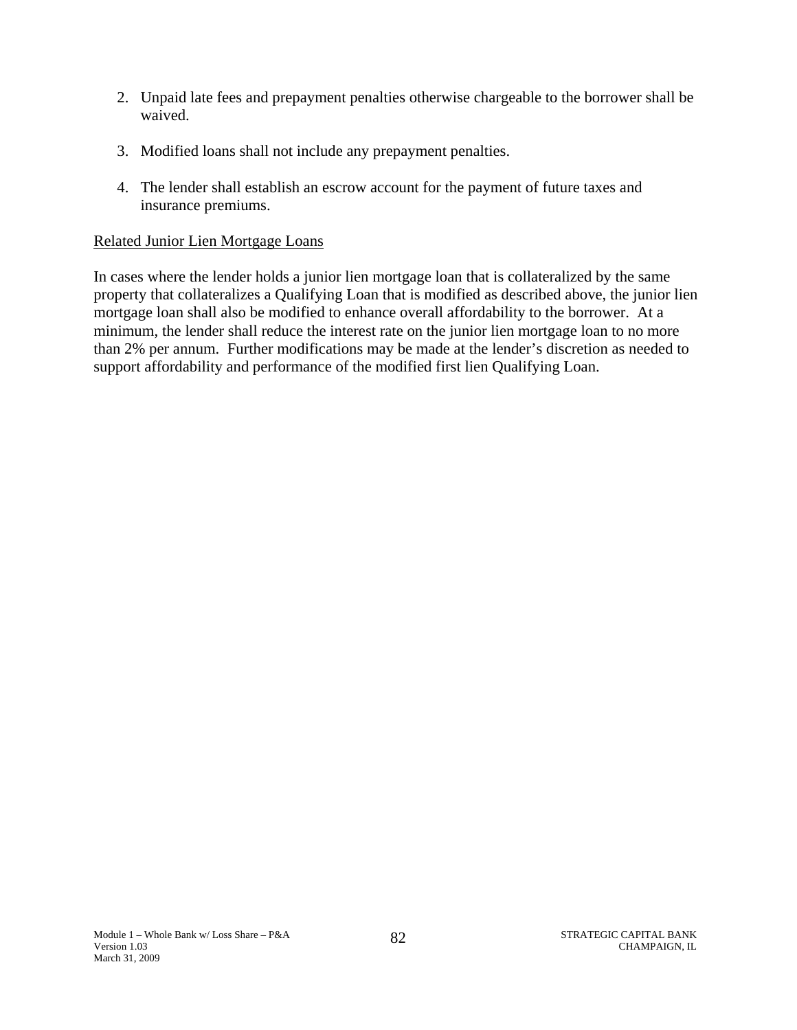2. Unpaid late fees and prepayment penalties otherwise chargeable to the borrower shall be waived.

3. Modified loans shall not include any prepayment penalties.

4. The lender shall establish an escrow account for the payment of future taxes and insurance premiums.

Related Junior Lien Mortgage Loans

In cases where the lender holds a junior lien mortgage loan that is collateralized by the same property that collateralizes a Qualifying Loan that is modified as described above, the junior lien mortgage loan shall also be modified to enhance overall affordability to the borrower. At a minimum, the lender shall reduce the interest rate on the junior lien mortgage loan to no more than 2% per annum. Further modifications may be made at the lender's discretion as needed to support affordability and performance of the modified first lien Qualifying Loan.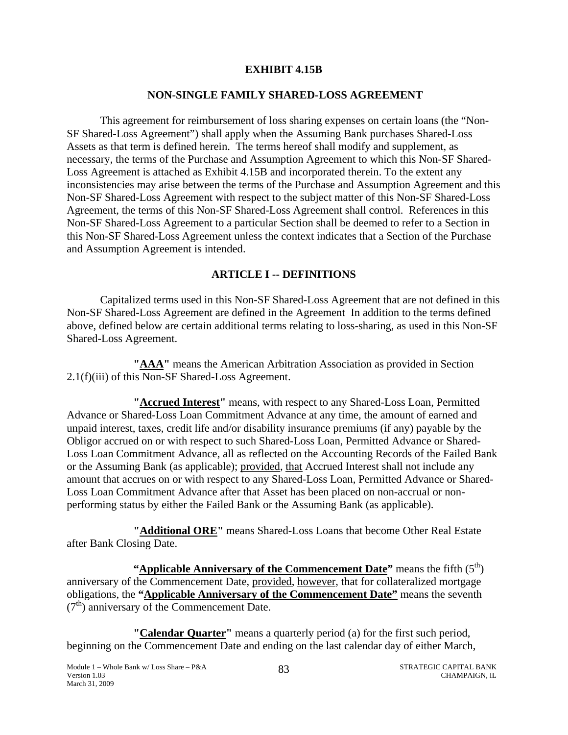**EXHIBIT 4.15B**

**NON-SINGLE FAMILY SHARED-LOSS AGREEMENT**

This agreement for reimbursement of loss sharing expenses on certain loans (the "Non-SF Shared-Loss Agreement") shall apply when the Assuming Bank purchases Shared-Loss Assets as that term is defined herein. The terms hereof shall modify and supplement, as necessary, the terms of the Purchase and Assumption Agreement to which this Non-SF Shared-Loss Agreement is attached as Exhibit 4.15B and incorporated therein. To the extent any inconsistencies may arise between the terms of the Purchase and Assumption Agreement and this Non-SF Shared-Loss Agreement with respect to the subject matter of this Non-SF Shared-Loss Agreement, the terms of this Non-SF Shared-Loss Agreement shall control. References in this Non-SF Shared-Loss Agreement to a particular Section shall be deemed to refer to a Section in this Non-SF Shared-Loss Agreement unless the context indicates that a Section of the Purchase and Assumption Agreement is intended.

**ARTICLE I -- DEFINITIONS**

Capitalized terms used in this Non-SF Shared-Loss Agreement that are not defined in this Non-SF Shared-Loss Agreement are defined in the Agreement In addition to the terms defined above, defined below are certain additional terms relating to loss-sharing, as used in this Non-SF Shared-Loss Agreement.

**"AAA"** means the American Arbitration Association as provided in Section 2.1(f)(iii) of this Non-SF Shared-Loss Agreement.

**"Accrued Interest"** means, with respect to any Shared-Loss Loan, Permitted Advance or Shared-Loss Loan Commitment Advance at any time, the amount of earned and unpaid interest, taxes, credit life and/or disability insurance premiums (if any) payable by the Obligor accrued on or with respect to such Shared-Loss Loan, Permitted Advance or Shared-Loss Loan Commitment Advance, all as reflected on the Accounting Records of the Failed Bank or the Assuming Bank (as applicable); provided, that Accrued Interest shall not include any amount that accrues on or with respect to any Shared-Loss Loan, Permitted Advance or Shared-Loss Loan Commitment Advance after that Asset has been placed on non-accrual or non-performing status by either the Failed Bank or the Assuming Bank (as applicable).

**"Additional ORE"** means Shared-Loss Loans that become Other Real Estate after Bank Closing Date.

**"Applicable Anniversary of the Commencement Date"** means the fifth (5th) anniversary of the Commencement Date, provided, however, that for collateralized mortgage obligations, the **"Applicable Anniversary of the Commencement Date"** means the seventh (7th) anniversary of the Commencement Date.

**"Calendar Quarter"** means a quarterly period (a) for the first such period, beginning on the Commencement Date and ending on the last calendar day of either March,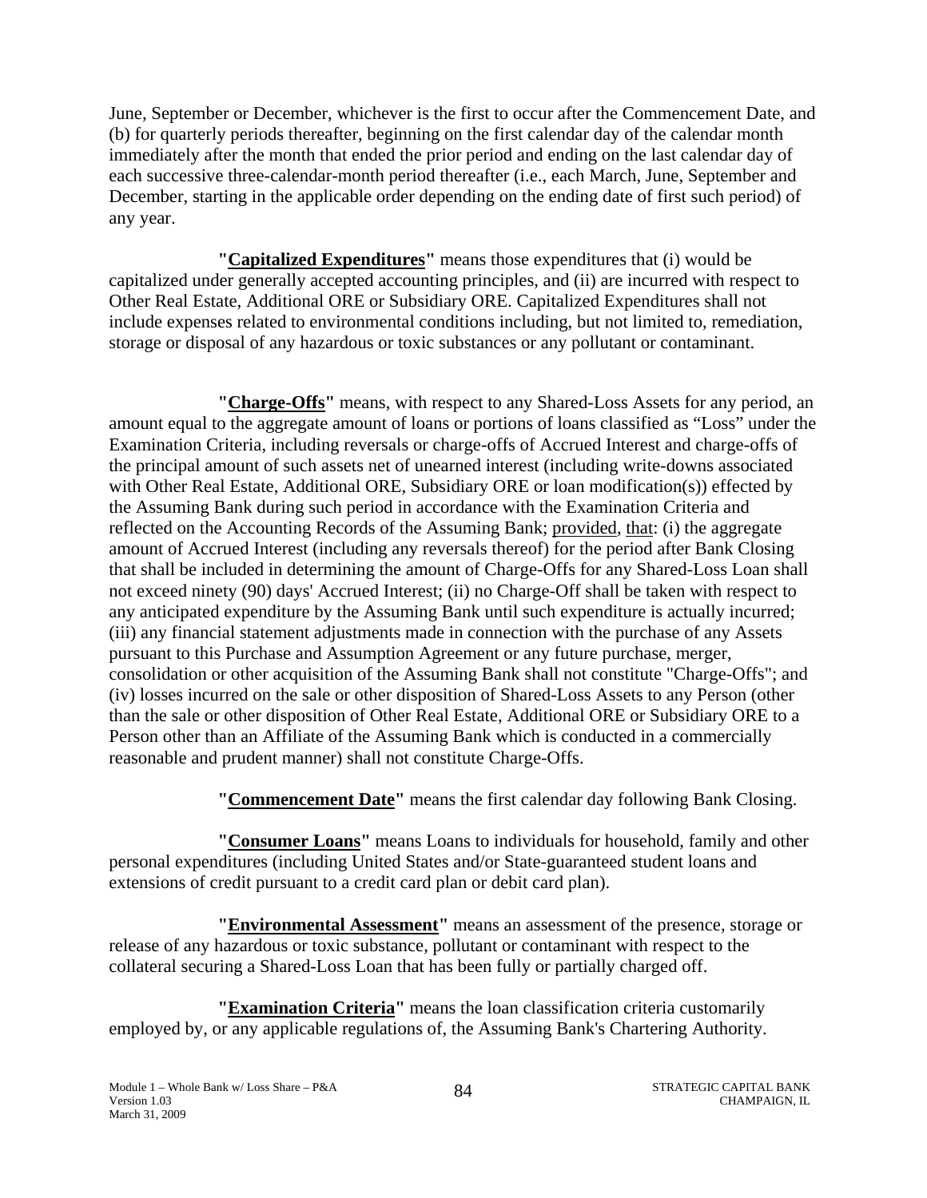June, September or December, whichever is the first to occur after the Commencement Date, and (b) for quarterly periods thereafter, beginning on the first calendar day of the calendar month immediately after the month that ended the prior period and ending on the last calendar day of each successive three-calendar-month period thereafter (i.e., each March, June, September and December, starting in the applicable order depending on the ending date of first such period) of any year.

**"Capitalized Expenditures"** means those expenditures that (i) would be capitalized under generally accepted accounting principles, and (ii) are incurred with respect to Other Real Estate, Additional ORE or Subsidiary ORE. Capitalized Expenditures shall not include expenses related to environmental conditions including, but not limited to, remediation, storage or disposal of any hazardous or toxic substances or any pollutant or contaminant.

**"Charge-Offs"** means, with respect to any Shared-Loss Assets for any period, an amount equal to the aggregate amount of loans or portions of loans classified as "Loss" under the Examination Criteria, including reversals or charge-offs of Accrued Interest and charge-offs of the principal amount of such assets net of unearned interest (including write-downs associated with Other Real Estate, Additional ORE, Subsidiary ORE or loan modification(s)) effected by the Assuming Bank during such period in accordance with the Examination Criteria and reflected on the Accounting Records of the Assuming Bank; provided, that: (i) the aggregate amount of Accrued Interest (including any reversals thereof) for the period after Bank Closing that shall be included in determining the amount of Charge-Offs for any Shared-Loss Loan shall not exceed ninety (90) days' Accrued Interest; (ii) no Charge-Off shall be taken with respect to any anticipated expenditure by the Assuming Bank until such expenditure is actually incurred; (iii) any financial statement adjustments made in connection with the purchase of any Assets pursuant to this Purchase and Assumption Agreement or any future purchase, merger, consolidation or other acquisition of the Assuming Bank shall not constitute "Charge-Offs"; and (iv) losses incurred on the sale or other disposition of Shared-Loss Assets to any Person (other than the sale or other disposition of Other Real Estate, Additional ORE or Subsidiary ORE to a Person other than an Affiliate of the Assuming Bank which is conducted in a commercially reasonable and prudent manner) shall not constitute Charge-Offs.

**"Commencement Date"** means the first calendar day following Bank Closing.

**"Consumer Loans"** means Loans to individuals for household, family and other personal expenditures (including United States and/or State-guaranteed student loans and extensions of credit pursuant to a credit card plan or debit card plan).

**"Environmental Assessment"** means an assessment of the presence, storage or release of any hazardous or toxic substance, pollutant or contaminant with respect to the collateral securing a Shared-Loss Loan that has been fully or partially charged off.

**"Examination Criteria"** means the loan classification criteria customarily employed by, or any applicable regulations of, the Assuming Bank's Chartering Authority.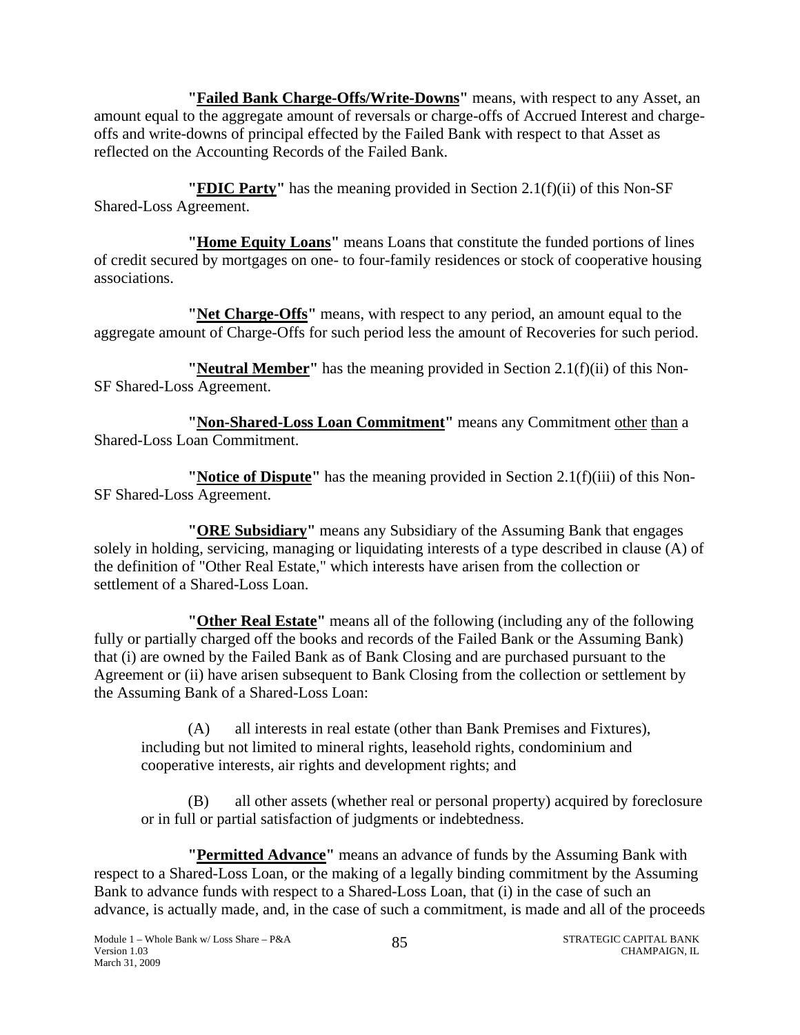**"Failed Bank Charge-Offs/Write-Downs"** means, with respect to any Asset, an amount equal to the aggregate amount of reversals or charge-offs of Accrued Interest and charge-offs and write-downs of principal effected by the Failed Bank with respect to that Asset as reflected on the Accounting Records of the Failed Bank.

**"FDIC Party"** has the meaning provided in Section 2.1(f)(ii) of this Non-SF Shared-Loss Agreement.

**"Home Equity Loans"** means Loans that constitute the funded portions of lines of credit secured by mortgages on one- to four-family residences or stock of cooperative housing associations.

**"Net Charge-Offs"** means, with respect to any period, an amount equal to the aggregate amount of Charge-Offs for such period less the amount of Recoveries for such period.

**"Neutral Member"** has the meaning provided in Section 2.1(f)(ii) of this Non-SF Shared-Loss Agreement.

**"Non-Shared-Loss Loan Commitment"** means any Commitment other than a Shared-Loss Loan Commitment.

**"Notice of Dispute"** has the meaning provided in Section 2.1(f)(iii) of this Non-SF Shared-Loss Agreement.

**"ORE Subsidiary"** means any Subsidiary of the Assuming Bank that engages solely in holding, servicing, managing or liquidating interests of a type described in clause (A) of the definition of "Other Real Estate," which interests have arisen from the collection or settlement of a Shared-Loss Loan.

**"Other Real Estate"** means all of the following (including any of the following fully or partially charged off the books and records of the Failed Bank or the Assuming Bank) that (i) are owned by the Failed Bank as of Bank Closing and are purchased pursuant to the Agreement or (ii) have arisen subsequent to Bank Closing from the collection or settlement by the Assuming Bank of a Shared-Loss Loan:

(A) all interests in real estate (other than Bank Premises and Fixtures), including but not limited to mineral rights, leasehold rights, condominium and cooperative interests, air rights and development rights; and

(B) all other assets (whether real or personal property) acquired by foreclosure or in full or partial satisfaction of judgments or indebtedness.

**"Permitted Advance"** means an advance of funds by the Assuming Bank with respect to a Shared-Loss Loan, or the making of a legally binding commitment by the Assuming Bank to advance funds with respect to a Shared-Loss Loan, that (i) in the case of such an advance, is actually made, and, in the case of such a commitment, is made and all of the proceeds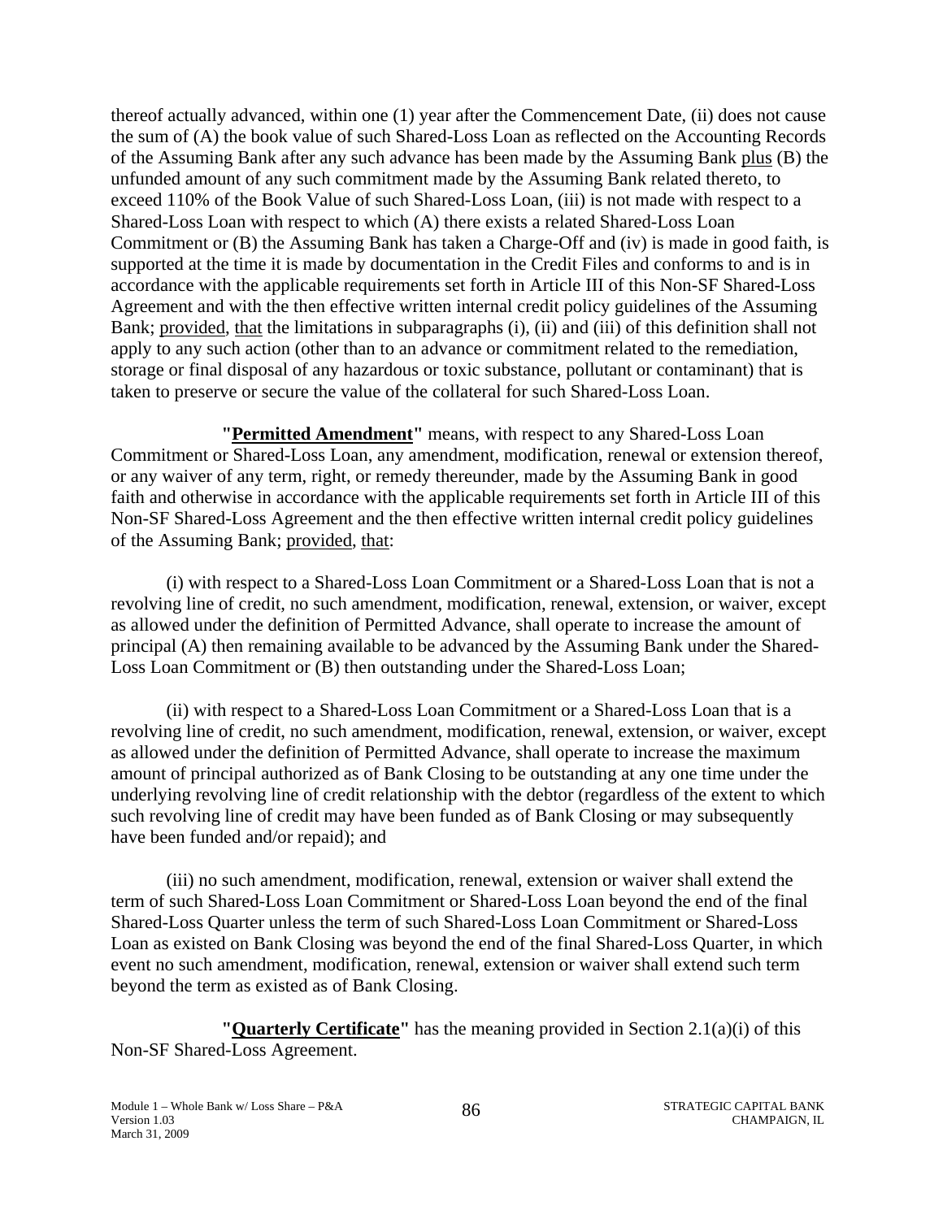thereof actually advanced, within one (1) year after the Commencement Date, (ii) does not cause the sum of (A) the book value of such Shared-Loss Loan as reflected on the Accounting Records of the Assuming Bank after any such advance has been made by the Assuming Bank plus (B) the unfunded amount of any such commitment made by the Assuming Bank related thereto, to exceed 110% of the Book Value of such Shared-Loss Loan, (iii) is not made with respect to a Shared-Loss Loan with respect to which (A) there exists a related Shared-Loss Loan Commitment or (B) the Assuming Bank has taken a Charge-Off and (iv) is made in good faith, is supported at the time it is made by documentation in the Credit Files and conforms to and is in accordance with the applicable requirements set forth in Article III of this Non-SF Shared-Loss Agreement and with the then effective written internal credit policy guidelines of the Assuming Bank; provided, that the limitations in subparagraphs (i), (ii) and (iii) of this definition shall not apply to any such action (other than to an advance or commitment related to the remediation, storage or final disposal of any hazardous or toxic substance, pollutant or contaminant) that is taken to preserve or secure the value of the collateral for such Shared-Loss Loan.

**"Permitted Amendment"** means, with respect to any Shared-Loss Loan Commitment or Shared-Loss Loan, any amendment, modification, renewal or extension thereof, or any waiver of any term, right, or remedy thereunder, made by the Assuming Bank in good faith and otherwise in accordance with the applicable requirements set forth in Article III of this Non-SF Shared-Loss Agreement and the then effective written internal credit policy guidelines of the Assuming Bank; provided, that:

(i) with respect to a Shared-Loss Loan Commitment or a Shared-Loss Loan that is not a revolving line of credit, no such amendment, modification, renewal, extension, or waiver, except as allowed under the definition of Permitted Advance, shall operate to increase the amount of principal (A) then remaining available to be advanced by the Assuming Bank under the Shared-Loss Loan Commitment or (B) then outstanding under the Shared-Loss Loan;

(ii) with respect to a Shared-Loss Loan Commitment or a Shared-Loss Loan that is a revolving line of credit, no such amendment, modification, renewal, extension, or waiver, except as allowed under the definition of Permitted Advance, shall operate to increase the maximum amount of principal authorized as of Bank Closing to be outstanding at any one time under the underlying revolving line of credit relationship with the debtor (regardless of the extent to which such revolving line of credit may have been funded as of Bank Closing or may subsequently have been funded and/or repaid); and

(iii) no such amendment, modification, renewal, extension or waiver shall extend the term of such Shared-Loss Loan Commitment or Shared-Loss Loan beyond the end of the final Shared-Loss Quarter unless the term of such Shared-Loss Loan Commitment or Shared-Loss Loan as existed on Bank Closing was beyond the end of the final Shared-Loss Quarter, in which event no such amendment, modification, renewal, extension or waiver shall extend such term beyond the term as existed as of Bank Closing.

**"Quarterly Certificate"** has the meaning provided in Section 2.1(a)(i) of this Non-SF Shared-Loss Agreement.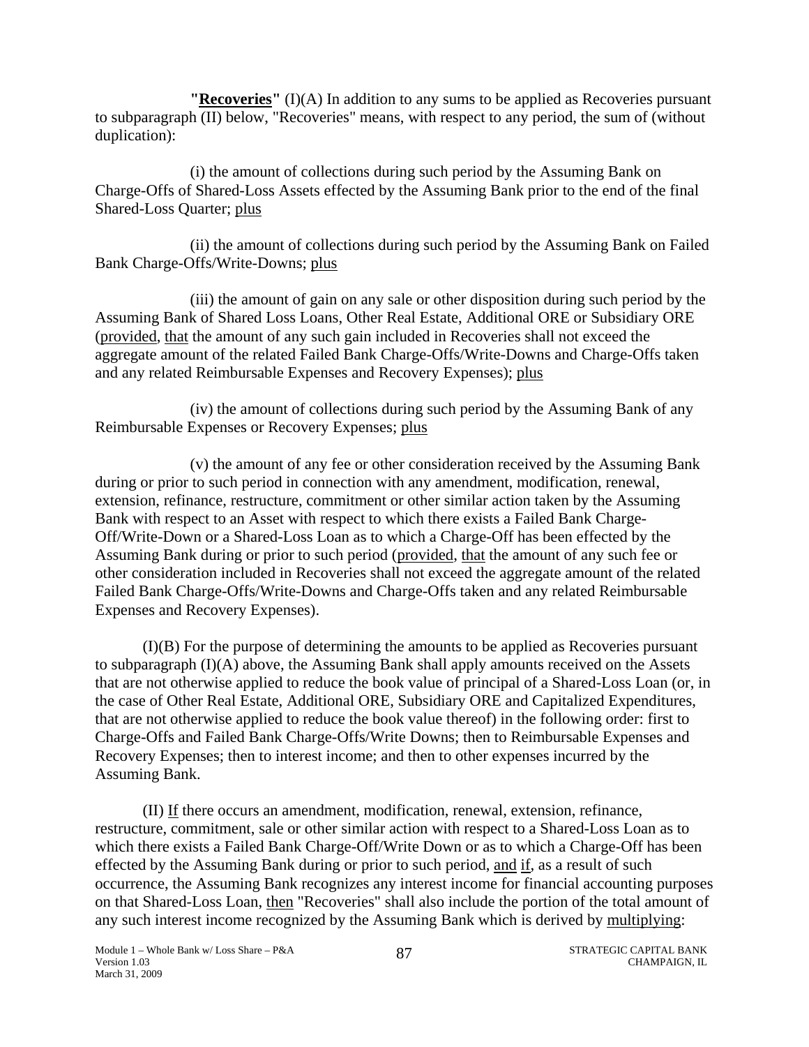**"<u>Recoveries</u>"** (I)(A) In addition to any sums to be applied as Recoveries pursuant to subparagraph (II) below, "Recoveries" means, with respect to any period, the sum of (without duplication):

(i) the amount of collections during such period by the Assuming Bank on Charge-Offs of Shared-Loss Assets effected by the Assuming Bank prior to the end of the final Shared-Loss Quarter; <u>plus</u>

(ii) the amount of collections during such period by the Assuming Bank on Failed Bank Charge-Offs/Write-Downs; <u>plus</u>

(iii) the amount of gain on any sale or other disposition during such period by the Assuming Bank of Shared Loss Loans, Other Real Estate, Additional ORE or Subsidiary ORE (<u>provided</u>, <u>that</u> the amount of any such gain included in Recoveries shall not exceed the aggregate amount of the related Failed Bank Charge-Offs/Write-Downs and Charge-Offs taken and any related Reimbursable Expenses and Recovery Expenses); <u>plus</u>

(iv) the amount of collections during such period by the Assuming Bank of any Reimbursable Expenses or Recovery Expenses; <u>plus</u>

(v) the amount of any fee or other consideration received by the Assuming Bank during or prior to such period in connection with any amendment, modification, renewal, extension, refinance, restructure, commitment or other similar action taken by the Assuming Bank with respect to an Asset with respect to which there exists a Failed Bank Charge-Off/Write-Down or a Shared-Loss Loan as to which a Charge-Off has been effected by the Assuming Bank during or prior to such period (<u>provided</u>, <u>that</u> the amount of any such fee or other consideration included in Recoveries shall not exceed the aggregate amount of the related Failed Bank Charge-Offs/Write-Downs and Charge-Offs taken and any related Reimbursable Expenses and Recovery Expenses).

(I)(B) For the purpose of determining the amounts to be applied as Recoveries pursuant to subparagraph (I)(A) above, the Assuming Bank shall apply amounts received on the Assets that are not otherwise applied to reduce the book value of principal of a Shared-Loss Loan (or, in the case of Other Real Estate, Additional ORE, Subsidiary ORE and Capitalized Expenditures, that are not otherwise applied to reduce the book value thereof) in the following order: first to Charge-Offs and Failed Bank Charge-Offs/Write Downs; then to Reimbursable Expenses and Recovery Expenses; then to interest income; and then to other expenses incurred by the Assuming Bank.

(II) <u>If</u> there occurs an amendment, modification, renewal, extension, refinance, restructure, commitment, sale or other similar action with respect to a Shared-Loss Loan as to which there exists a Failed Bank Charge-Off/Write Down or as to which a Charge-Off has been effected by the Assuming Bank during or prior to such period, <u>and</u> <u>if</u>, as a result of such occurrence, the Assuming Bank recognizes any interest income for financial accounting purposes on that Shared-Loss Loan, <u>then</u> "Recoveries" shall also include the portion of the total amount of any such interest income recognized by the Assuming Bank which is derived by <u>multiplying</u>: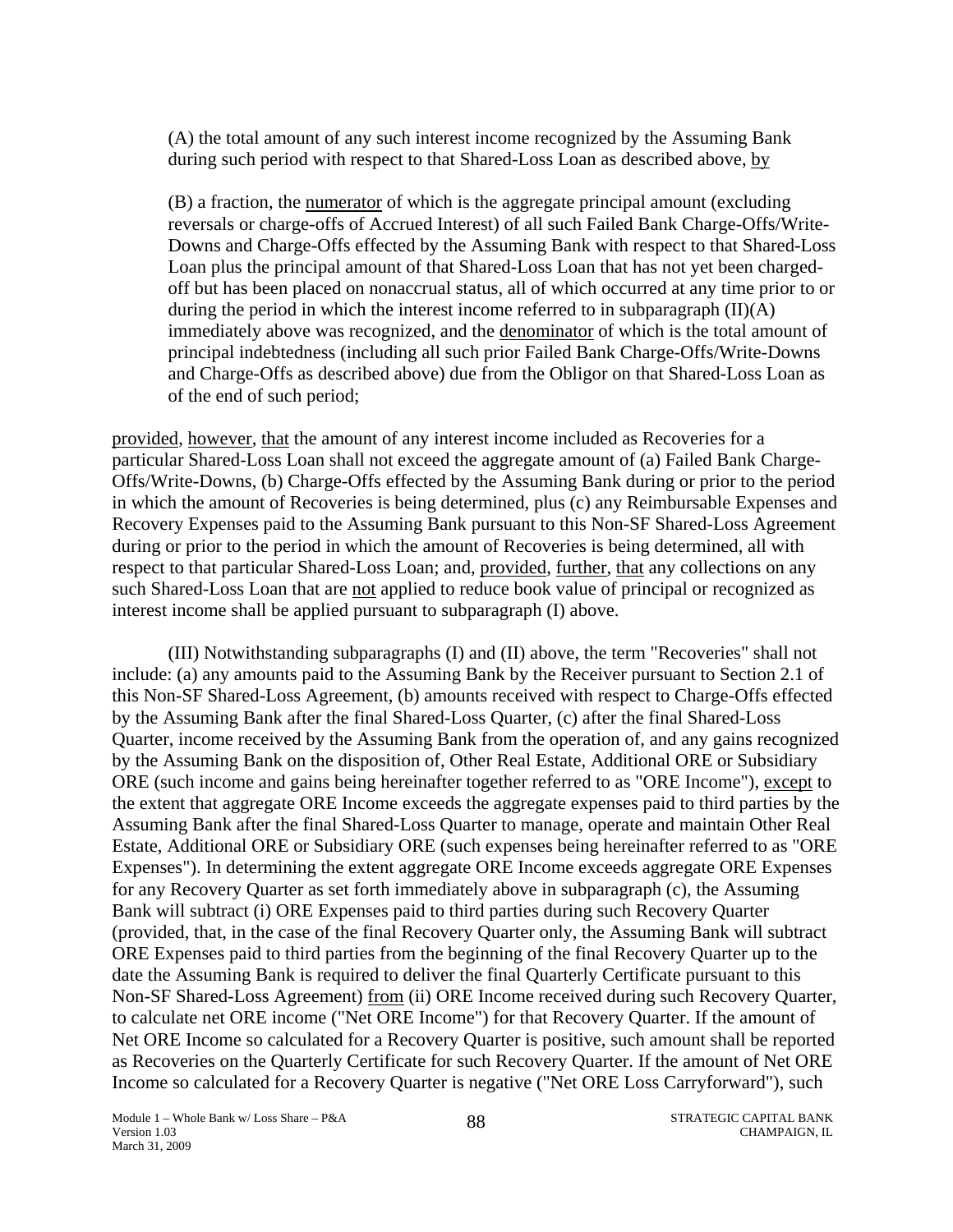(A) the total amount of any such interest income recognized by the Assuming Bank during such period with respect to that Shared-Loss Loan as described above, by

(B) a fraction, the numerator of which is the aggregate principal amount (excluding reversals or charge-offs of Accrued Interest) of all such Failed Bank Charge-Offs/Write-Downs and Charge-Offs effected by the Assuming Bank with respect to that Shared-Loss Loan plus the principal amount of that Shared-Loss Loan that has not yet been charged-off but has been placed on nonaccrual status, all of which occurred at any time prior to or during the period in which the interest income referred to in subparagraph (II)(A) immediately above was recognized, and the denominator of which is the total amount of principal indebtedness (including all such prior Failed Bank Charge-Offs/Write-Downs and Charge-Offs as described above) due from the Obligor on that Shared-Loss Loan as of the end of such period;

provided, however, that the amount of any interest income included as Recoveries for a particular Shared-Loss Loan shall not exceed the aggregate amount of (a) Failed Bank Charge-Offs/Write-Downs, (b) Charge-Offs effected by the Assuming Bank during or prior to the period in which the amount of Recoveries is being determined, plus (c) any Reimbursable Expenses and Recovery Expenses paid to the Assuming Bank pursuant to this Non-SF Shared-Loss Agreement during or prior to the period in which the amount of Recoveries is being determined, all with respect to that particular Shared-Loss Loan; and, provided, further, that any collections on any such Shared-Loss Loan that are not applied to reduce book value of principal or recognized as interest income shall be applied pursuant to subparagraph (I) above.

(III) Notwithstanding subparagraphs (I) and (II) above, the term "Recoveries" shall not include: (a) any amounts paid to the Assuming Bank by the Receiver pursuant to Section 2.1 of this Non-SF Shared-Loss Agreement, (b) amounts received with respect to Charge-Offs effected by the Assuming Bank after the final Shared-Loss Quarter, (c) after the final Shared-Loss Quarter, income received by the Assuming Bank from the operation of, and any gains recognized by the Assuming Bank on the disposition of, Other Real Estate, Additional ORE or Subsidiary ORE (such income and gains being hereinafter together referred to as "ORE Income"), except to the extent that aggregate ORE Income exceeds the aggregate expenses paid to third parties by the Assuming Bank after the final Shared-Loss Quarter to manage, operate and maintain Other Real Estate, Additional ORE or Subsidiary ORE (such expenses being hereinafter referred to as "ORE Expenses"). In determining the extent aggregate ORE Income exceeds aggregate ORE Expenses for any Recovery Quarter as set forth immediately above in subparagraph (c), the Assuming Bank will subtract (i) ORE Expenses paid to third parties during such Recovery Quarter (provided, that, in the case of the final Recovery Quarter only, the Assuming Bank will subtract ORE Expenses paid to third parties from the beginning of the final Recovery Quarter up to the date the Assuming Bank is required to deliver the final Quarterly Certificate pursuant to this Non-SF Shared-Loss Agreement) from (ii) ORE Income received during such Recovery Quarter, to calculate net ORE income ("Net ORE Income") for that Recovery Quarter. If the amount of Net ORE Income so calculated for a Recovery Quarter is positive, such amount shall be reported as Recoveries on the Quarterly Certificate for such Recovery Quarter. If the amount of Net ORE Income so calculated for a Recovery Quarter is negative ("Net ORE Loss Carryforward"), such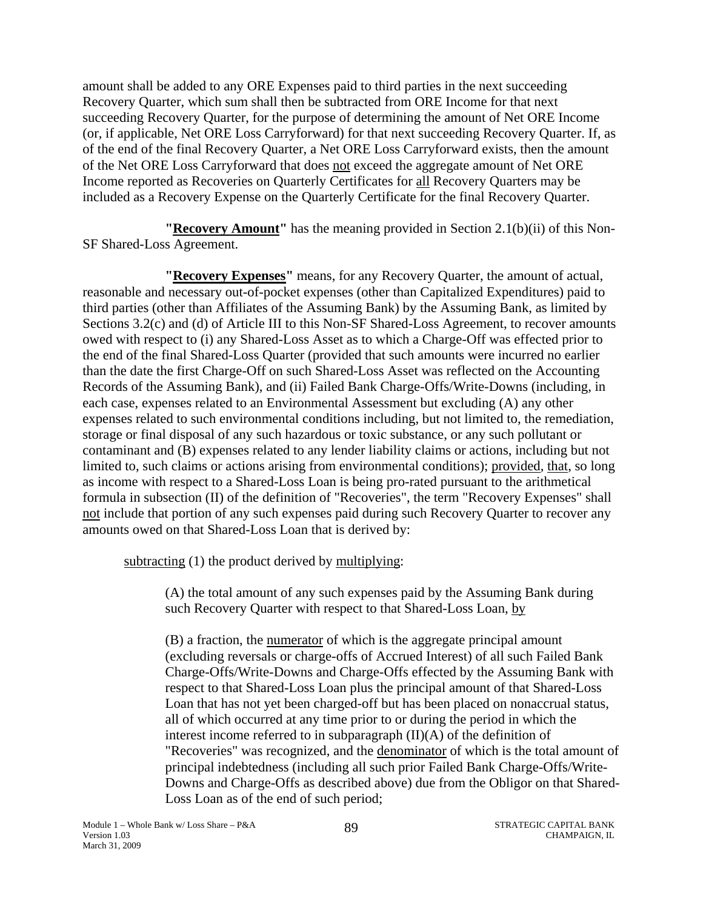amount shall be added to any ORE Expenses paid to third parties in the next succeeding Recovery Quarter, which sum shall then be subtracted from ORE Income for that next succeeding Recovery Quarter, for the purpose of determining the amount of Net ORE Income (or, if applicable, Net ORE Loss Carryforward) for that next succeeding Recovery Quarter. If, as of the end of the final Recovery Quarter, a Net ORE Loss Carryforward exists, then the amount of the Net ORE Loss Carryforward that does not exceed the aggregate amount of Net ORE Income reported as Recoveries on Quarterly Certificates for all Recovery Quarters may be included as a Recovery Expense on the Quarterly Certificate for the final Recovery Quarter.

**"Recovery Amount"** has the meaning provided in Section 2.1(b)(ii) of this Non-SF Shared-Loss Agreement.

**"Recovery Expenses"** means, for any Recovery Quarter, the amount of actual, reasonable and necessary out-of-pocket expenses (other than Capitalized Expenditures) paid to third parties (other than Affiliates of the Assuming Bank) by the Assuming Bank, as limited by Sections 3.2(c) and (d) of Article III to this Non-SF Shared-Loss Agreement, to recover amounts owed with respect to (i) any Shared-Loss Asset as to which a Charge-Off was effected prior to the end of the final Shared-Loss Quarter (provided that such amounts were incurred no earlier than the date the first Charge-Off on such Shared-Loss Asset was reflected on the Accounting Records of the Assuming Bank), and (ii) Failed Bank Charge-Offs/Write-Downs (including, in each case, expenses related to an Environmental Assessment but excluding (A) any other expenses related to such environmental conditions including, but not limited to, the remediation, storage or final disposal of any such hazardous or toxic substance, or any such pollutant or contaminant and (B) expenses related to any lender liability claims or actions, including but not limited to, such claims or actions arising from environmental conditions); provided, that, so long as income with respect to a Shared-Loss Loan is being pro-rated pursuant to the arithmetical formula in subsection (II) of the definition of "Recoveries", the term "Recovery Expenses" shall not include that portion of any such expenses paid during such Recovery Quarter to recover any amounts owed on that Shared-Loss Loan that is derived by:

subtracting (1) the product derived by multiplying:

> (A) the total amount of any such expenses paid by the Assuming Bank during such Recovery Quarter with respect to that Shared-Loss Loan, by
>
> (B) a fraction, the numerator of which is the aggregate principal amount (excluding reversals or charge-offs of Accrued Interest) of all such Failed Bank Charge-Offs/Write-Downs and Charge-Offs effected by the Assuming Bank with respect to that Shared-Loss Loan plus the principal amount of that Shared-Loss Loan that has not yet been charged-off but has been placed on nonaccrual status, all of which occurred at any time prior to or during the period in which the interest income referred to in subparagraph (II)(A) of the definition of "Recoveries" was recognized, and the denominator of which is the total amount of principal indebtedness (including all such prior Failed Bank Charge-Offs/Write-Downs and Charge-Offs as described above) due from the Obligor on that Shared-Loss Loan as of the end of such period;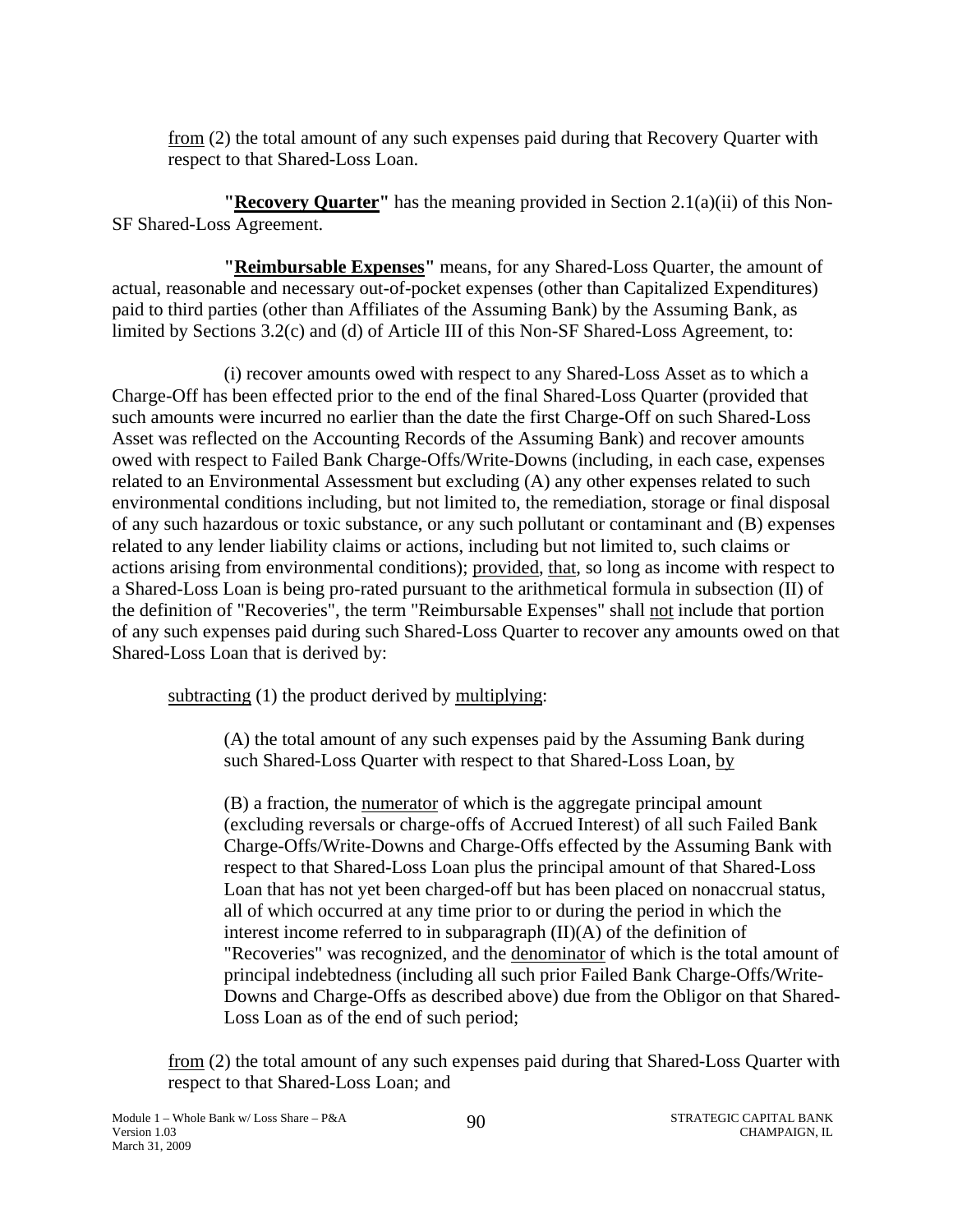from (2) the total amount of any such expenses paid during that Recovery Quarter with respect to that Shared-Loss Loan.

**"Recovery Quarter"** has the meaning provided in Section 2.1(a)(ii) of this Non-SF Shared-Loss Agreement.

**"Reimbursable Expenses"** means, for any Shared-Loss Quarter, the amount of actual, reasonable and necessary out-of-pocket expenses (other than Capitalized Expenditures) paid to third parties (other than Affiliates of the Assuming Bank) by the Assuming Bank, as limited by Sections 3.2(c) and (d) of Article III of this Non-SF Shared-Loss Agreement, to:

(i) recover amounts owed with respect to any Shared-Loss Asset as to which a Charge-Off has been effected prior to the end of the final Shared-Loss Quarter (provided that such amounts were incurred no earlier than the date the first Charge-Off on such Shared-Loss Asset was reflected on the Accounting Records of the Assuming Bank) and recover amounts owed with respect to Failed Bank Charge-Offs/Write-Downs (including, in each case, expenses related to an Environmental Assessment but excluding (A) any other expenses related to such environmental conditions including, but not limited to, the remediation, storage or final disposal of any such hazardous or toxic substance, or any such pollutant or contaminant and (B) expenses related to any lender liability claims or actions, including but not limited to, such claims or actions arising from environmental conditions); provided, that, so long as income with respect to a Shared-Loss Loan is being pro-rated pursuant to the arithmetical formula in subsection (II) of the definition of "Recoveries", the term "Reimbursable Expenses" shall not include that portion of any such expenses paid during such Shared-Loss Quarter to recover any amounts owed on that Shared-Loss Loan that is derived by:

subtracting (1) the product derived by multiplying:

(A) the total amount of any such expenses paid by the Assuming Bank during such Shared-Loss Quarter with respect to that Shared-Loss Loan, by

(B) a fraction, the numerator of which is the aggregate principal amount (excluding reversals or charge-offs of Accrued Interest) of all such Failed Bank Charge-Offs/Write-Downs and Charge-Offs effected by the Assuming Bank with respect to that Shared-Loss Loan plus the principal amount of that Shared-Loss Loan that has not yet been charged-off but has been placed on nonaccrual status, all of which occurred at any time prior to or during the period in which the interest income referred to in subparagraph (II)(A) of the definition of "Recoveries" was recognized, and the denominator of which is the total amount of principal indebtedness (including all such prior Failed Bank Charge-Offs/Write-Downs and Charge-Offs as described above) due from the Obligor on that Shared-Loss Loan as of the end of such period;

from (2) the total amount of any such expenses paid during that Shared-Loss Quarter with respect to that Shared-Loss Loan; and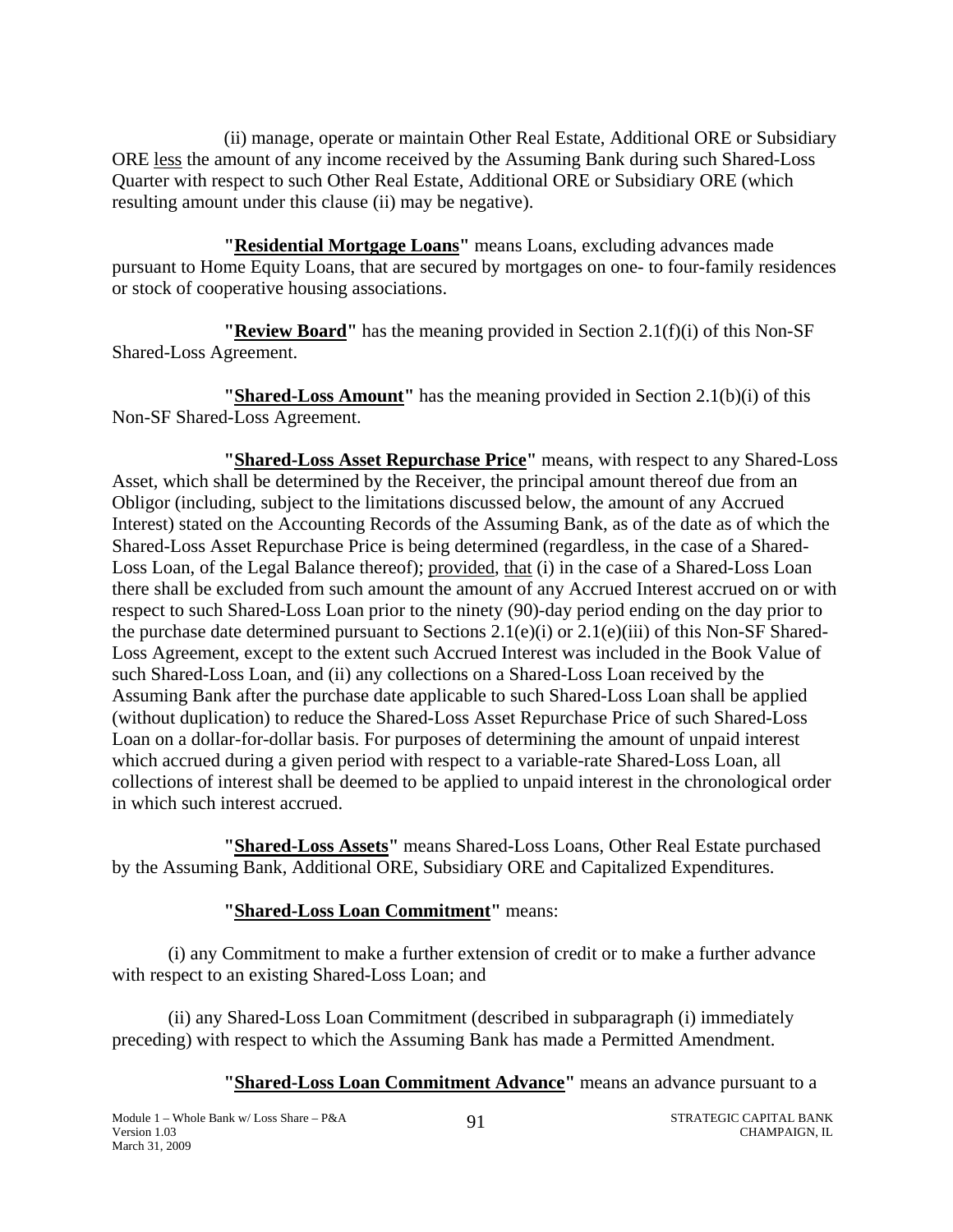(ii) manage, operate or maintain Other Real Estate, Additional ORE or Subsidiary ORE less the amount of any income received by the Assuming Bank during such Shared-Loss Quarter with respect to such Other Real Estate, Additional ORE or Subsidiary ORE (which resulting amount under this clause (ii) may be negative).

**"Residential Mortgage Loans"** means Loans, excluding advances made pursuant to Home Equity Loans, that are secured by mortgages on one- to four-family residences or stock of cooperative housing associations.

**"Review Board"** has the meaning provided in Section 2.1(f)(i) of this Non-SF Shared-Loss Agreement.

**"Shared-Loss Amount"** has the meaning provided in Section 2.1(b)(i) of this Non-SF Shared-Loss Agreement.

**"Shared-Loss Asset Repurchase Price"** means, with respect to any Shared-Loss Asset, which shall be determined by the Receiver, the principal amount thereof due from an Obligor (including, subject to the limitations discussed below, the amount of any Accrued Interest) stated on the Accounting Records of the Assuming Bank, as of the date as of which the Shared-Loss Asset Repurchase Price is being determined (regardless, in the case of a Shared-Loss Loan, of the Legal Balance thereof); provided, that (i) in the case of a Shared-Loss Loan there shall be excluded from such amount the amount of any Accrued Interest accrued on or with respect to such Shared-Loss Loan prior to the ninety (90)-day period ending on the day prior to the purchase date determined pursuant to Sections 2.1(e)(i) or 2.1(e)(iii) of this Non-SF Shared-Loss Agreement, except to the extent such Accrued Interest was included in the Book Value of such Shared-Loss Loan, and (ii) any collections on a Shared-Loss Loan received by the Assuming Bank after the purchase date applicable to such Shared-Loss Loan shall be applied (without duplication) to reduce the Shared-Loss Asset Repurchase Price of such Shared-Loss Loan on a dollar-for-dollar basis. For purposes of determining the amount of unpaid interest which accrued during a given period with respect to a variable-rate Shared-Loss Loan, all collections of interest shall be deemed to be applied to unpaid interest in the chronological order in which such interest accrued.

**"Shared-Loss Assets"** means Shared-Loss Loans, Other Real Estate purchased by the Assuming Bank, Additional ORE, Subsidiary ORE and Capitalized Expenditures.

**"Shared-Loss Loan Commitment"** means:

(i) any Commitment to make a further extension of credit or to make a further advance with respect to an existing Shared-Loss Loan; and

(ii) any Shared-Loss Loan Commitment (described in subparagraph (i) immediately preceding) with respect to which the Assuming Bank has made a Permitted Amendment.

**"Shared-Loss Loan Commitment Advance"** means an advance pursuant to a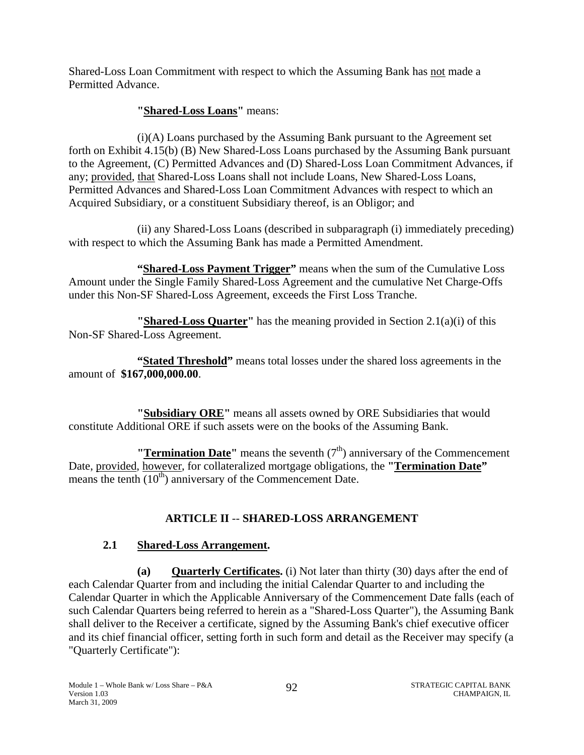Shared-Loss Loan Commitment with respect to which the Assuming Bank has not made a Permitted Advance.

**"Shared-Loss Loans"** means:

(i)(A) Loans purchased by the Assuming Bank pursuant to the Agreement set forth on Exhibit 4.15(b) (B) New Shared-Loss Loans purchased by the Assuming Bank pursuant to the Agreement, (C) Permitted Advances and (D) Shared-Loss Loan Commitment Advances, if any; provided, that Shared-Loss Loans shall not include Loans, New Shared-Loss Loans, Permitted Advances and Shared-Loss Loan Commitment Advances with respect to which an Acquired Subsidiary, or a constituent Subsidiary thereof, is an Obligor; and

(ii) any Shared-Loss Loans (described in subparagraph (i) immediately preceding) with respect to which the Assuming Bank has made a Permitted Amendment.

**"Shared-Loss Payment Trigger"** means when the sum of the Cumulative Loss Amount under the Single Family Shared-Loss Agreement and the cumulative Net Charge-Offs under this Non-SF Shared-Loss Agreement, exceeds the First Loss Tranche.

**"Shared-Loss Quarter"** has the meaning provided in Section 2.1(a)(i) of this Non-SF Shared-Loss Agreement.

**"Stated Threshold"** means total losses under the shared loss agreements in the amount of **$167,000,000.00**.

**"Subsidiary ORE"** means all assets owned by ORE Subsidiaries that would constitute Additional ORE if such assets were on the books of the Assuming Bank.

**"Termination Date"** means the seventh (7th) anniversary of the Commencement Date, provided, however, for collateralized mortgage obligations, the **"Termination Date"** means the tenth (10th) anniversary of the Commencement Date.

## ARTICLE II -- SHARED-LOSS ARRANGEMENT

### 2.1 Shared-Loss Arrangement.

**(a) Quarterly Certificates.** (i) Not later than thirty (30) days after the end of each Calendar Quarter from and including the initial Calendar Quarter to and including the Calendar Quarter in which the Applicable Anniversary of the Commencement Date falls (each of such Calendar Quarters being referred to herein as a "Shared-Loss Quarter"), the Assuming Bank shall deliver to the Receiver a certificate, signed by the Assuming Bank's chief executive officer and its chief financial officer, setting forth in such form and detail as the Receiver may specify (a "Quarterly Certificate"):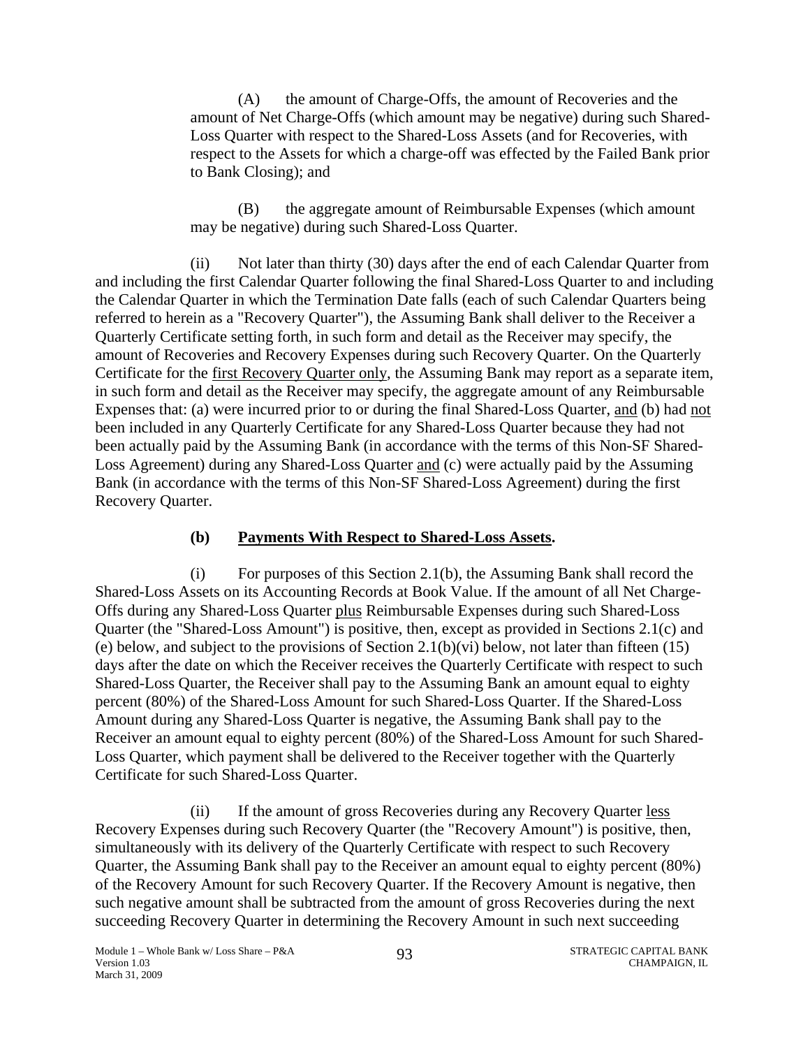(A) the amount of Charge-Offs, the amount of Recoveries and the amount of Net Charge-Offs (which amount may be negative) during such Shared-Loss Quarter with respect to the Shared-Loss Assets (and for Recoveries, with respect to the Assets for which a charge-off was effected by the Failed Bank prior to Bank Closing); and

(B) the aggregate amount of Reimbursable Expenses (which amount may be negative) during such Shared-Loss Quarter.

(ii) Not later than thirty (30) days after the end of each Calendar Quarter from and including the first Calendar Quarter following the final Shared-Loss Quarter to and including the Calendar Quarter in which the Termination Date falls (each of such Calendar Quarters being referred to herein as a "Recovery Quarter"), the Assuming Bank shall deliver to the Receiver a Quarterly Certificate setting forth, in such form and detail as the Receiver may specify, the amount of Recoveries and Recovery Expenses during such Recovery Quarter. On the Quarterly Certificate for the first Recovery Quarter only, the Assuming Bank may report as a separate item, in such form and detail as the Receiver may specify, the aggregate amount of any Reimbursable Expenses that: (a) were incurred prior to or during the final Shared-Loss Quarter, and (b) had not been included in any Quarterly Certificate for any Shared-Loss Quarter because they had not been actually paid by the Assuming Bank (in accordance with the terms of this Non-SF Shared-Loss Agreement) during any Shared-Loss Quarter and (c) were actually paid by the Assuming Bank (in accordance with the terms of this Non-SF Shared-Loss Agreement) during the first Recovery Quarter.

### (b) Payments With Respect to Shared-Loss Assets.

(i) For purposes of this Section 2.1(b), the Assuming Bank shall record the Shared-Loss Assets on its Accounting Records at Book Value. If the amount of all Net Charge-Offs during any Shared-Loss Quarter plus Reimbursable Expenses during such Shared-Loss Quarter (the "Shared-Loss Amount") is positive, then, except as provided in Sections 2.1(c) and (e) below, and subject to the provisions of Section 2.1(b)(vi) below, not later than fifteen (15) days after the date on which the Receiver receives the Quarterly Certificate with respect to such Shared-Loss Quarter, the Receiver shall pay to the Assuming Bank an amount equal to eighty percent (80%) of the Shared-Loss Amount for such Shared-Loss Quarter. If the Shared-Loss Amount during any Shared-Loss Quarter is negative, the Assuming Bank shall pay to the Receiver an amount equal to eighty percent (80%) of the Shared-Loss Amount for such Shared-Loss Quarter, which payment shall be delivered to the Receiver together with the Quarterly Certificate for such Shared-Loss Quarter.

(ii) If the amount of gross Recoveries during any Recovery Quarter less Recovery Expenses during such Recovery Quarter (the "Recovery Amount") is positive, then, simultaneously with its delivery of the Quarterly Certificate with respect to such Recovery Quarter, the Assuming Bank shall pay to the Receiver an amount equal to eighty percent (80%) of the Recovery Amount for such Recovery Quarter. If the Recovery Amount is negative, then such negative amount shall be subtracted from the amount of gross Recoveries during the next succeeding Recovery Quarter in determining the Recovery Amount in such next succeeding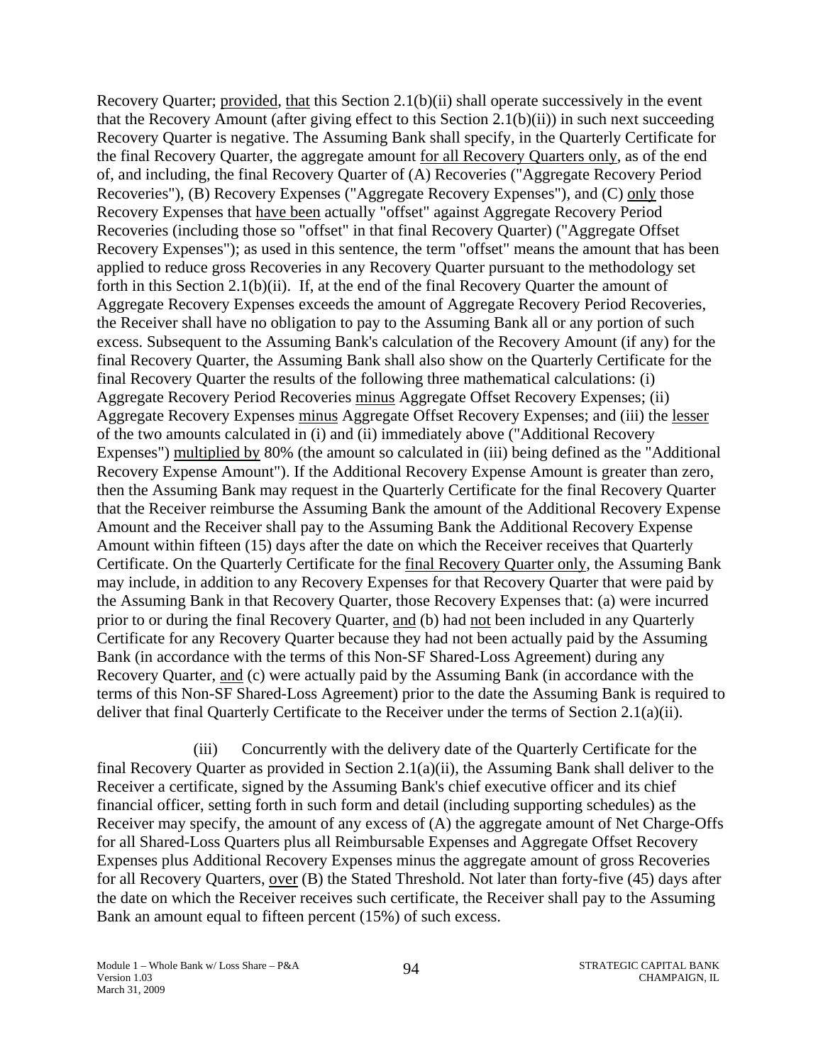Recovery Quarter; provided, that this Section 2.1(b)(ii) shall operate successively in the event that the Recovery Amount (after giving effect to this Section 2.1(b)(ii)) in such next succeeding Recovery Quarter is negative. The Assuming Bank shall specify, in the Quarterly Certificate for the final Recovery Quarter, the aggregate amount for all Recovery Quarters only, as of the end of, and including, the final Recovery Quarter of (A) Recoveries ("Aggregate Recovery Period Recoveries"), (B) Recovery Expenses ("Aggregate Recovery Expenses"), and (C) only those Recovery Expenses that have been actually "offset" against Aggregate Recovery Period Recoveries (including those so "offset" in that final Recovery Quarter) ("Aggregate Offset Recovery Expenses"); as used in this sentence, the term "offset" means the amount that has been applied to reduce gross Recoveries in any Recovery Quarter pursuant to the methodology set forth in this Section 2.1(b)(ii). If, at the end of the final Recovery Quarter the amount of Aggregate Recovery Expenses exceeds the amount of Aggregate Recovery Period Recoveries, the Receiver shall have no obligation to pay to the Assuming Bank all or any portion of such excess. Subsequent to the Assuming Bank's calculation of the Recovery Amount (if any) for the final Recovery Quarter, the Assuming Bank shall also show on the Quarterly Certificate for the final Recovery Quarter the results of the following three mathematical calculations: (i) Aggregate Recovery Period Recoveries minus Aggregate Offset Recovery Expenses; (ii) Aggregate Recovery Expenses minus Aggregate Offset Recovery Expenses; and (iii) the lesser of the two amounts calculated in (i) and (ii) immediately above ("Additional Recovery Expenses") multiplied by 80% (the amount so calculated in (iii) being defined as the "Additional Recovery Expense Amount"). If the Additional Recovery Expense Amount is greater than zero, then the Assuming Bank may request in the Quarterly Certificate for the final Recovery Quarter that the Receiver reimburse the Assuming Bank the amount of the Additional Recovery Expense Amount and the Receiver shall pay to the Assuming Bank the Additional Recovery Expense Amount within fifteen (15) days after the date on which the Receiver receives that Quarterly Certificate. On the Quarterly Certificate for the final Recovery Quarter only, the Assuming Bank may include, in addition to any Recovery Expenses for that Recovery Quarter that were paid by the Assuming Bank in that Recovery Quarter, those Recovery Expenses that: (a) were incurred prior to or during the final Recovery Quarter, and (b) had not been included in any Quarterly Certificate for any Recovery Quarter because they had not been actually paid by the Assuming Bank (in accordance with the terms of this Non-SF Shared-Loss Agreement) during any Recovery Quarter, and (c) were actually paid by the Assuming Bank (in accordance with the terms of this Non-SF Shared-Loss Agreement) prior to the date the Assuming Bank is required to deliver that final Quarterly Certificate to the Receiver under the terms of Section 2.1(a)(ii).

(iii) Concurrently with the delivery date of the Quarterly Certificate for the final Recovery Quarter as provided in Section 2.1(a)(ii), the Assuming Bank shall deliver to the Receiver a certificate, signed by the Assuming Bank's chief executive officer and its chief financial officer, setting forth in such form and detail (including supporting schedules) as the Receiver may specify, the amount of any excess of (A) the aggregate amount of Net Charge-Offs for all Shared-Loss Quarters plus all Reimbursable Expenses and Aggregate Offset Recovery Expenses plus Additional Recovery Expenses minus the aggregate amount of gross Recoveries for all Recovery Quarters, over (B) the Stated Threshold. Not later than forty-five (45) days after the date on which the Receiver receives such certificate, the Receiver shall pay to the Assuming Bank an amount equal to fifteen percent (15%) of such excess.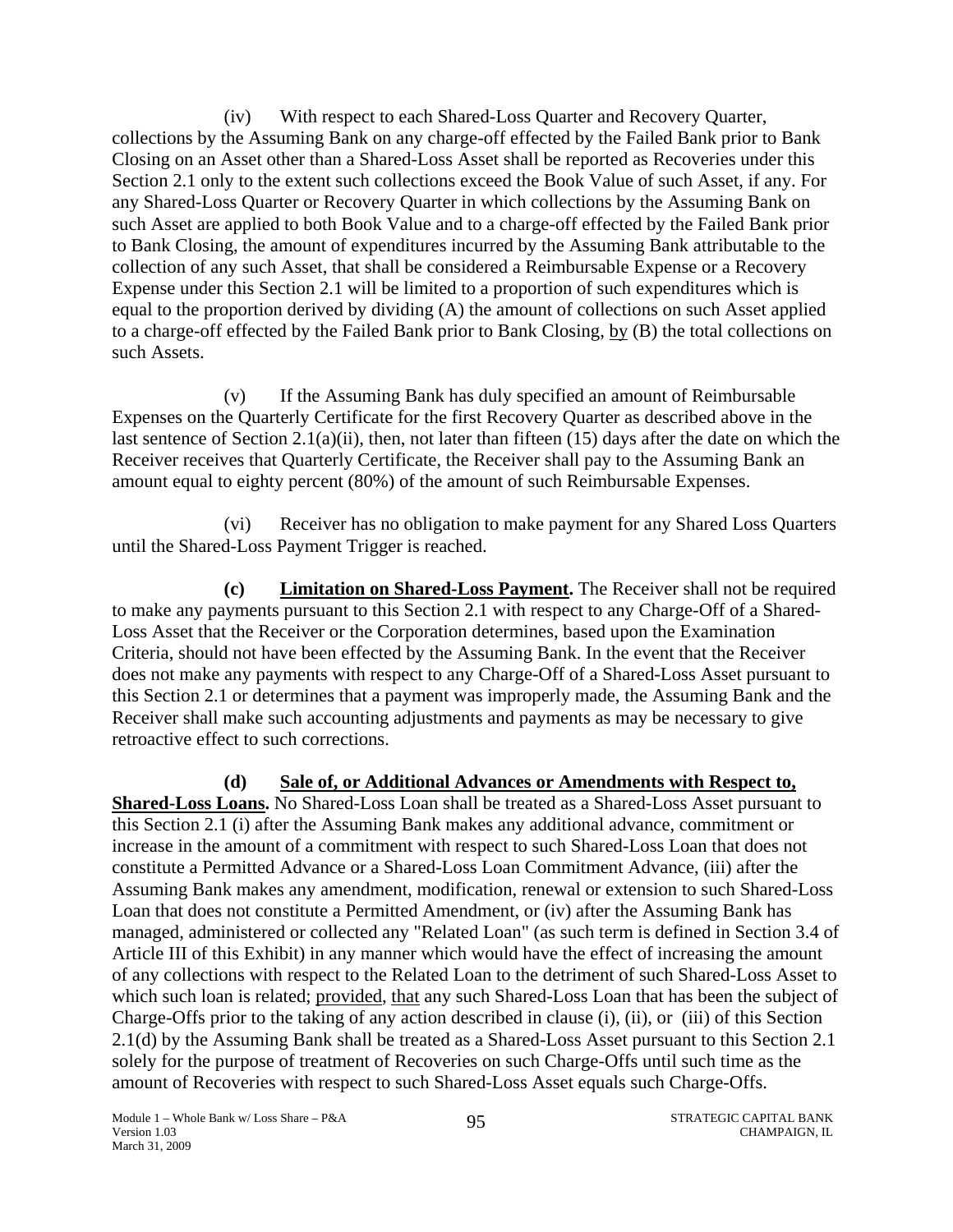(iv) With respect to each Shared-Loss Quarter and Recovery Quarter, collections by the Assuming Bank on any charge-off effected by the Failed Bank prior to Bank Closing on an Asset other than a Shared-Loss Asset shall be reported as Recoveries under this Section 2.1 only to the extent such collections exceed the Book Value of such Asset, if any. For any Shared-Loss Quarter or Recovery Quarter in which collections by the Assuming Bank on such Asset are applied to both Book Value and to a charge-off effected by the Failed Bank prior to Bank Closing, the amount of expenditures incurred by the Assuming Bank attributable to the collection of any such Asset, that shall be considered a Reimbursable Expense or a Recovery Expense under this Section 2.1 will be limited to a proportion of such expenditures which is equal to the proportion derived by dividing (A) the amount of collections on such Asset applied to a charge-off effected by the Failed Bank prior to Bank Closing, by (B) the total collections on such Assets.

(v) If the Assuming Bank has duly specified an amount of Reimbursable Expenses on the Quarterly Certificate for the first Recovery Quarter as described above in the last sentence of Section 2.1(a)(ii), then, not later than fifteen (15) days after the date on which the Receiver receives that Quarterly Certificate, the Receiver shall pay to the Assuming Bank an amount equal to eighty percent (80%) of the amount of such Reimbursable Expenses.

(vi) Receiver has no obligation to make payment for any Shared Loss Quarters until the Shared-Loss Payment Trigger is reached.

**(c) Limitation on Shared-Loss Payment.** The Receiver shall not be required to make any payments pursuant to this Section 2.1 with respect to any Charge-Off of a Shared-Loss Asset that the Receiver or the Corporation determines, based upon the Examination Criteria, should not have been effected by the Assuming Bank. In the event that the Receiver does not make any payments with respect to any Charge-Off of a Shared-Loss Asset pursuant to this Section 2.1 or determines that a payment was improperly made, the Assuming Bank and the Receiver shall make such accounting adjustments and payments as may be necessary to give retroactive effect to such corrections.

**(d) Sale of, or Additional Advances or Amendments with Respect to, Shared-Loss Loans.** No Shared-Loss Loan shall be treated as a Shared-Loss Asset pursuant to this Section 2.1 (i) after the Assuming Bank makes any additional advance, commitment or increase in the amount of a commitment with respect to such Shared-Loss Loan that does not constitute a Permitted Advance or a Shared-Loss Loan Commitment Advance, (iii) after the Assuming Bank makes any amendment, modification, renewal or extension to such Shared-Loss Loan that does not constitute a Permitted Amendment, or (iv) after the Assuming Bank has managed, administered or collected any "Related Loan" (as such term is defined in Section 3.4 of Article III of this Exhibit) in any manner which would have the effect of increasing the amount of any collections with respect to the Related Loan to the detriment of such Shared-Loss Asset to which such loan is related; provided, that any such Shared-Loss Loan that has been the subject of Charge-Offs prior to the taking of any action described in clause (i), (ii), or (iii) of this Section 2.1(d) by the Assuming Bank shall be treated as a Shared-Loss Asset pursuant to this Section 2.1 solely for the purpose of treatment of Recoveries on such Charge-Offs until such time as the amount of Recoveries with respect to such Shared-Loss Asset equals such Charge-Offs.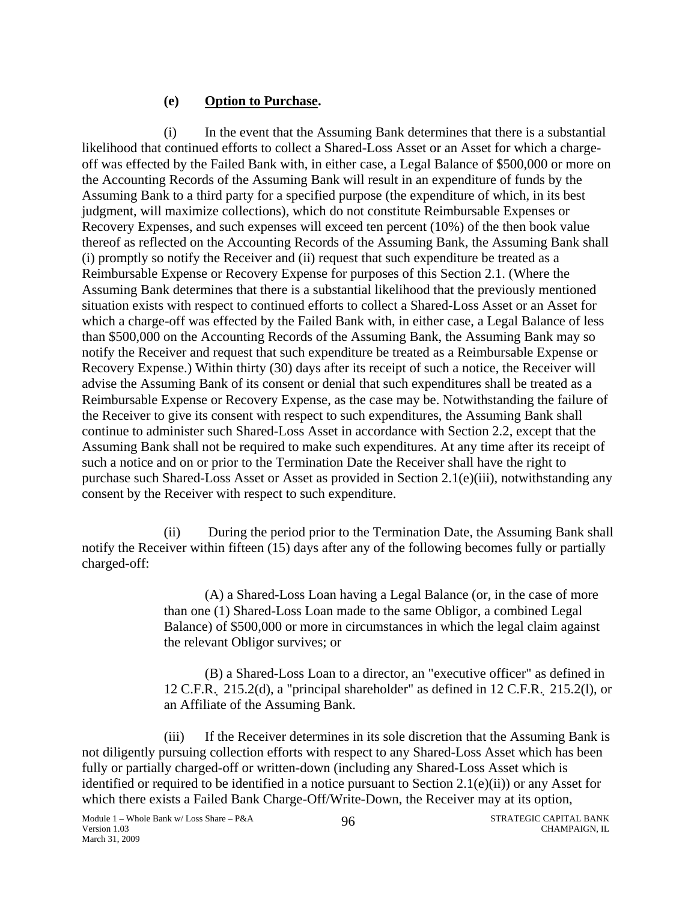**(e) Option to Purchase.**

(i) In the event that the Assuming Bank determines that there is a substantial likelihood that continued efforts to collect a Shared-Loss Asset or an Asset for which a charge-off was effected by the Failed Bank with, in either case, a Legal Balance of $500,000 or more on the Accounting Records of the Assuming Bank will result in an expenditure of funds by the Assuming Bank to a third party for a specified purpose (the expenditure of which, in its best judgment, will maximize collections), which do not constitute Reimbursable Expenses or Recovery Expenses, and such expenses will exceed ten percent (10%) of the then book value thereof as reflected on the Accounting Records of the Assuming Bank, the Assuming Bank shall (i) promptly so notify the Receiver and (ii) request that such expenditure be treated as a Reimbursable Expense or Recovery Expense for purposes of this Section 2.1. (Where the Assuming Bank determines that there is a substantial likelihood that the previously mentioned situation exists with respect to continued efforts to collect a Shared-Loss Asset or an Asset for which a charge-off was effected by the Failed Bank with, in either case, a Legal Balance of less than $500,000 on the Accounting Records of the Assuming Bank, the Assuming Bank may so notify the Receiver and request that such expenditure be treated as a Reimbursable Expense or Recovery Expense.) Within thirty (30) days after its receipt of such a notice, the Receiver will advise the Assuming Bank of its consent or denial that such expenditures shall be treated as a Reimbursable Expense or Recovery Expense, as the case may be. Notwithstanding the failure of the Receiver to give its consent with respect to such expenditures, the Assuming Bank shall continue to administer such Shared-Loss Asset in accordance with Section 2.2, except that the Assuming Bank shall not be required to make such expenditures. At any time after its receipt of such a notice and on or prior to the Termination Date the Receiver shall have the right to purchase such Shared-Loss Asset or Asset as provided in Section 2.1(e)(iii), notwithstanding any consent by the Receiver with respect to such expenditure.

(ii) During the period prior to the Termination Date, the Assuming Bank shall notify the Receiver within fifteen (15) days after any of the following becomes fully or partially charged-off:

> (A) a Shared-Loss Loan having a Legal Balance (or, in the case of more than one (1) Shared-Loss Loan made to the same Obligor, a combined Legal Balance) of $500,000 or more in circumstances in which the legal claim against the relevant Obligor survives; or
>
> (B) a Shared-Loss Loan to a director, an "executive officer" as defined in 12 C.F.R. 215.2(d), a "principal shareholder" as defined in 12 C.F.R. 215.2(l), or an Affiliate of the Assuming Bank.

(iii) If the Receiver determines in its sole discretion that the Assuming Bank is not diligently pursuing collection efforts with respect to any Shared-Loss Asset which has been fully or partially charged-off or written-down (including any Shared-Loss Asset which is identified or required to be identified in a notice pursuant to Section 2.1(e)(ii)) or any Asset for which there exists a Failed Bank Charge-Off/Write-Down, the Receiver may at its option,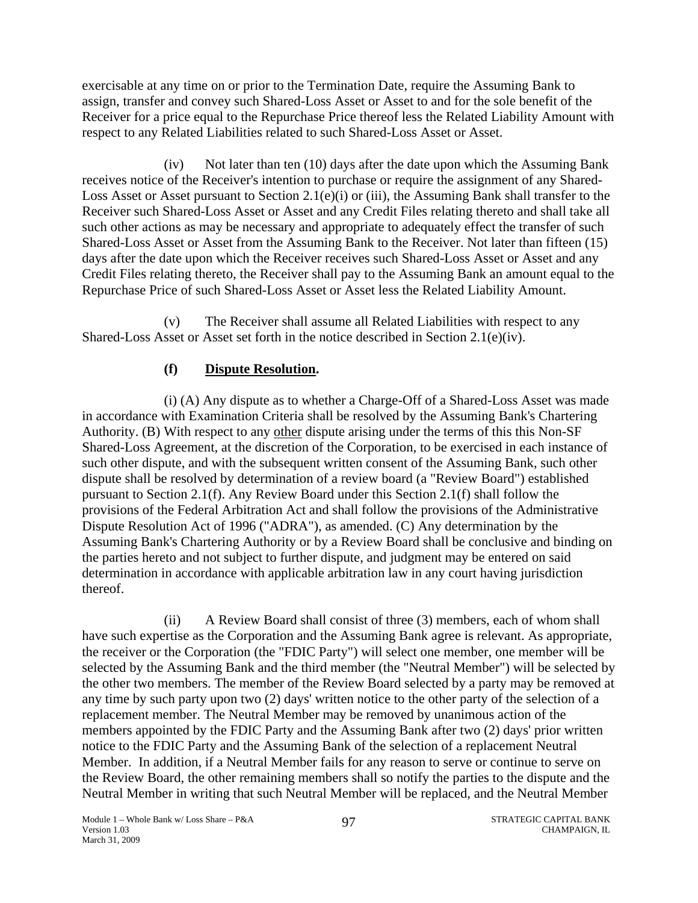exercisable at any time on or prior to the Termination Date, require the Assuming Bank to assign, transfer and convey such Shared-Loss Asset or Asset to and for the sole benefit of the Receiver for a price equal to the Repurchase Price thereof less the Related Liability Amount with respect to any Related Liabilities related to such Shared-Loss Asset or Asset.

(iv) Not later than ten (10) days after the date upon which the Assuming Bank receives notice of the Receiver's intention to purchase or require the assignment of any Shared-Loss Asset or Asset pursuant to Section 2.1(e)(i) or (iii), the Assuming Bank shall transfer to the Receiver such Shared-Loss Asset or Asset and any Credit Files relating thereto and shall take all such other actions as may be necessary and appropriate to adequately effect the transfer of such Shared-Loss Asset or Asset from the Assuming Bank to the Receiver. Not later than fifteen (15) days after the date upon which the Receiver receives such Shared-Loss Asset or Asset and any Credit Files relating thereto, the Receiver shall pay to the Assuming Bank an amount equal to the Repurchase Price of such Shared-Loss Asset or Asset less the Related Liability Amount.

(v) The Receiver shall assume all Related Liabilities with respect to any Shared-Loss Asset or Asset set forth in the notice described in Section 2.1(e)(iv).

**(f) Dispute Resolution.**

(i) (A) Any dispute as to whether a Charge-Off of a Shared-Loss Asset was made in accordance with Examination Criteria shall be resolved by the Assuming Bank's Chartering Authority. (B) With respect to any other dispute arising under the terms of this this Non-SF Shared-Loss Agreement, at the discretion of the Corporation, to be exercised in each instance of such other dispute, and with the subsequent written consent of the Assuming Bank, such other dispute shall be resolved by determination of a review board (a "Review Board") established pursuant to Section 2.1(f). Any Review Board under this Section 2.1(f) shall follow the provisions of the Federal Arbitration Act and shall follow the provisions of the Administrative Dispute Resolution Act of 1996 ("ADRA"), as amended. (C) Any determination by the Assuming Bank's Chartering Authority or by a Review Board shall be conclusive and binding on the parties hereto and not subject to further dispute, and judgment may be entered on said determination in accordance with applicable arbitration law in any court having jurisdiction thereof.

(ii) A Review Board shall consist of three (3) members, each of whom shall have such expertise as the Corporation and the Assuming Bank agree is relevant. As appropriate, the receiver or the Corporation (the "FDIC Party") will select one member, one member will be selected by the Assuming Bank and the third member (the "Neutral Member") will be selected by the other two members. The member of the Review Board selected by a party may be removed at any time by such party upon two (2) days' written notice to the other party of the selection of a replacement member. The Neutral Member may be removed by unanimous action of the members appointed by the FDIC Party and the Assuming Bank after two (2) days' prior written notice to the FDIC Party and the Assuming Bank of the selection of a replacement Neutral Member. In addition, if a Neutral Member fails for any reason to serve or continue to serve on the Review Board, the other remaining members shall so notify the parties to the dispute and the Neutral Member in writing that such Neutral Member will be replaced, and the Neutral Member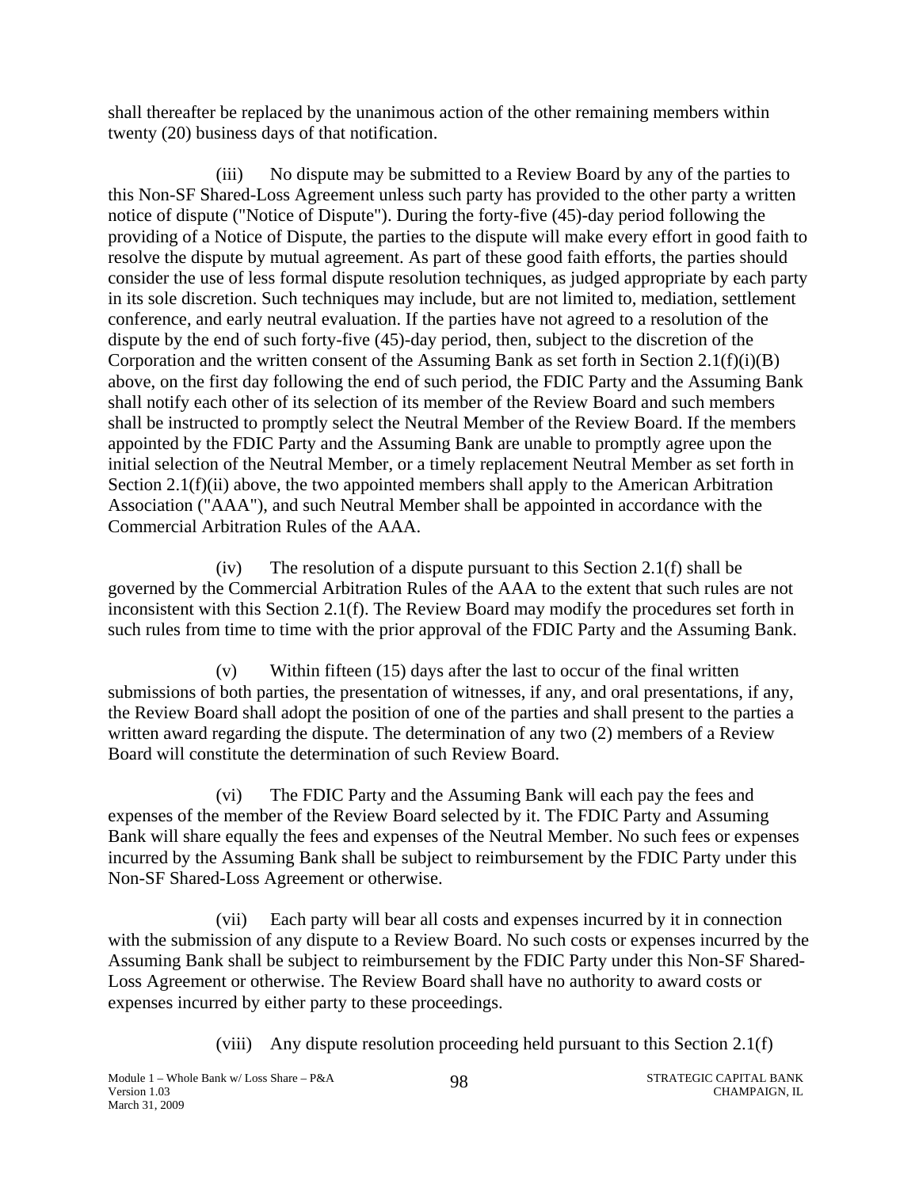shall thereafter be replaced by the unanimous action of the other remaining members within twenty (20) business days of that notification.

(iii) No dispute may be submitted to a Review Board by any of the parties to this Non-SF Shared-Loss Agreement unless such party has provided to the other party a written notice of dispute ("Notice of Dispute"). During the forty-five (45)-day period following the providing of a Notice of Dispute, the parties to the dispute will make every effort in good faith to resolve the dispute by mutual agreement. As part of these good faith efforts, the parties should consider the use of less formal dispute resolution techniques, as judged appropriate by each party in its sole discretion. Such techniques may include, but are not limited to, mediation, settlement conference, and early neutral evaluation. If the parties have not agreed to a resolution of the dispute by the end of such forty-five (45)-day period, then, subject to the discretion of the Corporation and the written consent of the Assuming Bank as set forth in Section 2.1(f)(i)(B) above, on the first day following the end of such period, the FDIC Party and the Assuming Bank shall notify each other of its selection of its member of the Review Board and such members shall be instructed to promptly select the Neutral Member of the Review Board. If the members appointed by the FDIC Party and the Assuming Bank are unable to promptly agree upon the initial selection of the Neutral Member, or a timely replacement Neutral Member as set forth in Section 2.1(f)(ii) above, the two appointed members shall apply to the American Arbitration Association ("AAA"), and such Neutral Member shall be appointed in accordance with the Commercial Arbitration Rules of the AAA.

(iv) The resolution of a dispute pursuant to this Section 2.1(f) shall be governed by the Commercial Arbitration Rules of the AAA to the extent that such rules are not inconsistent with this Section 2.1(f). The Review Board may modify the procedures set forth in such rules from time to time with the prior approval of the FDIC Party and the Assuming Bank.

(v) Within fifteen (15) days after the last to occur of the final written submissions of both parties, the presentation of witnesses, if any, and oral presentations, if any, the Review Board shall adopt the position of one of the parties and shall present to the parties a written award regarding the dispute. The determination of any two (2) members of a Review Board will constitute the determination of such Review Board.

(vi) The FDIC Party and the Assuming Bank will each pay the fees and expenses of the member of the Review Board selected by it. The FDIC Party and Assuming Bank will share equally the fees and expenses of the Neutral Member. No such fees or expenses incurred by the Assuming Bank shall be subject to reimbursement by the FDIC Party under this Non-SF Shared-Loss Agreement or otherwise.

(vii) Each party will bear all costs and expenses incurred by it in connection with the submission of any dispute to a Review Board. No such costs or expenses incurred by the Assuming Bank shall be subject to reimbursement by the FDIC Party under this Non-SF Shared-Loss Agreement or otherwise. The Review Board shall have no authority to award costs or expenses incurred by either party to these proceedings.

(viii) Any dispute resolution proceeding held pursuant to this Section 2.1(f)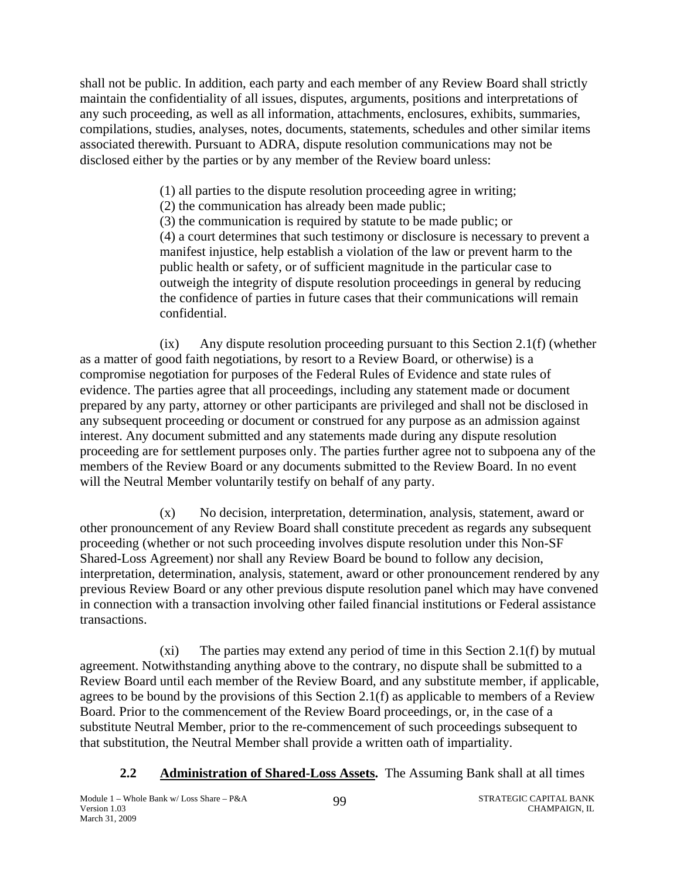shall not be public. In addition, each party and each member of any Review Board shall strictly maintain the confidentiality of all issues, disputes, arguments, positions and interpretations of any such proceeding, as well as all information, attachments, enclosures, exhibits, summaries, compilations, studies, analyses, notes, documents, statements, schedules and other similar items associated therewith. Pursuant to ADRA, dispute resolution communications may not be disclosed either by the parties or by any member of the Review board unless:

> (1) all parties to the dispute resolution proceeding agree in writing;
> (2) the communication has already been made public;
> (3) the communication is required by statute to be made public; or
> (4) a court determines that such testimony or disclosure is necessary to prevent a manifest injustice, help establish a violation of the law or prevent harm to the public health or safety, or of sufficient magnitude in the particular case to outweigh the integrity of dispute resolution proceedings in general by reducing the confidence of parties in future cases that their communications will remain confidential.

(ix) Any dispute resolution proceeding pursuant to this Section 2.1(f) (whether as a matter of good faith negotiations, by resort to a Review Board, or otherwise) is a compromise negotiation for purposes of the Federal Rules of Evidence and state rules of evidence. The parties agree that all proceedings, including any statement made or document prepared by any party, attorney or other participants are privileged and shall not be disclosed in any subsequent proceeding or document or construed for any purpose as an admission against interest. Any document submitted and any statements made during any dispute resolution proceeding are for settlement purposes only. The parties further agree not to subpoena any of the members of the Review Board or any documents submitted to the Review Board. In no event will the Neutral Member voluntarily testify on behalf of any party.

(x) No decision, interpretation, determination, analysis, statement, award or other pronouncement of any Review Board shall constitute precedent as regards any subsequent proceeding (whether or not such proceeding involves dispute resolution under this Non-SF Shared-Loss Agreement) nor shall any Review Board be bound to follow any decision, interpretation, determination, analysis, statement, award or other pronouncement rendered by any previous Review Board or any other previous dispute resolution panel which may have convened in connection with a transaction involving other failed financial institutions or Federal assistance transactions.

(xi) The parties may extend any period of time in this Section 2.1(f) by mutual agreement. Notwithstanding anything above to the contrary, no dispute shall be submitted to a Review Board until each member of the Review Board, and any substitute member, if applicable, agrees to be bound by the provisions of this Section 2.1(f) as applicable to members of a Review Board. Prior to the commencement of the Review Board proceedings, or, in the case of a substitute Neutral Member, prior to the re-commencement of such proceedings subsequent to that substitution, the Neutral Member shall provide a written oath of impartiality.

**2.2 Administration of Shared-Loss Assets.** The Assuming Bank shall at all times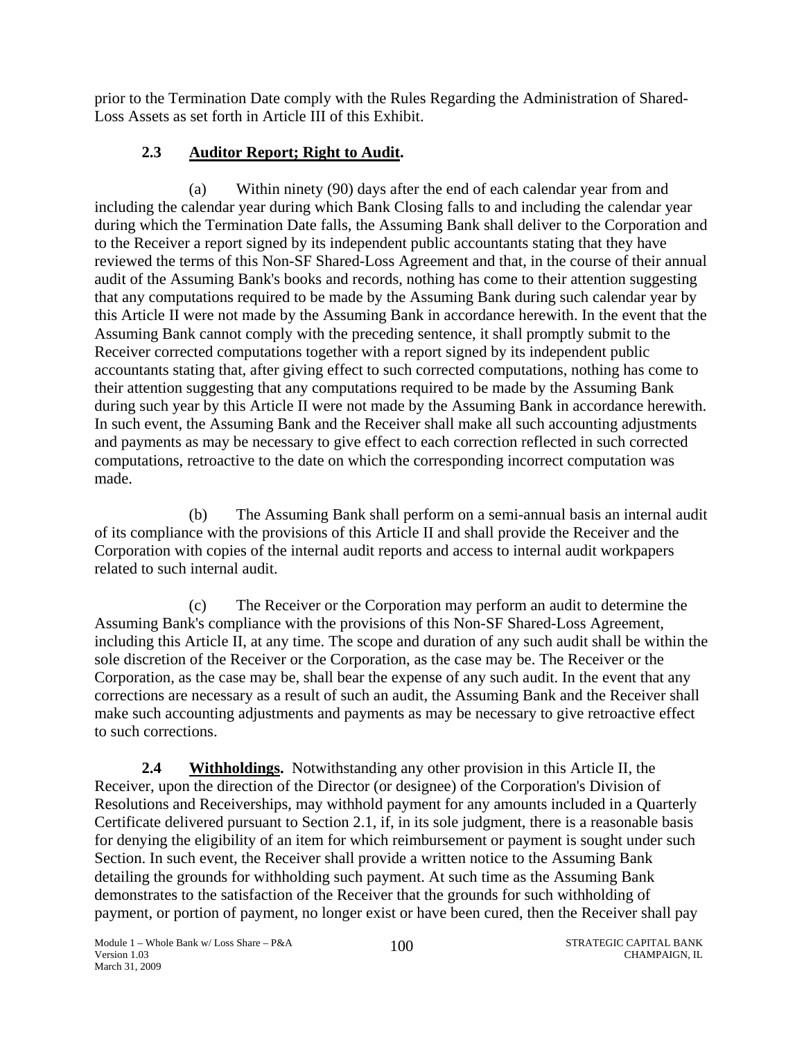prior to the Termination Date comply with the Rules Regarding the Administration of Shared-Loss Assets as set forth in Article III of this Exhibit.

### 2.3 Auditor Report; Right to Audit.

(a) Within ninety (90) days after the end of each calendar year from and including the calendar year during which Bank Closing falls to and including the calendar year during which the Termination Date falls, the Assuming Bank shall deliver to the Corporation and to the Receiver a report signed by its independent public accountants stating that they have reviewed the terms of this Non-SF Shared-Loss Agreement and that, in the course of their annual audit of the Assuming Bank's books and records, nothing has come to their attention suggesting that any computations required to be made by the Assuming Bank during such calendar year by this Article II were not made by the Assuming Bank in accordance herewith. In the event that the Assuming Bank cannot comply with the preceding sentence, it shall promptly submit to the Receiver corrected computations together with a report signed by its independent public accountants stating that, after giving effect to such corrected computations, nothing has come to their attention suggesting that any computations required to be made by the Assuming Bank during such year by this Article II were not made by the Assuming Bank in accordance herewith. In such event, the Assuming Bank and the Receiver shall make all such accounting adjustments and payments as may be necessary to give effect to each correction reflected in such corrected computations, retroactive to the date on which the corresponding incorrect computation was made.

(b) The Assuming Bank shall perform on a semi-annual basis an internal audit of its compliance with the provisions of this Article II and shall provide the Receiver and the Corporation with copies of the internal audit reports and access to internal audit workpapers related to such internal audit.

(c) The Receiver or the Corporation may perform an audit to determine the Assuming Bank's compliance with the provisions of this Non-SF Shared-Loss Agreement, including this Article II, at any time. The scope and duration of any such audit shall be within the sole discretion of the Receiver or the Corporation, as the case may be. The Receiver or the Corporation, as the case may be, shall bear the expense of any such audit. In the event that any corrections are necessary as a result of such an audit, the Assuming Bank and the Receiver shall make such accounting adjustments and payments as may be necessary to give retroactive effect to such corrections.

**2.4 Withholdings.** Notwithstanding any other provision in this Article II, the Receiver, upon the direction of the Director (or designee) of the Corporation's Division of Resolutions and Receiverships, may withhold payment for any amounts included in a Quarterly Certificate delivered pursuant to Section 2.1, if, in its sole judgment, there is a reasonable basis for denying the eligibility of an item for which reimbursement or payment is sought under such Section. In such event, the Receiver shall provide a written notice to the Assuming Bank detailing the grounds for withholding such payment. At such time as the Assuming Bank demonstrates to the satisfaction of the Receiver that the grounds for such withholding of payment, or portion of payment, no longer exist or have been cured, then the Receiver shall pay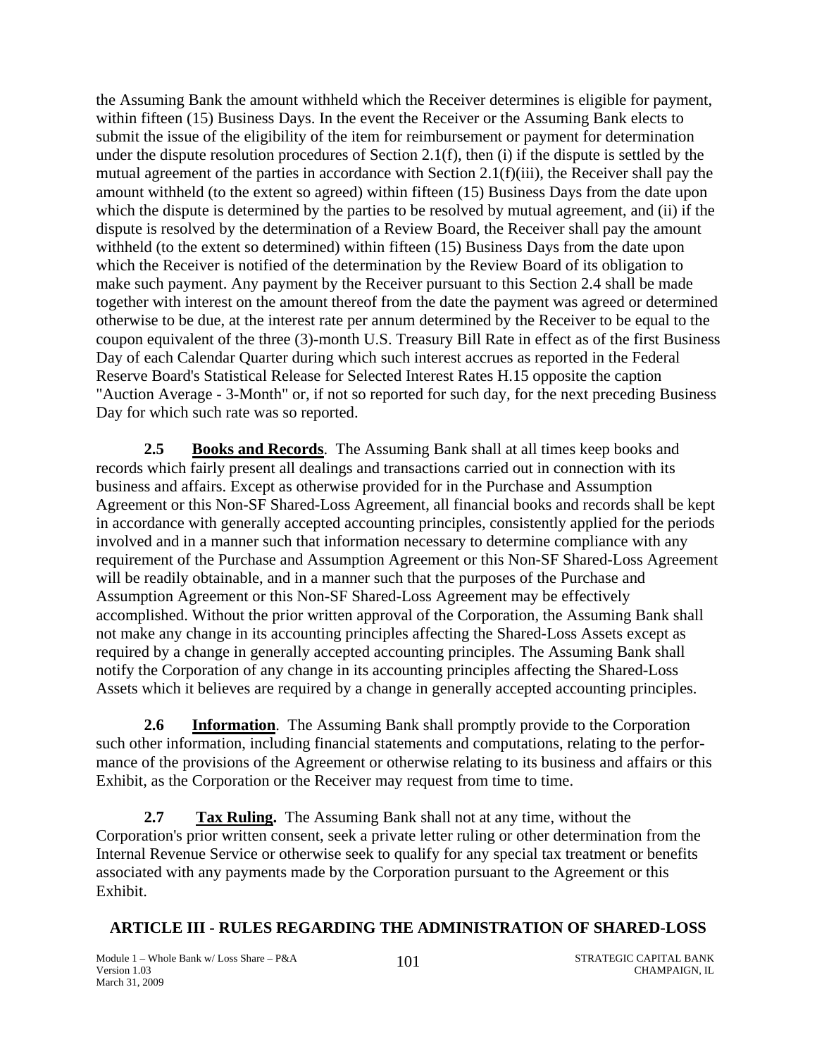the Assuming Bank the amount withheld which the Receiver determines is eligible for payment, within fifteen (15) Business Days. In the event the Receiver or the Assuming Bank elects to submit the issue of the eligibility of the item for reimbursement or payment for determination under the dispute resolution procedures of Section 2.1(f), then (i) if the dispute is settled by the mutual agreement of the parties in accordance with Section 2.1(f)(iii), the Receiver shall pay the amount withheld (to the extent so agreed) within fifteen (15) Business Days from the date upon which the dispute is determined by the parties to be resolved by mutual agreement, and (ii) if the dispute is resolved by the determination of a Review Board, the Receiver shall pay the amount withheld (to the extent so determined) within fifteen (15) Business Days from the date upon which the Receiver is notified of the determination by the Review Board of its obligation to make such payment. Any payment by the Receiver pursuant to this Section 2.4 shall be made together with interest on the amount thereof from the date the payment was agreed or determined otherwise to be due, at the interest rate per annum determined by the Receiver to be equal to the coupon equivalent of the three (3)-month U.S. Treasury Bill Rate in effect as of the first Business Day of each Calendar Quarter during which such interest accrues as reported in the Federal Reserve Board's Statistical Release for Selected Interest Rates H.15 opposite the caption "Auction Average - 3-Month" or, if not so reported for such day, for the next preceding Business Day for which such rate was so reported.

**2.5 Books and Records**. The Assuming Bank shall at all times keep books and records which fairly present all dealings and transactions carried out in connection with its business and affairs. Except as otherwise provided for in the Purchase and Assumption Agreement or this Non-SF Shared-Loss Agreement, all financial books and records shall be kept in accordance with generally accepted accounting principles, consistently applied for the periods involved and in a manner such that information necessary to determine compliance with any requirement of the Purchase and Assumption Agreement or this Non-SF Shared-Loss Agreement will be readily obtainable, and in a manner such that the purposes of the Purchase and Assumption Agreement or this Non-SF Shared-Loss Agreement may be effectively accomplished. Without the prior written approval of the Corporation, the Assuming Bank shall not make any change in its accounting principles affecting the Shared-Loss Assets except as required by a change in generally accepted accounting principles. The Assuming Bank shall notify the Corporation of any change in its accounting principles affecting the Shared-Loss Assets which it believes are required by a change in generally accepted accounting principles.

**2.6 Information**. The Assuming Bank shall promptly provide to the Corporation such other information, including financial statements and computations, relating to the performance of the provisions of the Agreement or otherwise relating to its business and affairs or this Exhibit, as the Corporation or the Receiver may request from time to time.

**2.7 Tax Ruling.** The Assuming Bank shall not at any time, without the Corporation's prior written consent, seek a private letter ruling or other determination from the Internal Revenue Service or otherwise seek to qualify for any special tax treatment or benefits associated with any payments made by the Corporation pursuant to the Agreement or this Exhibit.

## ARTICLE III - RULES REGARDING THE ADMINISTRATION OF SHARED-LOSS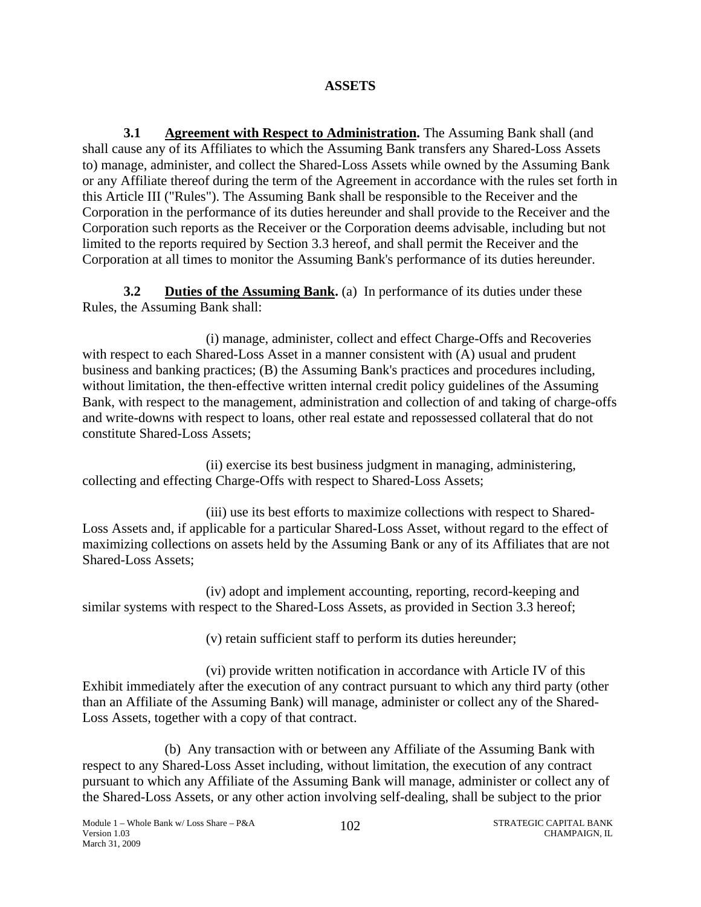## ASSETS

**3.1 Agreement with Respect to Administration.** The Assuming Bank shall (and shall cause any of its Affiliates to which the Assuming Bank transfers any Shared-Loss Assets to) manage, administer, and collect the Shared-Loss Assets while owned by the Assuming Bank or any Affiliate thereof during the term of the Agreement in accordance with the rules set forth in this Article III ("Rules"). The Assuming Bank shall be responsible to the Receiver and the Corporation in the performance of its duties hereunder and shall provide to the Receiver and the Corporation such reports as the Receiver or the Corporation deems advisable, including but not limited to the reports required by Section 3.3 hereof, and shall permit the Receiver and the Corporation at all times to monitor the Assuming Bank's performance of its duties hereunder.

**3.2 Duties of the Assuming Bank.** (a) In performance of its duties under these Rules, the Assuming Bank shall:

(i) manage, administer, collect and effect Charge-Offs and Recoveries with respect to each Shared-Loss Asset in a manner consistent with (A) usual and prudent business and banking practices; (B) the Assuming Bank's practices and procedures including, without limitation, the then-effective written internal credit policy guidelines of the Assuming Bank, with respect to the management, administration and collection of and taking of charge-offs and write-downs with respect to loans, other real estate and repossessed collateral that do not constitute Shared-Loss Assets;

(ii) exercise its best business judgment in managing, administering, collecting and effecting Charge-Offs with respect to Shared-Loss Assets;

(iii) use its best efforts to maximize collections with respect to Shared-Loss Assets and, if applicable for a particular Shared-Loss Asset, without regard to the effect of maximizing collections on assets held by the Assuming Bank or any of its Affiliates that are not Shared-Loss Assets;

(iv) adopt and implement accounting, reporting, record-keeping and similar systems with respect to the Shared-Loss Assets, as provided in Section 3.3 hereof;

(v) retain sufficient staff to perform its duties hereunder;

(vi) provide written notification in accordance with Article IV of this Exhibit immediately after the execution of any contract pursuant to which any third party (other than an Affiliate of the Assuming Bank) will manage, administer or collect any of the Shared-Loss Assets, together with a copy of that contract.

(b) Any transaction with or between any Affiliate of the Assuming Bank with respect to any Shared-Loss Asset including, without limitation, the execution of any contract pursuant to which any Affiliate of the Assuming Bank will manage, administer or collect any of the Shared-Loss Assets, or any other action involving self-dealing, shall be subject to the prior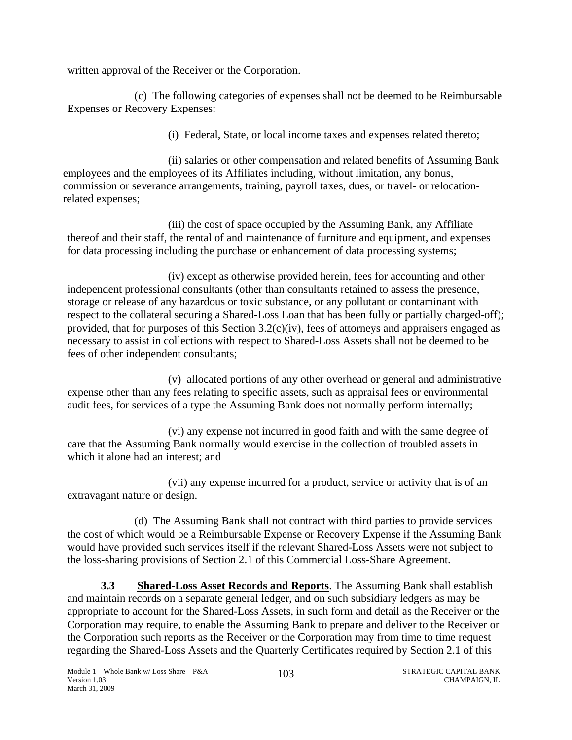written approval of the Receiver or the Corporation.

(c) The following categories of expenses shall not be deemed to be Reimbursable Expenses or Recovery Expenses:

(i) Federal, State, or local income taxes and expenses related thereto;

(ii) salaries or other compensation and related benefits of Assuming Bank employees and the employees of its Affiliates including, without limitation, any bonus, commission or severance arrangements, training, payroll taxes, dues, or travel- or relocation-related expenses;

(iii) the cost of space occupied by the Assuming Bank, any Affiliate thereof and their staff, the rental of and maintenance of furniture and equipment, and expenses for data processing including the purchase or enhancement of data processing systems;

(iv) except as otherwise provided herein, fees for accounting and other independent professional consultants (other than consultants retained to assess the presence, storage or release of any hazardous or toxic substance, or any pollutant or contaminant with respect to the collateral securing a Shared-Loss Loan that has been fully or partially charged-off); provided, that for purposes of this Section 3.2(c)(iv), fees of attorneys and appraisers engaged as necessary to assist in collections with respect to Shared-Loss Assets shall not be deemed to be fees of other independent consultants;

(v) allocated portions of any other overhead or general and administrative expense other than any fees relating to specific assets, such as appraisal fees or environmental audit fees, for services of a type the Assuming Bank does not normally perform internally;

(vi) any expense not incurred in good faith and with the same degree of care that the Assuming Bank normally would exercise in the collection of troubled assets in which it alone had an interest; and

(vii) any expense incurred for a product, service or activity that is of an extravagant nature or design.

(d) The Assuming Bank shall not contract with third parties to provide services the cost of which would be a Reimbursable Expense or Recovery Expense if the Assuming Bank would have provided such services itself if the relevant Shared-Loss Assets were not subject to the loss-sharing provisions of Section 2.1 of this Commercial Loss-Share Agreement.

**3.3 Shared-Loss Asset Records and Reports**. The Assuming Bank shall establish and maintain records on a separate general ledger, and on such subsidiary ledgers as may be appropriate to account for the Shared-Loss Assets, in such form and detail as the Receiver or the Corporation may require, to enable the Assuming Bank to prepare and deliver to the Receiver or the Corporation such reports as the Receiver or the Corporation may from time to time request regarding the Shared-Loss Assets and the Quarterly Certificates required by Section 2.1 of this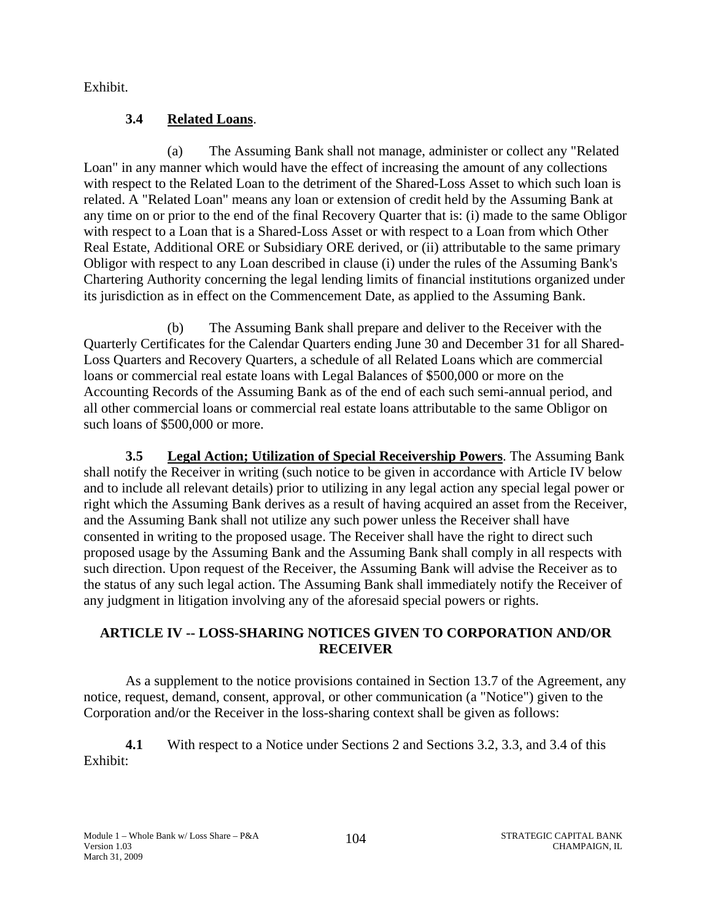Exhibit.

**3.4 Related Loans**.

(a) The Assuming Bank shall not manage, administer or collect any "Related Loan" in any manner which would have the effect of increasing the amount of any collections with respect to the Related Loan to the detriment of the Shared-Loss Asset to which such loan is related. A "Related Loan" means any loan or extension of credit held by the Assuming Bank at any time on or prior to the end of the final Recovery Quarter that is: (i) made to the same Obligor with respect to a Loan that is a Shared-Loss Asset or with respect to a Loan from which Other Real Estate, Additional ORE or Subsidiary ORE derived, or (ii) attributable to the same primary Obligor with respect to any Loan described in clause (i) under the rules of the Assuming Bank's Chartering Authority concerning the legal lending limits of financial institutions organized under its jurisdiction as in effect on the Commencement Date, as applied to the Assuming Bank.

(b) The Assuming Bank shall prepare and deliver to the Receiver with the Quarterly Certificates for the Calendar Quarters ending June 30 and December 31 for all Shared-Loss Quarters and Recovery Quarters, a schedule of all Related Loans which are commercial loans or commercial real estate loans with Legal Balances of $500,000 or more on the Accounting Records of the Assuming Bank as of the end of each such semi-annual period, and all other commercial loans or commercial real estate loans attributable to the same Obligor on such loans of $500,000 or more.

**3.5 Legal Action; Utilization of Special Receivership Powers**. The Assuming Bank shall notify the Receiver in writing (such notice to be given in accordance with Article IV below and to include all relevant details) prior to utilizing in any legal action any special legal power or right which the Assuming Bank derives as a result of having acquired an asset from the Receiver, and the Assuming Bank shall not utilize any such power unless the Receiver shall have consented in writing to the proposed usage. The Receiver shall have the right to direct such proposed usage by the Assuming Bank and the Assuming Bank shall comply in all respects with such direction. Upon request of the Receiver, the Assuming Bank will advise the Receiver as to the status of any such legal action. The Assuming Bank shall immediately notify the Receiver of any judgment in litigation involving any of the aforesaid special powers or rights.

## ARTICLE IV -- LOSS-SHARING NOTICES GIVEN TO CORPORATION AND/OR RECEIVER

As a supplement to the notice provisions contained in Section 13.7 of the Agreement, any notice, request, demand, consent, approval, or other communication (a "Notice") given to the Corporation and/or the Receiver in the loss-sharing context shall be given as follows:

**4.1** With respect to a Notice under Sections 2 and Sections 3.2, 3.3, and 3.4 of this Exhibit: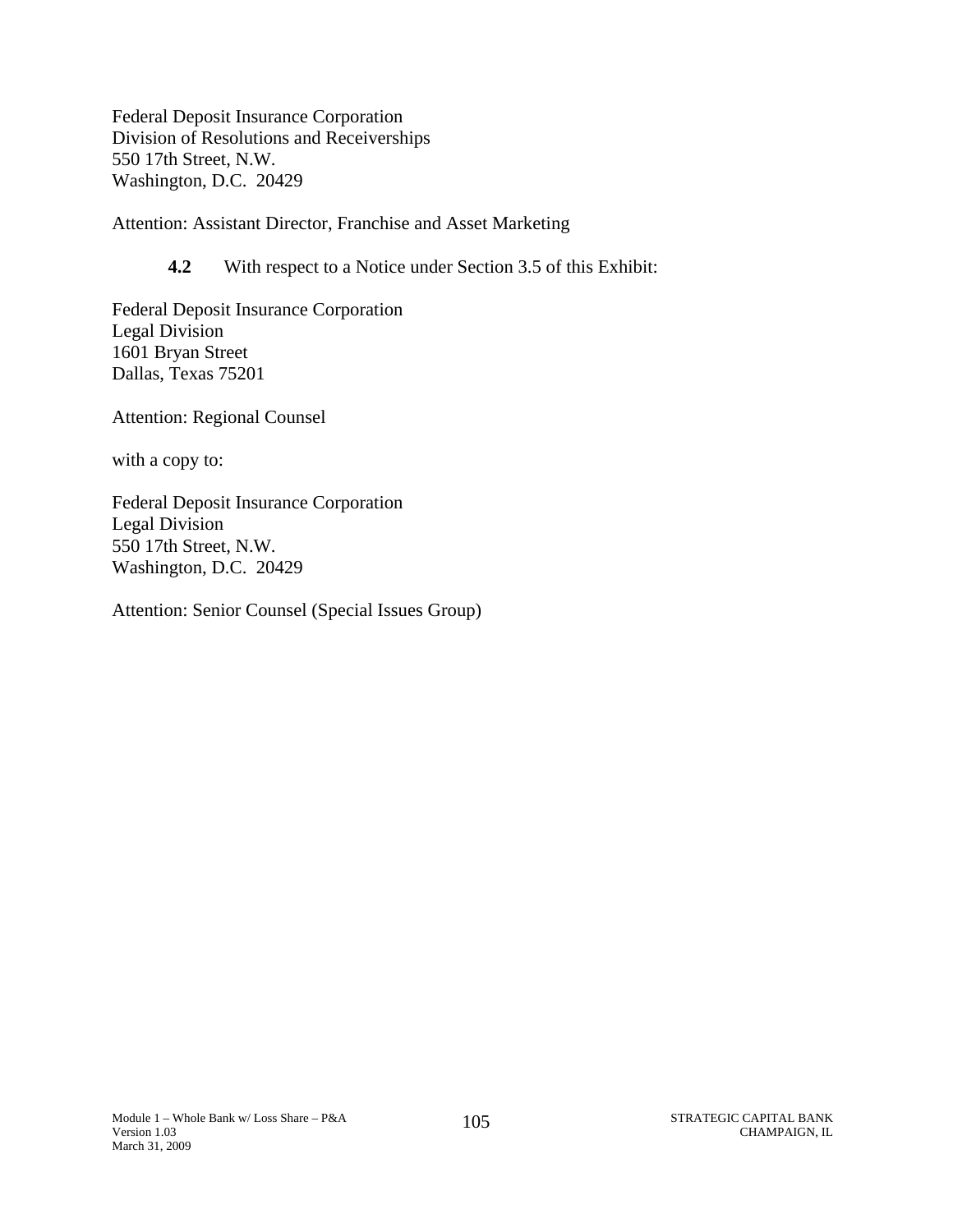Federal Deposit Insurance Corporation
Division of Resolutions and Receiverships
550 17th Street, N.W.
Washington, D.C. 20429

Attention: Assistant Director, Franchise and Asset Marketing

**4.2** With respect to a Notice under Section 3.5 of this Exhibit:

Federal Deposit Insurance Corporation
Legal Division
1601 Bryan Street
Dallas, Texas 75201

Attention: Regional Counsel

with a copy to:

Federal Deposit Insurance Corporation
Legal Division
550 17th Street, N.W.
Washington, D.C. 20429

Attention: Senior Counsel (Special Issues Group)